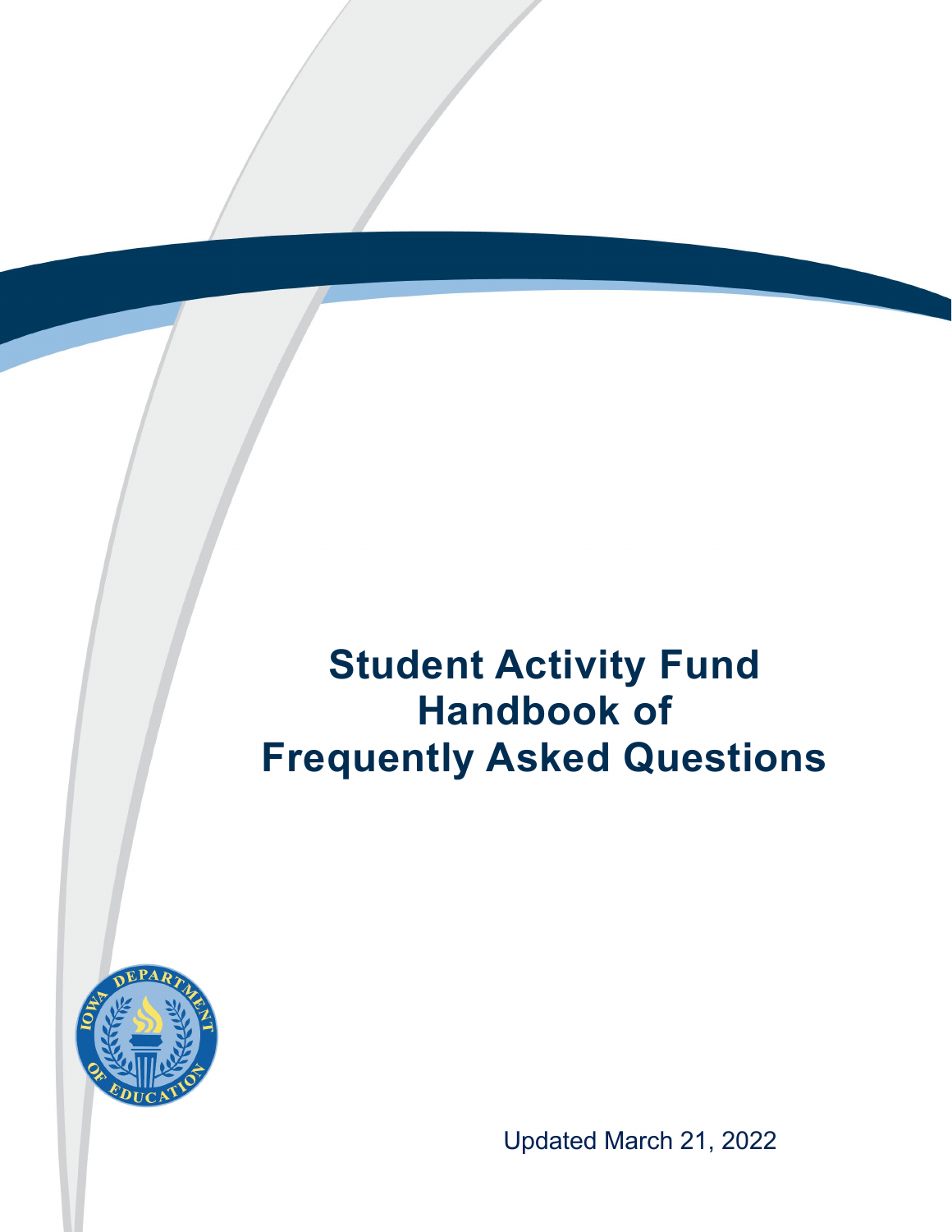# Student Activity Fund Handbook of Frequently Asked Questions

Updated March 21, 2022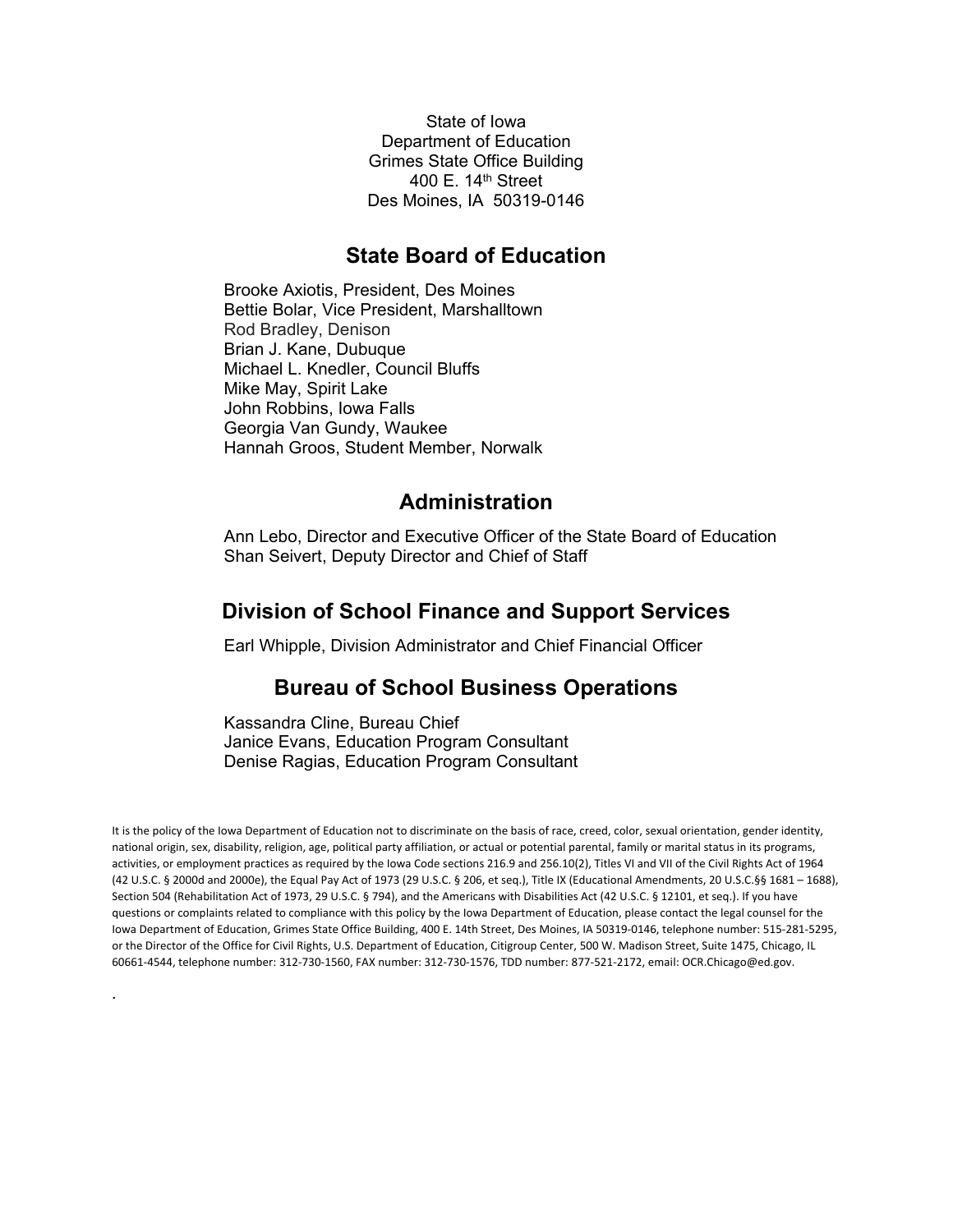State of Iowa
Department of Education
Grimes State Office Building
400 E. 14th Street
Des Moines, IA 50319-0146

## State Board of Education

Brooke Axiotis, President, Des Moines
Bettie Bolar, Vice President, Marshalltown
Rod Bradley, Denison
Brian J. Kane, Dubuque
Michael L. Knedler, Council Bluffs
Mike May, Spirit Lake
John Robbins, Iowa Falls
Georgia Van Gundy, Waukee
Hannah Groos, Student Member, Norwalk

## Administration

Ann Lebo, Director and Executive Officer of the State Board of Education
Shan Seivert, Deputy Director and Chief of Staff

## Division of School Finance and Support Services

Earl Whipple, Division Administrator and Chief Financial Officer

## Bureau of School Business Operations

Kassandra Cline, Bureau Chief
Janice Evans, Education Program Consultant
Denise Ragias, Education Program Consultant

It is the policy of the Iowa Department of Education not to discriminate on the basis of race, creed, color, sexual orientation, gender identity, national origin, sex, disability, religion, age, political party affiliation, or actual or potential parental, family or marital status in its programs, activities, or employment practices as required by the Iowa Code sections 216.9 and 256.10(2), Titles VI and VII of the Civil Rights Act of 1964 (42 U.S.C. § 2000d and 2000e), the Equal Pay Act of 1973 (29 U.S.C. § 206, et seq.), Title IX (Educational Amendments, 20 U.S.C.§§ 1681 – 1688), Section 504 (Rehabilitation Act of 1973, 29 U.S.C. § 794), and the Americans with Disabilities Act (42 U.S.C. § 12101, et seq.). If you have questions or complaints related to compliance with this policy by the Iowa Department of Education, please contact the legal counsel for the Iowa Department of Education, Grimes State Office Building, 400 E. 14th Street, Des Moines, IA 50319-0146, telephone number: 515-281-5295, or the Director of the Office for Civil Rights, U.S. Department of Education, Citigroup Center, 500 W. Madison Street, Suite 1475, Chicago, IL 60661-4544, telephone number: 312-730-1560, FAX number: 312-730-1576, TDD number: 877-521-2172, email: OCR.Chicago@ed.gov.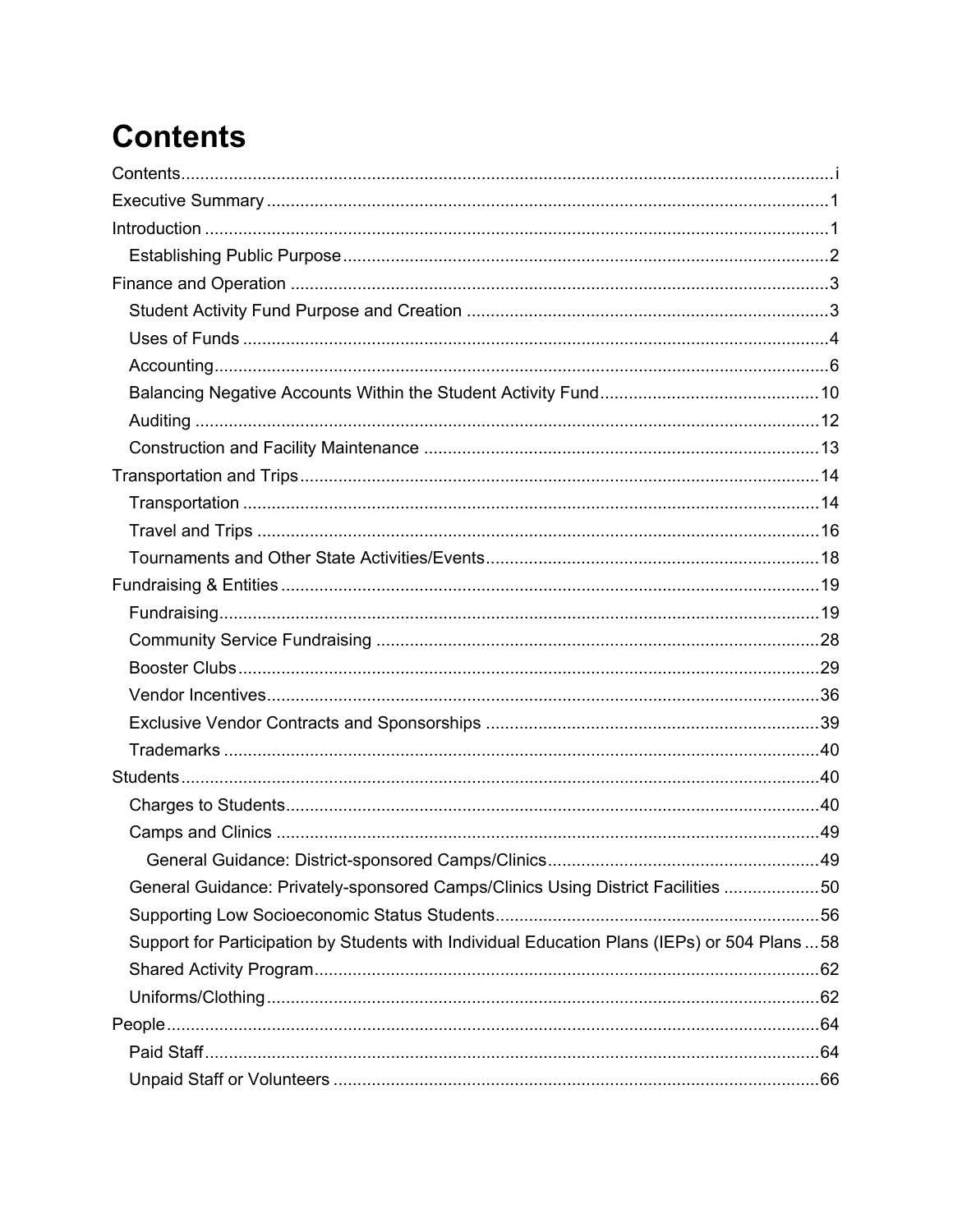# Contents

- Contents ..... i
- Executive Summary ..... 1
- Introduction ..... 1
  - Establishing Public Purpose ..... 2
- Finance and Operation ..... 3
  - Student Activity Fund Purpose and Creation ..... 3
  - Uses of Funds ..... 4
  - Accounting ..... 6
  - Balancing Negative Accounts Within the Student Activity Fund ..... 10
  - Auditing ..... 12
  - Construction and Facility Maintenance ..... 13
- Transportation and Trips ..... 14
  - Transportation ..... 14
  - Travel and Trips ..... 16
  - Tournaments and Other State Activities/Events ..... 18
- Fundraising & Entities ..... 19
  - Fundraising ..... 19
  - Community Service Fundraising ..... 28
  - Booster Clubs ..... 29
  - Vendor Incentives ..... 36
  - Exclusive Vendor Contracts and Sponsorships ..... 39
  - Trademarks ..... 40
- Students ..... 40
  - Charges to Students ..... 40
  - Camps and Clinics ..... 49
    - General Guidance: District-sponsored Camps/Clinics ..... 49
  - General Guidance: Privately-sponsored Camps/Clinics Using District Facilities ..... 50
  - Supporting Low Socioeconomic Status Students ..... 56
  - Support for Participation by Students with Individual Education Plans (IEPs) or 504 Plans ..... 58
  - Shared Activity Program ..... 62
  - Uniforms/Clothing ..... 62
- People ..... 64
  - Paid Staff ..... 64
  - Unpaid Staff or Volunteers ..... 66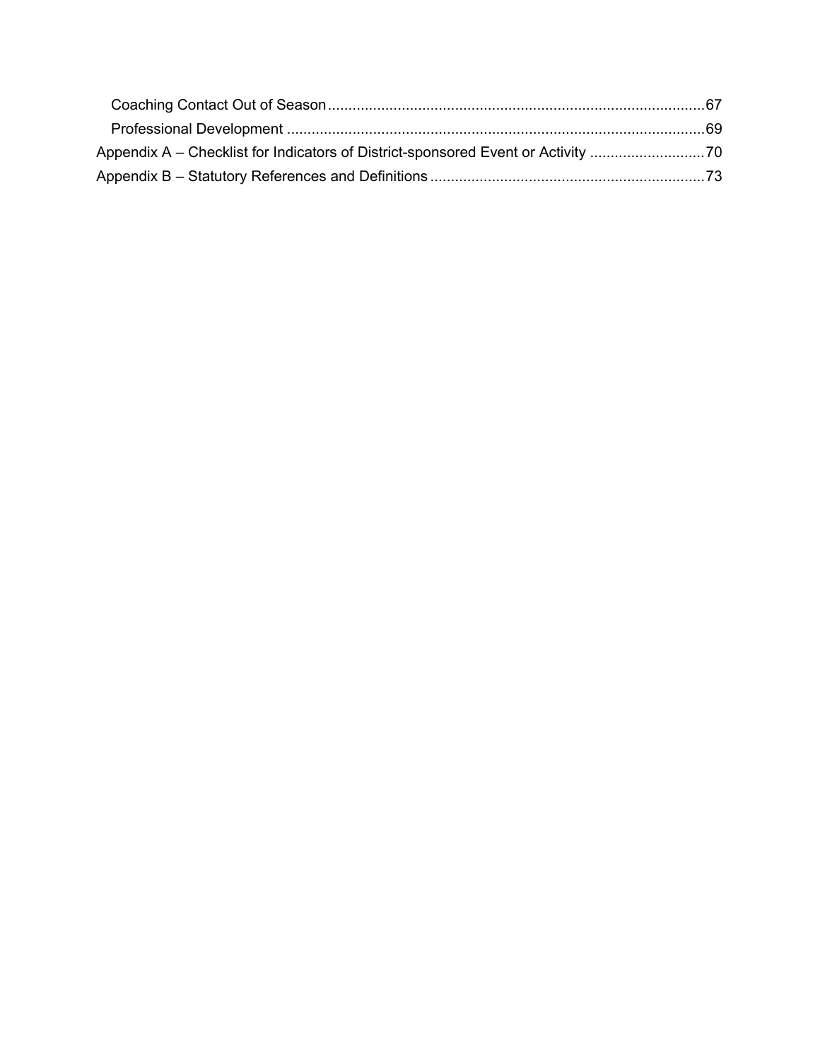Coaching Contact Out of Season ........................................................................................ 67
Professional Development ................................................................................................. 69
Appendix A – Checklist for Indicators of District-sponsored Event or Activity ............................ 70
Appendix B – Statutory References and Definitions .................................................................. 73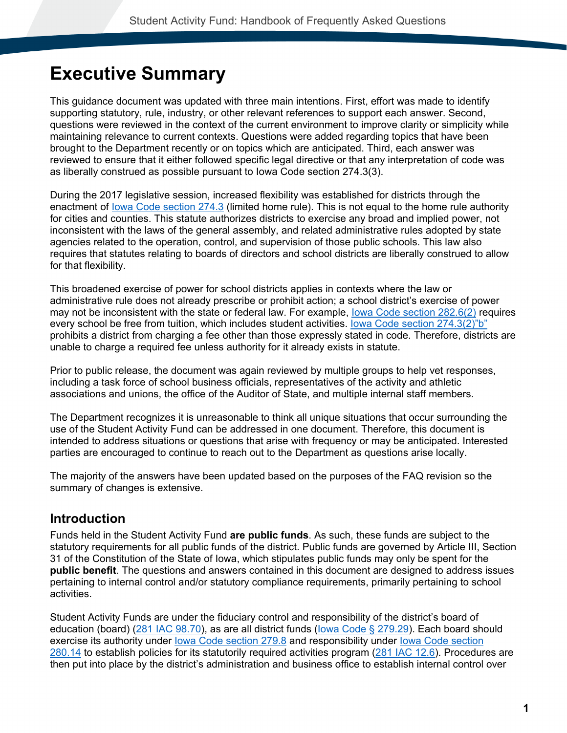# Executive Summary

This guidance document was updated with three main intentions. First, effort was made to identify supporting statutory, rule, industry, or other relevant references to support each answer. Second, questions were reviewed in the context of the current environment to improve clarity or simplicity while maintaining relevance to current contexts. Questions were added regarding topics that have been brought to the Department recently or on topics which are anticipated. Third, each answer was reviewed to ensure that it either followed specific legal directive or that any interpretation of code was as liberally construed as possible pursuant to Iowa Code section 274.3(3).

During the 2017 legislative session, increased flexibility was established for districts through the enactment of Iowa Code section 274.3 (limited home rule). This is not equal to the home rule authority for cities and counties. This statute authorizes districts to exercise any broad and implied power, not inconsistent with the laws of the general assembly, and related administrative rules adopted by state agencies related to the operation, control, and supervision of those public schools. This law also requires that statutes relating to boards of directors and school districts are liberally construed to allow for that flexibility.

This broadened exercise of power for school districts applies in contexts where the law or administrative rule does not already prescribe or prohibit action; a school district's exercise of power may not be inconsistent with the state or federal law. For example, Iowa Code section 282.6(2) requires every school be free from tuition, which includes student activities. Iowa Code section 274.3(2)"b" prohibits a district from charging a fee other than those expressly stated in code. Therefore, districts are unable to charge a required fee unless authority for it already exists in statute.

Prior to public release, the document was again reviewed by multiple groups to help vet responses, including a task force of school business officials, representatives of the activity and athletic associations and unions, the office of the Auditor of State, and multiple internal staff members.

The Department recognizes it is unreasonable to think all unique situations that occur surrounding the use of the Student Activity Fund can be addressed in one document. Therefore, this document is intended to address situations or questions that arise with frequency or may be anticipated. Interested parties are encouraged to continue to reach out to the Department as questions arise locally.

The majority of the answers have been updated based on the purposes of the FAQ revision so the summary of changes is extensive.

## Introduction

Funds held in the Student Activity Fund **are public funds**. As such, these funds are subject to the statutory requirements for all public funds of the district. Public funds are governed by Article III, Section 31 of the Constitution of the State of Iowa, which stipulates public funds may only be spent for the **public benefit**. The questions and answers contained in this document are designed to address issues pertaining to internal control and/or statutory compliance requirements, primarily pertaining to school activities.

Student Activity Funds are under the fiduciary control and responsibility of the district's board of education (board) (281 IAC 98.70), as are all district funds (Iowa Code § 279.29). Each board should exercise its authority under Iowa Code section 279.8 and responsibility under Iowa Code section 280.14 to establish policies for its statutorily required activities program (281 IAC 12.6). Procedures are then put into place by the district's administration and business office to establish internal control over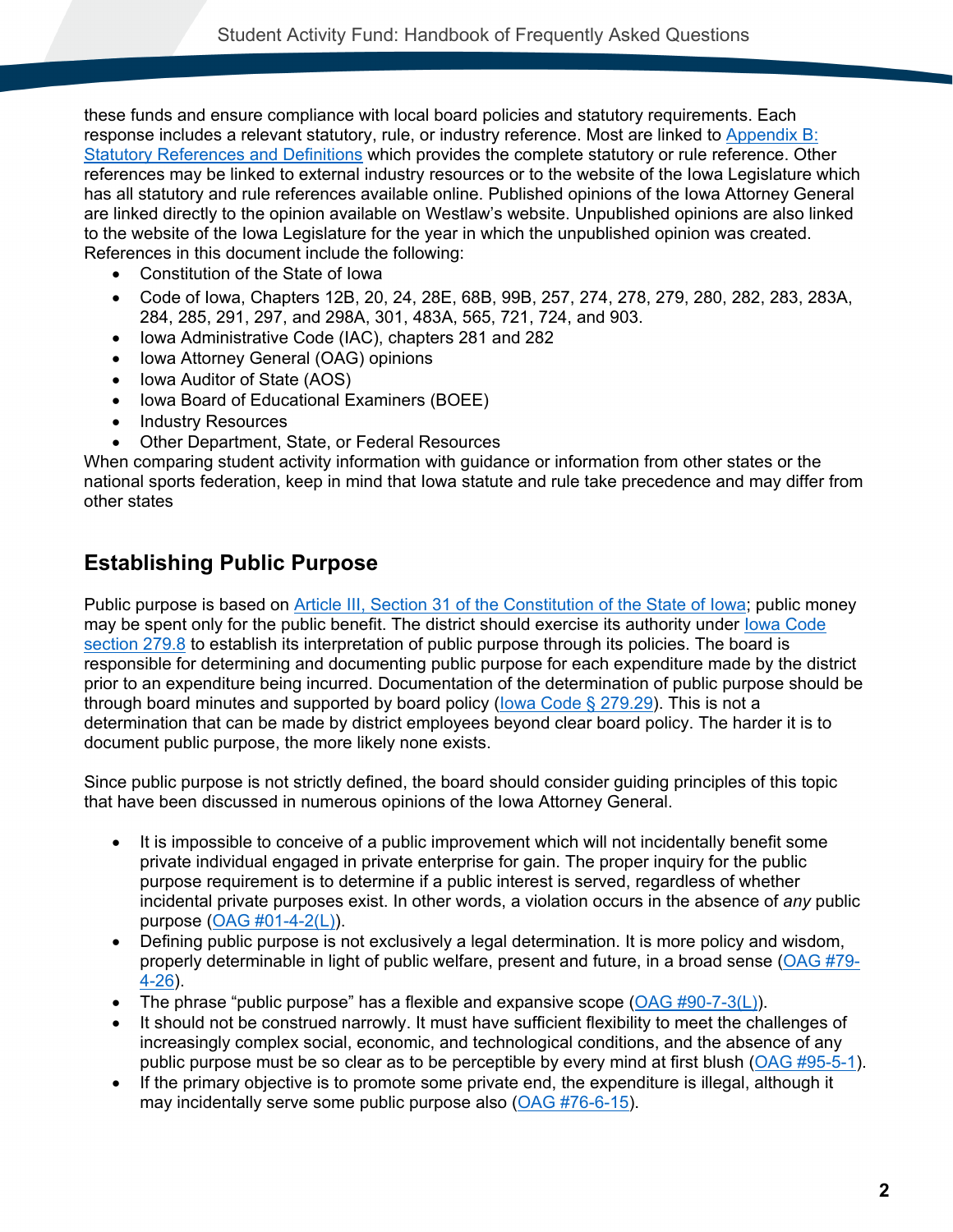these funds and ensure compliance with local board policies and statutory requirements. Each response includes a relevant statutory, rule, or industry reference. Most are linked to Appendix B: Statutory References and Definitions which provides the complete statutory or rule reference. Other references may be linked to external industry resources or to the website of the Iowa Legislature which has all statutory and rule references available online. Published opinions of the Iowa Attorney General are linked directly to the opinion available on Westlaw's website. Unpublished opinions are also linked to the website of the Iowa Legislature for the year in which the unpublished opinion was created. References in this document include the following:

- Constitution of the State of Iowa
- Code of Iowa, Chapters 12B, 20, 24, 28E, 68B, 99B, 257, 274, 278, 279, 280, 282, 283, 283A, 284, 285, 291, 297, and 298A, 301, 483A, 565, 721, 724, and 903.
- Iowa Administrative Code (IAC), chapters 281 and 282
- Iowa Attorney General (OAG) opinions
- Iowa Auditor of State (AOS)
- Iowa Board of Educational Examiners (BOEE)
- Industry Resources
- Other Department, State, or Federal Resources

When comparing student activity information with guidance or information from other states or the national sports federation, keep in mind that Iowa statute and rule take precedence and may differ from other states

## Establishing Public Purpose

Public purpose is based on Article III, Section 31 of the Constitution of the State of Iowa; public money may be spent only for the public benefit. The district should exercise its authority under Iowa Code section 279.8 to establish its interpretation of public purpose through its policies. The board is responsible for determining and documenting public purpose for each expenditure made by the district prior to an expenditure being incurred. Documentation of the determination of public purpose should be through board minutes and supported by board policy (Iowa Code § 279.29). This is not a determination that can be made by district employees beyond clear board policy. The harder it is to document public purpose, the more likely none exists.

Since public purpose is not strictly defined, the board should consider guiding principles of this topic that have been discussed in numerous opinions of the Iowa Attorney General.

- It is impossible to conceive of a public improvement which will not incidentally benefit some private individual engaged in private enterprise for gain. The proper inquiry for the public purpose requirement is to determine if a public interest is served, regardless of whether incidental private purposes exist. In other words, a violation occurs in the absence of *any* public purpose (OAG #01-4-2(L)).
- Defining public purpose is not exclusively a legal determination. It is more policy and wisdom, properly determinable in light of public welfare, present and future, in a broad sense (OAG #79-4-26).
- The phrase "public purpose" has a flexible and expansive scope (OAG #90-7-3(L)).
- It should not be construed narrowly. It must have sufficient flexibility to meet the challenges of increasingly complex social, economic, and technological conditions, and the absence of any public purpose must be so clear as to be perceptible by every mind at first blush (OAG #95-5-1).
- If the primary objective is to promote some private end, the expenditure is illegal, although it may incidentally serve some public purpose also (OAG #76-6-15).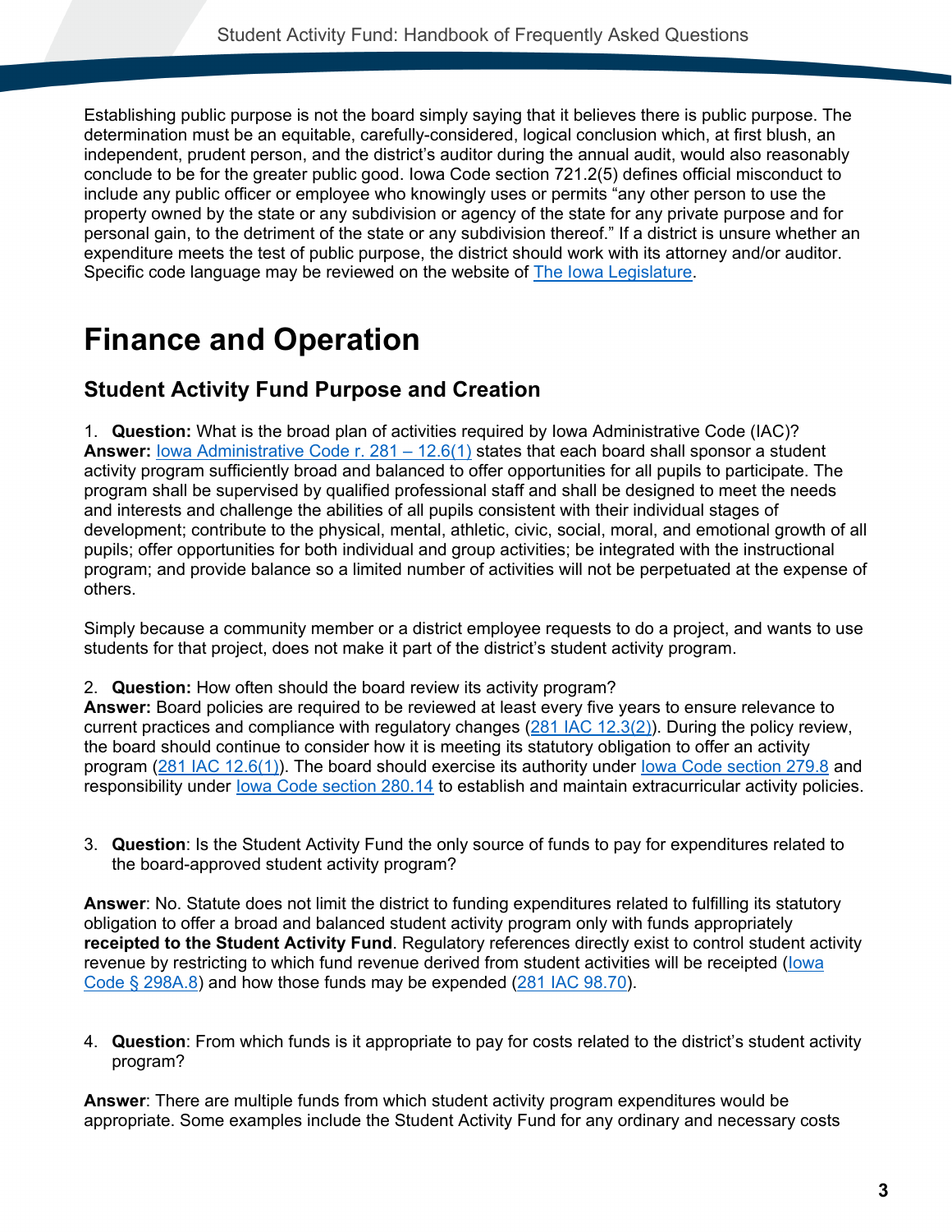Establishing public purpose is not the board simply saying that it believes there is public purpose. The determination must be an equitable, carefully-considered, logical conclusion which, at first blush, an independent, prudent person, and the district's auditor during the annual audit, would also reasonably conclude to be for the greater public good. Iowa Code section 721.2(5) defines official misconduct to include any public officer or employee who knowingly uses or permits "any other person to use the property owned by the state or any subdivision or agency of the state for any private purpose and for personal gain, to the detriment of the state or any subdivision thereof." If a district is unsure whether an expenditure meets the test of public purpose, the district should work with its attorney and/or auditor. Specific code language may be reviewed on the website of The Iowa Legislature.

# Finance and Operation

## Student Activity Fund Purpose and Creation

1. **Question:** What is the broad plan of activities required by Iowa Administrative Code (IAC)?
**Answer:** Iowa Administrative Code r. 281 – 12.6(1) states that each board shall sponsor a student activity program sufficiently broad and balanced to offer opportunities for all pupils to participate. The program shall be supervised by qualified professional staff and shall be designed to meet the needs and interests and challenge the abilities of all pupils consistent with their individual stages of development; contribute to the physical, mental, athletic, civic, social, moral, and emotional growth of all pupils; offer opportunities for both individual and group activities; be integrated with the instructional program; and provide balance so a limited number of activities will not be perpetuated at the expense of others.

Simply because a community member or a district employee requests to do a project, and wants to use students for that project, does not make it part of the district's student activity program.

2. **Question:** How often should the board review its activity program?
**Answer:** Board policies are required to be reviewed at least every five years to ensure relevance to current practices and compliance with regulatory changes (281 IAC 12.3(2)). During the policy review, the board should continue to consider how it is meeting its statutory obligation to offer an activity program (281 IAC 12.6(1)). The board should exercise its authority under Iowa Code section 279.8 and responsibility under Iowa Code section 280.14 to establish and maintain extracurricular activity policies.

3. **Question**: Is the Student Activity Fund the only source of funds to pay for expenditures related to the board-approved student activity program?

**Answer**: No. Statute does not limit the district to funding expenditures related to fulfilling its statutory obligation to offer a broad and balanced student activity program only with funds appropriately **receipted to the Student Activity Fund**. Regulatory references directly exist to control student activity revenue by restricting to which fund revenue derived from student activities will be receipted (Iowa Code § 298A.8) and how those funds may be expended (281 IAC 98.70).

4. **Question**: From which funds is it appropriate to pay for costs related to the district's student activity program?

**Answer**: There are multiple funds from which student activity program expenditures would be appropriate. Some examples include the Student Activity Fund for any ordinary and necessary costs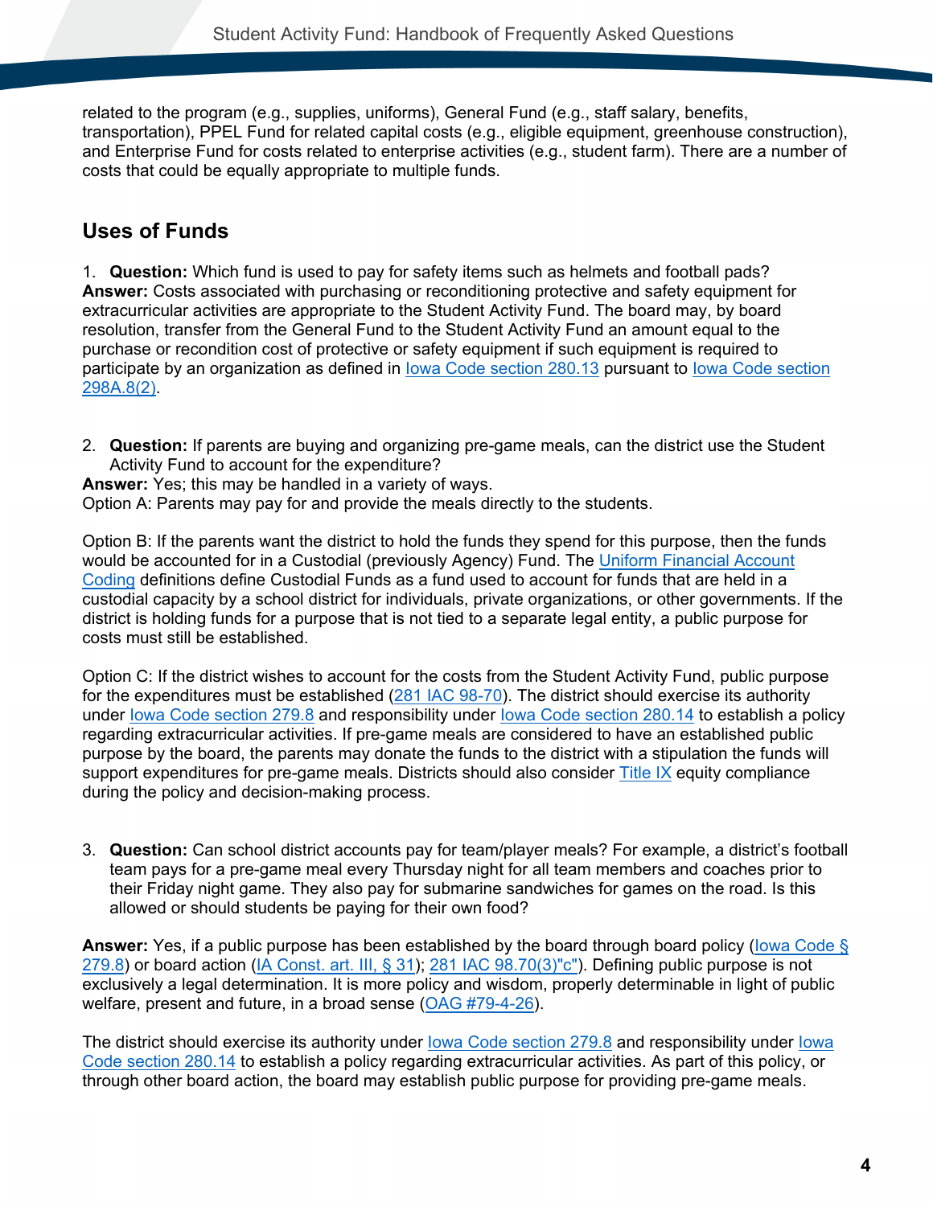related to the program (e.g., supplies, uniforms), General Fund (e.g., staff salary, benefits, transportation), PPEL Fund for related capital costs (e.g., eligible equipment, greenhouse construction), and Enterprise Fund for costs related to enterprise activities (e.g., student farm). There are a number of costs that could be equally appropriate to multiple funds.

## Uses of Funds

1. **Question:** Which fund is used to pay for safety items such as helmets and football pads?

**Answer:** Costs associated with purchasing or reconditioning protective and safety equipment for extracurricular activities are appropriate to the Student Activity Fund. The board may, by board resolution, transfer from the General Fund to the Student Activity Fund an amount equal to the purchase or recondition cost of protective or safety equipment if such equipment is required to participate by an organization as defined in Iowa Code section 280.13 pursuant to Iowa Code section 298A.8(2).

2. **Question:** If parents are buying and organizing pre-game meals, can the district use the Student Activity Fund to account for the expenditure?

**Answer:** Yes; this may be handled in a variety of ways.
Option A: Parents may pay for and provide the meals directly to the students.

Option B: If the parents want the district to hold the funds they spend for this purpose, then the funds would be accounted for in a Custodial (previously Agency) Fund. The Uniform Financial Account Coding definitions define Custodial Funds as a fund used to account for funds that are held in a custodial capacity by a school district for individuals, private organizations, or other governments. If the district is holding funds for a purpose that is not tied to a separate legal entity, a public purpose for costs must still be established.

Option C: If the district wishes to account for the costs from the Student Activity Fund, public purpose for the expenditures must be established (281 IAC 98-70). The district should exercise its authority under Iowa Code section 279.8 and responsibility under Iowa Code section 280.14 to establish a policy regarding extracurricular activities. If pre-game meals are considered to have an established public purpose by the board, the parents may donate the funds to the district with a stipulation the funds will support expenditures for pre-game meals. Districts should also consider Title IX equity compliance during the policy and decision-making process.

3. **Question:** Can school district accounts pay for team/player meals? For example, a district's football team pays for a pre-game meal every Thursday night for all team members and coaches prior to their Friday night game. They also pay for submarine sandwiches for games on the road. Is this allowed or should students be paying for their own food?

**Answer:** Yes, if a public purpose has been established by the board through board policy (Iowa Code § 279.8) or board action (IA Const. art. III, § 31); 281 IAC 98.70(3)"c"). Defining public purpose is not exclusively a legal determination. It is more policy and wisdom, properly determinable in light of public welfare, present and future, in a broad sense (OAG #79-4-26).

The district should exercise its authority under Iowa Code section 279.8 and responsibility under Iowa Code section 280.14 to establish a policy regarding extracurricular activities. As part of this policy, or through other board action, the board may establish public purpose for providing pre-game meals.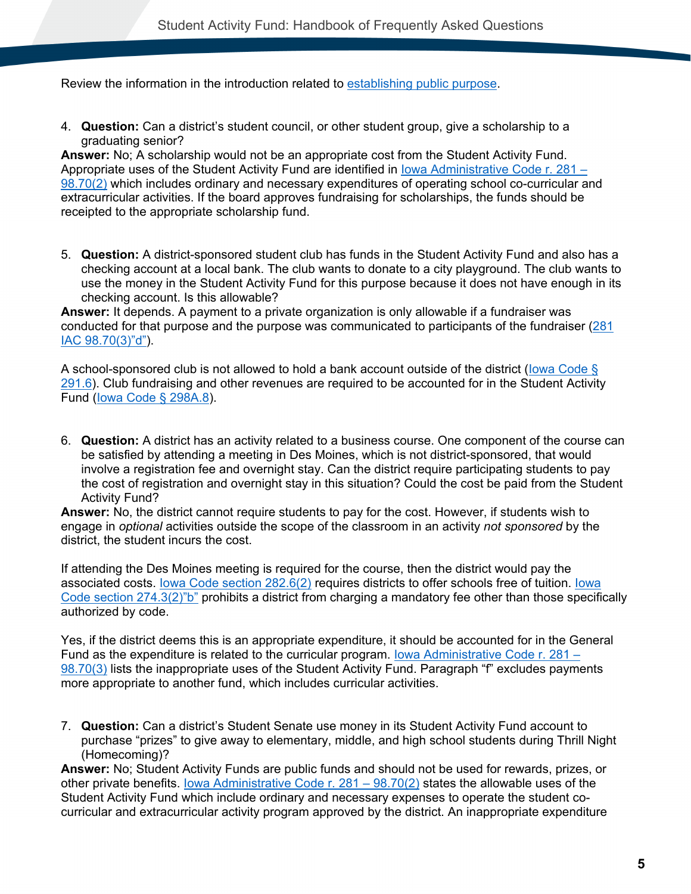Review the information in the introduction related to [establishing public purpose](establishing public purpose).

4. **Question:** Can a district's student council, or other student group, give a scholarship to a graduating senior?

**Answer:** No; A scholarship would not be an appropriate cost from the Student Activity Fund. Appropriate uses of the Student Activity Fund are identified in Iowa Administrative Code r. 281 – 98.70(2) which includes ordinary and necessary expenditures of operating school co-curricular and extracurricular activities. If the board approves fundraising for scholarships, the funds should be receipted to the appropriate scholarship fund.

5. **Question:** A district-sponsored student club has funds in the Student Activity Fund and also has a checking account at a local bank. The club wants to donate to a city playground. The club wants to use the money in the Student Activity Fund for this purpose because it does not have enough in its checking account. Is this allowable?

**Answer:** It depends. A payment to a private organization is only allowable if a fundraiser was conducted for that purpose and the purpose was communicated to participants of the fundraiser (281 IAC 98.70(3)"d").

A school-sponsored club is not allowed to hold a bank account outside of the district (Iowa Code § 291.6). Club fundraising and other revenues are required to be accounted for in the Student Activity Fund (Iowa Code § 298A.8).

6. **Question:** A district has an activity related to a business course. One component of the course can be satisfied by attending a meeting in Des Moines, which is not district-sponsored, that would involve a registration fee and overnight stay. Can the district require participating students to pay the cost of registration and overnight stay in this situation? Could the cost be paid from the Student Activity Fund?

**Answer:** No, the district cannot require students to pay for the cost. However, if students wish to engage in *optional* activities outside the scope of the classroom in an activity *not sponsored* by the district, the student incurs the cost.

If attending the Des Moines meeting is required for the course, then the district would pay the associated costs. Iowa Code section 282.6(2) requires districts to offer schools free of tuition. Iowa Code section 274.3(2)"b" prohibits a district from charging a mandatory fee other than those specifically authorized by code.

Yes, if the district deems this is an appropriate expenditure, it should be accounted for in the General Fund as the expenditure is related to the curricular program. Iowa Administrative Code r. 281 – 98.70(3) lists the inappropriate uses of the Student Activity Fund. Paragraph "f" excludes payments more appropriate to another fund, which includes curricular activities.

7. **Question:** Can a district's Student Senate use money in its Student Activity Fund account to purchase "prizes" to give away to elementary, middle, and high school students during Thrill Night (Homecoming)?

**Answer:** No; Student Activity Funds are public funds and should not be used for rewards, prizes, or other private benefits. Iowa Administrative Code r. 281 – 98.70(2) states the allowable uses of the Student Activity Fund which include ordinary and necessary expenses to operate the student co-curricular and extracurricular activity program approved by the district. An inappropriate expenditure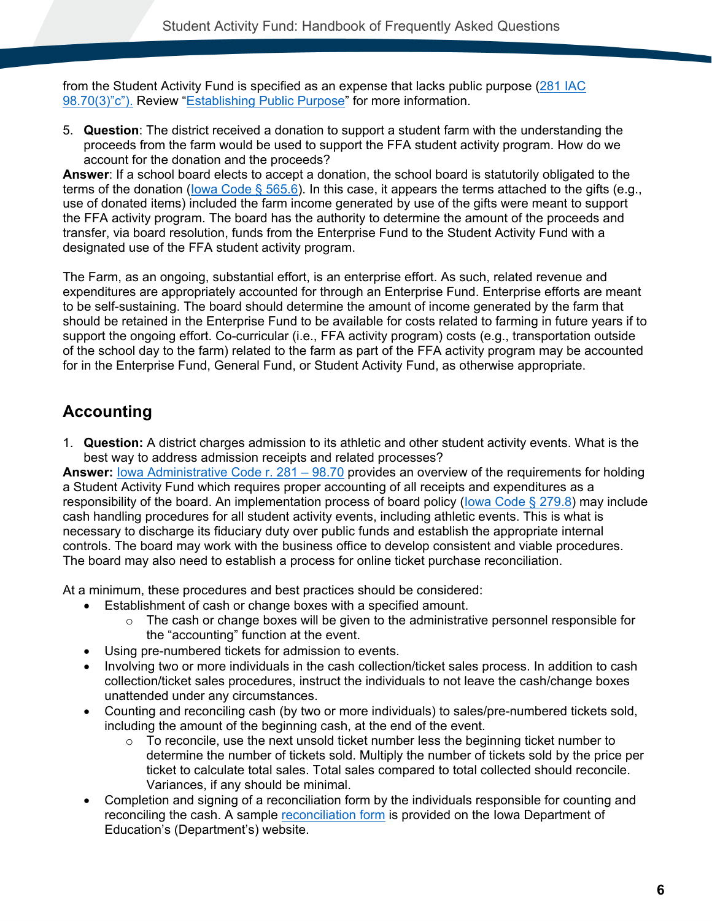from the Student Activity Fund is specified as an expense that lacks public purpose (281 IAC 98.70(3)"c"). Review "Establishing Public Purpose" for more information.

5. **Question**: The district received a donation to support a student farm with the understanding the proceeds from the farm would be used to support the FFA student activity program. How do we account for the donation and the proceeds?

**Answer**: If a school board elects to accept a donation, the school board is statutorily obligated to the terms of the donation (Iowa Code § 565.6). In this case, it appears the terms attached to the gifts (e.g., use of donated items) included the farm income generated by use of the gifts were meant to support the FFA activity program. The board has the authority to determine the amount of the proceeds and transfer, via board resolution, funds from the Enterprise Fund to the Student Activity Fund with a designated use of the FFA student activity program.

The Farm, as an ongoing, substantial effort, is an enterprise effort. As such, related revenue and expenditures are appropriately accounted for through an Enterprise Fund. Enterprise efforts are meant to be self-sustaining. The board should determine the amount of income generated by the farm that should be retained in the Enterprise Fund to be available for costs related to farming in future years if to support the ongoing effort. Co-curricular (i.e., FFA activity program) costs (e.g., transportation outside of the school day to the farm) related to the farm as part of the FFA activity program may be accounted for in the Enterprise Fund, General Fund, or Student Activity Fund, as otherwise appropriate.

## Accounting

1. **Question:** A district charges admission to its athletic and other student activity events. What is the best way to address admission receipts and related processes?

**Answer:** Iowa Administrative Code r. 281 – 98.70 provides an overview of the requirements for holding a Student Activity Fund which requires proper accounting of all receipts and expenditures as a responsibility of the board. An implementation process of board policy (Iowa Code § 279.8) may include cash handling procedures for all student activity events, including athletic events. This is what is necessary to discharge its fiduciary duty over public funds and establish the appropriate internal controls. The board may work with the business office to develop consistent and viable procedures. The board may also need to establish a process for online ticket purchase reconciliation.

At a minimum, these procedures and best practices should be considered:

- Establishment of cash or change boxes with a specified amount.
    - The cash or change boxes will be given to the administrative personnel responsible for the "accounting" function at the event.
- Using pre-numbered tickets for admission to events.
- Involving two or more individuals in the cash collection/ticket sales process. In addition to cash collection/ticket sales procedures, instruct the individuals to not leave the cash/change boxes unattended under any circumstances.
- Counting and reconciling cash (by two or more individuals) to sales/pre-numbered tickets sold, including the amount of the beginning cash, at the end of the event.
    - To reconcile, use the next unsold ticket number less the beginning ticket number to determine the number of tickets sold. Multiply the number of tickets sold by the price per ticket to calculate total sales. Total sales compared to total collected should reconcile. Variances, if any should be minimal.
- Completion and signing of a reconciliation form by the individuals responsible for counting and reconciling the cash. A sample reconciliation form is provided on the Iowa Department of Education's (Department's) website.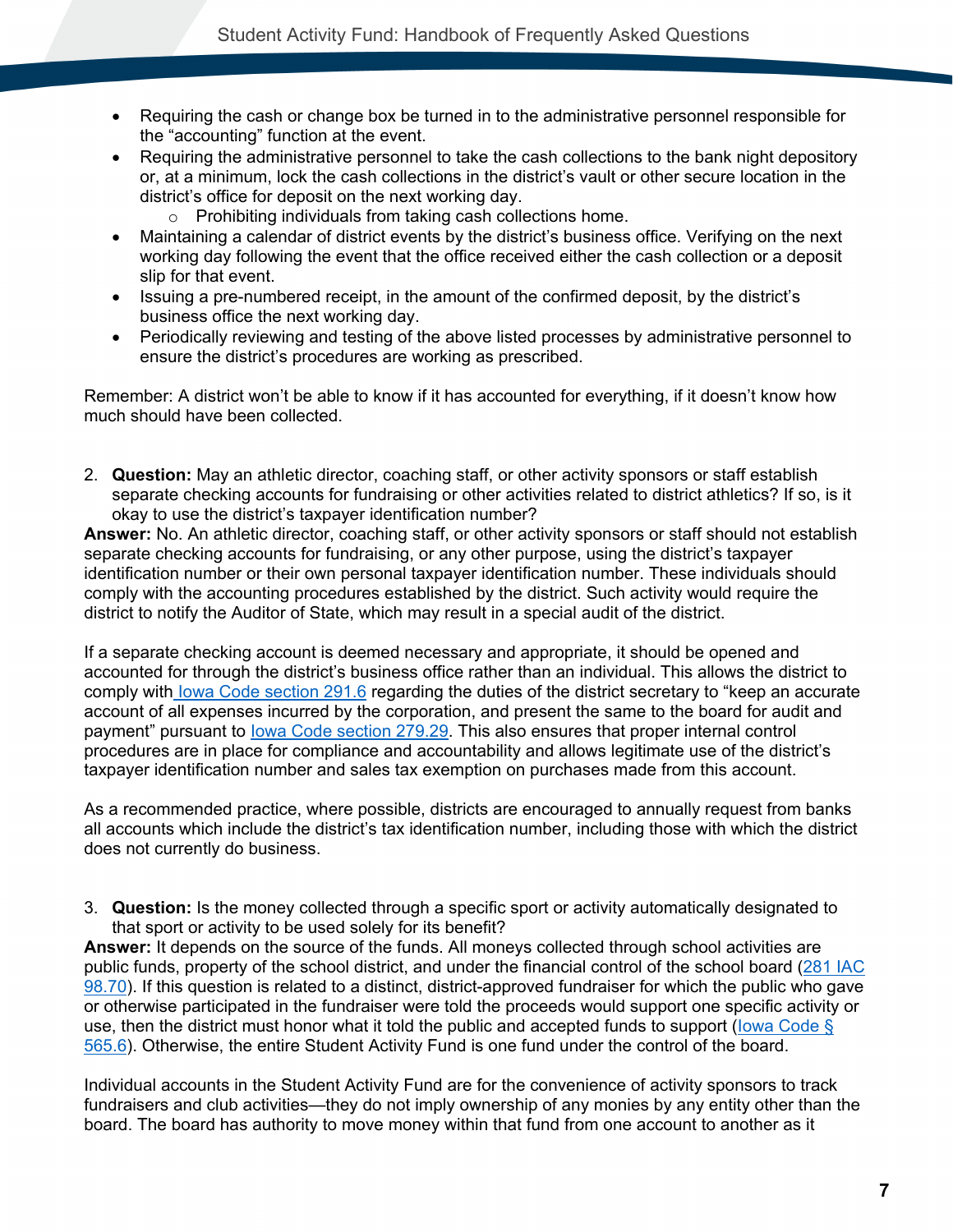- Requiring the cash or change box be turned in to the administrative personnel responsible for the "accounting" function at the event.
- Requiring the administrative personnel to take the cash collections to the bank night depository or, at a minimum, lock the cash collections in the district's vault or other secure location in the district's office for deposit on the next working day.
    - Prohibiting individuals from taking cash collections home.
- Maintaining a calendar of district events by the district's business office. Verifying on the next working day following the event that the office received either the cash collection or a deposit slip for that event.
- Issuing a pre-numbered receipt, in the amount of the confirmed deposit, by the district's business office the next working day.
- Periodically reviewing and testing of the above listed processes by administrative personnel to ensure the district's procedures are working as prescribed.

Remember: A district won't be able to know if it has accounted for everything, if it doesn't know how much should have been collected.

2. **Question:** May an athletic director, coaching staff, or other activity sponsors or staff establish separate checking accounts for fundraising or other activities related to district athletics? If so, is it okay to use the district's taxpayer identification number?

**Answer:** No. An athletic director, coaching staff, or other activity sponsors or staff should not establish separate checking accounts for fundraising, or any other purpose, using the district's taxpayer identification number or their own personal taxpayer identification number. These individuals should comply with the accounting procedures established by the district. Such activity would require the district to notify the Auditor of State, which may result in a special audit of the district.

If a separate checking account is deemed necessary and appropriate, it should be opened and accounted for through the district's business office rather than an individual. This allows the district to comply with Iowa Code section 291.6 regarding the duties of the district secretary to "keep an accurate account of all expenses incurred by the corporation, and present the same to the board for audit and payment" pursuant to Iowa Code section 279.29. This also ensures that proper internal control procedures are in place for compliance and accountability and allows legitimate use of the district's taxpayer identification number and sales tax exemption on purchases made from this account.

As a recommended practice, where possible, districts are encouraged to annually request from banks all accounts which include the district's tax identification number, including those with which the district does not currently do business.

3. **Question:** Is the money collected through a specific sport or activity automatically designated to that sport or activity to be used solely for its benefit?

**Answer:** It depends on the source of the funds. All moneys collected through school activities are public funds, property of the school district, and under the financial control of the school board (281 IAC 98.70). If this question is related to a distinct, district-approved fundraiser for which the public who gave or otherwise participated in the fundraiser were told the proceeds would support one specific activity or use, then the district must honor what it told the public and accepted funds to support (Iowa Code § 565.6). Otherwise, the entire Student Activity Fund is one fund under the control of the board.

Individual accounts in the Student Activity Fund are for the convenience of activity sponsors to track fundraisers and club activities—they do not imply ownership of any monies by any entity other than the board. The board has authority to move money within that fund from one account to another as it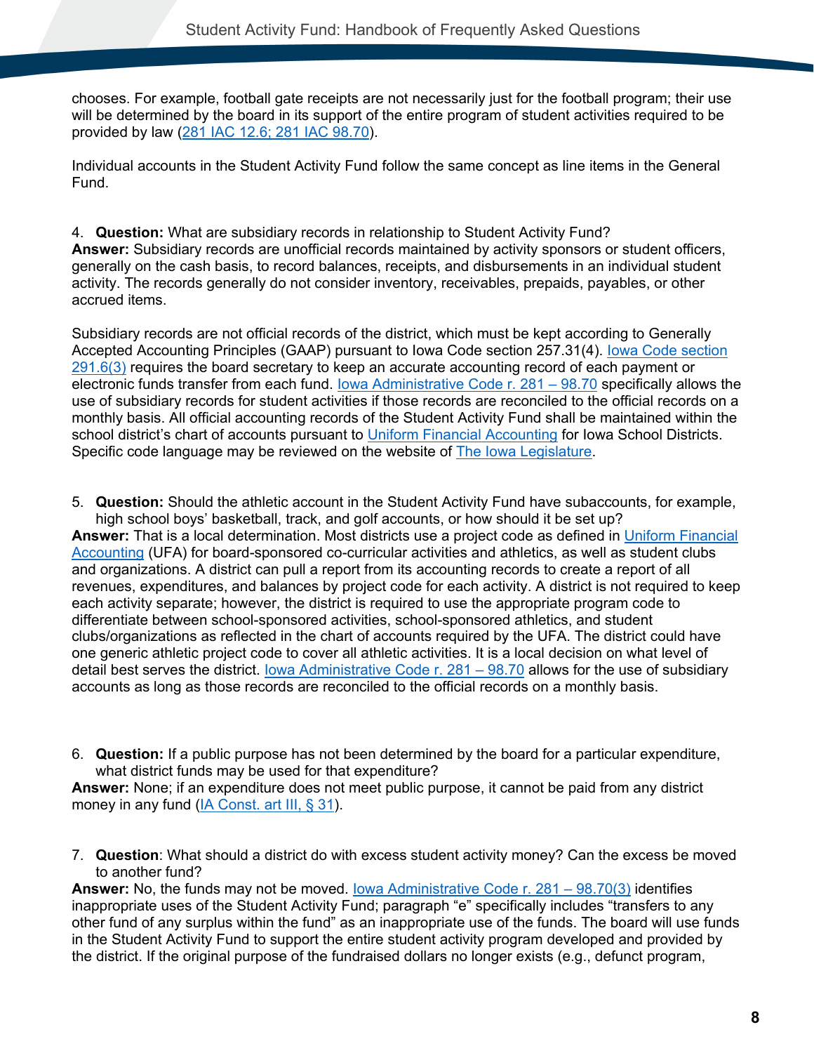chooses. For example, football gate receipts are not necessarily just for the football program; their use will be determined by the board in its support of the entire program of student activities required to be provided by law (281 IAC 12.6; 281 IAC 98.70).

Individual accounts in the Student Activity Fund follow the same concept as line items in the General Fund.

4. **Question:** What are subsidiary records in relationship to Student Activity Fund?
**Answer:** Subsidiary records are unofficial records maintained by activity sponsors or student officers, generally on the cash basis, to record balances, receipts, and disbursements in an individual student activity. The records generally do not consider inventory, receivables, prepaids, payables, or other accrued items.

Subsidiary records are not official records of the district, which must be kept according to Generally Accepted Accounting Principles (GAAP) pursuant to Iowa Code section 257.31(4). Iowa Code section 291.6(3) requires the board secretary to keep an accurate accounting record of each payment or electronic funds transfer from each fund. Iowa Administrative Code r. 281 – 98.70 specifically allows the use of subsidiary records for student activities if those records are reconciled to the official records on a monthly basis. All official accounting records of the Student Activity Fund shall be maintained within the school district's chart of accounts pursuant to Uniform Financial Accounting for Iowa School Districts. Specific code language may be reviewed on the website of The Iowa Legislature.

5. **Question:** Should the athletic account in the Student Activity Fund have subaccounts, for example, high school boys' basketball, track, and golf accounts, or how should it be set up?
**Answer:** That is a local determination. Most districts use a project code as defined in Uniform Financial Accounting (UFA) for board-sponsored co-curricular activities and athletics, as well as student clubs and organizations. A district can pull a report from its accounting records to create a report of all revenues, expenditures, and balances by project code for each activity. A district is not required to keep each activity separate; however, the district is required to use the appropriate program code to differentiate between school-sponsored activities, school-sponsored athletics, and student clubs/organizations as reflected in the chart of accounts required by the UFA. The district could have one generic athletic project code to cover all athletic activities. It is a local decision on what level of detail best serves the district. Iowa Administrative Code r. 281 – 98.70 allows for the use of subsidiary accounts as long as those records are reconciled to the official records on a monthly basis.

6. **Question:** If a public purpose has not been determined by the board for a particular expenditure, what district funds may be used for that expenditure?
**Answer:** None; if an expenditure does not meet public purpose, it cannot be paid from any district money in any fund (IA Const. art III, § 31).

7. **Question**: What should a district do with excess student activity money? Can the excess be moved to another fund?
**Answer:** No, the funds may not be moved. Iowa Administrative Code r. 281 – 98.70(3) identifies inappropriate uses of the Student Activity Fund; paragraph "e" specifically includes "transfers to any other fund of any surplus within the fund" as an inappropriate use of the funds. The board will use funds in the Student Activity Fund to support the entire student activity program developed and provided by the district. If the original purpose of the fundraised dollars no longer exists (e.g., defunct program,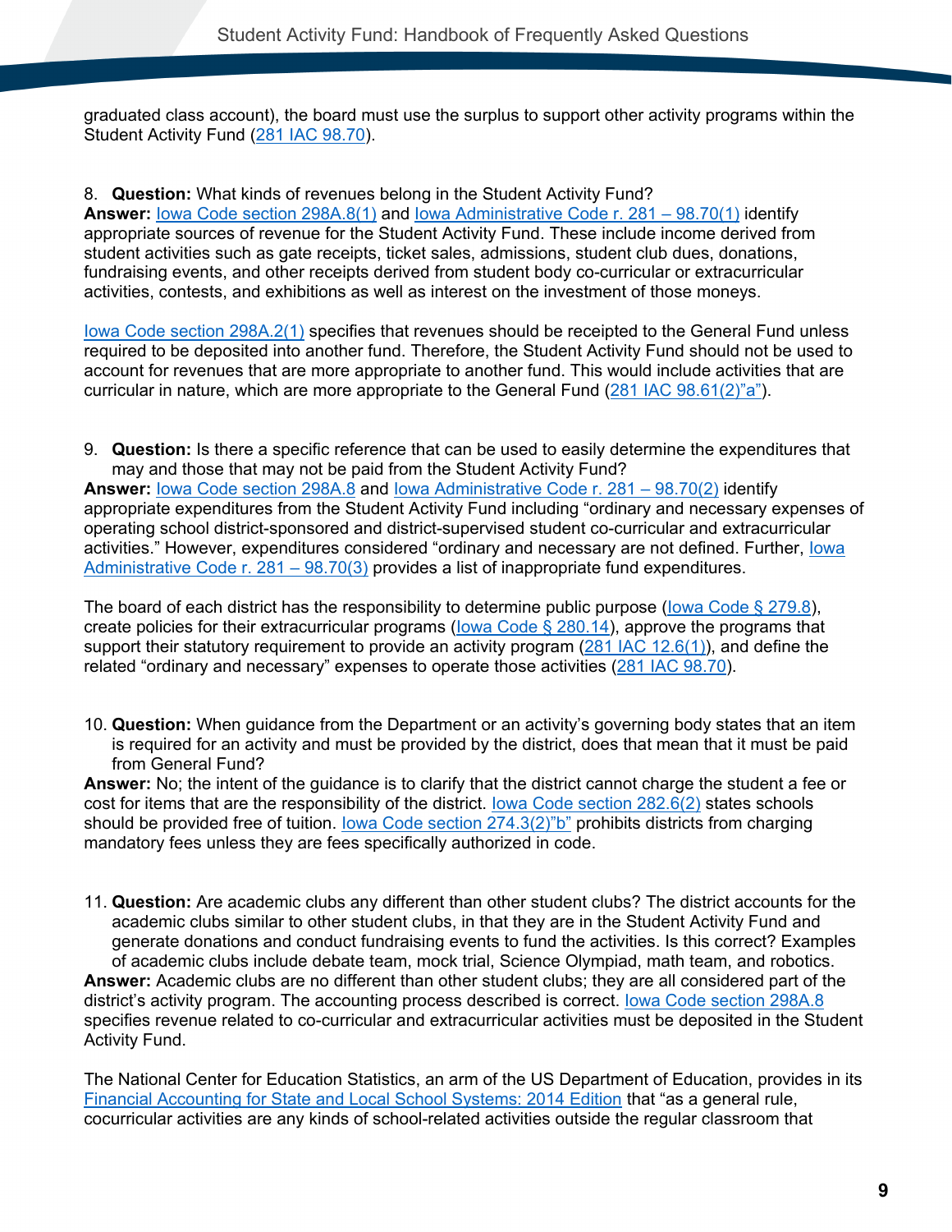graduated class account), the board must use the surplus to support other activity programs within the Student Activity Fund (281 IAC 98.70).

8. **Question:** What kinds of revenues belong in the Student Activity Fund?

**Answer:** Iowa Code section 298A.8(1) and Iowa Administrative Code r. 281 – 98.70(1) identify appropriate sources of revenue for the Student Activity Fund. These include income derived from student activities such as gate receipts, ticket sales, admissions, student club dues, donations, fundraising events, and other receipts derived from student body co-curricular or extracurricular activities, contests, and exhibitions as well as interest on the investment of those moneys.

Iowa Code section 298A.2(1) specifies that revenues should be receipted to the General Fund unless required to be deposited into another fund. Therefore, the Student Activity Fund should not be used to account for revenues that are more appropriate to another fund. This would include activities that are curricular in nature, which are more appropriate to the General Fund (281 IAC 98.61(2)"a").

9. **Question:** Is there a specific reference that can be used to easily determine the expenditures that may and those that may not be paid from the Student Activity Fund?

**Answer:** Iowa Code section 298A.8 and Iowa Administrative Code r. 281 – 98.70(2) identify appropriate expenditures from the Student Activity Fund including "ordinary and necessary expenses of operating school district-sponsored and district-supervised student co-curricular and extracurricular activities." However, expenditures considered "ordinary and necessary are not defined. Further, Iowa Administrative Code r. 281 – 98.70(3) provides a list of inappropriate fund expenditures.

The board of each district has the responsibility to determine public purpose (Iowa Code § 279.8), create policies for their extracurricular programs (Iowa Code § 280.14), approve the programs that support their statutory requirement to provide an activity program (281 IAC 12.6(1)), and define the related "ordinary and necessary" expenses to operate those activities (281 IAC 98.70).

10. **Question:** When guidance from the Department or an activity's governing body states that an item is required for an activity and must be provided by the district, does that mean that it must be paid from General Fund?

**Answer:** No; the intent of the guidance is to clarify that the district cannot charge the student a fee or cost for items that are the responsibility of the district. Iowa Code section 282.6(2) states schools should be provided free of tuition. Iowa Code section 274.3(2)"b" prohibits districts from charging mandatory fees unless they are fees specifically authorized in code.

11. **Question:** Are academic clubs any different than other student clubs? The district accounts for the academic clubs similar to other student clubs, in that they are in the Student Activity Fund and generate donations and conduct fundraising events to fund the activities. Is this correct? Examples of academic clubs include debate team, mock trial, Science Olympiad, math team, and robotics.

**Answer:** Academic clubs are no different than other student clubs; they are all considered part of the district's activity program. The accounting process described is correct. Iowa Code section 298A.8 specifies revenue related to co-curricular and extracurricular activities must be deposited in the Student Activity Fund.

The National Center for Education Statistics, an arm of the US Department of Education, provides in its Financial Accounting for State and Local School Systems: 2014 Edition that "as a general rule, cocurricular activities are any kinds of school-related activities outside the regular classroom that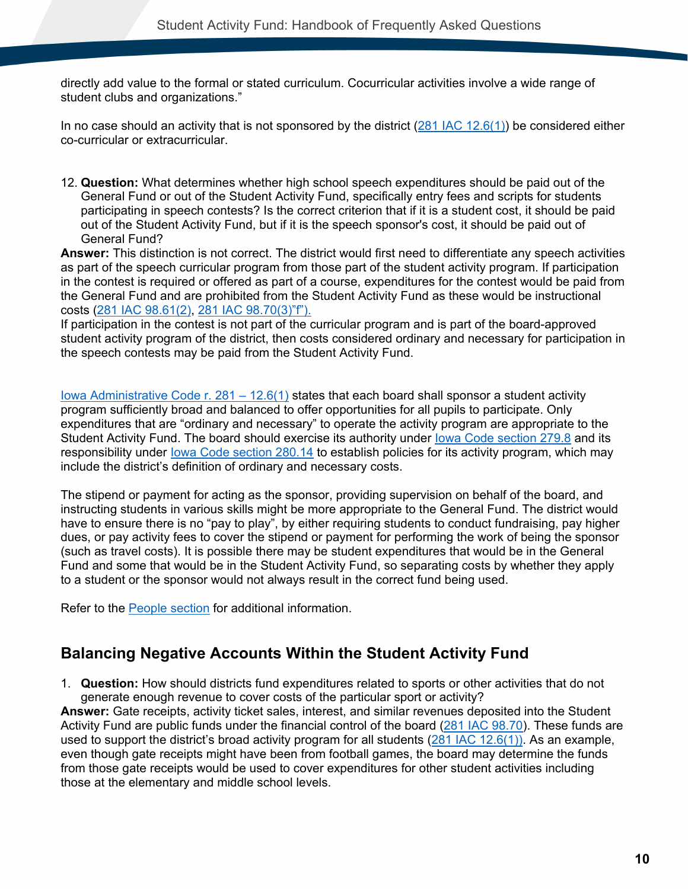directly add value to the formal or stated curriculum. Cocurricular activities involve a wide range of student clubs and organizations."

In no case should an activity that is not sponsored by the district (281 IAC 12.6(1)) be considered either co-curricular or extracurricular.

12. **Question:** What determines whether high school speech expenditures should be paid out of the General Fund or out of the Student Activity Fund, specifically entry fees and scripts for students participating in speech contests? Is the correct criterion that if it is a student cost, it should be paid out of the Student Activity Fund, but if it is the speech sponsor's cost, it should be paid out of General Fund?

**Answer:** This distinction is not correct. The district would first need to differentiate any speech activities as part of the speech curricular program from those part of the student activity program. If participation in the contest is required or offered as part of a course, expenditures for the contest would be paid from the General Fund and are prohibited from the Student Activity Fund as these would be instructional costs (281 IAC 98.61(2), 281 IAC 98.70(3)"f").

If participation in the contest is not part of the curricular program and is part of the board-approved student activity program of the district, then costs considered ordinary and necessary for participation in the speech contests may be paid from the Student Activity Fund.

Iowa Administrative Code r. 281 – 12.6(1) states that each board shall sponsor a student activity program sufficiently broad and balanced to offer opportunities for all pupils to participate. Only expenditures that are "ordinary and necessary" to operate the activity program are appropriate to the Student Activity Fund. The board should exercise its authority under Iowa Code section 279.8 and its responsibility under Iowa Code section 280.14 to establish policies for its activity program, which may include the district's definition of ordinary and necessary costs.

The stipend or payment for acting as the sponsor, providing supervision on behalf of the board, and instructing students in various skills might be more appropriate to the General Fund. The district would have to ensure there is no "pay to play", by either requiring students to conduct fundraising, pay higher dues, or pay activity fees to cover the stipend or payment for performing the work of being the sponsor (such as travel costs). It is possible there may be student expenditures that would be in the General Fund and some that would be in the Student Activity Fund, so separating costs by whether they apply to a student or the sponsor would not always result in the correct fund being used.

Refer to the People section for additional information.

## Balancing Negative Accounts Within the Student Activity Fund

1. **Question:** How should districts fund expenditures related to sports or other activities that do not generate enough revenue to cover costs of the particular sport or activity?

**Answer:** Gate receipts, activity ticket sales, interest, and similar revenues deposited into the Student Activity Fund are public funds under the financial control of the board (281 IAC 98.70). These funds are used to support the district's broad activity program for all students (281 IAC 12.6(1)). As an example, even though gate receipts might have been from football games, the board may determine the funds from those gate receipts would be used to cover expenditures for other student activities including those at the elementary and middle school levels.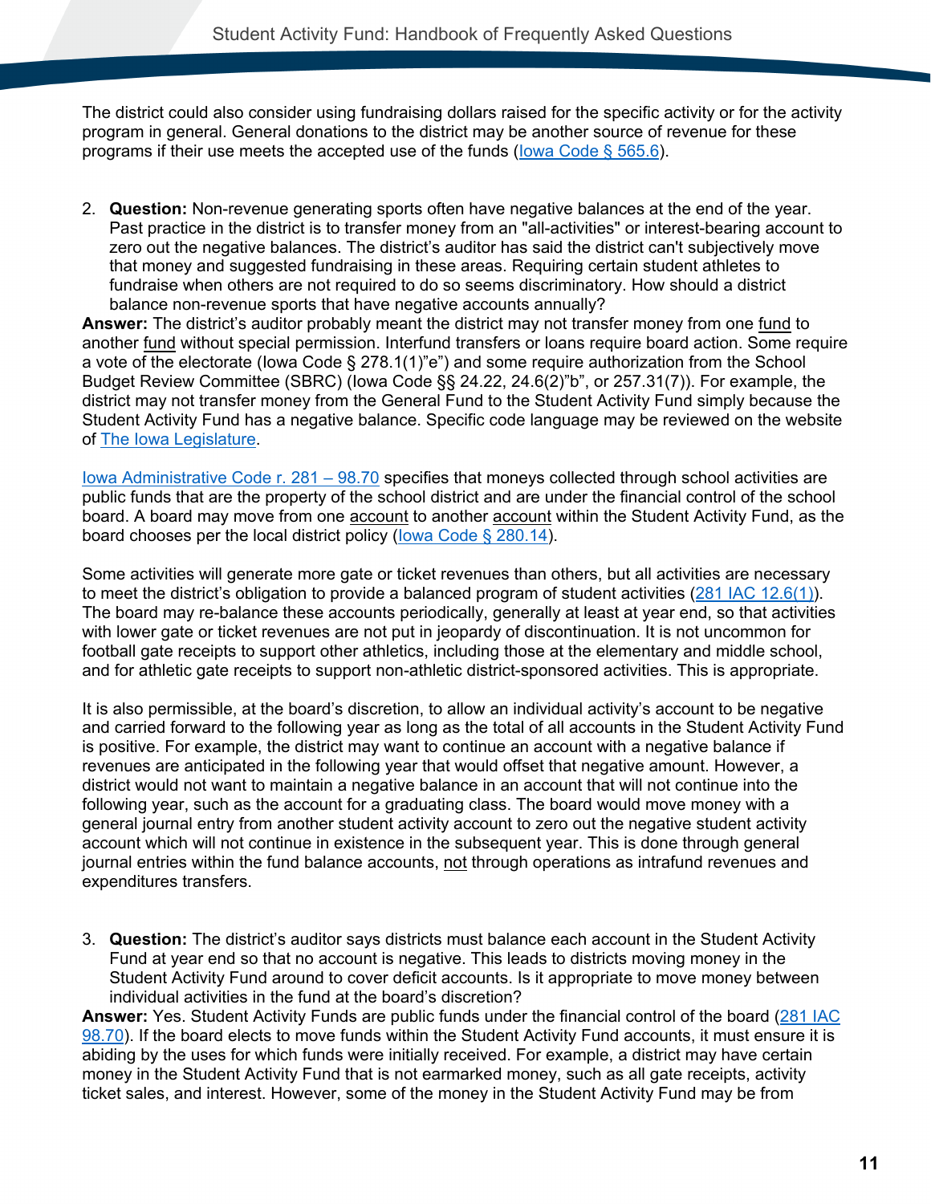The district could also consider using fundraising dollars raised for the specific activity or for the activity program in general. General donations to the district may be another source of revenue for these programs if their use meets the accepted use of the funds (Iowa Code § 565.6).

2. **Question:** Non-revenue generating sports often have negative balances at the end of the year. Past practice in the district is to transfer money from an "all-activities" or interest-bearing account to zero out the negative balances. The district's auditor has said the district can't subjectively move that money and suggested fundraising in these areas. Requiring certain student athletes to fundraise when others are not required to do so seems discriminatory. How should a district balance non-revenue sports that have negative accounts annually?

**Answer:** The district's auditor probably meant the district may not transfer money from one fund to another fund without special permission. Interfund transfers or loans require board action. Some require a vote of the electorate (Iowa Code § 278.1(1)"e") and some require authorization from the School Budget Review Committee (SBRC) (Iowa Code §§ 24.22, 24.6(2)"b", or 257.31(7)). For example, the district may not transfer money from the General Fund to the Student Activity Fund simply because the Student Activity Fund has a negative balance. Specific code language may be reviewed on the website of The Iowa Legislature.

Iowa Administrative Code r. 281 – 98.70 specifies that moneys collected through school activities are public funds that are the property of the school district and are under the financial control of the school board. A board may move from one account to another account within the Student Activity Fund, as the board chooses per the local district policy (Iowa Code § 280.14).

Some activities will generate more gate or ticket revenues than others, but all activities are necessary to meet the district's obligation to provide a balanced program of student activities (281 IAC 12.6(1)). The board may re-balance these accounts periodically, generally at least at year end, so that activities with lower gate or ticket revenues are not put in jeopardy of discontinuation. It is not uncommon for football gate receipts to support other athletics, including those at the elementary and middle school, and for athletic gate receipts to support non-athletic district-sponsored activities. This is appropriate.

It is also permissible, at the board's discretion, to allow an individual activity's account to be negative and carried forward to the following year as long as the total of all accounts in the Student Activity Fund is positive. For example, the district may want to continue an account with a negative balance if revenues are anticipated in the following year that would offset that negative amount. However, a district would not want to maintain a negative balance in an account that will not continue into the following year, such as the account for a graduating class. The board would move money with a general journal entry from another student activity account to zero out the negative student activity account which will not continue in existence in the subsequent year. This is done through general journal entries within the fund balance accounts, not through operations as intrafund revenues and expenditures transfers.

3. **Question:** The district's auditor says districts must balance each account in the Student Activity Fund at year end so that no account is negative. This leads to districts moving money in the Student Activity Fund around to cover deficit accounts. Is it appropriate to move money between individual activities in the fund at the board's discretion?

**Answer:** Yes. Student Activity Funds are public funds under the financial control of the board (281 IAC 98.70). If the board elects to move funds within the Student Activity Fund accounts, it must ensure it is abiding by the uses for which funds were initially received. For example, a district may have certain money in the Student Activity Fund that is not earmarked money, such as all gate receipts, activity ticket sales, and interest. However, some of the money in the Student Activity Fund may be from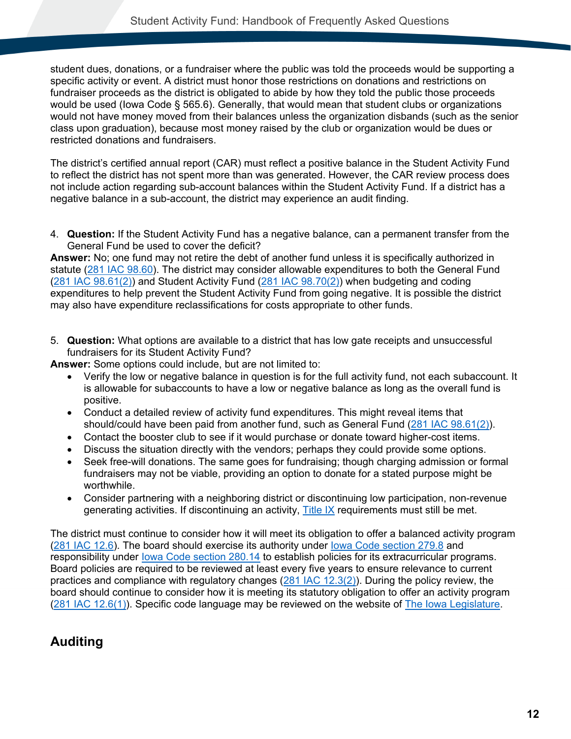student dues, donations, or a fundraiser where the public was told the proceeds would be supporting a specific activity or event. A district must honor those restrictions on donations and restrictions on fundraiser proceeds as the district is obligated to abide by how they told the public those proceeds would be used (Iowa Code § 565.6). Generally, that would mean that student clubs or organizations would not have money moved from their balances unless the organization disbands (such as the senior class upon graduation), because most money raised by the club or organization would be dues or restricted donations and fundraisers.

The district's certified annual report (CAR) must reflect a positive balance in the Student Activity Fund to reflect the district has not spent more than was generated. However, the CAR review process does not include action regarding sub-account balances within the Student Activity Fund. If a district has a negative balance in a sub-account, the district may experience an audit finding.

4. **Question:** If the Student Activity Fund has a negative balance, can a permanent transfer from the General Fund be used to cover the deficit?

**Answer:** No; one fund may not retire the debt of another fund unless it is specifically authorized in statute (281 IAC 98.60). The district may consider allowable expenditures to both the General Fund (281 IAC 98.61(2)) and Student Activity Fund (281 IAC 98.70(2)) when budgeting and coding expenditures to help prevent the Student Activity Fund from going negative. It is possible the district may also have expenditure reclassifications for costs appropriate to other funds.

5. **Question:** What options are available to a district that has low gate receipts and unsuccessful fundraisers for its Student Activity Fund?

**Answer:** Some options could include, but are not limited to:

- Verify the low or negative balance in question is for the full activity fund, not each subaccount. It is allowable for subaccounts to have a low or negative balance as long as the overall fund is positive.
- Conduct a detailed review of activity fund expenditures. This might reveal items that should/could have been paid from another fund, such as General Fund (281 IAC 98.61(2)).
- Contact the booster club to see if it would purchase or donate toward higher-cost items.
- Discuss the situation directly with the vendors; perhaps they could provide some options.
- Seek free-will donations. The same goes for fundraising; though charging admission or formal fundraisers may not be viable, providing an option to donate for a stated purpose might be worthwhile.
- Consider partnering with a neighboring district or discontinuing low participation, non-revenue generating activities. If discontinuing an activity, Title IX requirements must still be met.

The district must continue to consider how it will meet its obligation to offer a balanced activity program (281 IAC 12.6). The board should exercise its authority under Iowa Code section 279.8 and responsibility under Iowa Code section 280.14 to establish policies for its extracurricular programs. Board policies are required to be reviewed at least every five years to ensure relevance to current practices and compliance with regulatory changes (281 IAC 12.3(2)). During the policy review, the board should continue to consider how it is meeting its statutory obligation to offer an activity program (281 IAC 12.6(1)). Specific code language may be reviewed on the website of The Iowa Legislature.

## Auditing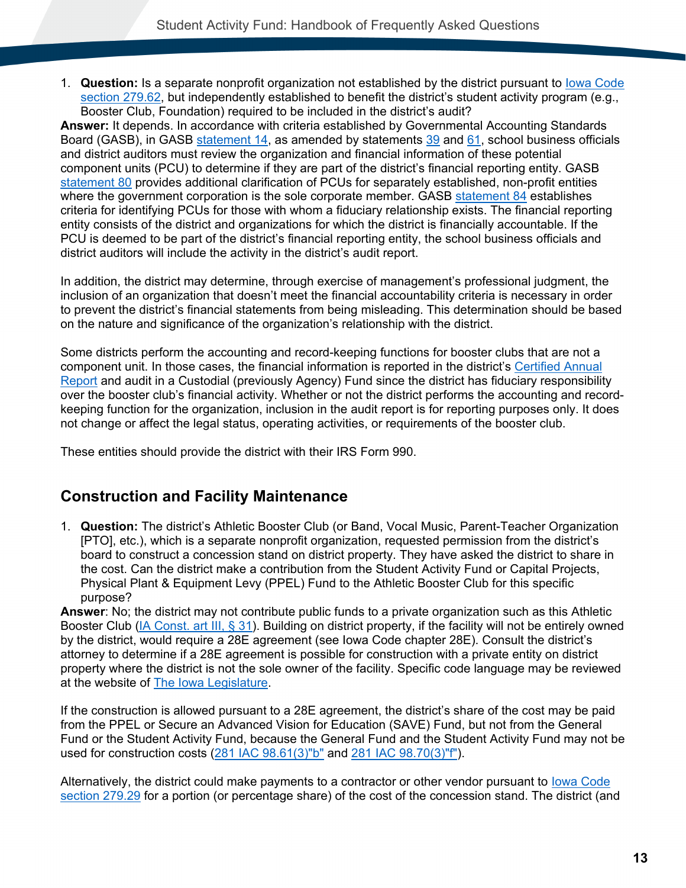1. **Question:** Is a separate nonprofit organization not established by the district pursuant to Iowa Code section 279.62, but independently established to benefit the district's student activity program (e.g., Booster Club, Foundation) required to be included in the district's audit?

**Answer:** It depends. In accordance with criteria established by Governmental Accounting Standards Board (GASB), in GASB statement 14, as amended by statements 39 and 61, school business officials and district auditors must review the organization and financial information of these potential component units (PCU) to determine if they are part of the district's financial reporting entity. GASB statement 80 provides additional clarification of PCUs for separately established, non-profit entities where the government corporation is the sole corporate member. GASB statement 84 establishes criteria for identifying PCUs for those with whom a fiduciary relationship exists. The financial reporting entity consists of the district and organizations for which the district is financially accountable. If the PCU is deemed to be part of the district's financial reporting entity, the school business officials and district auditors will include the activity in the district's audit report.

In addition, the district may determine, through exercise of management's professional judgment, the inclusion of an organization that doesn't meet the financial accountability criteria is necessary in order to prevent the district's financial statements from being misleading. This determination should be based on the nature and significance of the organization's relationship with the district.

Some districts perform the accounting and record-keeping functions for booster clubs that are not a component unit. In those cases, the financial information is reported in the district's Certified Annual Report and audit in a Custodial (previously Agency) Fund since the district has fiduciary responsibility over the booster club's financial activity. Whether or not the district performs the accounting and record-keeping function for the organization, inclusion in the audit report is for reporting purposes only. It does not change or affect the legal status, operating activities, or requirements of the booster club.

These entities should provide the district with their IRS Form 990.

## Construction and Facility Maintenance

1. **Question:** The district's Athletic Booster Club (or Band, Vocal Music, Parent-Teacher Organization [PTO], etc.), which is a separate nonprofit organization, requested permission from the district's board to construct a concession stand on district property. They have asked the district to share in the cost. Can the district make a contribution from the Student Activity Fund or Capital Projects, Physical Plant & Equipment Levy (PPEL) Fund to the Athletic Booster Club for this specific purpose?

**Answer**: No; the district may not contribute public funds to a private organization such as this Athletic Booster Club (IA Const. art III, § 31). Building on district property, if the facility will not be entirely owned by the district, would require a 28E agreement (see Iowa Code chapter 28E). Consult the district's attorney to determine if a 28E agreement is possible for construction with a private entity on district property where the district is not the sole owner of the facility. Specific code language may be reviewed at the website of The Iowa Legislature.

If the construction is allowed pursuant to a 28E agreement, the district's share of the cost may be paid from the PPEL or Secure an Advanced Vision for Education (SAVE) Fund, but not from the General Fund or the Student Activity Fund, because the General Fund and the Student Activity Fund may not be used for construction costs (281 IAC 98.61(3)"b" and 281 IAC 98.70(3)"f").

Alternatively, the district could make payments to a contractor or other vendor pursuant to Iowa Code section 279.29 for a portion (or percentage share) of the cost of the concession stand. The district (and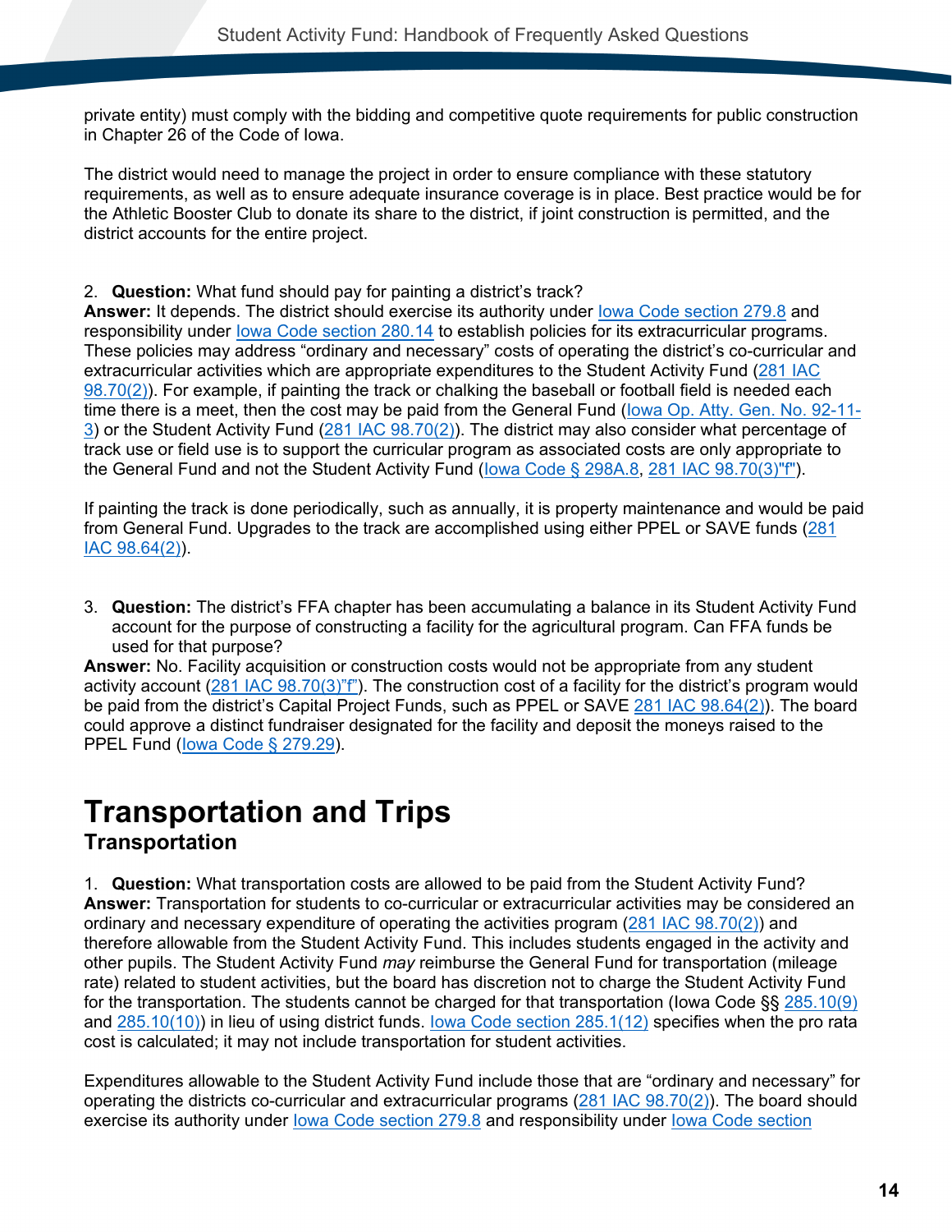private entity) must comply with the bidding and competitive quote requirements for public construction in Chapter 26 of the Code of Iowa.

The district would need to manage the project in order to ensure compliance with these statutory requirements, as well as to ensure adequate insurance coverage is in place. Best practice would be for the Athletic Booster Club to donate its share to the district, if joint construction is permitted, and the district accounts for the entire project.

2. **Question:** What fund should pay for painting a district's track?
**Answer:** It depends. The district should exercise its authority under Iowa Code section 279.8 and responsibility under Iowa Code section 280.14 to establish policies for its extracurricular programs. These policies may address "ordinary and necessary" costs of operating the district's co-curricular and extracurricular activities which are appropriate expenditures to the Student Activity Fund (281 IAC 98.70(2)). For example, if painting the track or chalking the baseball or football field is needed each time there is a meet, then the cost may be paid from the General Fund (Iowa Op. Atty. Gen. No. 92-11-3) or the Student Activity Fund (281 IAC 98.70(2)). The district may also consider what percentage of track use or field use is to support the curricular program as associated costs are only appropriate to the General Fund and not the Student Activity Fund (Iowa Code § 298A.8, 281 IAC 98.70(3)"f").

If painting the track is done periodically, such as annually, it is property maintenance and would be paid from General Fund. Upgrades to the track are accomplished using either PPEL or SAVE funds (281 IAC 98.64(2)).

3. **Question:** The district's FFA chapter has been accumulating a balance in its Student Activity Fund account for the purpose of constructing a facility for the agricultural program. Can FFA funds be used for that purpose?
**Answer:** No. Facility acquisition or construction costs would not be appropriate from any student activity account (281 IAC 98.70(3)"f"). The construction cost of a facility for the district's program would be paid from the district's Capital Project Funds, such as PPEL or SAVE 281 IAC 98.64(2)). The board could approve a distinct fundraiser designated for the facility and deposit the moneys raised to the PPEL Fund (Iowa Code § 279.29).

# Transportation and Trips

## Transportation

1. **Question:** What transportation costs are allowed to be paid from the Student Activity Fund?
**Answer:** Transportation for students to co-curricular or extracurricular activities may be considered an ordinary and necessary expenditure of operating the activities program (281 IAC 98.70(2)) and therefore allowable from the Student Activity Fund. This includes students engaged in the activity and other pupils. The Student Activity Fund *may* reimburse the General Fund for transportation (mileage rate) related to student activities, but the board has discretion not to charge the Student Activity Fund for the transportation. The students cannot be charged for that transportation (Iowa Code §§ 285.10(9) and 285.10(10)) in lieu of using district funds. Iowa Code section 285.1(12) specifies when the pro rata cost is calculated; it may not include transportation for student activities.

Expenditures allowable to the Student Activity Fund include those that are "ordinary and necessary" for operating the districts co-curricular and extracurricular programs (281 IAC 98.70(2)). The board should exercise its authority under Iowa Code section 279.8 and responsibility under Iowa Code section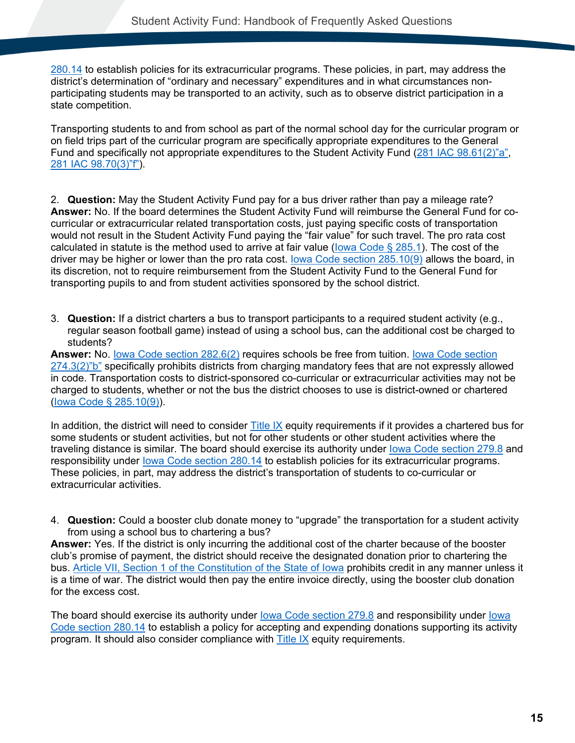280.14 to establish policies for its extracurricular programs. These policies, in part, may address the district's determination of "ordinary and necessary" expenditures and in what circumstances non-participating students may be transported to an activity, such as to observe district participation in a state competition.

Transporting students to and from school as part of the normal school day for the curricular program or on field trips part of the curricular program are specifically appropriate expenditures to the General Fund and specifically not appropriate expenditures to the Student Activity Fund (281 IAC 98.61(2)"a", 281 IAC 98.70(3)"f").

2. **Question:** May the Student Activity Fund pay for a bus driver rather than pay a mileage rate?
**Answer:** No. If the board determines the Student Activity Fund will reimburse the General Fund for co-curricular or extracurricular related transportation costs, just paying specific costs of transportation would not result in the Student Activity Fund paying the "fair value" for such travel. The pro rata cost calculated in statute is the method used to arrive at fair value (Iowa Code § 285.1). The cost of the driver may be higher or lower than the pro rata cost. Iowa Code section 285.10(9) allows the board, in its discretion, not to require reimbursement from the Student Activity Fund to the General Fund for transporting pupils to and from student activities sponsored by the school district.

3. **Question:** If a district charters a bus to transport participants to a required student activity (e.g., regular season football game) instead of using a school bus, can the additional cost be charged to students?
**Answer:** No. Iowa Code section 282.6(2) requires schools be free from tuition. Iowa Code section 274.3(2)"b" specifically prohibits districts from charging mandatory fees that are not expressly allowed in code. Transportation costs to district-sponsored co-curricular or extracurricular activities may not be charged to students, whether or not the bus the district chooses to use is district-owned or chartered (Iowa Code § 285.10(9)).

In addition, the district will need to consider Title IX equity requirements if it provides a chartered bus for some students or student activities, but not for other students or other student activities where the traveling distance is similar. The board should exercise its authority under Iowa Code section 279.8 and responsibility under Iowa Code section 280.14 to establish policies for its extracurricular programs. These policies, in part, may address the district's transportation of students to co-curricular or extracurricular activities.

4. **Question:** Could a booster club donate money to "upgrade" the transportation for a student activity from using a school bus to chartering a bus?
**Answer:** Yes. If the district is only incurring the additional cost of the charter because of the booster club's promise of payment, the district should receive the designated donation prior to chartering the bus. Article VII, Section 1 of the Constitution of the State of Iowa prohibits credit in any manner unless it is a time of war. The district would then pay the entire invoice directly, using the booster club donation for the excess cost.

The board should exercise its authority under Iowa Code section 279.8 and responsibility under Iowa Code section 280.14 to establish a policy for accepting and expending donations supporting its activity program. It should also consider compliance with Title IX equity requirements.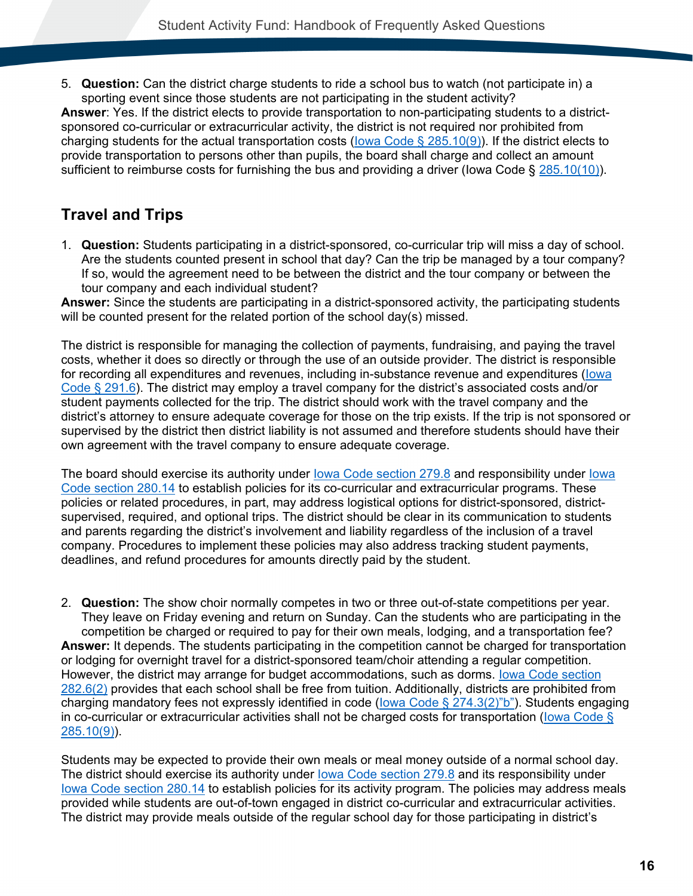5. **Question:** Can the district charge students to ride a school bus to watch (not participate in) a sporting event since those students are not participating in the student activity?

**Answer**: Yes. If the district elects to provide transportation to non-participating students to a district-sponsored co-curricular or extracurricular activity, the district is not required nor prohibited from charging students for the actual transportation costs (Iowa Code § 285.10(9)). If the district elects to provide transportation to persons other than pupils, the board shall charge and collect an amount sufficient to reimburse costs for furnishing the bus and providing a driver (Iowa Code § 285.10(10)).

## Travel and Trips

1. **Question:** Students participating in a district-sponsored, co-curricular trip will miss a day of school. Are the students counted present in school that day? Can the trip be managed by a tour company? If so, would the agreement need to be between the district and the tour company or between the tour company and each individual student?

**Answer:** Since the students are participating in a district-sponsored activity, the participating students will be counted present for the related portion of the school day(s) missed.

The district is responsible for managing the collection of payments, fundraising, and paying the travel costs, whether it does so directly or through the use of an outside provider. The district is responsible for recording all expenditures and revenues, including in-substance revenue and expenditures (Iowa Code § 291.6). The district may employ a travel company for the district's associated costs and/or student payments collected for the trip. The district should work with the travel company and the district's attorney to ensure adequate coverage for those on the trip exists. If the trip is not sponsored or supervised by the district then district liability is not assumed and therefore students should have their own agreement with the travel company to ensure adequate coverage.

The board should exercise its authority under Iowa Code section 279.8 and responsibility under Iowa Code section 280.14 to establish policies for its co-curricular and extracurricular programs. These policies or related procedures, in part, may address logistical options for district-sponsored, district-supervised, required, and optional trips. The district should be clear in its communication to students and parents regarding the district's involvement and liability regardless of the inclusion of a travel company. Procedures to implement these policies may also address tracking student payments, deadlines, and refund procedures for amounts directly paid by the student.

2. **Question:** The show choir normally competes in two or three out-of-state competitions per year. They leave on Friday evening and return on Sunday. Can the students who are participating in the competition be charged or required to pay for their own meals, lodging, and a transportation fee?

**Answer:** It depends. The students participating in the competition cannot be charged for transportation or lodging for overnight travel for a district-sponsored team/choir attending a regular competition. However, the district may arrange for budget accommodations, such as dorms. Iowa Code section 282.6(2) provides that each school shall be free from tuition. Additionally, districts are prohibited from charging mandatory fees not expressly identified in code (Iowa Code § 274.3(2)"b"). Students engaging in co-curricular or extracurricular activities shall not be charged costs for transportation (Iowa Code § 285.10(9)).

Students may be expected to provide their own meals or meal money outside of a normal school day. The district should exercise its authority under Iowa Code section 279.8 and its responsibility under Iowa Code section 280.14 to establish policies for its activity program. The policies may address meals provided while students are out-of-town engaged in district co-curricular and extracurricular activities. The district may provide meals outside of the regular school day for those participating in district's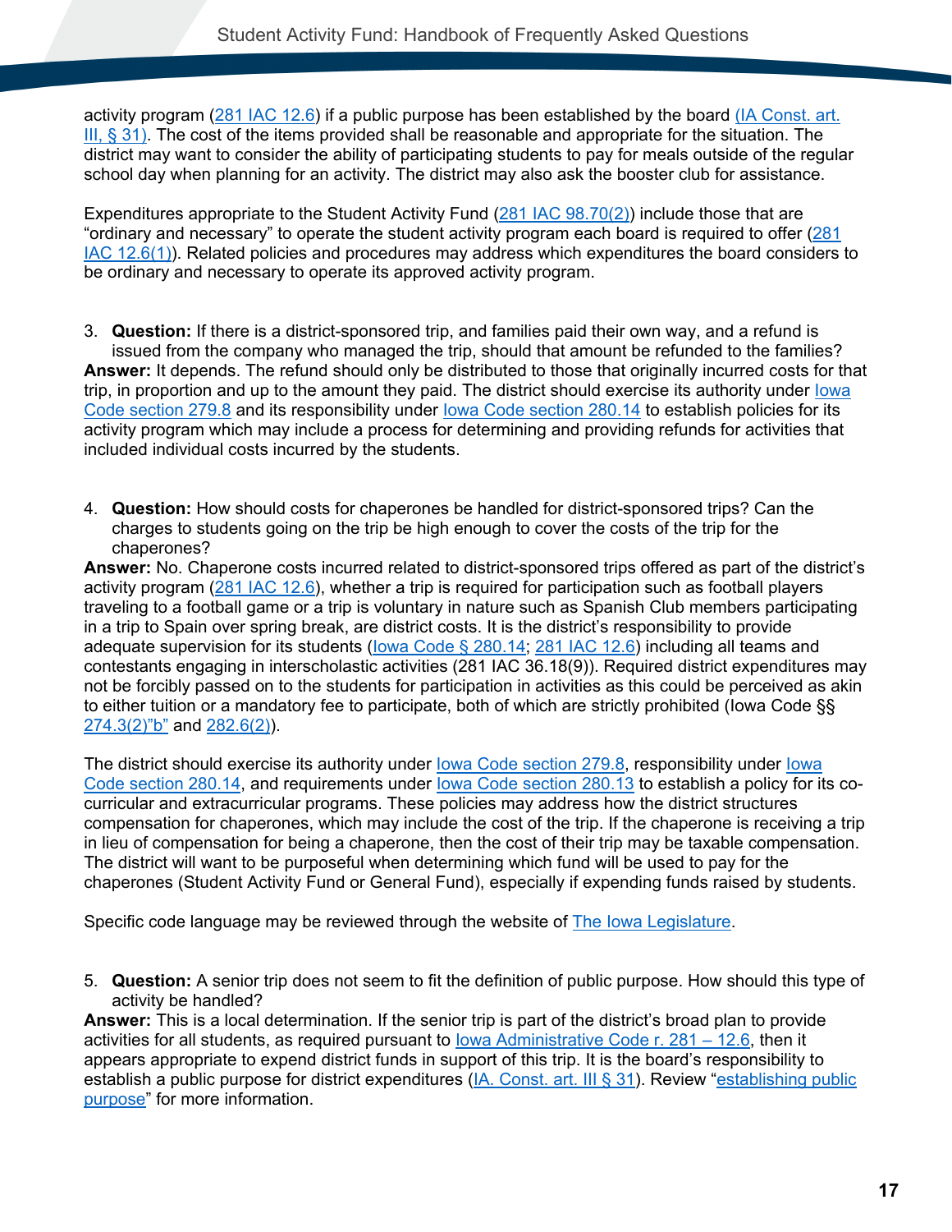activity program (281 IAC 12.6) if a public purpose has been established by the board (IA Const. art. III, § 31). The cost of the items provided shall be reasonable and appropriate for the situation. The district may want to consider the ability of participating students to pay for meals outside of the regular school day when planning for an activity. The district may also ask the booster club for assistance.

Expenditures appropriate to the Student Activity Fund (281 IAC 98.70(2)) include those that are "ordinary and necessary" to operate the student activity program each board is required to offer (281 IAC 12.6(1)). Related policies and procedures may address which expenditures the board considers to be ordinary and necessary to operate its approved activity program.

3. **Question:** If there is a district-sponsored trip, and families paid their own way, and a refund is issued from the company who managed the trip, should that amount be refunded to the families?

**Answer:** It depends. The refund should only be distributed to those that originally incurred costs for that trip, in proportion and up to the amount they paid. The district should exercise its authority under Iowa Code section 279.8 and its responsibility under Iowa Code section 280.14 to establish policies for its activity program which may include a process for determining and providing refunds for activities that included individual costs incurred by the students.

4. **Question:** How should costs for chaperones be handled for district-sponsored trips? Can the charges to students going on the trip be high enough to cover the costs of the trip for the chaperones?

**Answer:** No. Chaperone costs incurred related to district-sponsored trips offered as part of the district's activity program (281 IAC 12.6), whether a trip is required for participation such as football players traveling to a football game or a trip is voluntary in nature such as Spanish Club members participating in a trip to Spain over spring break, are district costs. It is the district's responsibility to provide adequate supervision for its students (Iowa Code § 280.14; 281 IAC 12.6) including all teams and contestants engaging in interscholastic activities (281 IAC 36.18(9)). Required district expenditures may not be forcibly passed on to the students for participation in activities as this could be perceived as akin to either tuition or a mandatory fee to participate, both of which are strictly prohibited (Iowa Code §§ 274.3(2)"b" and 282.6(2)).

The district should exercise its authority under Iowa Code section 279.8, responsibility under Iowa Code section 280.14, and requirements under Iowa Code section 280.13 to establish a policy for its co-curricular and extracurricular programs. These policies may address how the district structures compensation for chaperones, which may include the cost of the trip. If the chaperone is receiving a trip in lieu of compensation for being a chaperone, then the cost of their trip may be taxable compensation. The district will want to be purposeful when determining which fund will be used to pay for the chaperones (Student Activity Fund or General Fund), especially if expending funds raised by students.

Specific code language may be reviewed through the website of The Iowa Legislature.

5. **Question:** A senior trip does not seem to fit the definition of public purpose. How should this type of activity be handled?

**Answer:** This is a local determination. If the senior trip is part of the district's broad plan to provide activities for all students, as required pursuant to Iowa Administrative Code r. 281 – 12.6, then it appears appropriate to expend district funds in support of this trip. It is the board's responsibility to establish a public purpose for district expenditures (IA. Const. art. III § 31). Review "establishing public purpose" for more information.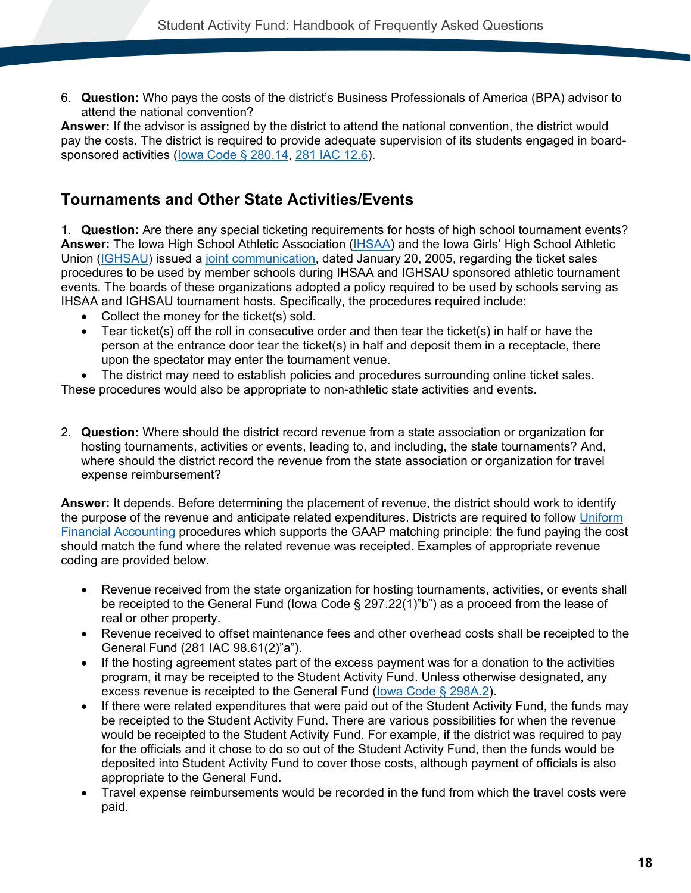6. **Question:** Who pays the costs of the district's Business Professionals of America (BPA) advisor to attend the national convention?

**Answer:** If the advisor is assigned by the district to attend the national convention, the district would pay the costs. The district is required to provide adequate supervision of its students engaged in board-sponsored activities (Iowa Code § 280.14, 281 IAC 12.6).

## Tournaments and Other State Activities/Events

1. **Question:** Are there any special ticketing requirements for hosts of high school tournament events?

**Answer:** The Iowa High School Athletic Association (IHSAA) and the Iowa Girls' High School Athletic Union (IGHSAU) issued a joint communication, dated January 20, 2005, regarding the ticket sales procedures to be used by member schools during IHSAA and IGHSAU sponsored athletic tournament events. The boards of these organizations adopted a policy required to be used by schools serving as IHSAA and IGHSAU tournament hosts. Specifically, the procedures required include:

- Collect the money for the ticket(s) sold.
- Tear ticket(s) off the roll in consecutive order and then tear the ticket(s) in half or have the person at the entrance door tear the ticket(s) in half and deposit them in a receptacle, there upon the spectator may enter the tournament venue.
- The district may need to establish policies and procedures surrounding online ticket sales.

These procedures would also be appropriate to non-athletic state activities and events.

2. **Question:** Where should the district record revenue from a state association or organization for hosting tournaments, activities or events, leading to, and including, the state tournaments? And, where should the district record the revenue from the state association or organization for travel expense reimbursement?

**Answer:** It depends. Before determining the placement of revenue, the district should work to identify the purpose of the revenue and anticipate related expenditures. Districts are required to follow Uniform Financial Accounting procedures which supports the GAAP matching principle: the fund paying the cost should match the fund where the related revenue was receipted. Examples of appropriate revenue coding are provided below.

- Revenue received from the state organization for hosting tournaments, activities, or events shall be receipted to the General Fund (Iowa Code § 297.22(1)"b") as a proceed from the lease of real or other property.
- Revenue received to offset maintenance fees and other overhead costs shall be receipted to the General Fund (281 IAC 98.61(2)"a").
- If the hosting agreement states part of the excess payment was for a donation to the activities program, it may be receipted to the Student Activity Fund. Unless otherwise designated, any excess revenue is receipted to the General Fund (Iowa Code § 298A.2).
- If there were related expenditures that were paid out of the Student Activity Fund, the funds may be receipted to the Student Activity Fund. There are various possibilities for when the revenue would be receipted to the Student Activity Fund. For example, if the district was required to pay for the officials and it chose to do so out of the Student Activity Fund, then the funds would be deposited into Student Activity Fund to cover those costs, although payment of officials is also appropriate to the General Fund.
- Travel expense reimbursements would be recorded in the fund from which the travel costs were paid.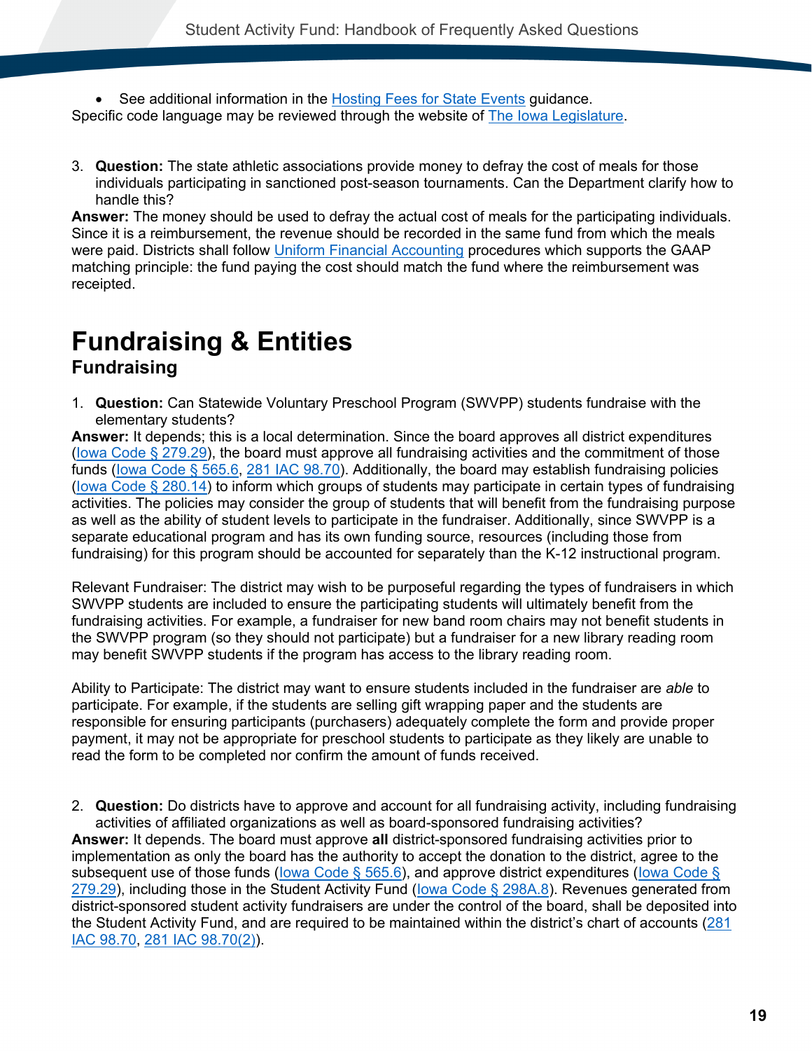- See additional information in the Hosting Fees for State Events guidance.

Specific code language may be reviewed through the website of The Iowa Legislature.

3. **Question:** The state athletic associations provide money to defray the cost of meals for those individuals participating in sanctioned post-season tournaments. Can the Department clarify how to handle this?

**Answer:** The money should be used to defray the actual cost of meals for the participating individuals. Since it is a reimbursement, the revenue should be recorded in the same fund from which the meals were paid. Districts shall follow Uniform Financial Accounting procedures which supports the GAAP matching principle: the fund paying the cost should match the fund where the reimbursement was receipted.

# Fundraising & Entities

## Fundraising

1. **Question:** Can Statewide Voluntary Preschool Program (SWVPP) students fundraise with the elementary students?

**Answer:** It depends; this is a local determination. Since the board approves all district expenditures (Iowa Code § 279.29), the board must approve all fundraising activities and the commitment of those funds (Iowa Code § 565.6, 281 IAC 98.70). Additionally, the board may establish fundraising policies (Iowa Code § 280.14) to inform which groups of students may participate in certain types of fundraising activities. The policies may consider the group of students that will benefit from the fundraising purpose as well as the ability of student levels to participate in the fundraiser. Additionally, since SWVPP is a separate educational program and has its own funding source, resources (including those from fundraising) for this program should be accounted for separately than the K-12 instructional program.

Relevant Fundraiser: The district may wish to be purposeful regarding the types of fundraisers in which SWVPP students are included to ensure the participating students will ultimately benefit from the fundraising activities. For example, a fundraiser for new band room chairs may not benefit students in the SWVPP program (so they should not participate) but a fundraiser for a new library reading room may benefit SWVPP students if the program has access to the library reading room.

Ability to Participate: The district may want to ensure students included in the fundraiser are *able* to participate. For example, if the students are selling gift wrapping paper and the students are responsible for ensuring participants (purchasers) adequately complete the form and provide proper payment, it may not be appropriate for preschool students to participate as they likely are unable to read the form to be completed nor confirm the amount of funds received.

2. **Question:** Do districts have to approve and account for all fundraising activity, including fundraising activities of affiliated organizations as well as board-sponsored fundraising activities?

**Answer:** It depends. The board must approve **all** district-sponsored fundraising activities prior to implementation as only the board has the authority to accept the donation to the district, agree to the subsequent use of those funds (Iowa Code § 565.6), and approve district expenditures (Iowa Code § 279.29), including those in the Student Activity Fund (Iowa Code § 298A.8). Revenues generated from district-sponsored student activity fundraisers are under the control of the board, shall be deposited into the Student Activity Fund, and are required to be maintained within the district's chart of accounts (281 IAC 98.70, 281 IAC 98.70(2)).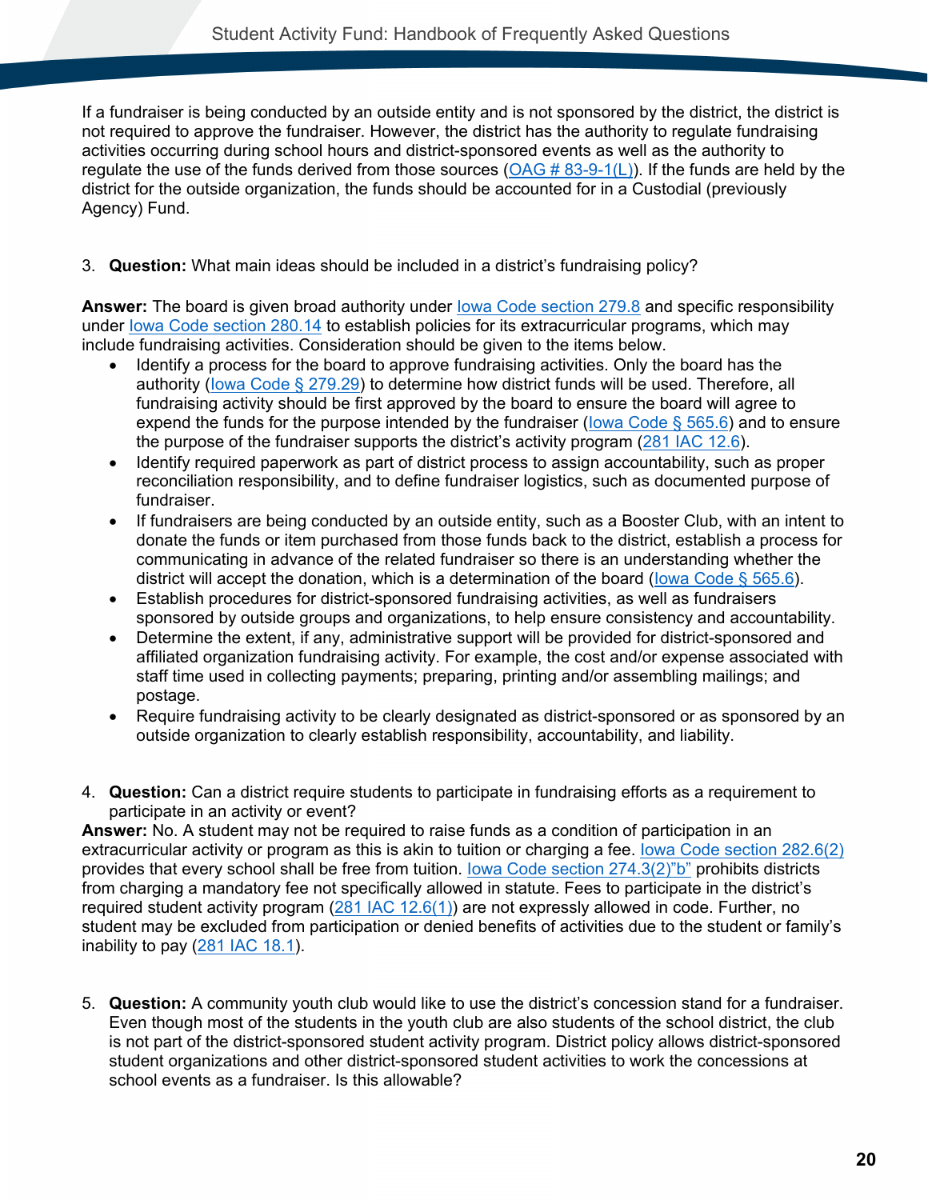If a fundraiser is being conducted by an outside entity and is not sponsored by the district, the district is not required to approve the fundraiser. However, the district has the authority to regulate fundraising activities occurring during school hours and district-sponsored events as well as the authority to regulate the use of the funds derived from those sources (OAG # 83-9-1(L)). If the funds are held by the district for the outside organization, the funds should be accounted for in a Custodial (previously Agency) Fund.

3. **Question:** What main ideas should be included in a district's fundraising policy?

**Answer:** The board is given broad authority under Iowa Code section 279.8 and specific responsibility under Iowa Code section 280.14 to establish policies for its extracurricular programs, which may include fundraising activities. Consideration should be given to the items below.

- Identify a process for the board to approve fundraising activities. Only the board has the authority (Iowa Code § 279.29) to determine how district funds will be used. Therefore, all fundraising activity should be first approved by the board to ensure the board will agree to expend the funds for the purpose intended by the fundraiser (Iowa Code § 565.6) and to ensure the purpose of the fundraiser supports the district's activity program (281 IAC 12.6).
- Identify required paperwork as part of district process to assign accountability, such as proper reconciliation responsibility, and to define fundraiser logistics, such as documented purpose of fundraiser.
- If fundraisers are being conducted by an outside entity, such as a Booster Club, with an intent to donate the funds or item purchased from those funds back to the district, establish a process for communicating in advance of the related fundraiser so there is an understanding whether the district will accept the donation, which is a determination of the board (Iowa Code § 565.6).
- Establish procedures for district-sponsored fundraising activities, as well as fundraisers sponsored by outside groups and organizations, to help ensure consistency and accountability.
- Determine the extent, if any, administrative support will be provided for district-sponsored and affiliated organization fundraising activity. For example, the cost and/or expense associated with staff time used in collecting payments; preparing, printing and/or assembling mailings; and postage.
- Require fundraising activity to be clearly designated as district-sponsored or as sponsored by an outside organization to clearly establish responsibility, accountability, and liability.

4. **Question:** Can a district require students to participate in fundraising efforts as a requirement to participate in an activity or event?

**Answer:** No. A student may not be required to raise funds as a condition of participation in an extracurricular activity or program as this is akin to tuition or charging a fee. Iowa Code section 282.6(2) provides that every school shall be free from tuition. Iowa Code section 274.3(2)"b" prohibits districts from charging a mandatory fee not specifically allowed in statute. Fees to participate in the district's required student activity program (281 IAC 12.6(1)) are not expressly allowed in code. Further, no student may be excluded from participation or denied benefits of activities due to the student or family's inability to pay (281 IAC 18.1).

5. **Question:** A community youth club would like to use the district's concession stand for a fundraiser. Even though most of the students in the youth club are also students of the school district, the club is not part of the district-sponsored student activity program. District policy allows district-sponsored student organizations and other district-sponsored student activities to work the concessions at school events as a fundraiser. Is this allowable?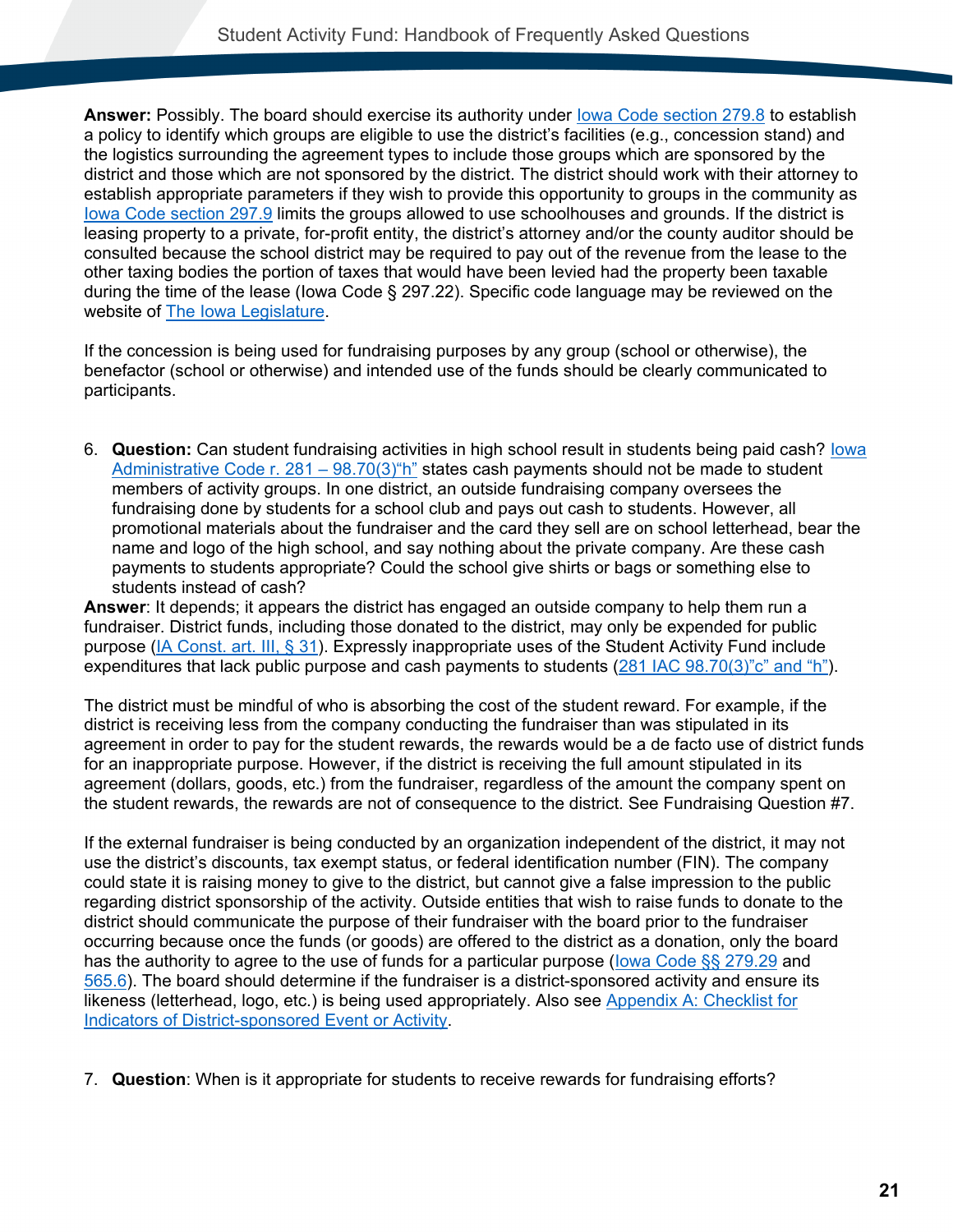**Answer:** Possibly. The board should exercise its authority under Iowa Code section 279.8 to establish a policy to identify which groups are eligible to use the district's facilities (e.g., concession stand) and the logistics surrounding the agreement types to include those groups which are sponsored by the district and those which are not sponsored by the district. The district should work with their attorney to establish appropriate parameters if they wish to provide this opportunity to groups in the community as Iowa Code section 297.9 limits the groups allowed to use schoolhouses and grounds. If the district is leasing property to a private, for-profit entity, the district's attorney and/or the county auditor should be consulted because the school district may be required to pay out of the revenue from the lease to the other taxing bodies the portion of taxes that would have been levied had the property been taxable during the time of the lease (Iowa Code § 297.22). Specific code language may be reviewed on the website of The Iowa Legislature.

If the concession is being used for fundraising purposes by any group (school or otherwise), the benefactor (school or otherwise) and intended use of the funds should be clearly communicated to participants.

6. **Question:** Can student fundraising activities in high school result in students being paid cash? Iowa Administrative Code r. 281 – 98.70(3)"h" states cash payments should not be made to student members of activity groups. In one district, an outside fundraising company oversees the fundraising done by students for a school club and pays out cash to students. However, all promotional materials about the fundraiser and the card they sell are on school letterhead, bear the name and logo of the high school, and say nothing about the private company. Are these cash payments to students appropriate? Could the school give shirts or bags or something else to students instead of cash?

**Answer**: It depends; it appears the district has engaged an outside company to help them run a fundraiser. District funds, including those donated to the district, may only be expended for public purpose (IA Const. art. III, § 31). Expressly inappropriate uses of the Student Activity Fund include expenditures that lack public purpose and cash payments to students (281 IAC 98.70(3)"c" and "h").

The district must be mindful of who is absorbing the cost of the student reward. For example, if the district is receiving less from the company conducting the fundraiser than was stipulated in its agreement in order to pay for the student rewards, the rewards would be a de facto use of district funds for an inappropriate purpose. However, if the district is receiving the full amount stipulated in its agreement (dollars, goods, etc.) from the fundraiser, regardless of the amount the company spent on the student rewards, the rewards are not of consequence to the district. See Fundraising Question #7.

If the external fundraiser is being conducted by an organization independent of the district, it may not use the district's discounts, tax exempt status, or federal identification number (FIN). The company could state it is raising money to give to the district, but cannot give a false impression to the public regarding district sponsorship of the activity. Outside entities that wish to raise funds to donate to the district should communicate the purpose of their fundraiser with the board prior to the fundraiser occurring because once the funds (or goods) are offered to the district as a donation, only the board has the authority to agree to the use of funds for a particular purpose (Iowa Code §§ 279.29 and 565.6). The board should determine if the fundraiser is a district-sponsored activity and ensure its likeness (letterhead, logo, etc.) is being used appropriately. Also see Appendix A: Checklist for Indicators of District-sponsored Event or Activity.

7. **Question**: When is it appropriate for students to receive rewards for fundraising efforts?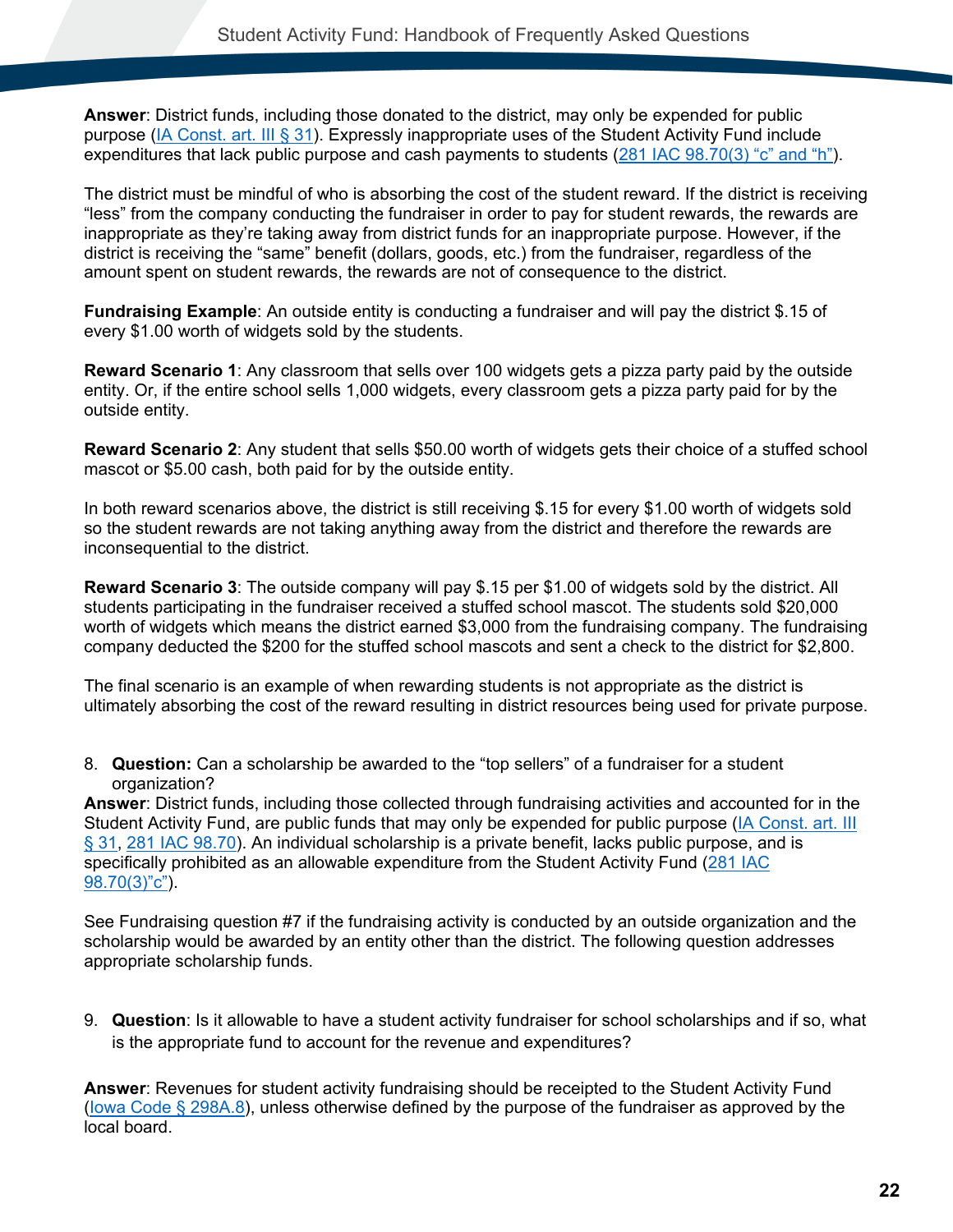**Answer**: District funds, including those donated to the district, may only be expended for public purpose (IA Const. art. III § 31). Expressly inappropriate uses of the Student Activity Fund include expenditures that lack public purpose and cash payments to students (281 IAC 98.70(3) "c" and "h").

The district must be mindful of who is absorbing the cost of the student reward. If the district is receiving "less" from the company conducting the fundraiser in order to pay for student rewards, the rewards are inappropriate as they're taking away from district funds for an inappropriate purpose. However, if the district is receiving the "same" benefit (dollars, goods, etc.) from the fundraiser, regardless of the amount spent on student rewards, the rewards are not of consequence to the district.

**Fundraising Example**: An outside entity is conducting a fundraiser and will pay the district $.15 of every $1.00 worth of widgets sold by the students.

**Reward Scenario 1**: Any classroom that sells over 100 widgets gets a pizza party paid by the outside entity. Or, if the entire school sells 1,000 widgets, every classroom gets a pizza party paid for by the outside entity.

**Reward Scenario 2**: Any student that sells $50.00 worth of widgets gets their choice of a stuffed school mascot or $5.00 cash, both paid for by the outside entity.

In both reward scenarios above, the district is still receiving $.15 for every $1.00 worth of widgets sold so the student rewards are not taking anything away from the district and therefore the rewards are inconsequential to the district.

**Reward Scenario 3**: The outside company will pay $.15 per $1.00 of widgets sold by the district. All students participating in the fundraiser received a stuffed school mascot. The students sold $20,000 worth of widgets which means the district earned $3,000 from the fundraising company. The fundraising company deducted the $200 for the stuffed school mascots and sent a check to the district for $2,800.

The final scenario is an example of when rewarding students is not appropriate as the district is ultimately absorbing the cost of the reward resulting in district resources being used for private purpose.

8. **Question:** Can a scholarship be awarded to the "top sellers" of a fundraiser for a student organization?

**Answer**: District funds, including those collected through fundraising activities and accounted for in the Student Activity Fund, are public funds that may only be expended for public purpose (IA Const. art. III § 31, 281 IAC 98.70). An individual scholarship is a private benefit, lacks public purpose, and is specifically prohibited as an allowable expenditure from the Student Activity Fund (281 IAC 98.70(3)"c").

See Fundraising question #7 if the fundraising activity is conducted by an outside organization and the scholarship would be awarded by an entity other than the district. The following question addresses appropriate scholarship funds.

9. **Question**: Is it allowable to have a student activity fundraiser for school scholarships and if so, what is the appropriate fund to account for the revenue and expenditures?

**Answer**: Revenues for student activity fundraising should be receipted to the Student Activity Fund (Iowa Code § 298A.8), unless otherwise defined by the purpose of the fundraiser as approved by the local board.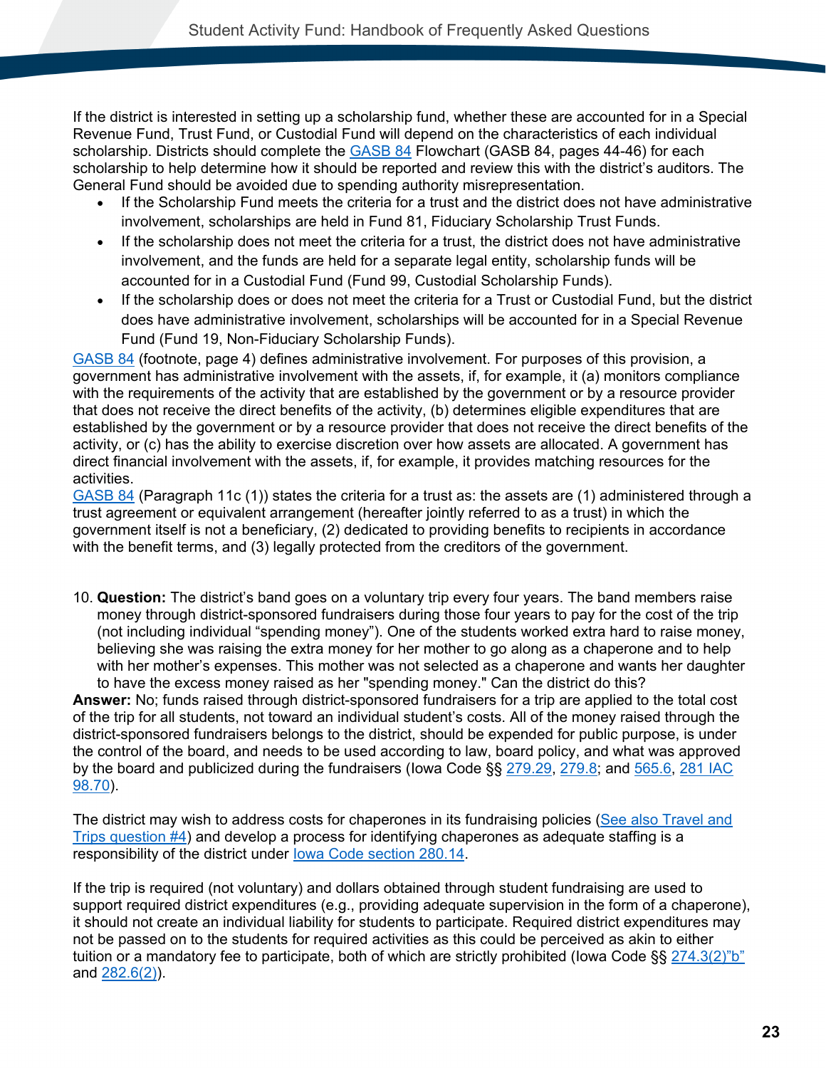If the district is interested in setting up a scholarship fund, whether these are accounted for in a Special Revenue Fund, Trust Fund, or Custodial Fund will depend on the characteristics of each individual scholarship. Districts should complete the GASB 84 Flowchart (GASB 84, pages 44-46) for each scholarship to help determine how it should be reported and review this with the district's auditors. The General Fund should be avoided due to spending authority misrepresentation.

- If the Scholarship Fund meets the criteria for a trust and the district does not have administrative involvement, scholarships are held in Fund 81, Fiduciary Scholarship Trust Funds.
- If the scholarship does not meet the criteria for a trust, the district does not have administrative involvement, and the funds are held for a separate legal entity, scholarship funds will be accounted for in a Custodial Fund (Fund 99, Custodial Scholarship Funds).
- If the scholarship does or does not meet the criteria for a Trust or Custodial Fund, but the district does have administrative involvement, scholarships will be accounted for in a Special Revenue Fund (Fund 19, Non-Fiduciary Scholarship Funds).

GASB 84 (footnote, page 4) defines administrative involvement. For purposes of this provision, a government has administrative involvement with the assets, if, for example, it (a) monitors compliance with the requirements of the activity that are established by the government or by a resource provider that does not receive the direct benefits of the activity, (b) determines eligible expenditures that are established by the government or by a resource provider that does not receive the direct benefits of the activity, or (c) has the ability to exercise discretion over how assets are allocated. A government has direct financial involvement with the assets, if, for example, it provides matching resources for the activities.

GASB 84 (Paragraph 11c (1)) states the criteria for a trust as: the assets are (1) administered through a trust agreement or equivalent arrangement (hereafter jointly referred to as a trust) in which the government itself is not a beneficiary, (2) dedicated to providing benefits to recipients in accordance with the benefit terms, and (3) legally protected from the creditors of the government.

10. **Question:** The district's band goes on a voluntary trip every four years. The band members raise money through district-sponsored fundraisers during those four years to pay for the cost of the trip (not including individual "spending money"). One of the students worked extra hard to raise money, believing she was raising the extra money for her mother to go along as a chaperone and to help with her mother's expenses. This mother was not selected as a chaperone and wants her daughter to have the excess money raised as her "spending money." Can the district do this?

**Answer:** No; funds raised through district-sponsored fundraisers for a trip are applied to the total cost of the trip for all students, not toward an individual student's costs. All of the money raised through the district-sponsored fundraisers belongs to the district, should be expended for public purpose, is under the control of the board, and needs to be used according to law, board policy, and what was approved by the board and publicized during the fundraisers (Iowa Code §§ 279.29, 279.8; and 565.6, 281 IAC 98.70).

The district may wish to address costs for chaperones in its fundraising policies (See also Travel and Trips question #4) and develop a process for identifying chaperones as adequate staffing is a responsibility of the district under Iowa Code section 280.14.

If the trip is required (not voluntary) and dollars obtained through student fundraising are used to support required district expenditures (e.g., providing adequate supervision in the form of a chaperone), it should not create an individual liability for students to participate. Required district expenditures may not be passed on to the students for required activities as this could be perceived as akin to either tuition or a mandatory fee to participate, both of which are strictly prohibited (Iowa Code §§ 274.3(2)"b" and 282.6(2)).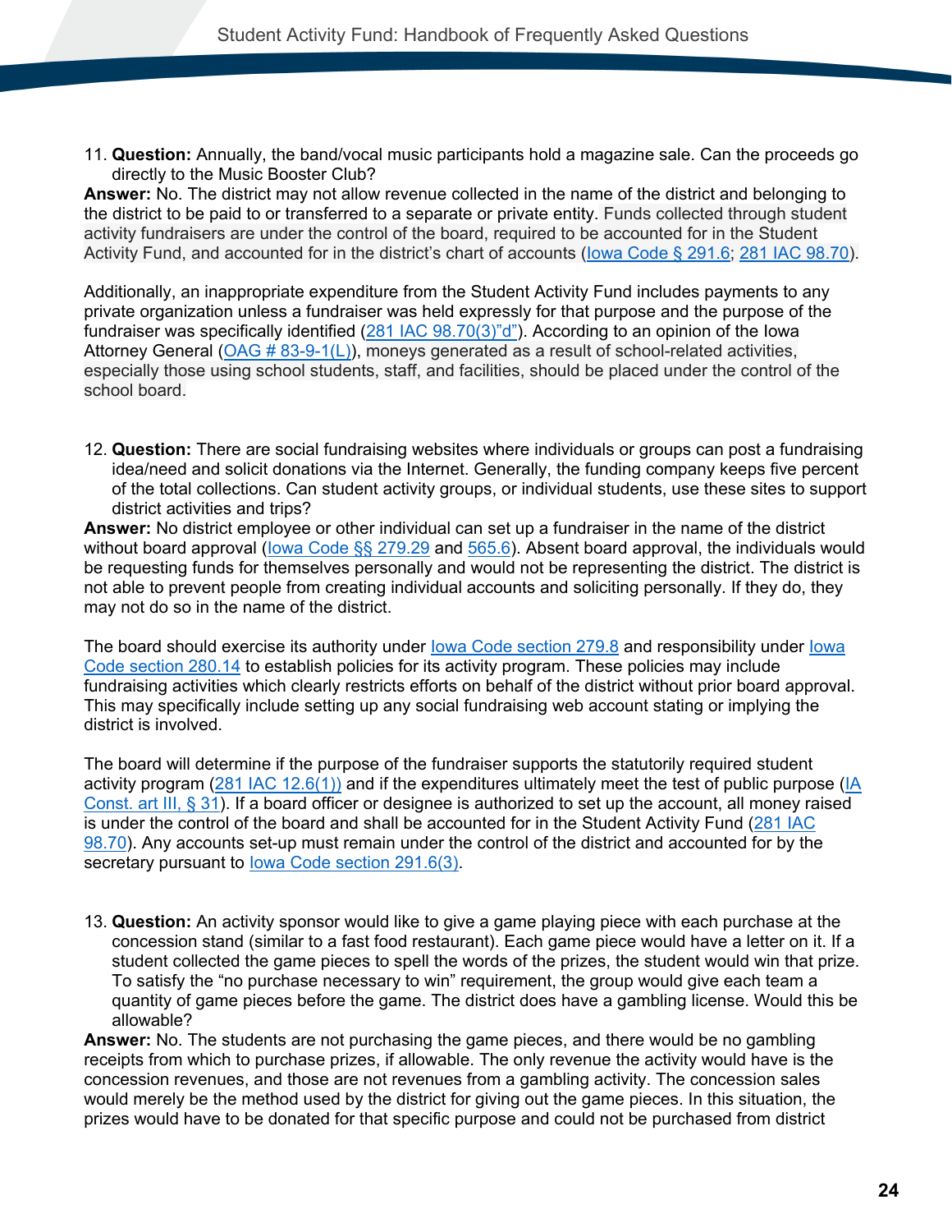11. **Question:** Annually, the band/vocal music participants hold a magazine sale. Can the proceeds go directly to the Music Booster Club?

**Answer:** No. The district may not allow revenue collected in the name of the district and belonging to the district to be paid to or transferred to a separate or private entity. Funds collected through student activity fundraisers are under the control of the board, required to be accounted for in the Student Activity Fund, and accounted for in the district's chart of accounts (Iowa Code § 291.6; 281 IAC 98.70).

Additionally, an inappropriate expenditure from the Student Activity Fund includes payments to any private organization unless a fundraiser was held expressly for that purpose and the purpose of the fundraiser was specifically identified (281 IAC 98.70(3)"d"). According to an opinion of the Iowa Attorney General (OAG # 83-9-1(L)), moneys generated as a result of school-related activities, especially those using school students, staff, and facilities, should be placed under the control of the school board.

12. **Question:** There are social fundraising websites where individuals or groups can post a fundraising idea/need and solicit donations via the Internet. Generally, the funding company keeps five percent of the total collections. Can student activity groups, or individual students, use these sites to support district activities and trips?

**Answer:** No district employee or other individual can set up a fundraiser in the name of the district without board approval (Iowa Code §§ 279.29 and 565.6). Absent board approval, the individuals would be requesting funds for themselves personally and would not be representing the district. The district is not able to prevent people from creating individual accounts and soliciting personally. If they do, they may not do so in the name of the district.

The board should exercise its authority under Iowa Code section 279.8 and responsibility under Iowa Code section 280.14 to establish policies for its activity program. These policies may include fundraising activities which clearly restricts efforts on behalf of the district without prior board approval. This may specifically include setting up any social fundraising web account stating or implying the district is involved.

The board will determine if the purpose of the fundraiser supports the statutorily required student activity program (281 IAC 12.6(1)) and if the expenditures ultimately meet the test of public purpose (IA Const. art III, § 31). If a board officer or designee is authorized to set up the account, all money raised is under the control of the board and shall be accounted for in the Student Activity Fund (281 IAC 98.70). Any accounts set-up must remain under the control of the district and accounted for by the secretary pursuant to Iowa Code section 291.6(3).

13. **Question:** An activity sponsor would like to give a game playing piece with each purchase at the concession stand (similar to a fast food restaurant). Each game piece would have a letter on it. If a student collected the game pieces to spell the words of the prizes, the student would win that prize. To satisfy the "no purchase necessary to win" requirement, the group would give each team a quantity of game pieces before the game. The district does have a gambling license. Would this be allowable?

**Answer:** No. The students are not purchasing the game pieces, and there would be no gambling receipts from which to purchase prizes, if allowable. The only revenue the activity would have is the concession revenues, and those are not revenues from a gambling activity. The concession sales would merely be the method used by the district for giving out the game pieces. In this situation, the prizes would have to be donated for that specific purpose and could not be purchased from district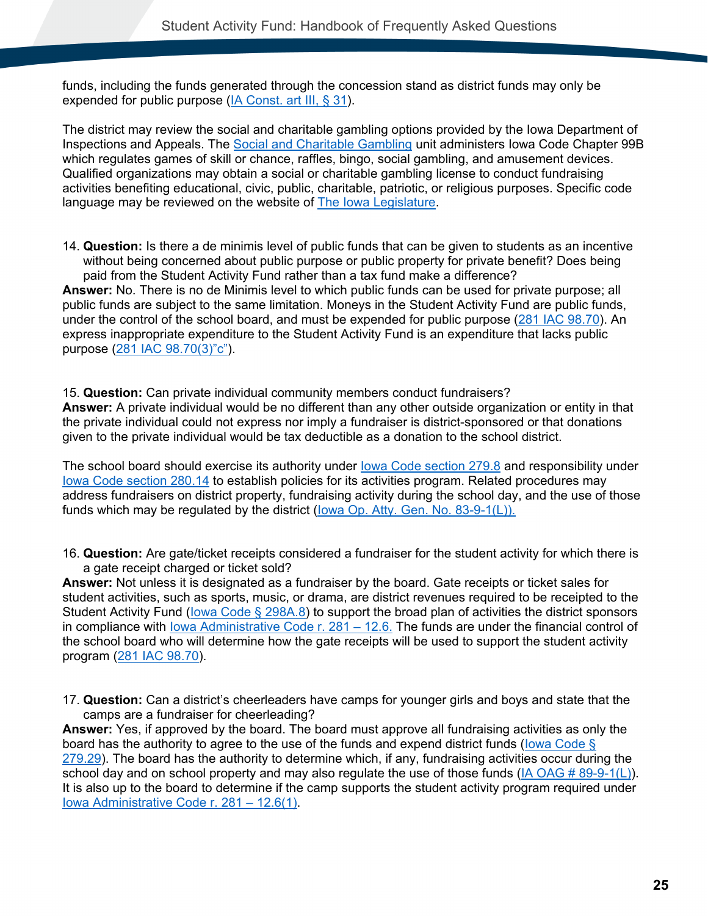funds, including the funds generated through the concession stand as district funds may only be expended for public purpose (IA Const. art III, § 31).

The district may review the social and charitable gambling options provided by the Iowa Department of Inspections and Appeals. The Social and Charitable Gambling unit administers Iowa Code Chapter 99B which regulates games of skill or chance, raffles, bingo, social gambling, and amusement devices. Qualified organizations may obtain a social or charitable gambling license to conduct fundraising activities benefiting educational, civic, public, charitable, patriotic, or religious purposes. Specific code language may be reviewed on the website of The Iowa Legislature.

14. **Question:** Is there a de minimis level of public funds that can be given to students as an incentive without being concerned about public purpose or public property for private benefit? Does being paid from the Student Activity Fund rather than a tax fund make a difference?

**Answer:** No. There is no de Minimis level to which public funds can be used for private purpose; all public funds are subject to the same limitation. Moneys in the Student Activity Fund are public funds, under the control of the school board, and must be expended for public purpose (281 IAC 98.70). An express inappropriate expenditure to the Student Activity Fund is an expenditure that lacks public purpose (281 IAC 98.70(3)"c").

15. **Question:** Can private individual community members conduct fundraisers?

**Answer:** A private individual would be no different than any other outside organization or entity in that the private individual could not express nor imply a fundraiser is district-sponsored or that donations given to the private individual would be tax deductible as a donation to the school district.

The school board should exercise its authority under Iowa Code section 279.8 and responsibility under Iowa Code section 280.14 to establish policies for its activities program. Related procedures may address fundraisers on district property, fundraising activity during the school day, and the use of those funds which may be regulated by the district (Iowa Op. Atty. Gen. No. 83-9-1(L)).

16. **Question:** Are gate/ticket receipts considered a fundraiser for the student activity for which there is a gate receipt charged or ticket sold?

**Answer:** Not unless it is designated as a fundraiser by the board. Gate receipts or ticket sales for student activities, such as sports, music, or drama, are district revenues required to be receipted to the Student Activity Fund (Iowa Code § 298A.8) to support the broad plan of activities the district sponsors in compliance with Iowa Administrative Code r. 281 – 12.6. The funds are under the financial control of the school board who will determine how the gate receipts will be used to support the student activity program (281 IAC 98.70).

17. **Question:** Can a district's cheerleaders have camps for younger girls and boys and state that the camps are a fundraiser for cheerleading?

**Answer:** Yes, if approved by the board. The board must approve all fundraising activities as only the board has the authority to agree to the use of the funds and expend district funds (Iowa Code § 279.29). The board has the authority to determine which, if any, fundraising activities occur during the school day and on school property and may also regulate the use of those funds (IA OAG # 89-9-1(L)). It is also up to the board to determine if the camp supports the student activity program required under Iowa Administrative Code r. 281 – 12.6(1).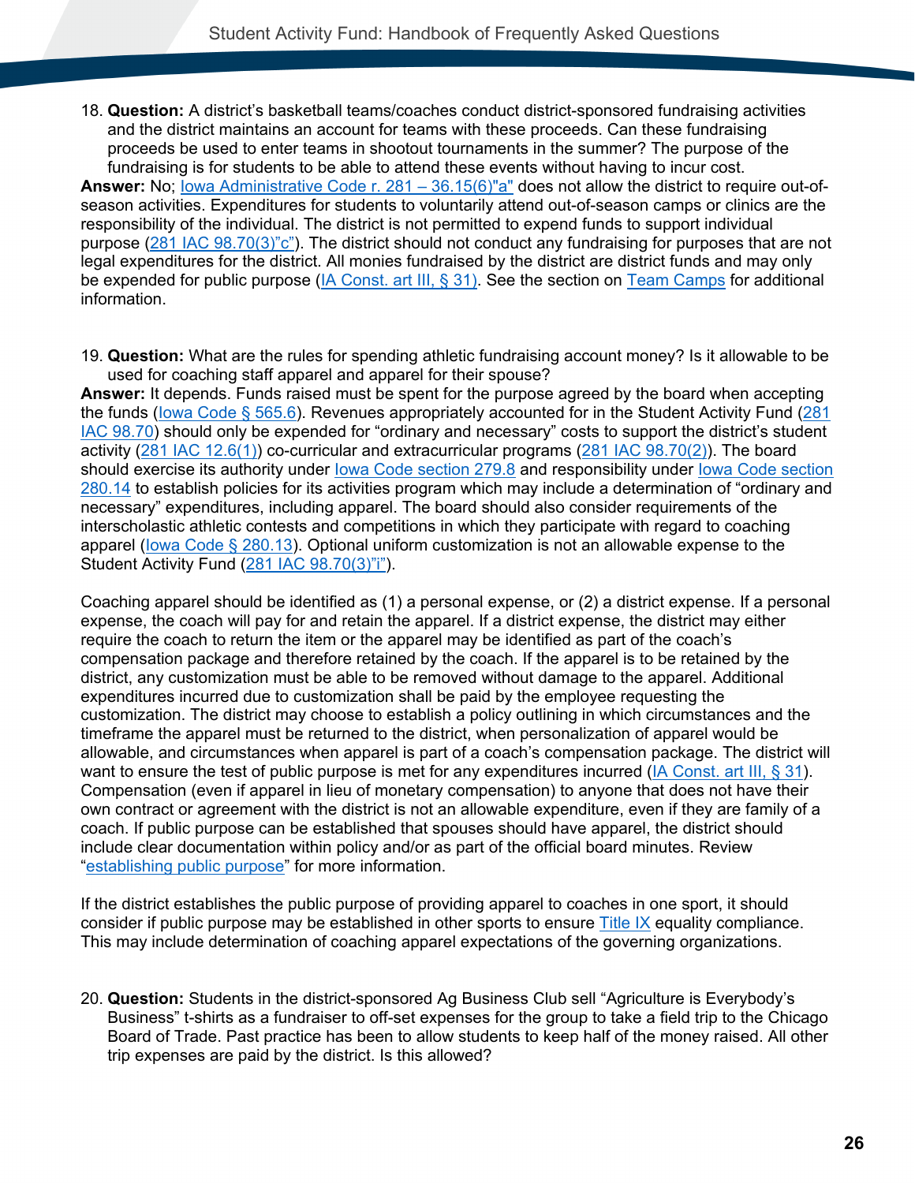18. **Question:** A district's basketball teams/coaches conduct district-sponsored fundraising activities and the district maintains an account for teams with these proceeds. Can these fundraising proceeds be used to enter teams in shootout tournaments in the summer? The purpose of the fundraising is for students to be able to attend these events without having to incur cost.

**Answer:** No; Iowa Administrative Code r. 281 – 36.15(6)"a" does not allow the district to require out-of-season activities. Expenditures for students to voluntarily attend out-of-season camps or clinics are the responsibility of the individual. The district is not permitted to expend funds to support individual purpose (281 IAC 98.70(3)"c"). The district should not conduct any fundraising for purposes that are not legal expenditures for the district. All monies fundraised by the district are district funds and may only be expended for public purpose (IA Const. art III, § 31). See the section on Team Camps for additional information.

19. **Question:** What are the rules for spending athletic fundraising account money? Is it allowable to be used for coaching staff apparel and apparel for their spouse?

**Answer:** It depends. Funds raised must be spent for the purpose agreed by the board when accepting the funds (Iowa Code § 565.6). Revenues appropriately accounted for in the Student Activity Fund (281 IAC 98.70) should only be expended for "ordinary and necessary" costs to support the district's student activity (281 IAC 12.6(1)) co-curricular and extracurricular programs (281 IAC 98.70(2)). The board should exercise its authority under Iowa Code section 279.8 and responsibility under Iowa Code section 280.14 to establish policies for its activities program which may include a determination of "ordinary and necessary" expenditures, including apparel. The board should also consider requirements of the interscholastic athletic contests and competitions in which they participate with regard to coaching apparel (Iowa Code § 280.13). Optional uniform customization is not an allowable expense to the Student Activity Fund (281 IAC 98.70(3)"i").

Coaching apparel should be identified as (1) a personal expense, or (2) a district expense. If a personal expense, the coach will pay for and retain the apparel. If a district expense, the district may either require the coach to return the item or the apparel may be identified as part of the coach's compensation package and therefore retained by the coach. If the apparel is to be retained by the district, any customization must be able to be removed without damage to the apparel. Additional expenditures incurred due to customization shall be paid by the employee requesting the customization. The district may choose to establish a policy outlining in which circumstances and the timeframe the apparel must be returned to the district, when personalization of apparel would be allowable, and circumstances when apparel is part of a coach's compensation package. The district will want to ensure the test of public purpose is met for any expenditures incurred (IA Const. art III, § 31). Compensation (even if apparel in lieu of monetary compensation) to anyone that does not have their own contract or agreement with the district is not an allowable expenditure, even if they are family of a coach. If public purpose can be established that spouses should have apparel, the district should include clear documentation within policy and/or as part of the official board minutes. Review "establishing public purpose" for more information.

If the district establishes the public purpose of providing apparel to coaches in one sport, it should consider if public purpose may be established in other sports to ensure Title IX equality compliance. This may include determination of coaching apparel expectations of the governing organizations.

20. **Question:** Students in the district-sponsored Ag Business Club sell "Agriculture is Everybody's Business" t-shirts as a fundraiser to off-set expenses for the group to take a field trip to the Chicago Board of Trade. Past practice has been to allow students to keep half of the money raised. All other trip expenses are paid by the district. Is this allowed?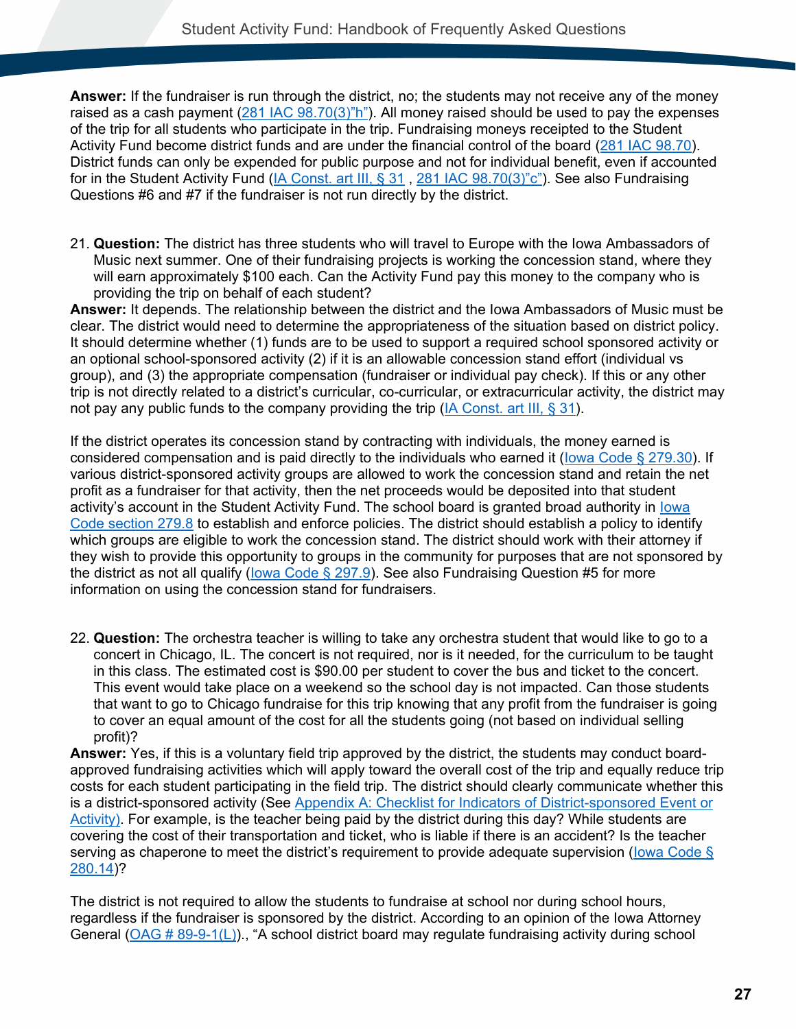**Answer:** If the fundraiser is run through the district, no; the students may not receive any of the money raised as a cash payment (281 IAC 98.70(3)"h"). All money raised should be used to pay the expenses of the trip for all students who participate in the trip. Fundraising moneys receipted to the Student Activity Fund become district funds and are under the financial control of the board (281 IAC 98.70). District funds can only be expended for public purpose and not for individual benefit, even if accounted for in the Student Activity Fund (IA Const. art III, § 31 , 281 IAC 98.70(3)"c"). See also Fundraising Questions #6 and #7 if the fundraiser is not run directly by the district.

21. **Question:** The district has three students who will travel to Europe with the Iowa Ambassadors of Music next summer. One of their fundraising projects is working the concession stand, where they will earn approximately $100 each. Can the Activity Fund pay this money to the company who is providing the trip on behalf of each student?

**Answer:** It depends. The relationship between the district and the Iowa Ambassadors of Music must be clear. The district would need to determine the appropriateness of the situation based on district policy. It should determine whether (1) funds are to be used to support a required school sponsored activity or an optional school-sponsored activity (2) if it is an allowable concession stand effort (individual vs group), and (3) the appropriate compensation (fundraiser or individual pay check). If this or any other trip is not directly related to a district's curricular, co-curricular, or extracurricular activity, the district may not pay any public funds to the company providing the trip (IA Const. art III, § 31).

If the district operates its concession stand by contracting with individuals, the money earned is considered compensation and is paid directly to the individuals who earned it (Iowa Code § 279.30). If various district-sponsored activity groups are allowed to work the concession stand and retain the net profit as a fundraiser for that activity, then the net proceeds would be deposited into that student activity's account in the Student Activity Fund. The school board is granted broad authority in Iowa Code section 279.8 to establish and enforce policies. The district should establish a policy to identify which groups are eligible to work the concession stand. The district should work with their attorney if they wish to provide this opportunity to groups in the community for purposes that are not sponsored by the district as not all qualify (Iowa Code § 297.9). See also Fundraising Question #5 for more information on using the concession stand for fundraisers.

22. **Question:** The orchestra teacher is willing to take any orchestra student that would like to go to a concert in Chicago, IL. The concert is not required, nor is it needed, for the curriculum to be taught in this class. The estimated cost is $90.00 per student to cover the bus and ticket to the concert. This event would take place on a weekend so the school day is not impacted. Can those students that want to go to Chicago fundraise for this trip knowing that any profit from the fundraiser is going to cover an equal amount of the cost for all the students going (not based on individual selling profit)?

**Answer:** Yes, if this is a voluntary field trip approved by the district, the students may conduct board-approved fundraising activities which will apply toward the overall cost of the trip and equally reduce trip costs for each student participating in the field trip. The district should clearly communicate whether this is a district-sponsored activity (See Appendix A: Checklist for Indicators of District-sponsored Event or Activity). For example, is the teacher being paid by the district during this day? While students are covering the cost of their transportation and ticket, who is liable if there is an accident? Is the teacher serving as chaperone to meet the district's requirement to provide adequate supervision (Iowa Code § 280.14)?

The district is not required to allow the students to fundraise at school nor during school hours, regardless if the fundraiser is sponsored by the district. According to an opinion of the Iowa Attorney General (OAG # 89-9-1(L))., "A school district board may regulate fundraising activity during school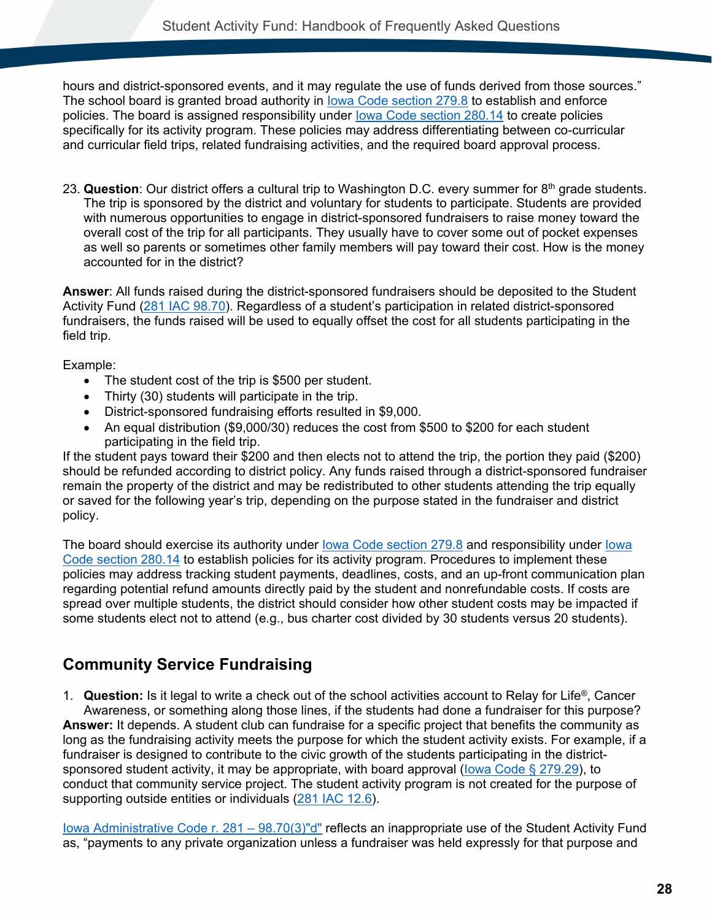hours and district-sponsored events, and it may regulate the use of funds derived from those sources." The school board is granted broad authority in [Iowa Code section 279.8](#) to establish and enforce policies. The board is assigned responsibility under [Iowa Code section 280.14](#) to create policies specifically for its activity program. These policies may address differentiating between co-curricular and curricular field trips, related fundraising activities, and the required board approval process.

23. **Question**: Our district offers a cultural trip to Washington D.C. every summer for 8th grade students. The trip is sponsored by the district and voluntary for students to participate. Students are provided with numerous opportunities to engage in district-sponsored fundraisers to raise money toward the overall cost of the trip for all participants. They usually have to cover some out of pocket expenses as well so parents or sometimes other family members will pay toward their cost. How is the money accounted for in the district?

**Answer**: All funds raised during the district-sponsored fundraisers should be deposited to the Student Activity Fund ([281 IAC 98.70](#)). Regardless of a student's participation in related district-sponsored fundraisers, the funds raised will be used to equally offset the cost for all students participating in the field trip.

Example:

- The student cost of the trip is $500 per student.
- Thirty (30) students will participate in the trip.
- District-sponsored fundraising efforts resulted in $9,000.
- An equal distribution ($9,000/30) reduces the cost from $500 to $200 for each student participating in the field trip.

If the student pays toward their $200 and then elects not to attend the trip, the portion they paid ($200) should be refunded according to district policy. Any funds raised through a district-sponsored fundraiser remain the property of the district and may be redistributed to other students attending the trip equally or saved for the following year's trip, depending on the purpose stated in the fundraiser and district policy.

The board should exercise its authority under [Iowa Code section 279.8](#) and responsibility under [Iowa Code section 280.14](#) to establish policies for its activity program. Procedures to implement these policies may address tracking student payments, deadlines, costs, and an up-front communication plan regarding potential refund amounts directly paid by the student and nonrefundable costs. If costs are spread over multiple students, the district should consider how other student costs may be impacted if some students elect not to attend (e.g., bus charter cost divided by 30 students versus 20 students).

## Community Service Fundraising

1. **Question:** Is it legal to write a check out of the school activities account to Relay for Life®, Cancer Awareness, or something along those lines, if the students had done a fundraiser for this purpose?

**Answer:** It depends. A student club can fundraise for a specific project that benefits the community as long as the fundraising activity meets the purpose for which the student activity exists. For example, if a fundraiser is designed to contribute to the civic growth of the students participating in the district-sponsored student activity, it may be appropriate, with board approval ([Iowa Code § 279.29](#)), to conduct that community service project. The student activity program is not created for the purpose of supporting outside entities or individuals ([281 IAC 12.6](#)).

[Iowa Administrative Code r. 281 – 98.70(3)"d"](#) reflects an inappropriate use of the Student Activity Fund as, "payments to any private organization unless a fundraiser was held expressly for that purpose and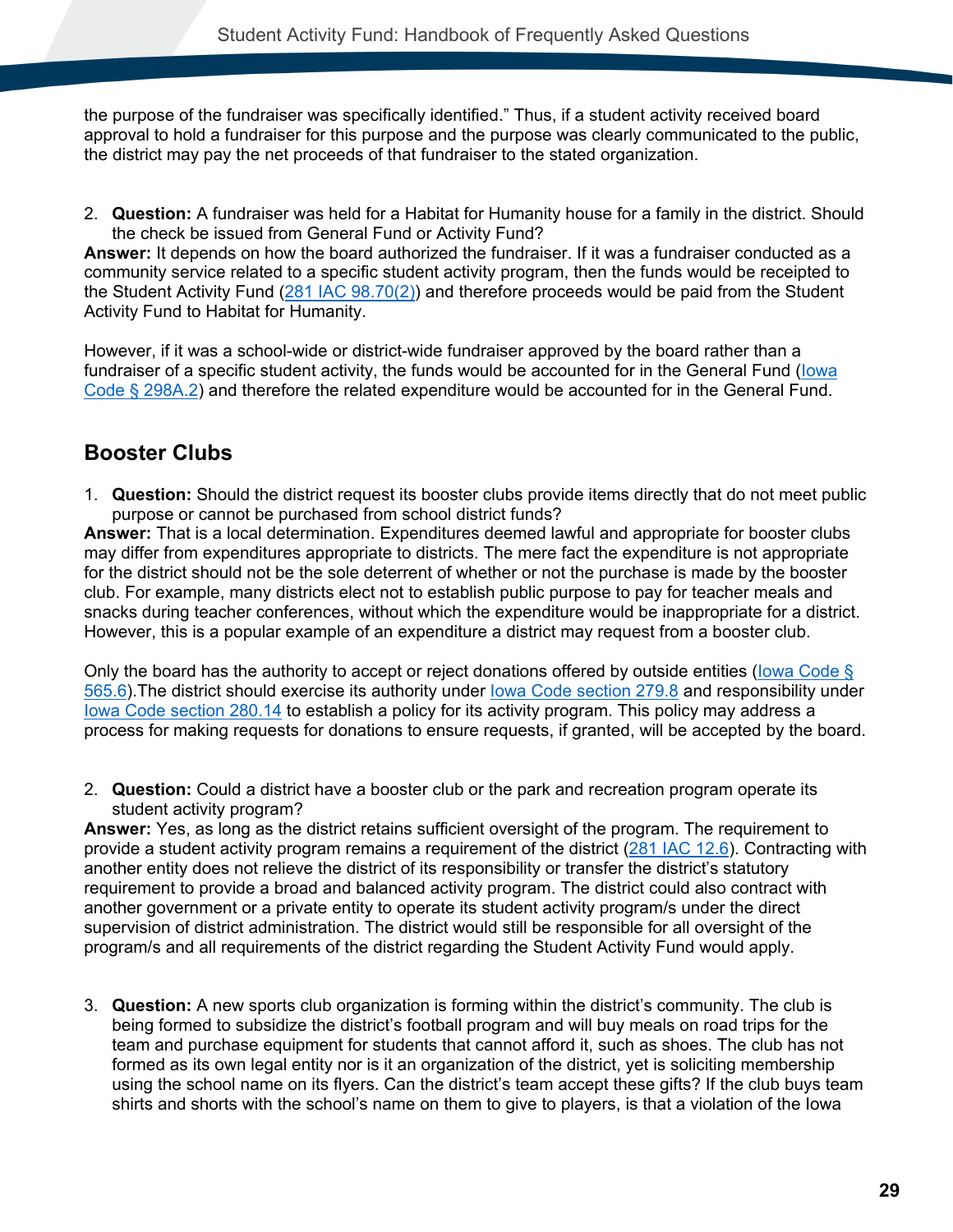the purpose of the fundraiser was specifically identified." Thus, if a student activity received board approval to hold a fundraiser for this purpose and the purpose was clearly communicated to the public, the district may pay the net proceeds of that fundraiser to the stated organization.

2. **Question:** A fundraiser was held for a Habitat for Humanity house for a family in the district. Should the check be issued from General Fund or Activity Fund?

**Answer:** It depends on how the board authorized the fundraiser. If it was a fundraiser conducted as a community service related to a specific student activity program, then the funds would be receipted to the Student Activity Fund (281 IAC 98.70(2)) and therefore proceeds would be paid from the Student Activity Fund to Habitat for Humanity.

However, if it was a school-wide or district-wide fundraiser approved by the board rather than a fundraiser of a specific student activity, the funds would be accounted for in the General Fund (Iowa Code § 298A.2) and therefore the related expenditure would be accounted for in the General Fund.

## Booster Clubs

1. **Question:** Should the district request its booster clubs provide items directly that do not meet public purpose or cannot be purchased from school district funds?

**Answer:** That is a local determination. Expenditures deemed lawful and appropriate for booster clubs may differ from expenditures appropriate to districts. The mere fact the expenditure is not appropriate for the district should not be the sole deterrent of whether or not the purchase is made by the booster club. For example, many districts elect not to establish public purpose to pay for teacher meals and snacks during teacher conferences, without which the expenditure would be inappropriate for a district. However, this is a popular example of an expenditure a district may request from a booster club.

Only the board has the authority to accept or reject donations offered by outside entities (Iowa Code § 565.6).The district should exercise its authority under Iowa Code section 279.8 and responsibility under Iowa Code section 280.14 to establish a policy for its activity program. This policy may address a process for making requests for donations to ensure requests, if granted, will be accepted by the board.

2. **Question:** Could a district have a booster club or the park and recreation program operate its student activity program?

**Answer:** Yes, as long as the district retains sufficient oversight of the program. The requirement to provide a student activity program remains a requirement of the district (281 IAC 12.6). Contracting with another entity does not relieve the district of its responsibility or transfer the district's statutory requirement to provide a broad and balanced activity program. The district could also contract with another government or a private entity to operate its student activity program/s under the direct supervision of district administration. The district would still be responsible for all oversight of the program/s and all requirements of the district regarding the Student Activity Fund would apply.

3. **Question:** A new sports club organization is forming within the district's community. The club is being formed to subsidize the district's football program and will buy meals on road trips for the team and purchase equipment for students that cannot afford it, such as shoes. The club has not formed as its own legal entity nor is it an organization of the district, yet is soliciting membership using the school name on its flyers. Can the district's team accept these gifts? If the club buys team shirts and shorts with the school's name on them to give to players, is that a violation of the Iowa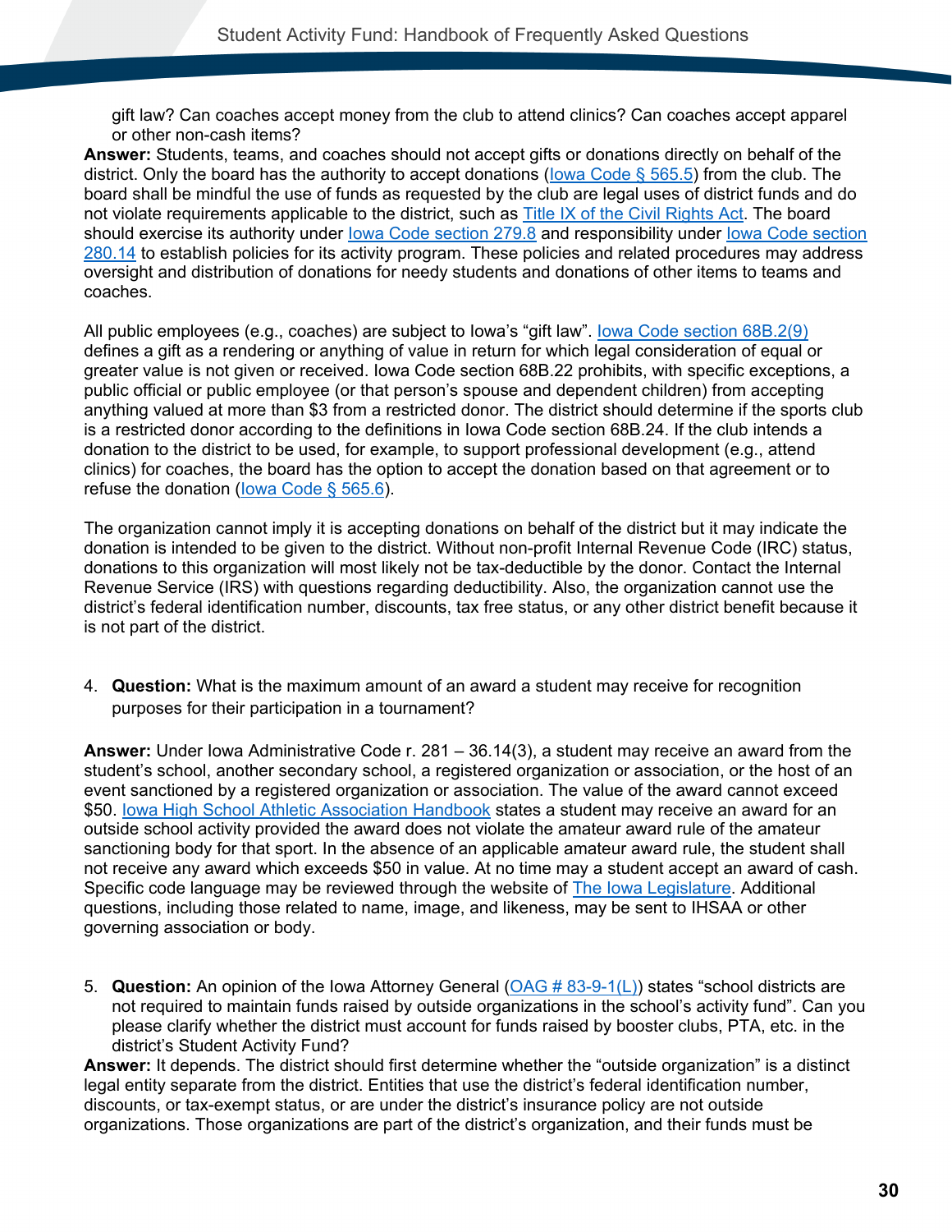gift law? Can coaches accept money from the club to attend clinics? Can coaches accept apparel or other non-cash items?

**Answer:** Students, teams, and coaches should not accept gifts or donations directly on behalf of the district. Only the board has the authority to accept donations (Iowa Code § 565.5) from the club. The board shall be mindful the use of funds as requested by the club are legal uses of district funds and do not violate requirements applicable to the district, such as Title IX of the Civil Rights Act. The board should exercise its authority under Iowa Code section 279.8 and responsibility under Iowa Code section 280.14 to establish policies for its activity program. These policies and related procedures may address oversight and distribution of donations for needy students and donations of other items to teams and coaches.

All public employees (e.g., coaches) are subject to Iowa's "gift law". Iowa Code section 68B.2(9) defines a gift as a rendering or anything of value in return for which legal consideration of equal or greater value is not given or received. Iowa Code section 68B.22 prohibits, with specific exceptions, a public official or public employee (or that person's spouse and dependent children) from accepting anything valued at more than $3 from a restricted donor. The district should determine if the sports club is a restricted donor according to the definitions in Iowa Code section 68B.24. If the club intends a donation to the district to be used, for example, to support professional development (e.g., attend clinics) for coaches, the board has the option to accept the donation based on that agreement or to refuse the donation (Iowa Code § 565.6).

The organization cannot imply it is accepting donations on behalf of the district but it may indicate the donation is intended to be given to the district. Without non-profit Internal Revenue Code (IRC) status, donations to this organization will most likely not be tax-deductible by the donor. Contact the Internal Revenue Service (IRS) with questions regarding deductibility. Also, the organization cannot use the district's federal identification number, discounts, tax free status, or any other district benefit because it is not part of the district.

4. **Question:** What is the maximum amount of an award a student may receive for recognition purposes for their participation in a tournament?

**Answer:** Under Iowa Administrative Code r. 281 – 36.14(3), a student may receive an award from the student's school, another secondary school, a registered organization or association, or the host of an event sanctioned by a registered organization or association. The value of the award cannot exceed $50. Iowa High School Athletic Association Handbook states a student may receive an award for an outside school activity provided the award does not violate the amateur award rule of the amateur sanctioning body for that sport. In the absence of an applicable amateur award rule, the student shall not receive any award which exceeds $50 in value. At no time may a student accept an award of cash. Specific code language may be reviewed through the website of The Iowa Legislature. Additional questions, including those related to name, image, and likeness, may be sent to IHSAA or other governing association or body.

5. **Question:** An opinion of the Iowa Attorney General (OAG # 83-9-1(L)) states "school districts are not required to maintain funds raised by outside organizations in the school's activity fund". Can you please clarify whether the district must account for funds raised by booster clubs, PTA, etc. in the district's Student Activity Fund?

**Answer:** It depends. The district should first determine whether the "outside organization" is a distinct legal entity separate from the district. Entities that use the district's federal identification number, discounts, or tax-exempt status, or are under the district's insurance policy are not outside organizations. Those organizations are part of the district's organization, and their funds must be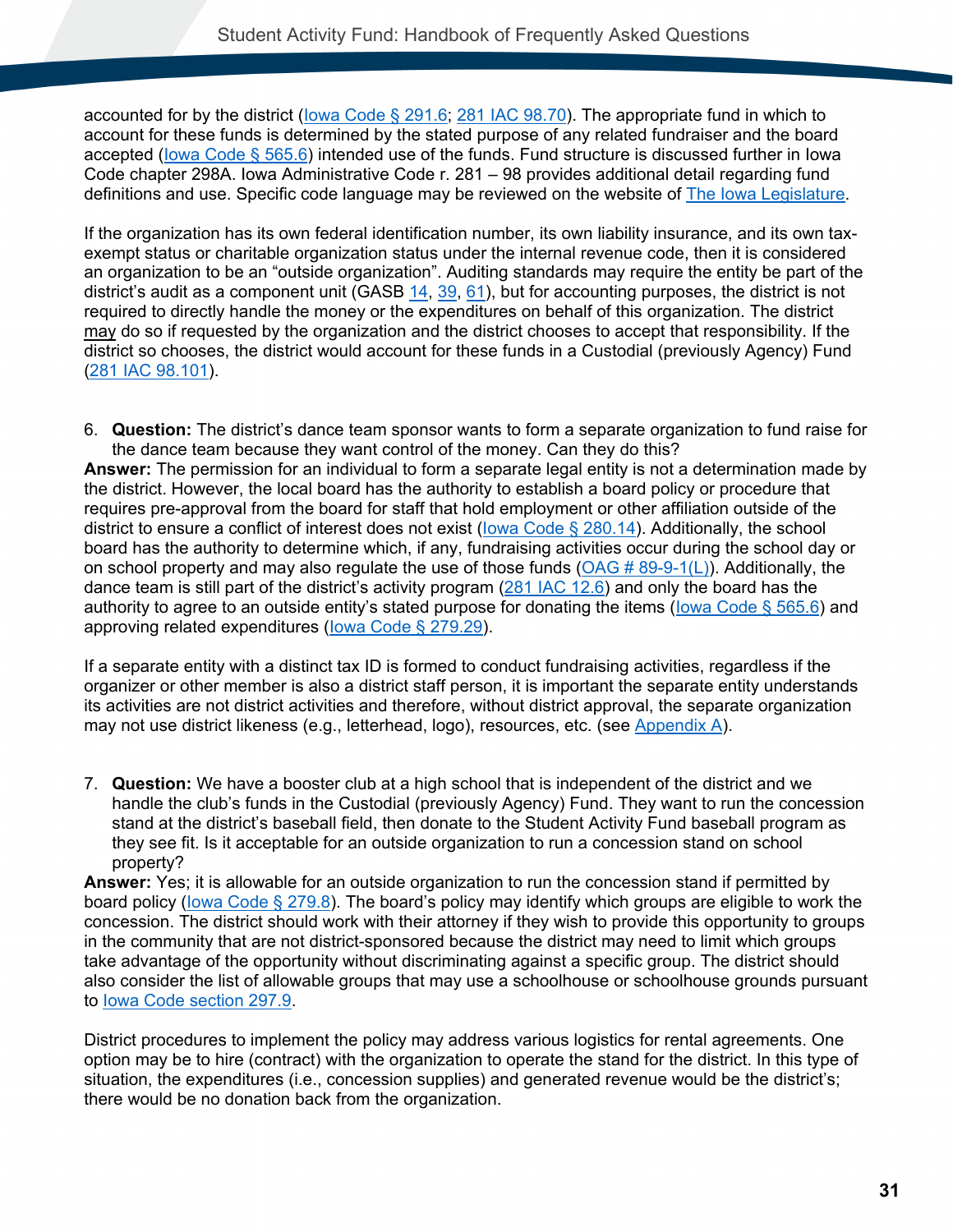accounted for by the district (Iowa Code § 291.6; 281 IAC 98.70). The appropriate fund in which to account for these funds is determined by the stated purpose of any related fundraiser and the board accepted (Iowa Code § 565.6) intended use of the funds. Fund structure is discussed further in Iowa Code chapter 298A. Iowa Administrative Code r. 281 – 98 provides additional detail regarding fund definitions and use. Specific code language may be reviewed on the website of The Iowa Legislature.

If the organization has its own federal identification number, its own liability insurance, and its own tax-exempt status or charitable organization status under the internal revenue code, then it is considered an organization to be an "outside organization". Auditing standards may require the entity be part of the district's audit as a component unit (GASB 14, 39, 61), but for accounting purposes, the district is not required to directly handle the money or the expenditures on behalf of this organization. The district may do so if requested by the organization and the district chooses to accept that responsibility. If the district so chooses, the district would account for these funds in a Custodial (previously Agency) Fund (281 IAC 98.101).

6. **Question:** The district's dance team sponsor wants to form a separate organization to fund raise for the dance team because they want control of the money. Can they do this?

**Answer:** The permission for an individual to form a separate legal entity is not a determination made by the district. However, the local board has the authority to establish a board policy or procedure that requires pre-approval from the board for staff that hold employment or other affiliation outside of the district to ensure a conflict of interest does not exist (Iowa Code § 280.14). Additionally, the school board has the authority to determine which, if any, fundraising activities occur during the school day or on school property and may also regulate the use of those funds (OAG # 89-9-1(L)). Additionally, the dance team is still part of the district's activity program (281 IAC 12.6) and only the board has the authority to agree to an outside entity's stated purpose for donating the items (Iowa Code § 565.6) and approving related expenditures (Iowa Code § 279.29).

If a separate entity with a distinct tax ID is formed to conduct fundraising activities, regardless if the organizer or other member is also a district staff person, it is important the separate entity understands its activities are not district activities and therefore, without district approval, the separate organization may not use district likeness (e.g., letterhead, logo), resources, etc. (see Appendix A).

7. **Question:** We have a booster club at a high school that is independent of the district and we handle the club's funds in the Custodial (previously Agency) Fund. They want to run the concession stand at the district's baseball field, then donate to the Student Activity Fund baseball program as they see fit. Is it acceptable for an outside organization to run a concession stand on school property?

**Answer:** Yes; it is allowable for an outside organization to run the concession stand if permitted by board policy (Iowa Code § 279.8). The board's policy may identify which groups are eligible to work the concession. The district should work with their attorney if they wish to provide this opportunity to groups in the community that are not district-sponsored because the district may need to limit which groups take advantage of the opportunity without discriminating against a specific group. The district should also consider the list of allowable groups that may use a schoolhouse or schoolhouse grounds pursuant to Iowa Code section 297.9.

District procedures to implement the policy may address various logistics for rental agreements. One option may be to hire (contract) with the organization to operate the stand for the district. In this type of situation, the expenditures (i.e., concession supplies) and generated revenue would be the district's; there would be no donation back from the organization.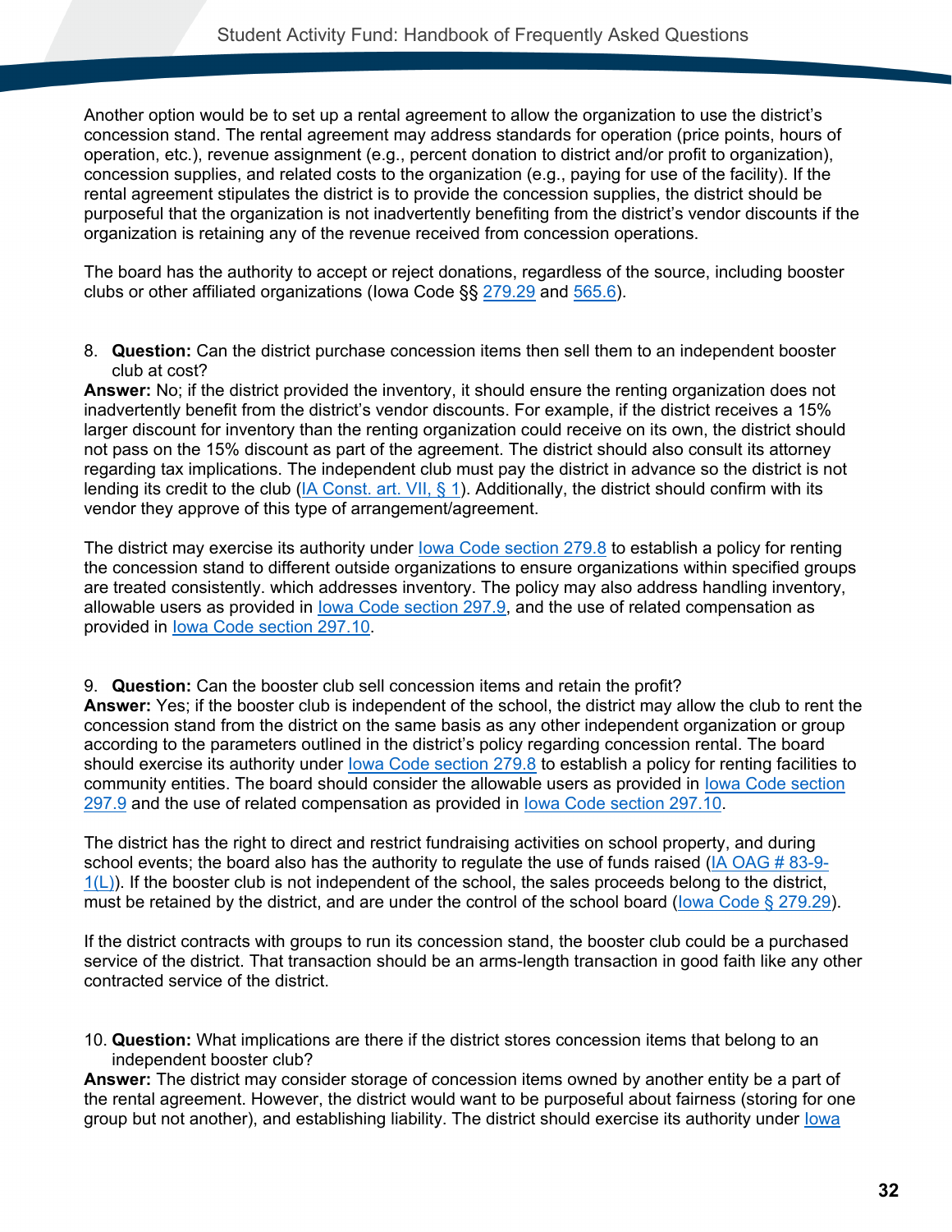Another option would be to set up a rental agreement to allow the organization to use the district's concession stand. The rental agreement may address standards for operation (price points, hours of operation, etc.), revenue assignment (e.g., percent donation to district and/or profit to organization), concession supplies, and related costs to the organization (e.g., paying for use of the facility). If the rental agreement stipulates the district is to provide the concession supplies, the district should be purposeful that the organization is not inadvertently benefiting from the district's vendor discounts if the organization is retaining any of the revenue received from concession operations.

The board has the authority to accept or reject donations, regardless of the source, including booster clubs or other affiliated organizations (Iowa Code §§ 279.29 and 565.6).

8. **Question:** Can the district purchase concession items then sell them to an independent booster club at cost?

**Answer:** No; if the district provided the inventory, it should ensure the renting organization does not inadvertently benefit from the district's vendor discounts. For example, if the district receives a 15% larger discount for inventory than the renting organization could receive on its own, the district should not pass on the 15% discount as part of the agreement. The district should also consult its attorney regarding tax implications. The independent club must pay the district in advance so the district is not lending its credit to the club (IA Const. art. VII, § 1). Additionally, the district should confirm with its vendor they approve of this type of arrangement/agreement.

The district may exercise its authority under Iowa Code section 279.8 to establish a policy for renting the concession stand to different outside organizations to ensure organizations within specified groups are treated consistently. which addresses inventory. The policy may also address handling inventory, allowable users as provided in Iowa Code section 297.9, and the use of related compensation as provided in Iowa Code section 297.10.

9. **Question:** Can the booster club sell concession items and retain the profit?

**Answer:** Yes; if the booster club is independent of the school, the district may allow the club to rent the concession stand from the district on the same basis as any other independent organization or group according to the parameters outlined in the district's policy regarding concession rental. The board should exercise its authority under Iowa Code section 279.8 to establish a policy for renting facilities to community entities. The board should consider the allowable users as provided in Iowa Code section 297.9 and the use of related compensation as provided in Iowa Code section 297.10.

The district has the right to direct and restrict fundraising activities on school property, and during school events; the board also has the authority to regulate the use of funds raised (IA OAG # 83-9-1(L)). If the booster club is not independent of the school, the sales proceeds belong to the district, must be retained by the district, and are under the control of the school board (Iowa Code § 279.29).

If the district contracts with groups to run its concession stand, the booster club could be a purchased service of the district. That transaction should be an arms-length transaction in good faith like any other contracted service of the district.

10. **Question:** What implications are there if the district stores concession items that belong to an independent booster club?

**Answer:** The district may consider storage of concession items owned by another entity be a part of the rental agreement. However, the district would want to be purposeful about fairness (storing for one group but not another), and establishing liability. The district should exercise its authority under Iowa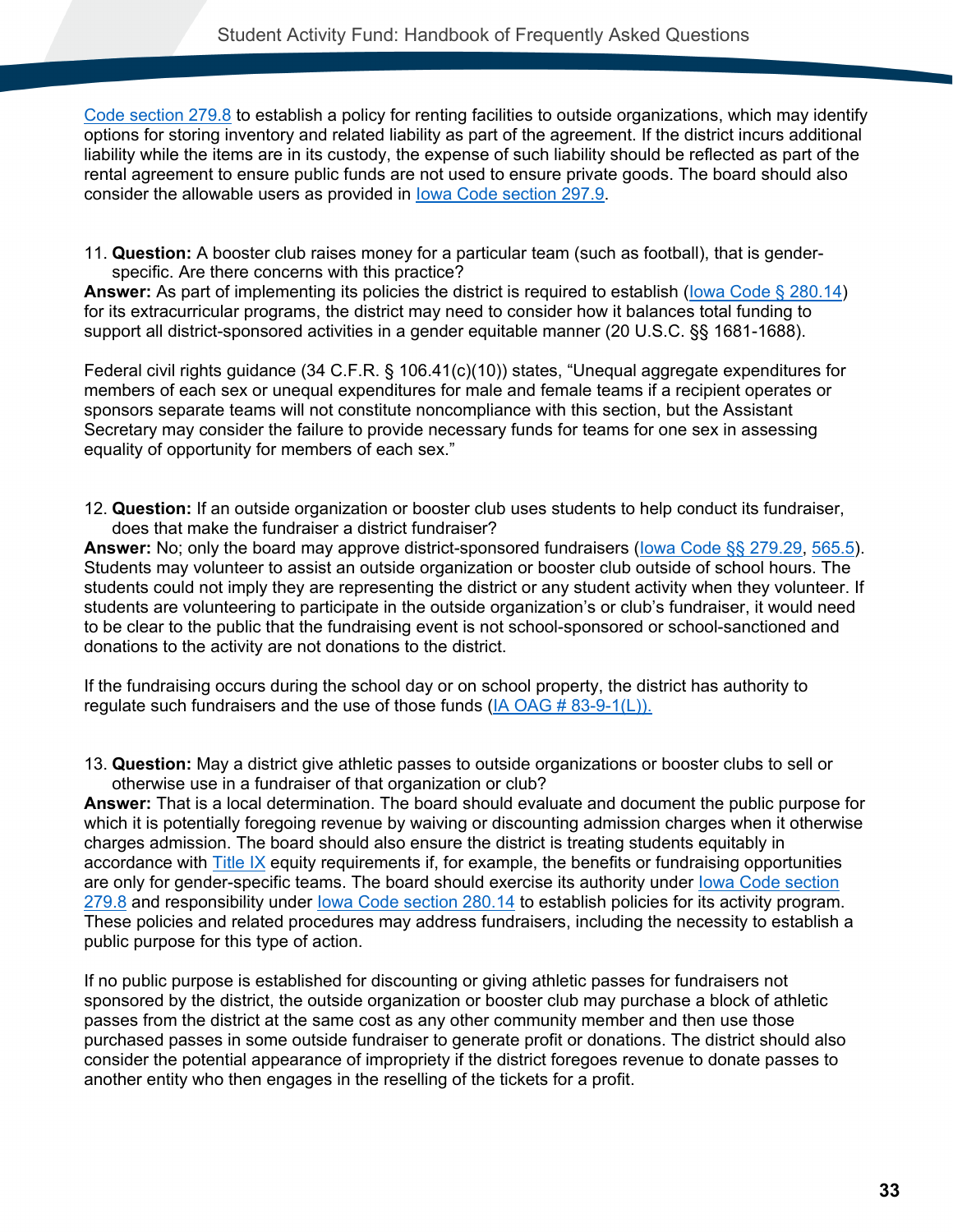Code section 279.8 to establish a policy for renting facilities to outside organizations, which may identify options for storing inventory and related liability as part of the agreement. If the district incurs additional liability while the items are in its custody, the expense of such liability should be reflected as part of the rental agreement to ensure public funds are not used to ensure private goods. The board should also consider the allowable users as provided in Iowa Code section 297.9.

11. **Question:** A booster club raises money for a particular team (such as football), that is gender-specific. Are there concerns with this practice?

**Answer:** As part of implementing its policies the district is required to establish (Iowa Code § 280.14) for its extracurricular programs, the district may need to consider how it balances total funding to support all district-sponsored activities in a gender equitable manner (20 U.S.C. §§ 1681-1688).

Federal civil rights guidance (34 C.F.R. § 106.41(c)(10)) states, "Unequal aggregate expenditures for members of each sex or unequal expenditures for male and female teams if a recipient operates or sponsors separate teams will not constitute noncompliance with this section, but the Assistant Secretary may consider the failure to provide necessary funds for teams for one sex in assessing equality of opportunity for members of each sex."

12. **Question:** If an outside organization or booster club uses students to help conduct its fundraiser, does that make the fundraiser a district fundraiser?

**Answer:** No; only the board may approve district-sponsored fundraisers (Iowa Code §§ 279.29, 565.5). Students may volunteer to assist an outside organization or booster club outside of school hours. The students could not imply they are representing the district or any student activity when they volunteer. If students are volunteering to participate in the outside organization's or club's fundraiser, it would need to be clear to the public that the fundraising event is not school-sponsored or school-sanctioned and donations to the activity are not donations to the district.

If the fundraising occurs during the school day or on school property, the district has authority to regulate such fundraisers and the use of those funds (IA OAG # 83-9-1(L)).

13. **Question:** May a district give athletic passes to outside organizations or booster clubs to sell or otherwise use in a fundraiser of that organization or club?

**Answer:** That is a local determination. The board should evaluate and document the public purpose for which it is potentially foregoing revenue by waiving or discounting admission charges when it otherwise charges admission. The board should also ensure the district is treating students equitably in accordance with Title IX equity requirements if, for example, the benefits or fundraising opportunities are only for gender-specific teams. The board should exercise its authority under Iowa Code section 279.8 and responsibility under Iowa Code section 280.14 to establish policies for its activity program. These policies and related procedures may address fundraisers, including the necessity to establish a public purpose for this type of action.

If no public purpose is established for discounting or giving athletic passes for fundraisers not sponsored by the district, the outside organization or booster club may purchase a block of athletic passes from the district at the same cost as any other community member and then use those purchased passes in some outside fundraiser to generate profit or donations. The district should also consider the potential appearance of impropriety if the district foregoes revenue to donate passes to another entity who then engages in the reselling of the tickets for a profit.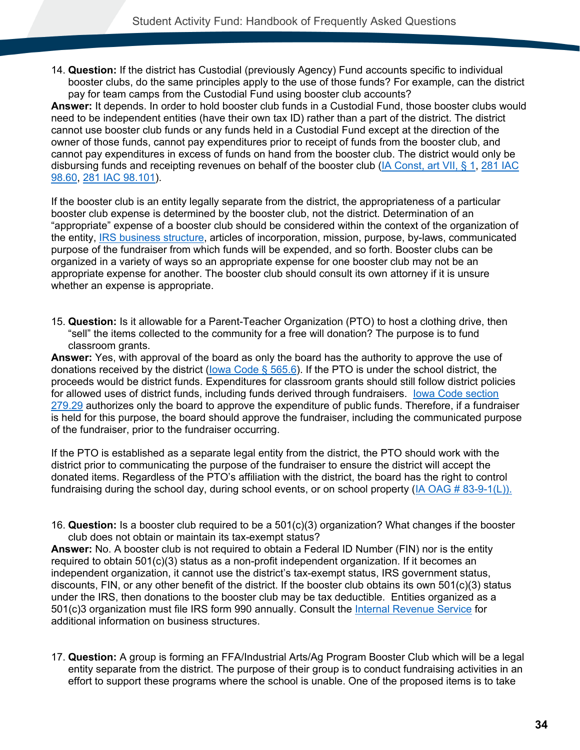14. **Question:** If the district has Custodial (previously Agency) Fund accounts specific to individual booster clubs, do the same principles apply to the use of those funds? For example, can the district pay for team camps from the Custodial Fund using booster club accounts?

**Answer:** It depends. In order to hold booster club funds in a Custodial Fund, those booster clubs would need to be independent entities (have their own tax ID) rather than a part of the district. The district cannot use booster club funds or any funds held in a Custodial Fund except at the direction of the owner of those funds, cannot pay expenditures prior to receipt of funds from the booster club, and cannot pay expenditures in excess of funds on hand from the booster club. The district would only be disbursing funds and receipting revenues on behalf of the booster club (IA Const, art VII, § 1, 281 IAC 98.60, 281 IAC 98.101).

If the booster club is an entity legally separate from the district, the appropriateness of a particular booster club expense is determined by the booster club, not the district. Determination of an "appropriate" expense of a booster club should be considered within the context of the organization of the entity, IRS business structure, articles of incorporation, mission, purpose, by-laws, communicated purpose of the fundraiser from which funds will be expended, and so forth. Booster clubs can be organized in a variety of ways so an appropriate expense for one booster club may not be an appropriate expense for another. The booster club should consult its own attorney if it is unsure whether an expense is appropriate.

15. **Question:** Is it allowable for a Parent-Teacher Organization (PTO) to host a clothing drive, then "sell" the items collected to the community for a free will donation? The purpose is to fund classroom grants.

**Answer:** Yes, with approval of the board as only the board has the authority to approve the use of donations received by the district (Iowa Code § 565.6). If the PTO is under the school district, the proceeds would be district funds. Expenditures for classroom grants should still follow district policies for allowed uses of district funds, including funds derived through fundraisers. Iowa Code section 279.29 authorizes only the board to approve the expenditure of public funds. Therefore, if a fundraiser is held for this purpose, the board should approve the fundraiser, including the communicated purpose of the fundraiser, prior to the fundraiser occurring.

If the PTO is established as a separate legal entity from the district, the PTO should work with the district prior to communicating the purpose of the fundraiser to ensure the district will accept the donated items. Regardless of the PTO's affiliation with the district, the board has the right to control fundraising during the school day, during school events, or on school property (IA OAG # 83-9-1(L)).

16. **Question:** Is a booster club required to be a 501(c)(3) organization? What changes if the booster club does not obtain or maintain its tax-exempt status?

**Answer:** No. A booster club is not required to obtain a Federal ID Number (FIN) nor is the entity required to obtain 501(c)(3) status as a non-profit independent organization. If it becomes an independent organization, it cannot use the district's tax-exempt status, IRS government status, discounts, FIN, or any other benefit of the district. If the booster club obtains its own 501(c)(3) status under the IRS, then donations to the booster club may be tax deductible. Entities organized as a 501(c)3 organization must file IRS form 990 annually. Consult the Internal Revenue Service for additional information on business structures.

17. **Question:** A group is forming an FFA/Industrial Arts/Ag Program Booster Club which will be a legal entity separate from the district. The purpose of their group is to conduct fundraising activities in an effort to support these programs where the school is unable. One of the proposed items is to take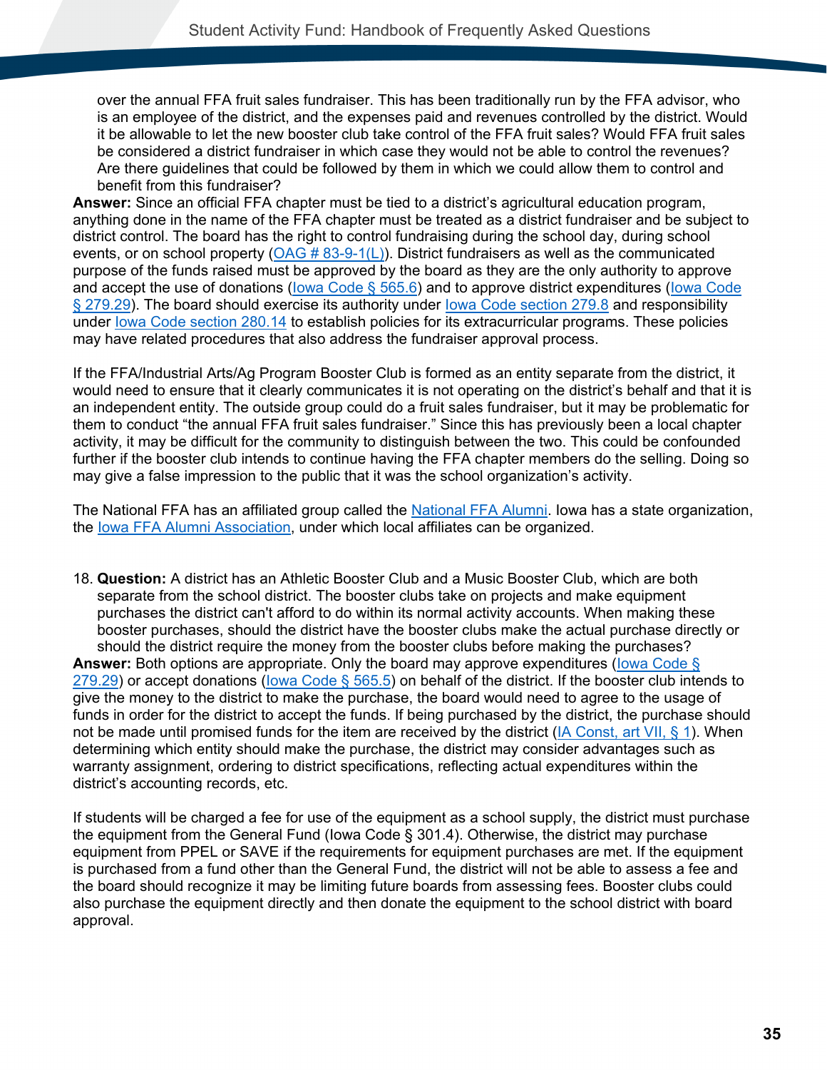over the annual FFA fruit sales fundraiser. This has been traditionally run by the FFA advisor, who is an employee of the district, and the expenses paid and revenues controlled by the district. Would it be allowable to let the new booster club take control of the FFA fruit sales? Would FFA fruit sales be considered a district fundraiser in which case they would not be able to control the revenues? Are there guidelines that could be followed by them in which we could allow them to control and benefit from this fundraiser?

**Answer:** Since an official FFA chapter must be tied to a district's agricultural education program, anything done in the name of the FFA chapter must be treated as a district fundraiser and be subject to district control. The board has the right to control fundraising during the school day, during school events, or on school property (OAG # 83-9-1(L)). District fundraisers as well as the communicated purpose of the funds raised must be approved by the board as they are the only authority to approve and accept the use of donations (Iowa Code § 565.6) and to approve district expenditures (Iowa Code § 279.29). The board should exercise its authority under Iowa Code section 279.8 and responsibility under Iowa Code section 280.14 to establish policies for its extracurricular programs. These policies may have related procedures that also address the fundraiser approval process.

If the FFA/Industrial Arts/Ag Program Booster Club is formed as an entity separate from the district, it would need to ensure that it clearly communicates it is not operating on the district's behalf and that it is an independent entity. The outside group could do a fruit sales fundraiser, but it may be problematic for them to conduct "the annual FFA fruit sales fundraiser." Since this has previously been a local chapter activity, it may be difficult for the community to distinguish between the two. This could be confounded further if the booster club intends to continue having the FFA chapter members do the selling. Doing so may give a false impression to the public that it was the school organization's activity.

The National FFA has an affiliated group called the National FFA Alumni. Iowa has a state organization, the Iowa FFA Alumni Association, under which local affiliates can be organized.

18. **Question:** A district has an Athletic Booster Club and a Music Booster Club, which are both separate from the school district. The booster clubs take on projects and make equipment purchases the district can't afford to do within its normal activity accounts. When making these booster purchases, should the district have the booster clubs make the actual purchase directly or should the district require the money from the booster clubs before making the purchases?

**Answer:** Both options are appropriate. Only the board may approve expenditures (Iowa Code § 279.29) or accept donations (Iowa Code § 565.5) on behalf of the district. If the booster club intends to give the money to the district to make the purchase, the board would need to agree to the usage of funds in order for the district to accept the funds. If being purchased by the district, the purchase should not be made until promised funds for the item are received by the district (IA Const, art VII, § 1). When determining which entity should make the purchase, the district may consider advantages such as warranty assignment, ordering to district specifications, reflecting actual expenditures within the district's accounting records, etc.

If students will be charged a fee for use of the equipment as a school supply, the district must purchase the equipment from the General Fund (Iowa Code § 301.4). Otherwise, the district may purchase equipment from PPEL or SAVE if the requirements for equipment purchases are met. If the equipment is purchased from a fund other than the General Fund, the district will not be able to assess a fee and the board should recognize it may be limiting future boards from assessing fees. Booster clubs could also purchase the equipment directly and then donate the equipment to the school district with board approval.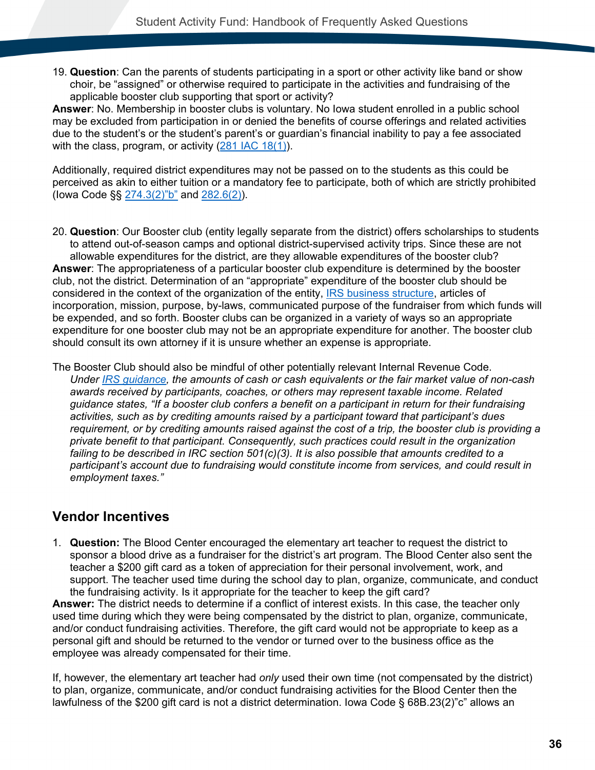19. **Question**: Can the parents of students participating in a sport or other activity like band or show choir, be “assigned” or otherwise required to participate in the activities and fundraising of the applicable booster club supporting that sport or activity?

**Answer**: No. Membership in booster clubs is voluntary. No Iowa student enrolled in a public school may be excluded from participation in or denied the benefits of course offerings and related activities due to the student’s or the student’s parent’s or guardian’s financial inability to pay a fee associated with the class, program, or activity (281 IAC 18(1)).

Additionally, required district expenditures may not be passed on to the students as this could be perceived as akin to either tuition or a mandatory fee to participate, both of which are strictly prohibited (Iowa Code §§ 274.3(2)”b” and 282.6(2)).

20. **Question**: Our Booster club (entity legally separate from the district) offers scholarships to students to attend out-of-season camps and optional district-supervised activity trips. Since these are not allowable expenditures for the district, are they allowable expenditures of the booster club?

**Answer**: The appropriateness of a particular booster club expenditure is determined by the booster club, not the district. Determination of an “appropriate” expenditure of the booster club should be considered in the context of the organization of the entity, IRS business structure, articles of incorporation, mission, purpose, by-laws, communicated purpose of the fundraiser from which funds will be expended, and so forth. Booster clubs can be organized in a variety of ways so an appropriate expenditure for one booster club may not be an appropriate expenditure for another. The booster club should consult its own attorney if it is unsure whether an expense is appropriate.

The Booster Club should also be mindful of other potentially relevant Internal Revenue Code.

> *Under IRS guidance, the amounts of cash or cash equivalents or the fair market value of non-cash awards received by participants, coaches, or others may represent taxable income. Related guidance states, “If a booster club confers a benefit on a participant in return for their fundraising activities, such as by crediting amounts raised by a participant toward that participant’s dues requirement, or by crediting amounts raised against the cost of a trip, the booster club is providing a private benefit to that participant. Consequently, such practices could result in the organization failing to be described in IRC section 501(c)(3). It is also possible that amounts credited to a participant’s account due to fundraising would constitute income from services, and could result in employment taxes.”*

## Vendor Incentives

1. **Question:** The Blood Center encouraged the elementary art teacher to request the district to sponsor a blood drive as a fundraiser for the district’s art program. The Blood Center also sent the teacher a $200 gift card as a token of appreciation for their personal involvement, work, and support. The teacher used time during the school day to plan, organize, communicate, and conduct the fundraising activity. Is it appropriate for the teacher to keep the gift card?

**Answer:** The district needs to determine if a conflict of interest exists. In this case, the teacher only used time during which they were being compensated by the district to plan, organize, communicate, and/or conduct fundraising activities. Therefore, the gift card would not be appropriate to keep as a personal gift and should be returned to the vendor or turned over to the business office as the employee was already compensated for their time.

If, however, the elementary art teacher had *only* used their own time (not compensated by the district) to plan, organize, communicate, and/or conduct fundraising activities for the Blood Center then the lawfulness of the $200 gift card is not a district determination. Iowa Code § 68B.23(2)”c” allows an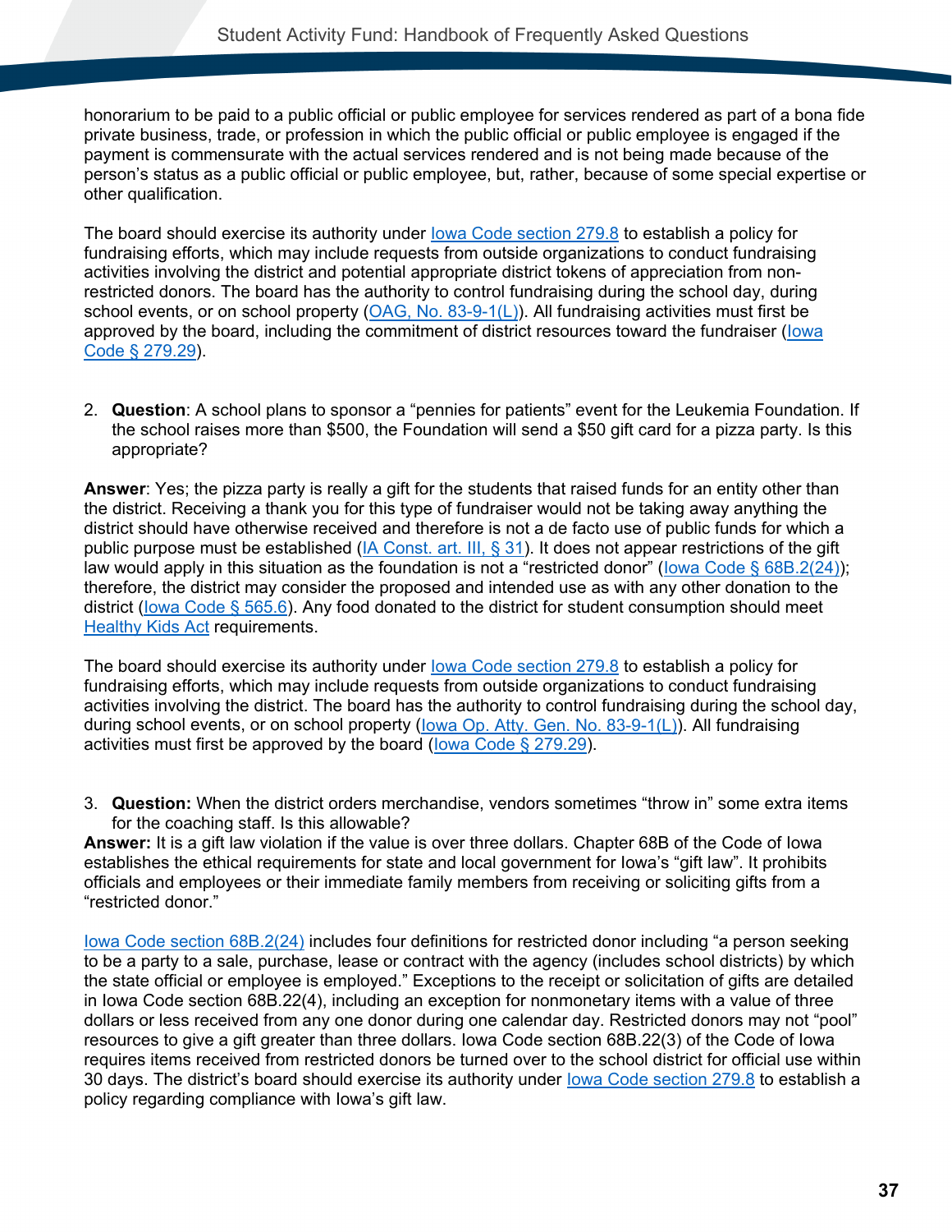honorarium to be paid to a public official or public employee for services rendered as part of a bona fide private business, trade, or profession in which the public official or public employee is engaged if the payment is commensurate with the actual services rendered and is not being made because of the person's status as a public official or public employee, but, rather, because of some special expertise or other qualification.

The board should exercise its authority under Iowa Code section 279.8 to establish a policy for fundraising efforts, which may include requests from outside organizations to conduct fundraising activities involving the district and potential appropriate district tokens of appreciation from non-restricted donors. The board has the authority to control fundraising during the school day, during school events, or on school property (OAG, No. 83-9-1(L)). All fundraising activities must first be approved by the board, including the commitment of district resources toward the fundraiser (Iowa Code § 279.29).

2. **Question**: A school plans to sponsor a "pennies for patients" event for the Leukemia Foundation. If the school raises more than $500, the Foundation will send a $50 gift card for a pizza party. Is this appropriate?

**Answer**: Yes; the pizza party is really a gift for the students that raised funds for an entity other than the district. Receiving a thank you for this type of fundraiser would not be taking away anything the district should have otherwise received and therefore is not a de facto use of public funds for which a public purpose must be established (IA Const. art. III, § 31). It does not appear restrictions of the gift law would apply in this situation as the foundation is not a "restricted donor" (Iowa Code § 68B.2(24)); therefore, the district may consider the proposed and intended use as with any other donation to the district (Iowa Code § 565.6). Any food donated to the district for student consumption should meet Healthy Kids Act requirements.

The board should exercise its authority under Iowa Code section 279.8 to establish a policy for fundraising efforts, which may include requests from outside organizations to conduct fundraising activities involving the district. The board has the authority to control fundraising during the school day, during school events, or on school property (Iowa Op. Atty. Gen. No. 83-9-1(L)). All fundraising activities must first be approved by the board (Iowa Code § 279.29).

3. **Question:** When the district orders merchandise, vendors sometimes "throw in" some extra items for the coaching staff. Is this allowable?

**Answer:** It is a gift law violation if the value is over three dollars. Chapter 68B of the Code of Iowa establishes the ethical requirements for state and local government for Iowa's "gift law". It prohibits officials and employees or their immediate family members from receiving or soliciting gifts from a "restricted donor."

Iowa Code section 68B.2(24) includes four definitions for restricted donor including "a person seeking to be a party to a sale, purchase, lease or contract with the agency (includes school districts) by which the state official or employee is employed." Exceptions to the receipt or solicitation of gifts are detailed in Iowa Code section 68B.22(4), including an exception for nonmonetary items with a value of three dollars or less received from any one donor during one calendar day. Restricted donors may not "pool" resources to give a gift greater than three dollars. Iowa Code section 68B.22(3) of the Code of Iowa requires items received from restricted donors be turned over to the school district for official use within 30 days. The district's board should exercise its authority under Iowa Code section 279.8 to establish a policy regarding compliance with Iowa's gift law.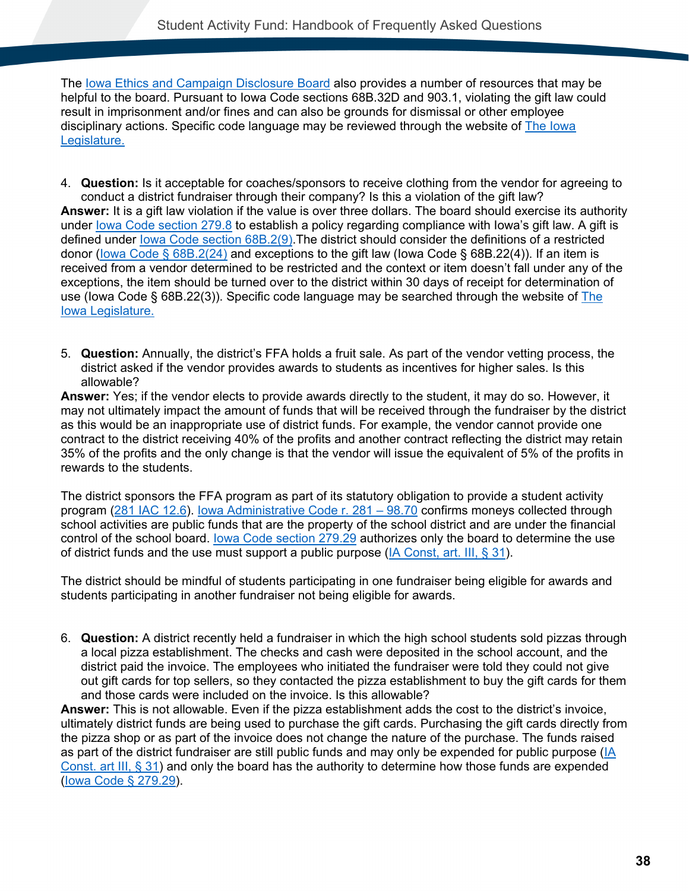The Iowa Ethics and Campaign Disclosure Board also provides a number of resources that may be helpful to the board. Pursuant to Iowa Code sections 68B.32D and 903.1, violating the gift law could result in imprisonment and/or fines and can also be grounds for dismissal or other employee disciplinary actions. Specific code language may be reviewed through the website of The Iowa Legislature.

4. **Question:** Is it acceptable for coaches/sponsors to receive clothing from the vendor for agreeing to conduct a district fundraiser through their company? Is this a violation of the gift law?

**Answer:** It is a gift law violation if the value is over three dollars. The board should exercise its authority under Iowa Code section 279.8 to establish a policy regarding compliance with Iowa's gift law. A gift is defined under Iowa Code section 68B.2(9).The district should consider the definitions of a restricted donor (Iowa Code § 68B.2(24) and exceptions to the gift law (Iowa Code § 68B.22(4)). If an item is received from a vendor determined to be restricted and the context or item doesn't fall under any of the exceptions, the item should be turned over to the district within 30 days of receipt for determination of use (Iowa Code § 68B.22(3)). Specific code language may be searched through the website of The Iowa Legislature.

5. **Question:** Annually, the district's FFA holds a fruit sale. As part of the vendor vetting process, the district asked if the vendor provides awards to students as incentives for higher sales. Is this allowable?

**Answer:** Yes; if the vendor elects to provide awards directly to the student, it may do so. However, it may not ultimately impact the amount of funds that will be received through the fundraiser by the district as this would be an inappropriate use of district funds. For example, the vendor cannot provide one contract to the district receiving 40% of the profits and another contract reflecting the district may retain 35% of the profits and the only change is that the vendor will issue the equivalent of 5% of the profits in rewards to the students.

The district sponsors the FFA program as part of its statutory obligation to provide a student activity program (281 IAC 12.6). Iowa Administrative Code r. 281 – 98.70 confirms moneys collected through school activities are public funds that are the property of the school district and are under the financial control of the school board. Iowa Code section 279.29 authorizes only the board to determine the use of district funds and the use must support a public purpose (IA Const, art. III, § 31).

The district should be mindful of students participating in one fundraiser being eligible for awards and students participating in another fundraiser not being eligible for awards.

6. **Question:** A district recently held a fundraiser in which the high school students sold pizzas through a local pizza establishment. The checks and cash were deposited in the school account, and the district paid the invoice. The employees who initiated the fundraiser were told they could not give out gift cards for top sellers, so they contacted the pizza establishment to buy the gift cards for them and those cards were included on the invoice. Is this allowable?

**Answer:** This is not allowable. Even if the pizza establishment adds the cost to the district's invoice, ultimately district funds are being used to purchase the gift cards. Purchasing the gift cards directly from the pizza shop or as part of the invoice does not change the nature of the purchase. The funds raised as part of the district fundraiser are still public funds and may only be expended for public purpose (IA Const. art III, § 31) and only the board has the authority to determine how those funds are expended (Iowa Code § 279.29).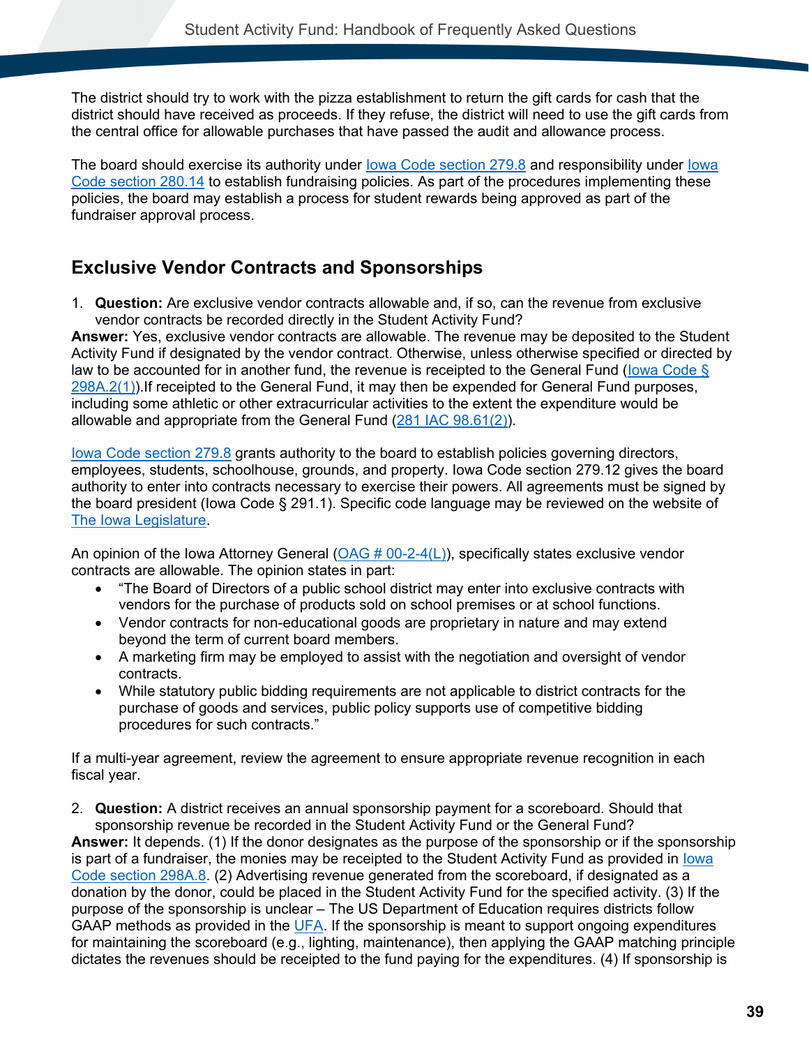The district should try to work with the pizza establishment to return the gift cards for cash that the district should have received as proceeds. If they refuse, the district will need to use the gift cards from the central office for allowable purchases that have passed the audit and allowance process.

The board should exercise its authority under Iowa Code section 279.8 and responsibility under Iowa Code section 280.14 to establish fundraising policies. As part of the procedures implementing these policies, the board may establish a process for student rewards being approved as part of the fundraiser approval process.

## Exclusive Vendor Contracts and Sponsorships

1. **Question:** Are exclusive vendor contracts allowable and, if so, can the revenue from exclusive vendor contracts be recorded directly in the Student Activity Fund?

**Answer:** Yes, exclusive vendor contracts are allowable. The revenue may be deposited to the Student Activity Fund if designated by the vendor contract. Otherwise, unless otherwise specified or directed by law to be accounted for in another fund, the revenue is receipted to the General Fund (Iowa Code § 298A.2(1)).If receipted to the General Fund, it may then be expended for General Fund purposes, including some athletic or other extracurricular activities to the extent the expenditure would be allowable and appropriate from the General Fund (281 IAC 98.61(2)).

Iowa Code section 279.8 grants authority to the board to establish policies governing directors, employees, students, schoolhouse, grounds, and property. Iowa Code section 279.12 gives the board authority to enter into contracts necessary to exercise their powers. All agreements must be signed by the board president (Iowa Code § 291.1). Specific code language may be reviewed on the website of The Iowa Legislature.

An opinion of the Iowa Attorney General (OAG # 00-2-4(L)), specifically states exclusive vendor contracts are allowable. The opinion states in part:

- "The Board of Directors of a public school district may enter into exclusive contracts with vendors for the purchase of products sold on school premises or at school functions.
- Vendor contracts for non-educational goods are proprietary in nature and may extend beyond the term of current board members.
- A marketing firm may be employed to assist with the negotiation and oversight of vendor contracts.
- While statutory public bidding requirements are not applicable to district contracts for the purchase of goods and services, public policy supports use of competitive bidding procedures for such contracts."

If a multi-year agreement, review the agreement to ensure appropriate revenue recognition in each fiscal year.

2. **Question:** A district receives an annual sponsorship payment for a scoreboard. Should that sponsorship revenue be recorded in the Student Activity Fund or the General Fund?

**Answer:** It depends. (1) If the donor designates as the purpose of the sponsorship or if the sponsorship is part of a fundraiser, the monies may be receipted to the Student Activity Fund as provided in Iowa Code section 298A.8. (2) Advertising revenue generated from the scoreboard, if designated as a donation by the donor, could be placed in the Student Activity Fund for the specified activity. (3) If the purpose of the sponsorship is unclear – The US Department of Education requires districts follow GAAP methods as provided in the UFA. If the sponsorship is meant to support ongoing expenditures for maintaining the scoreboard (e.g., lighting, maintenance), then applying the GAAP matching principle dictates the revenues should be receipted to the fund paying for the expenditures. (4) If sponsorship is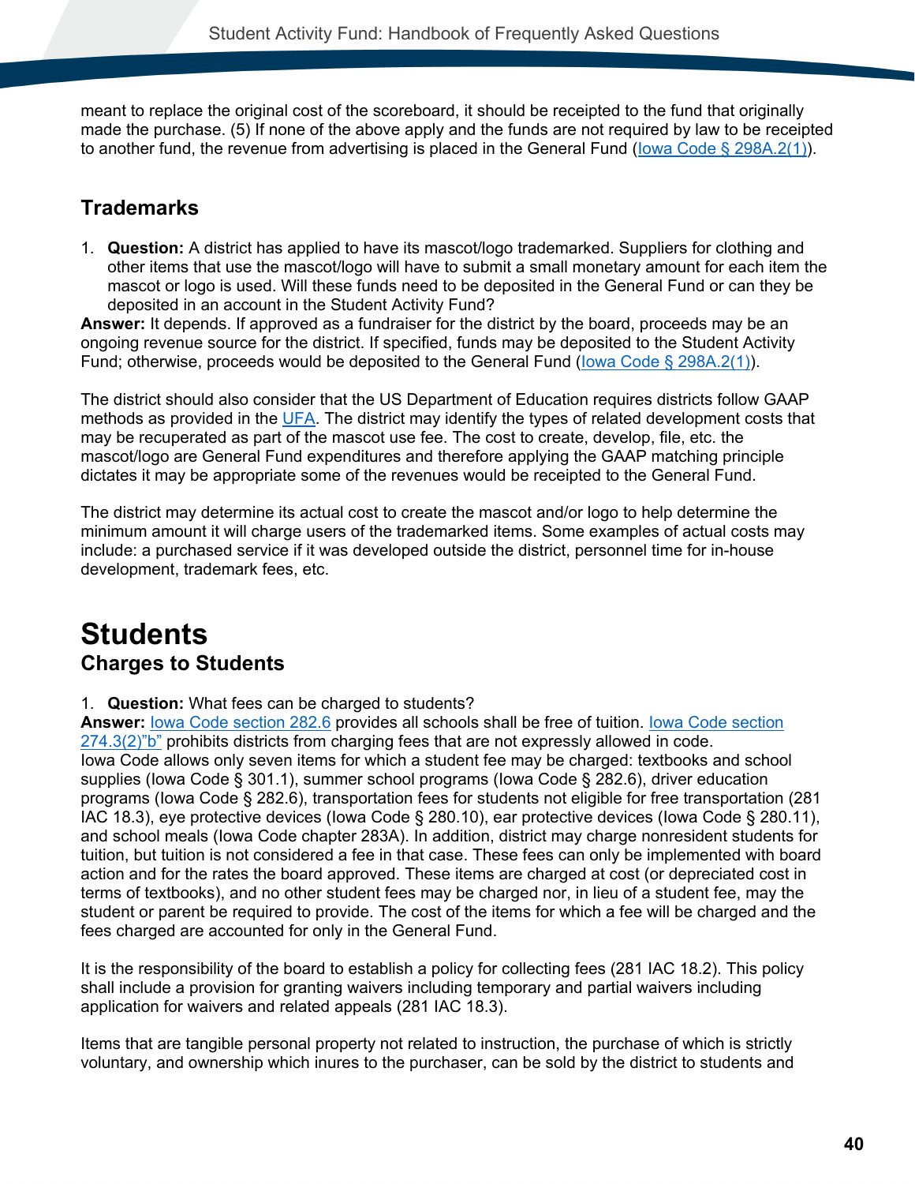meant to replace the original cost of the scoreboard, it should be receipted to the fund that originally made the purchase. (5) If none of the above apply and the funds are not required by law to be receipted to another fund, the revenue from advertising is placed in the General Fund (Iowa Code § 298A.2(1)).

### Trademarks

1. **Question:** A district has applied to have its mascot/logo trademarked. Suppliers for clothing and other items that use the mascot/logo will have to submit a small monetary amount for each item the mascot or logo is used. Will these funds need to be deposited in the General Fund or can they be deposited in an account in the Student Activity Fund?

**Answer:** It depends. If approved as a fundraiser for the district by the board, proceeds may be an ongoing revenue source for the district. If specified, funds may be deposited to the Student Activity Fund; otherwise, proceeds would be deposited to the General Fund (Iowa Code § 298A.2(1)).

The district should also consider that the US Department of Education requires districts follow GAAP methods as provided in the UFA. The district may identify the types of related development costs that may be recuperated as part of the mascot use fee. The cost to create, develop, file, etc. the mascot/logo are General Fund expenditures and therefore applying the GAAP matching principle dictates it may be appropriate some of the revenues would be receipted to the General Fund.

The district may determine its actual cost to create the mascot and/or logo to help determine the minimum amount it will charge users of the trademarked items. Some examples of actual costs may include: a purchased service if it was developed outside the district, personnel time for in-house development, trademark fees, etc.

# Students

## Charges to Students

1. **Question:** What fees can be charged to students?

**Answer:** Iowa Code section 282.6 provides all schools shall be free of tuition. Iowa Code section 274.3(2)"b" prohibits districts from charging fees that are not expressly allowed in code. Iowa Code allows only seven items for which a student fee may be charged: textbooks and school supplies (Iowa Code § 301.1), summer school programs (Iowa Code § 282.6), driver education programs (Iowa Code § 282.6), transportation fees for students not eligible for free transportation (281 IAC 18.3), eye protective devices (Iowa Code § 280.10), ear protective devices (Iowa Code § 280.11), and school meals (Iowa Code chapter 283A). In addition, district may charge nonresident students for tuition, but tuition is not considered a fee in that case. These fees can only be implemented with board action and for the rates the board approved. These items are charged at cost (or depreciated cost in terms of textbooks), and no other student fees may be charged nor, in lieu of a student fee, may the student or parent be required to provide. The cost of the items for which a fee will be charged and the fees charged are accounted for only in the General Fund.

It is the responsibility of the board to establish a policy for collecting fees (281 IAC 18.2). This policy shall include a provision for granting waivers including temporary and partial waivers including application for waivers and related appeals (281 IAC 18.3).

Items that are tangible personal property not related to instruction, the purchase of which is strictly voluntary, and ownership which inures to the purchaser, can be sold by the district to students and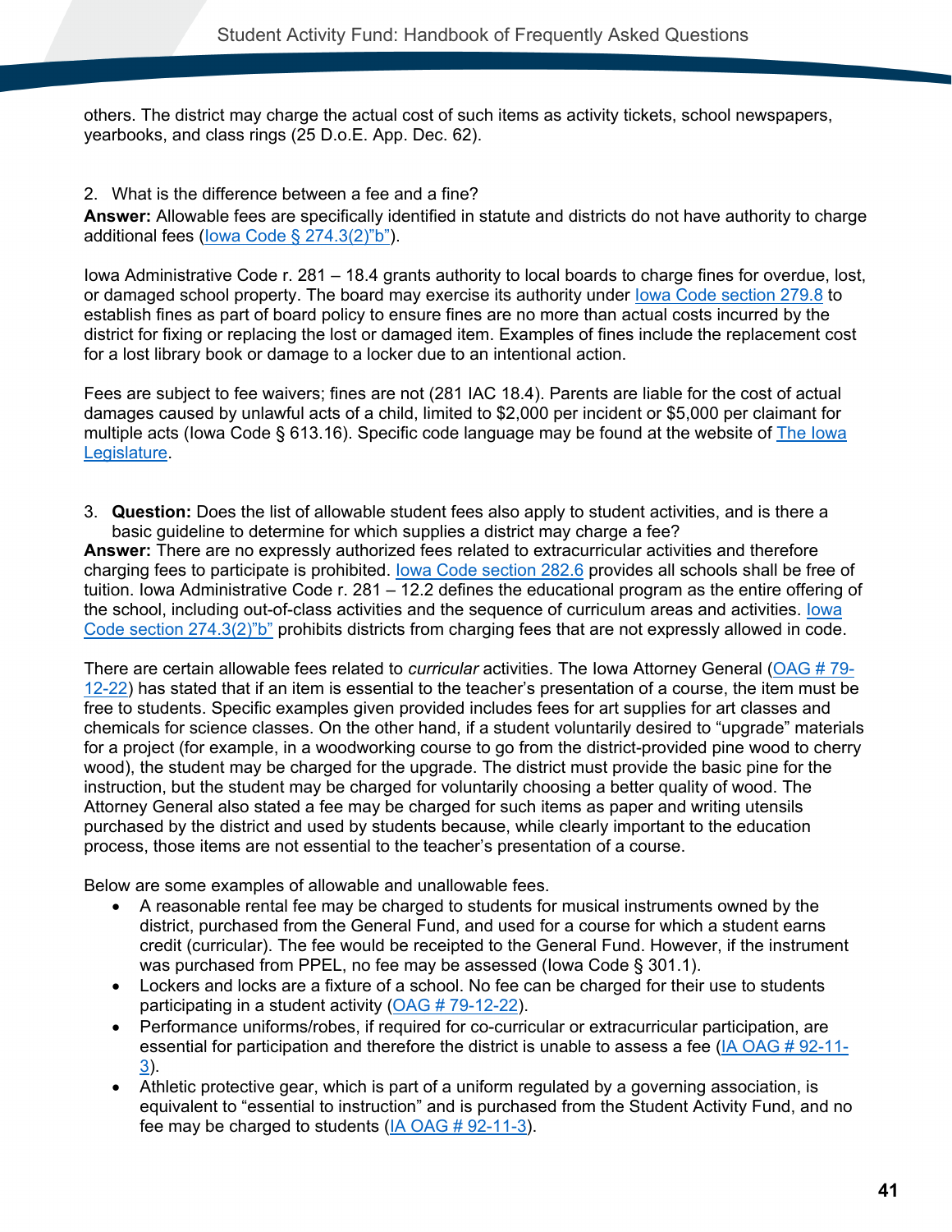others. The district may charge the actual cost of such items as activity tickets, school newspapers, yearbooks, and class rings (25 D.o.E. App. Dec. 62).

2. What is the difference between a fee and a fine?

**Answer:** Allowable fees are specifically identified in statute and districts do not have authority to charge additional fees (Iowa Code § 274.3(2)"b").

Iowa Administrative Code r. 281 – 18.4 grants authority to local boards to charge fines for overdue, lost, or damaged school property. The board may exercise its authority under Iowa Code section 279.8 to establish fines as part of board policy to ensure fines are no more than actual costs incurred by the district for fixing or replacing the lost or damaged item. Examples of fines include the replacement cost for a lost library book or damage to a locker due to an intentional action.

Fees are subject to fee waivers; fines are not (281 IAC 18.4). Parents are liable for the cost of actual damages caused by unlawful acts of a child, limited to $2,000 per incident or $5,000 per claimant for multiple acts (Iowa Code § 613.16). Specific code language may be found at the website of The Iowa Legislature.

3. **Question:** Does the list of allowable student fees also apply to student activities, and is there a basic guideline to determine for which supplies a district may charge a fee?

**Answer:** There are no expressly authorized fees related to extracurricular activities and therefore charging fees to participate is prohibited. Iowa Code section 282.6 provides all schools shall be free of tuition. Iowa Administrative Code r. 281 – 12.2 defines the educational program as the entire offering of the school, including out-of-class activities and the sequence of curriculum areas and activities. Iowa Code section 274.3(2)"b" prohibits districts from charging fees that are not expressly allowed in code.

There are certain allowable fees related to *curricular* activities. The Iowa Attorney General (OAG # 79-12-22) has stated that if an item is essential to the teacher's presentation of a course, the item must be free to students. Specific examples given provided includes fees for art supplies for art classes and chemicals for science classes. On the other hand, if a student voluntarily desired to "upgrade" materials for a project (for example, in a woodworking course to go from the district-provided pine wood to cherry wood), the student may be charged for the upgrade. The district must provide the basic pine for the instruction, but the student may be charged for voluntarily choosing a better quality of wood. The Attorney General also stated a fee may be charged for such items as paper and writing utensils purchased by the district and used by students because, while clearly important to the education process, those items are not essential to the teacher's presentation of a course.

Below are some examples of allowable and unallowable fees.

- A reasonable rental fee may be charged to students for musical instruments owned by the district, purchased from the General Fund, and used for a course for which a student earns credit (curricular). The fee would be receipted to the General Fund. However, if the instrument was purchased from PPEL, no fee may be assessed (Iowa Code § 301.1).
- Lockers and locks are a fixture of a school. No fee can be charged for their use to students participating in a student activity (OAG # 79-12-22).
- Performance uniforms/robes, if required for co-curricular or extracurricular participation, are essential for participation and therefore the district is unable to assess a fee (IA OAG # 92-11-3).
- Athletic protective gear, which is part of a uniform regulated by a governing association, is equivalent to "essential to instruction" and is purchased from the Student Activity Fund, and no fee may be charged to students (IA OAG # 92-11-3).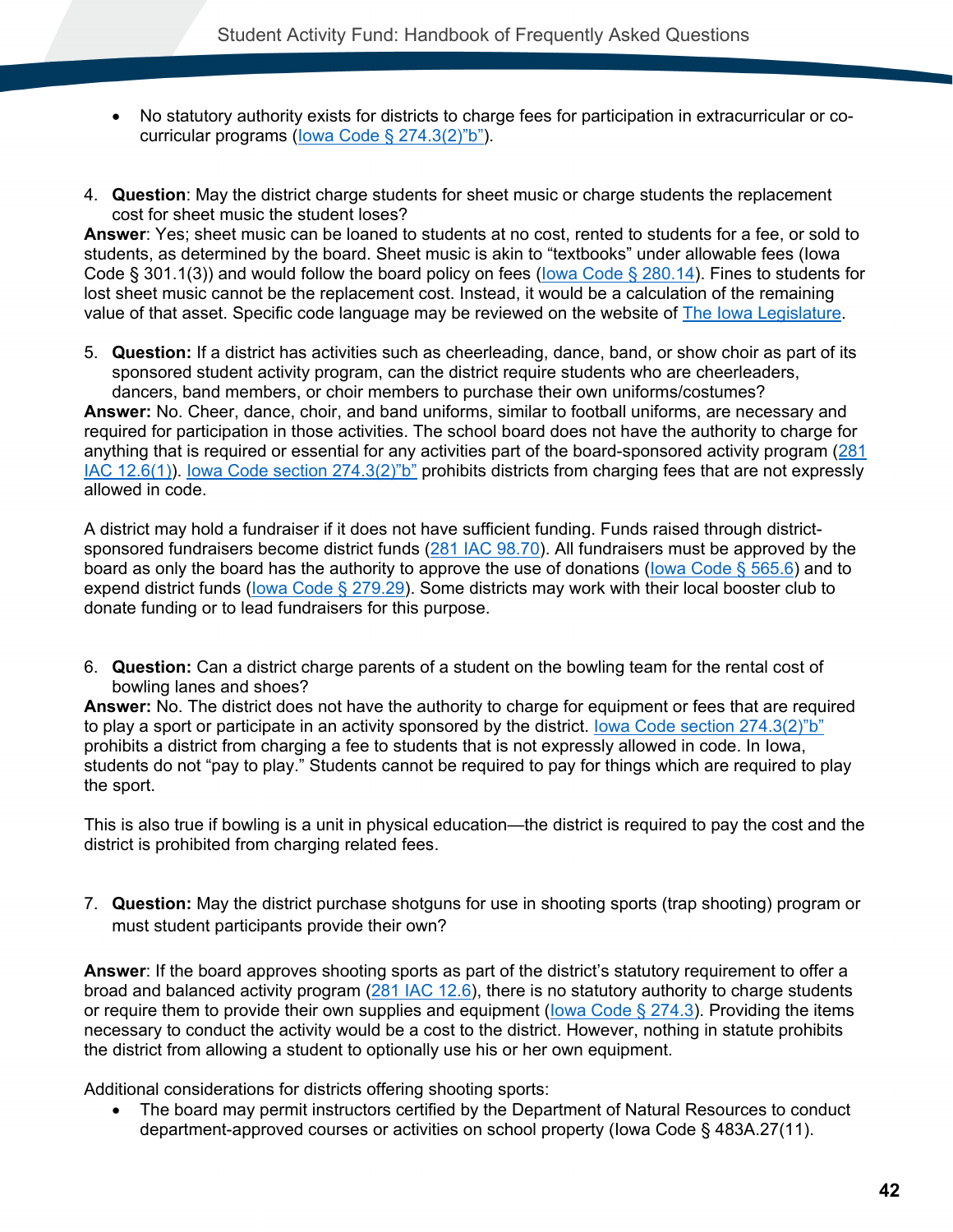- No statutory authority exists for districts to charge fees for participation in extracurricular or co-curricular programs (Iowa Code § 274.3(2)"b").

4. **Question**: May the district charge students for sheet music or charge students the replacement cost for sheet music the student loses?

**Answer**: Yes; sheet music can be loaned to students at no cost, rented to students for a fee, or sold to students, as determined by the board. Sheet music is akin to "textbooks" under allowable fees (Iowa Code § 301.1(3)) and would follow the board policy on fees (Iowa Code § 280.14). Fines to students for lost sheet music cannot be the replacement cost. Instead, it would be a calculation of the remaining value of that asset. Specific code language may be reviewed on the website of The Iowa Legislature.

5. **Question:** If a district has activities such as cheerleading, dance, band, or show choir as part of its sponsored student activity program, can the district require students who are cheerleaders, dancers, band members, or choir members to purchase their own uniforms/costumes?

**Answer:** No. Cheer, dance, choir, and band uniforms, similar to football uniforms, are necessary and required for participation in those activities. The school board does not have the authority to charge for anything that is required or essential for any activities part of the board-sponsored activity program (281 IAC 12.6(1)). Iowa Code section 274.3(2)"b" prohibits districts from charging fees that are not expressly allowed in code.

A district may hold a fundraiser if it does not have sufficient funding. Funds raised through district-sponsored fundraisers become district funds (281 IAC 98.70). All fundraisers must be approved by the board as only the board has the authority to approve the use of donations (Iowa Code § 565.6) and to expend district funds (Iowa Code § 279.29). Some districts may work with their local booster club to donate funding or to lead fundraisers for this purpose.

6. **Question:** Can a district charge parents of a student on the bowling team for the rental cost of bowling lanes and shoes?

**Answer:** No. The district does not have the authority to charge for equipment or fees that are required to play a sport or participate in an activity sponsored by the district. Iowa Code section 274.3(2)"b" prohibits a district from charging a fee to students that is not expressly allowed in code. In Iowa, students do not "pay to play." Students cannot be required to pay for things which are required to play the sport.

This is also true if bowling is a unit in physical education—the district is required to pay the cost and the district is prohibited from charging related fees.

7. **Question:** May the district purchase shotguns for use in shooting sports (trap shooting) program or must student participants provide their own?

**Answer**: If the board approves shooting sports as part of the district's statutory requirement to offer a broad and balanced activity program (281 IAC 12.6), there is no statutory authority to charge students or require them to provide their own supplies and equipment (Iowa Code § 274.3). Providing the items necessary to conduct the activity would be a cost to the district. However, nothing in statute prohibits the district from allowing a student to optionally use his or her own equipment.

Additional considerations for districts offering shooting sports:

- The board may permit instructors certified by the Department of Natural Resources to conduct department-approved courses or activities on school property (Iowa Code § 483A.27(11).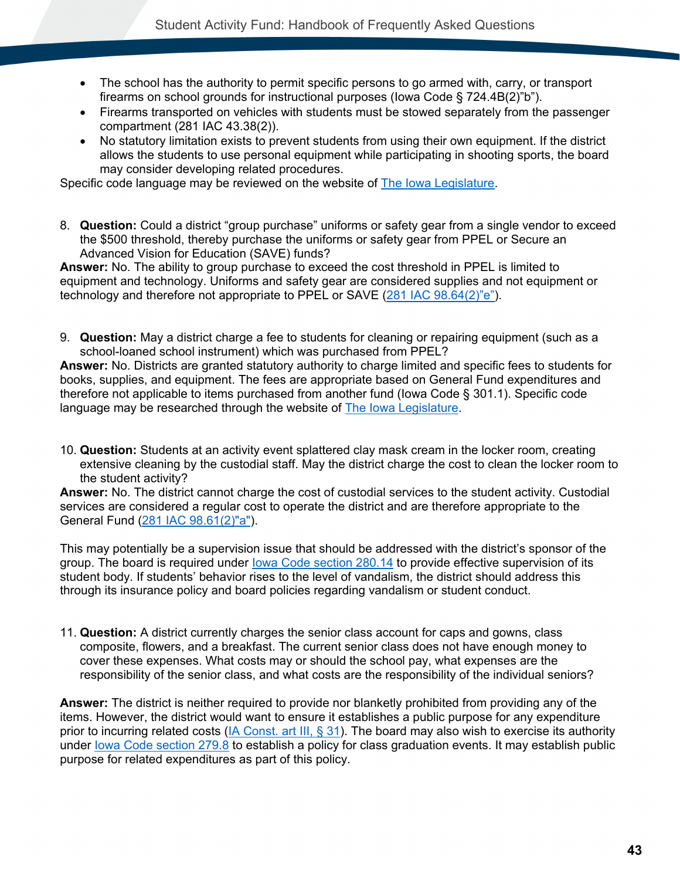- The school has the authority to permit specific persons to go armed with, carry, or transport firearms on school grounds for instructional purposes (Iowa Code § 724.4B(2)"b").
- Firearms transported on vehicles with students must be stowed separately from the passenger compartment (281 IAC 43.38(2)).
- No statutory limitation exists to prevent students from using their own equipment. If the district allows the students to use personal equipment while participating in shooting sports, the board may consider developing related procedures.

Specific code language may be reviewed on the website of [The Iowa Legislature](#).

8. **Question:** Could a district "group purchase" uniforms or safety gear from a single vendor to exceed the $500 threshold, thereby purchase the uniforms or safety gear from PPEL or Secure an Advanced Vision for Education (SAVE) funds?

**Answer:** No. The ability to group purchase to exceed the cost threshold in PPEL is limited to equipment and technology. Uniforms and safety gear are considered supplies and not equipment or technology and therefore not appropriate to PPEL or SAVE ([281 IAC 98.64(2)"e"](#)).

9. **Question:** May a district charge a fee to students for cleaning or repairing equipment (such as a school-loaned school instrument) which was purchased from PPEL?

**Answer:** No. Districts are granted statutory authority to charge limited and specific fees to students for books, supplies, and equipment. The fees are appropriate based on General Fund expenditures and therefore not applicable to items purchased from another fund (Iowa Code § 301.1). Specific code language may be researched through the website of [The Iowa Legislature](#).

10. **Question:** Students at an activity event splattered clay mask cream in the locker room, creating extensive cleaning by the custodial staff. May the district charge the cost to clean the locker room to the student activity?

**Answer:** No. The district cannot charge the cost of custodial services to the student activity. Custodial services are considered a regular cost to operate the district and are therefore appropriate to the General Fund ([281 IAC 98.61(2)"a"](#)).

This may potentially be a supervision issue that should be addressed with the district's sponsor of the group. The board is required under [Iowa Code section 280.14](#) to provide effective supervision of its student body. If students' behavior rises to the level of vandalism, the district should address this through its insurance policy and board policies regarding vandalism or student conduct.

11. **Question:** A district currently charges the senior class account for caps and gowns, class composite, flowers, and a breakfast. The current senior class does not have enough money to cover these expenses. What costs may or should the school pay, what expenses are the responsibility of the senior class, and what costs are the responsibility of the individual seniors?

**Answer:** The district is neither required to provide nor blanketly prohibited from providing any of the items. However, the district would want to ensure it establishes a public purpose for any expenditure prior to incurring related costs ([IA Const. art III, § 31](#)). The board may also wish to exercise its authority under [Iowa Code section 279.8](#) to establish a policy for class graduation events. It may establish public purpose for related expenditures as part of this policy.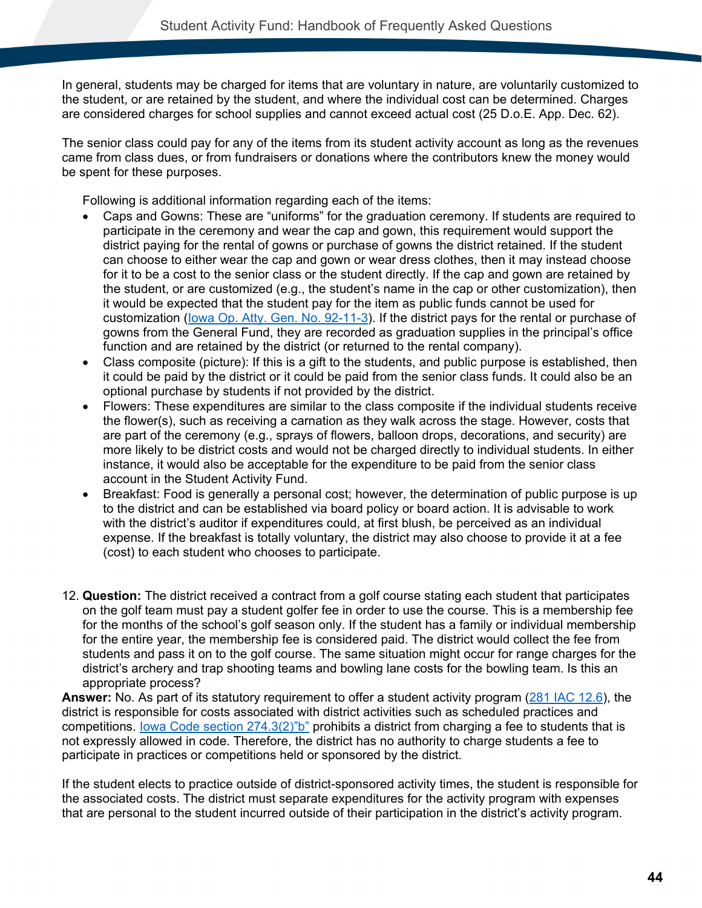In general, students may be charged for items that are voluntary in nature, are voluntarily customized to the student, or are retained by the student, and where the individual cost can be determined. Charges are considered charges for school supplies and cannot exceed actual cost (25 D.o.E. App. Dec. 62).

The senior class could pay for any of the items from its student activity account as long as the revenues came from class dues, or from fundraisers or donations where the contributors knew the money would be spent for these purposes.

Following is additional information regarding each of the items:

- Caps and Gowns: These are "uniforms" for the graduation ceremony. If students are required to participate in the ceremony and wear the cap and gown, this requirement would support the district paying for the rental of gowns or purchase of gowns the district retained. If the student can choose to either wear the cap and gown or wear dress clothes, then it may instead choose for it to be a cost to the senior class or the student directly. If the cap and gown are retained by the student, or are customized (e.g., the student's name in the cap or other customization), then it would be expected that the student pay for the item as public funds cannot be used for customization ([Iowa Op. Atty. Gen. No. 92-11-3]()). If the district pays for the rental or purchase of gowns from the General Fund, they are recorded as graduation supplies in the principal's office function and are retained by the district (or returned to the rental company).
- Class composite (picture): If this is a gift to the students, and public purpose is established, then it could be paid by the district or it could be paid from the senior class funds. It could also be an optional purchase by students if not provided by the district.
- Flowers: These expenditures are similar to the class composite if the individual students receive the flower(s), such as receiving a carnation as they walk across the stage. However, costs that are part of the ceremony (e.g., sprays of flowers, balloon drops, decorations, and security) are more likely to be district costs and would not be charged directly to individual students. In either instance, it would also be acceptable for the expenditure to be paid from the senior class account in the Student Activity Fund.
- Breakfast: Food is generally a personal cost; however, the determination of public purpose is up to the district and can be established via board policy or board action. It is advisable to work with the district's auditor if expenditures could, at first blush, be perceived as an individual expense. If the breakfast is totally voluntary, the district may also choose to provide it at a fee (cost) to each student who chooses to participate.

12. **Question:** The district received a contract from a golf course stating each student that participates on the golf team must pay a student golfer fee in order to use the course. This is a membership fee for the months of the school's golf season only. If the student has a family or individual membership for the entire year, the membership fee is considered paid. The district would collect the fee from students and pass it on to the golf course. The same situation might occur for range charges for the district's archery and trap shooting teams and bowling lane costs for the bowling team. Is this an appropriate process?

**Answer:** No. As part of its statutory requirement to offer a student activity program ([281 IAC 12.6]()), the district is responsible for costs associated with district activities such as scheduled practices and competitions. [Iowa Code section 274.3(2)"b"]() prohibits a district from charging a fee to students that is not expressly allowed in code. Therefore, the district has no authority to charge students a fee to participate in practices or competitions held or sponsored by the district.

If the student elects to practice outside of district-sponsored activity times, the student is responsible for the associated costs. The district must separate expenditures for the activity program with expenses that are personal to the student incurred outside of their participation in the district's activity program.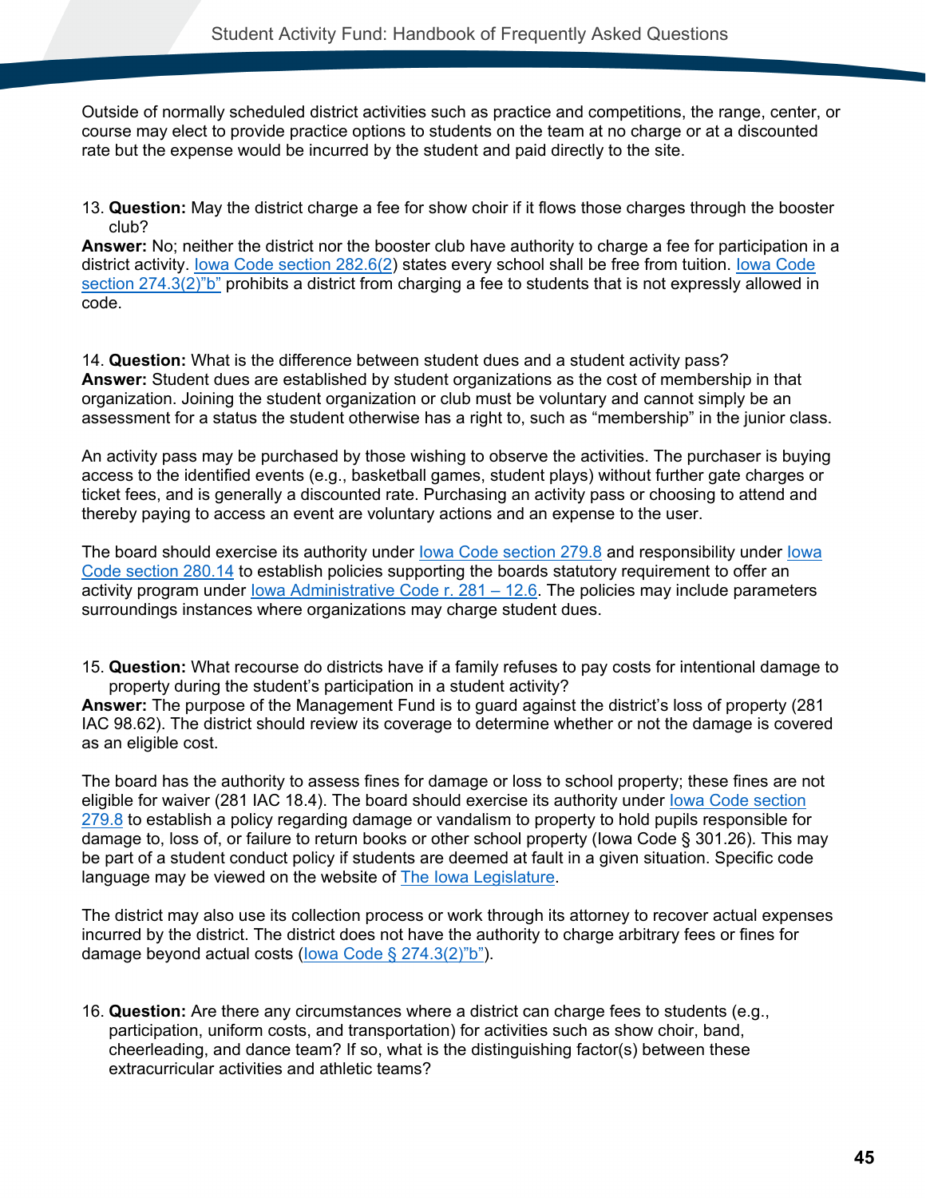Outside of normally scheduled district activities such as practice and competitions, the range, center, or course may elect to provide practice options to students on the team at no charge or at a discounted rate but the expense would be incurred by the student and paid directly to the site.

13. **Question:** May the district charge a fee for show choir if it flows those charges through the booster club?

**Answer:** No; neither the district nor the booster club have authority to charge a fee for participation in a district activity. Iowa Code section 282.6(2) states every school shall be free from tuition. Iowa Code section 274.3(2)"b" prohibits a district from charging a fee to students that is not expressly allowed in code.

14. **Question:** What is the difference between student dues and a student activity pass?

**Answer:** Student dues are established by student organizations as the cost of membership in that organization. Joining the student organization or club must be voluntary and cannot simply be an assessment for a status the student otherwise has a right to, such as "membership" in the junior class.

An activity pass may be purchased by those wishing to observe the activities. The purchaser is buying access to the identified events (e.g., basketball games, student plays) without further gate charges or ticket fees, and is generally a discounted rate. Purchasing an activity pass or choosing to attend and thereby paying to access an event are voluntary actions and an expense to the user.

The board should exercise its authority under Iowa Code section 279.8 and responsibility under Iowa Code section 280.14 to establish policies supporting the boards statutory requirement to offer an activity program under Iowa Administrative Code r. 281 – 12.6. The policies may include parameters surroundings instances where organizations may charge student dues.

15. **Question:** What recourse do districts have if a family refuses to pay costs for intentional damage to property during the student's participation in a student activity?

**Answer:** The purpose of the Management Fund is to guard against the district's loss of property (281 IAC 98.62). The district should review its coverage to determine whether or not the damage is covered as an eligible cost.

The board has the authority to assess fines for damage or loss to school property; these fines are not eligible for waiver (281 IAC 18.4). The board should exercise its authority under Iowa Code section 279.8 to establish a policy regarding damage or vandalism to property to hold pupils responsible for damage to, loss of, or failure to return books or other school property (Iowa Code § 301.26). This may be part of a student conduct policy if students are deemed at fault in a given situation. Specific code language may be viewed on the website of The Iowa Legislature.

The district may also use its collection process or work through its attorney to recover actual expenses incurred by the district. The district does not have the authority to charge arbitrary fees or fines for damage beyond actual costs (Iowa Code § 274.3(2)"b").

16. **Question:** Are there any circumstances where a district can charge fees to students (e.g., participation, uniform costs, and transportation) for activities such as show choir, band, cheerleading, and dance team? If so, what is the distinguishing factor(s) between these extracurricular activities and athletic teams?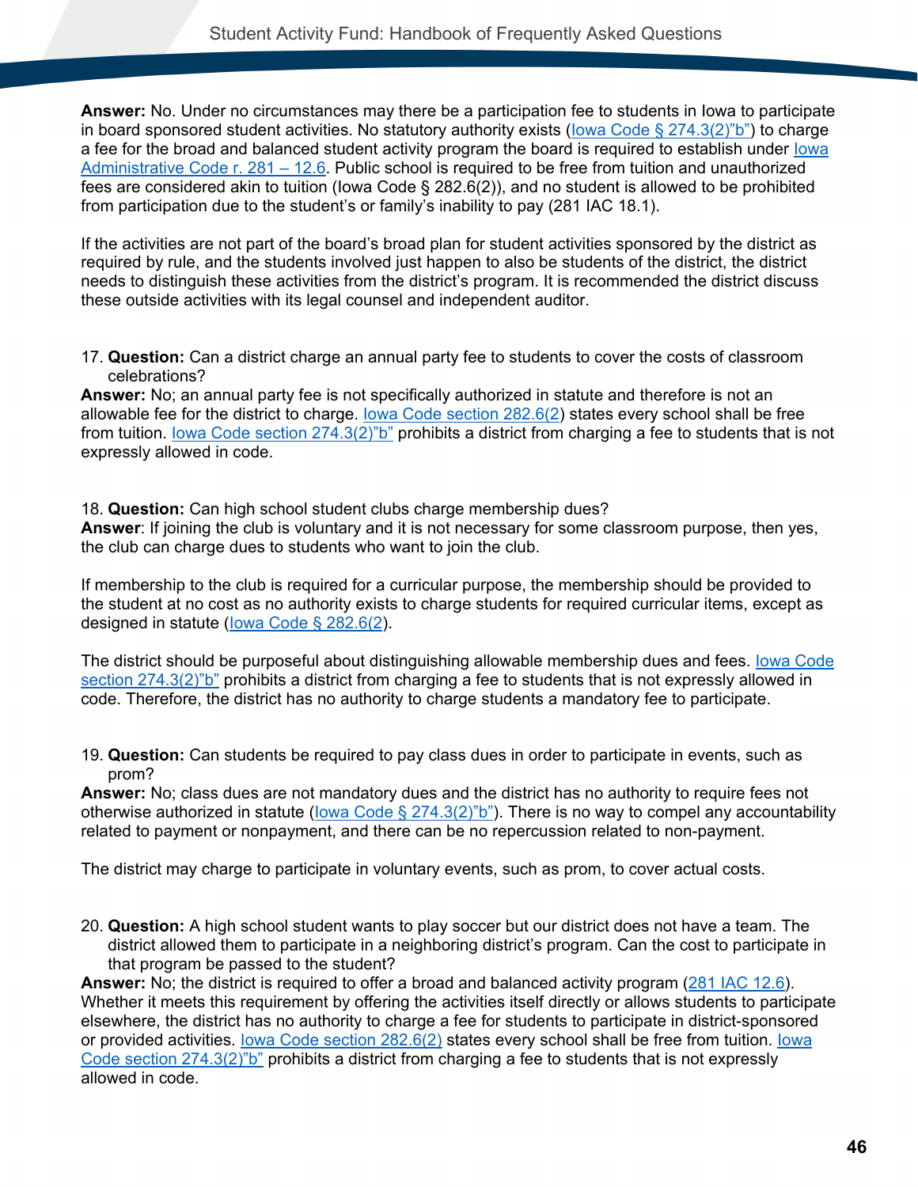**Answer:** No. Under no circumstances may there be a participation fee to students in Iowa to participate in board sponsored student activities. No statutory authority exists (Iowa Code § 274.3(2)"b") to charge a fee for the broad and balanced student activity program the board is required to establish under Iowa Administrative Code r. 281 – 12.6. Public school is required to be free from tuition and unauthorized fees are considered akin to tuition (Iowa Code § 282.6(2)), and no student is allowed to be prohibited from participation due to the student's or family's inability to pay (281 IAC 18.1).

If the activities are not part of the board's broad plan for student activities sponsored by the district as required by rule, and the students involved just happen to also be students of the district, the district needs to distinguish these activities from the district's program. It is recommended the district discuss these outside activities with its legal counsel and independent auditor.

17. **Question:** Can a district charge an annual party fee to students to cover the costs of classroom celebrations?

**Answer:** No; an annual party fee is not specifically authorized in statute and therefore is not an allowable fee for the district to charge. Iowa Code section 282.6(2) states every school shall be free from tuition. Iowa Code section 274.3(2)"b" prohibits a district from charging a fee to students that is not expressly allowed in code.

18. **Question:** Can high school student clubs charge membership dues?

**Answer**: If joining the club is voluntary and it is not necessary for some classroom purpose, then yes, the club can charge dues to students who want to join the club.

If membership to the club is required for a curricular purpose, the membership should be provided to the student at no cost as no authority exists to charge students for required curricular items, except as designed in statute (Iowa Code § 282.6(2)).

The district should be purposeful about distinguishing allowable membership dues and fees. Iowa Code section 274.3(2)"b" prohibits a district from charging a fee to students that is not expressly allowed in code. Therefore, the district has no authority to charge students a mandatory fee to participate.

19. **Question:** Can students be required to pay class dues in order to participate in events, such as prom?

**Answer:** No; class dues are not mandatory dues and the district has no authority to require fees not otherwise authorized in statute (Iowa Code § 274.3(2)"b"). There is no way to compel any accountability related to payment or nonpayment, and there can be no repercussion related to non-payment.

The district may charge to participate in voluntary events, such as prom, to cover actual costs.

20. **Question:** A high school student wants to play soccer but our district does not have a team. The district allowed them to participate in a neighboring district's program. Can the cost to participate in that program be passed to the student?

**Answer:** No; the district is required to offer a broad and balanced activity program (281 IAC 12.6). Whether it meets this requirement by offering the activities itself directly or allows students to participate elsewhere, the district has no authority to charge a fee for students to participate in district-sponsored or provided activities. Iowa Code section 282.6(2) states every school shall be free from tuition. Iowa Code section 274.3(2)"b" prohibits a district from charging a fee to students that is not expressly allowed in code.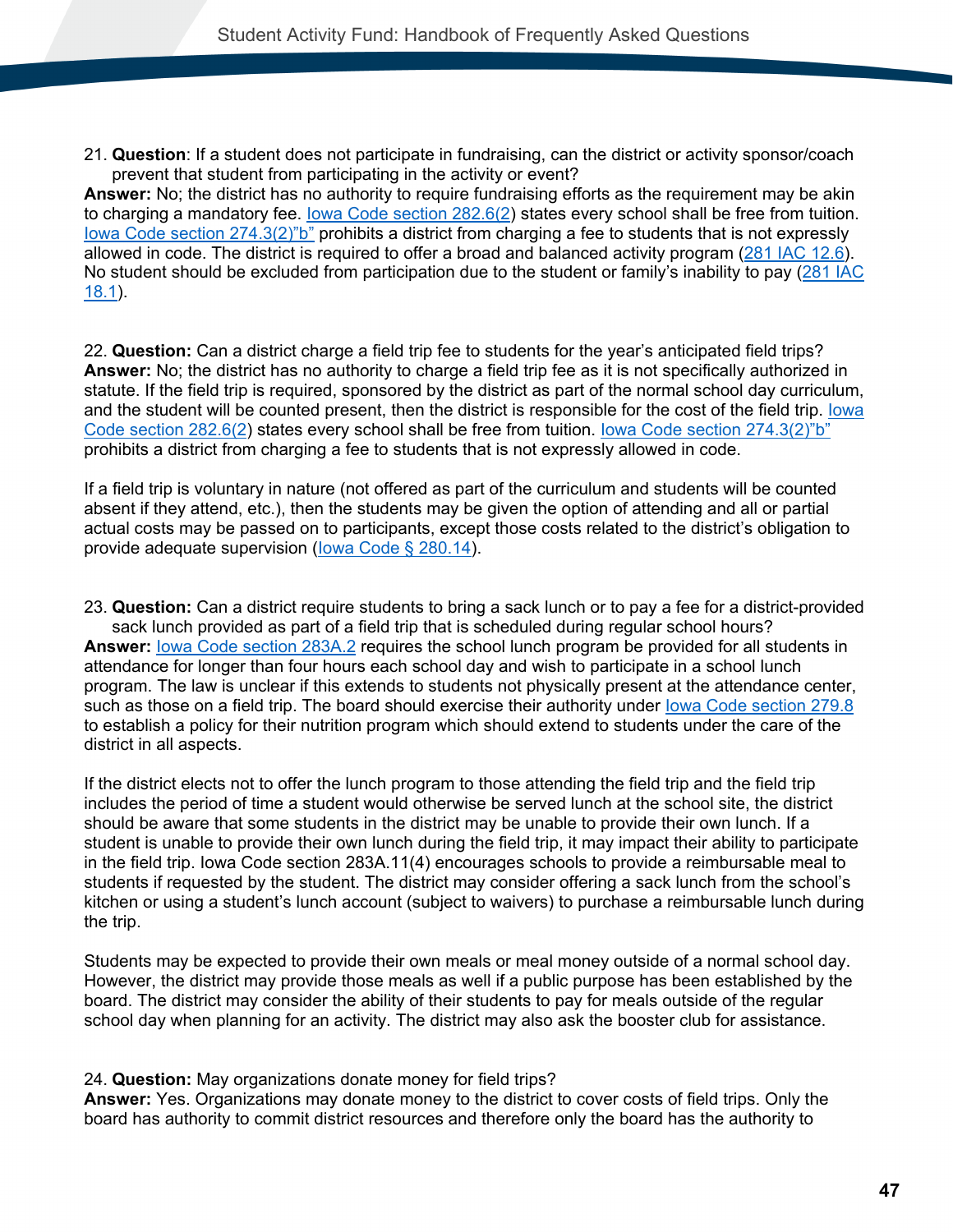21. **Question**: If a student does not participate in fundraising, can the district or activity sponsor/coach prevent that student from participating in the activity or event?

**Answer:** No; the district has no authority to require fundraising efforts as the requirement may be akin to charging a mandatory fee. Iowa Code section 282.6(2) states every school shall be free from tuition. Iowa Code section 274.3(2)"b" prohibits a district from charging a fee to students that is not expressly allowed in code. The district is required to offer a broad and balanced activity program (281 IAC 12.6). No student should be excluded from participation due to the student or family's inability to pay (281 IAC 18.1).

22. **Question:** Can a district charge a field trip fee to students for the year's anticipated field trips?

**Answer:** No; the district has no authority to charge a field trip fee as it is not specifically authorized in statute. If the field trip is required, sponsored by the district as part of the normal school day curriculum, and the student will be counted present, then the district is responsible for the cost of the field trip. Iowa Code section 282.6(2) states every school shall be free from tuition. Iowa Code section 274.3(2)"b" prohibits a district from charging a fee to students that is not expressly allowed in code.

If a field trip is voluntary in nature (not offered as part of the curriculum and students will be counted absent if they attend, etc.), then the students may be given the option of attending and all or partial actual costs may be passed on to participants, except those costs related to the district's obligation to provide adequate supervision (Iowa Code § 280.14).

23. **Question:** Can a district require students to bring a sack lunch or to pay a fee for a district-provided sack lunch provided as part of a field trip that is scheduled during regular school hours?

**Answer:** Iowa Code section 283A.2 requires the school lunch program be provided for all students in attendance for longer than four hours each school day and wish to participate in a school lunch program. The law is unclear if this extends to students not physically present at the attendance center, such as those on a field trip. The board should exercise their authority under Iowa Code section 279.8 to establish a policy for their nutrition program which should extend to students under the care of the district in all aspects.

If the district elects not to offer the lunch program to those attending the field trip and the field trip includes the period of time a student would otherwise be served lunch at the school site, the district should be aware that some students in the district may be unable to provide their own lunch. If a student is unable to provide their own lunch during the field trip, it may impact their ability to participate in the field trip. Iowa Code section 283A.11(4) encourages schools to provide a reimbursable meal to students if requested by the student. The district may consider offering a sack lunch from the school's kitchen or using a student's lunch account (subject to waivers) to purchase a reimbursable lunch during the trip.

Students may be expected to provide their own meals or meal money outside of a normal school day. However, the district may provide those meals as well if a public purpose has been established by the board. The district may consider the ability of their students to pay for meals outside of the regular school day when planning for an activity. The district may also ask the booster club for assistance.

24. **Question:** May organizations donate money for field trips?

**Answer:** Yes. Organizations may donate money to the district to cover costs of field trips. Only the board has authority to commit district resources and therefore only the board has the authority to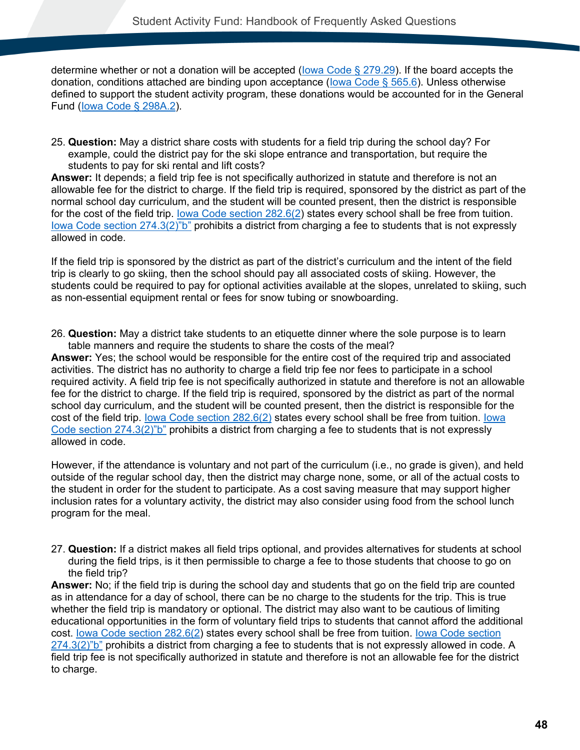determine whether or not a donation will be accepted (Iowa Code § 279.29). If the board accepts the donation, conditions attached are binding upon acceptance (Iowa Code § 565.6). Unless otherwise defined to support the student activity program, these donations would be accounted for in the General Fund (Iowa Code § 298A.2).

25. **Question:** May a district share costs with students for a field trip during the school day? For example, could the district pay for the ski slope entrance and transportation, but require the students to pay for ski rental and lift costs?

**Answer:** It depends; a field trip fee is not specifically authorized in statute and therefore is not an allowable fee for the district to charge. If the field trip is required, sponsored by the district as part of the normal school day curriculum, and the student will be counted present, then the district is responsible for the cost of the field trip. Iowa Code section 282.6(2) states every school shall be free from tuition. Iowa Code section 274.3(2)"b" prohibits a district from charging a fee to students that is not expressly allowed in code.

If the field trip is sponsored by the district as part of the district's curriculum and the intent of the field trip is clearly to go skiing, then the school should pay all associated costs of skiing. However, the students could be required to pay for optional activities available at the slopes, unrelated to skiing, such as non-essential equipment rental or fees for snow tubing or snowboarding.

26. **Question:** May a district take students to an etiquette dinner where the sole purpose is to learn table manners and require the students to share the costs of the meal?

**Answer:** Yes; the school would be responsible for the entire cost of the required trip and associated activities. The district has no authority to charge a field trip fee nor fees to participate in a school required activity. A field trip fee is not specifically authorized in statute and therefore is not an allowable fee for the district to charge. If the field trip is required, sponsored by the district as part of the normal school day curriculum, and the student will be counted present, then the district is responsible for the cost of the field trip. Iowa Code section 282.6(2) states every school shall be free from tuition. Iowa Code section 274.3(2)"b" prohibits a district from charging a fee to students that is not expressly allowed in code.

However, if the attendance is voluntary and not part of the curriculum (i.e., no grade is given), and held outside of the regular school day, then the district may charge none, some, or all of the actual costs to the student in order for the student to participate. As a cost saving measure that may support higher inclusion rates for a voluntary activity, the district may also consider using food from the school lunch program for the meal.

27. **Question:** If a district makes all field trips optional, and provides alternatives for students at school during the field trips, is it then permissible to charge a fee to those students that choose to go on the field trip?

**Answer:** No; if the field trip is during the school day and students that go on the field trip are counted as in attendance for a day of school, there can be no charge to the students for the trip. This is true whether the field trip is mandatory or optional. The district may also want to be cautious of limiting educational opportunities in the form of voluntary field trips to students that cannot afford the additional cost. Iowa Code section 282.6(2) states every school shall be free from tuition. Iowa Code section 274.3(2)"b" prohibits a district from charging a fee to students that is not expressly allowed in code. A field trip fee is not specifically authorized in statute and therefore is not an allowable fee for the district to charge.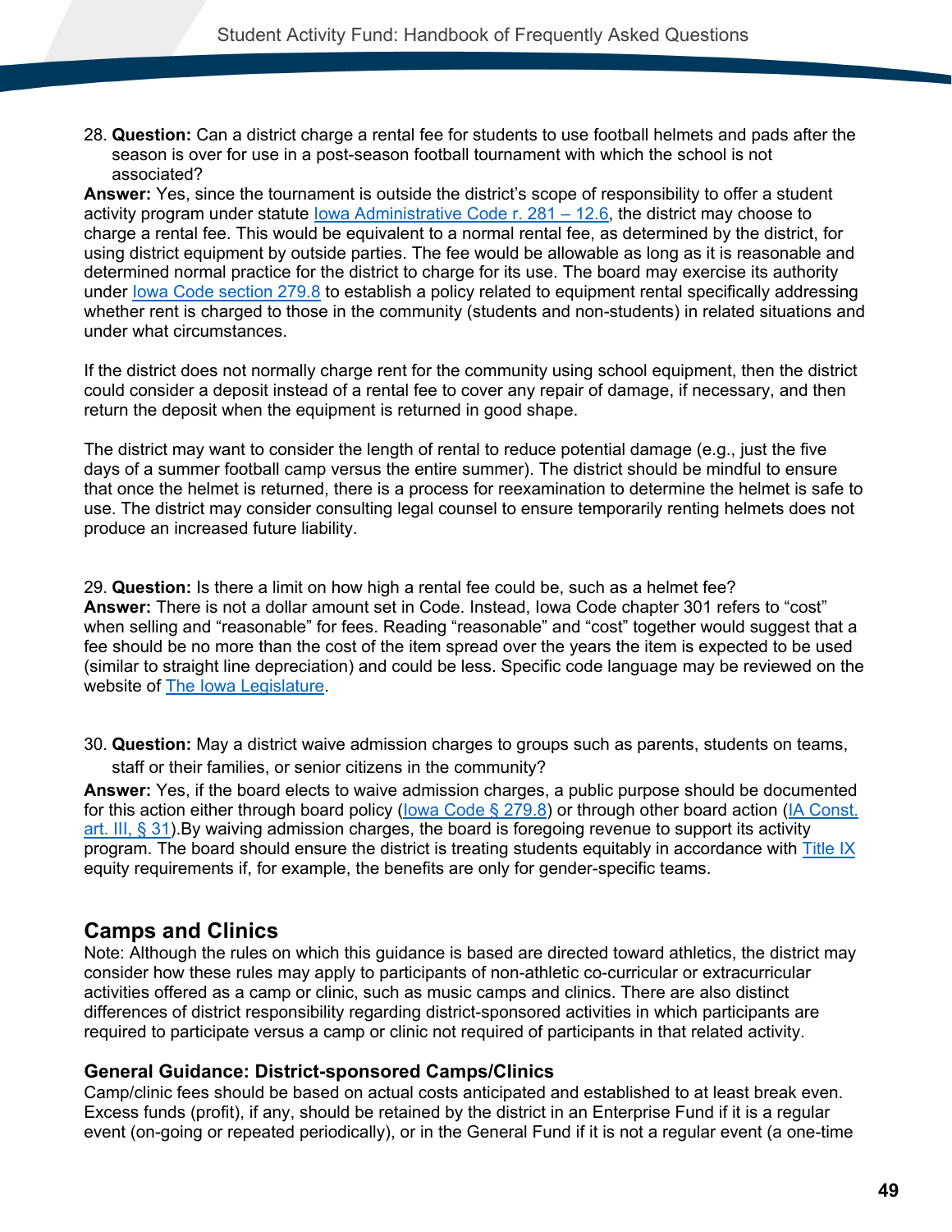28. **Question:** Can a district charge a rental fee for students to use football helmets and pads after the season is over for use in a post-season football tournament with which the school is not associated?

**Answer:** Yes, since the tournament is outside the district's scope of responsibility to offer a student activity program under statute Iowa Administrative Code r. 281 – 12.6, the district may choose to charge a rental fee. This would be equivalent to a normal rental fee, as determined by the district, for using district equipment by outside parties. The fee would be allowable as long as it is reasonable and determined normal practice for the district to charge for its use. The board may exercise its authority under Iowa Code section 279.8 to establish a policy related to equipment rental specifically addressing whether rent is charged to those in the community (students and non-students) in related situations and under what circumstances.

If the district does not normally charge rent for the community using school equipment, then the district could consider a deposit instead of a rental fee to cover any repair of damage, if necessary, and then return the deposit when the equipment is returned in good shape.

The district may want to consider the length of rental to reduce potential damage (e.g., just the five days of a summer football camp versus the entire summer). The district should be mindful to ensure that once the helmet is returned, there is a process for reexamination to determine the helmet is safe to use. The district may consider consulting legal counsel to ensure temporarily renting helmets does not produce an increased future liability.

29. **Question:** Is there a limit on how high a rental fee could be, such as a helmet fee?

**Answer:** There is not a dollar amount set in Code. Instead, Iowa Code chapter 301 refers to "cost" when selling and "reasonable" for fees. Reading "reasonable" and "cost" together would suggest that a fee should be no more than the cost of the item spread over the years the item is expected to be used (similar to straight line depreciation) and could be less. Specific code language may be reviewed on the website of The Iowa Legislature.

30. **Question:** May a district waive admission charges to groups such as parents, students on teams, staff or their families, or senior citizens in the community?

**Answer:** Yes, if the board elects to waive admission charges, a public purpose should be documented for this action either through board policy (Iowa Code § 279.8) or through other board action (IA Const. art. III, § 31).By waiving admission charges, the board is foregoing revenue to support its activity program. The board should ensure the district is treating students equitably in accordance with Title IX equity requirements if, for example, the benefits are only for gender-specific teams.

## Camps and Clinics

Note: Although the rules on which this guidance is based are directed toward athletics, the district may consider how these rules may apply to participants of non-athletic co-curricular or extracurricular activities offered as a camp or clinic, such as music camps and clinics. There are also distinct differences of district responsibility regarding district-sponsored activities in which participants are required to participate versus a camp or clinic not required of participants in that related activity.

### General Guidance: District-sponsored Camps/Clinics

Camp/clinic fees should be based on actual costs anticipated and established to at least break even. Excess funds (profit), if any, should be retained by the district in an Enterprise Fund if it is a regular event (on-going or repeated periodically), or in the General Fund if it is not a regular event (a one-time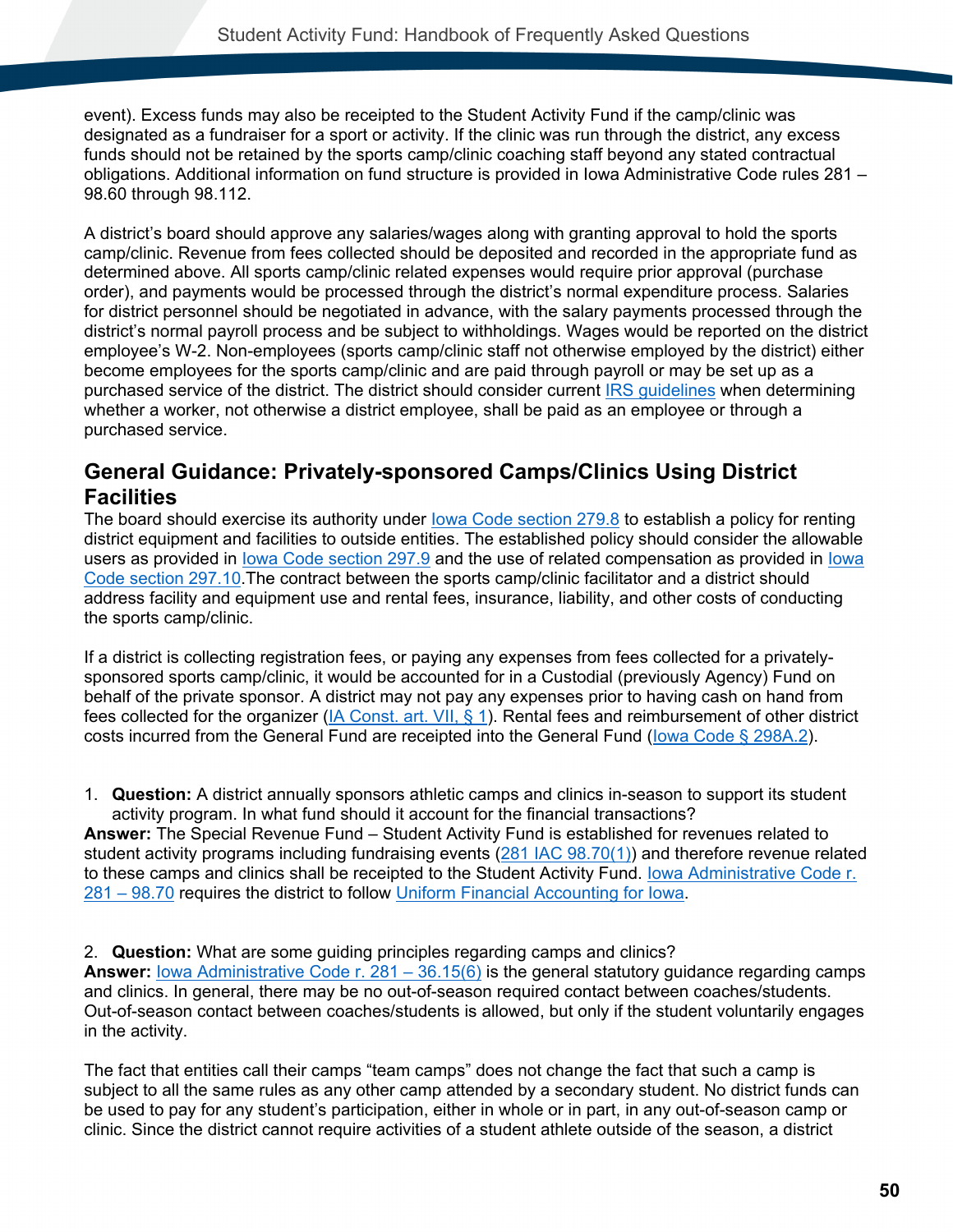event). Excess funds may also be receipted to the Student Activity Fund if the camp/clinic was designated as a fundraiser for a sport or activity. If the clinic was run through the district, any excess funds should not be retained by the sports camp/clinic coaching staff beyond any stated contractual obligations. Additional information on fund structure is provided in Iowa Administrative Code rules 281 – 98.60 through 98.112.

A district's board should approve any salaries/wages along with granting approval to hold the sports camp/clinic. Revenue from fees collected should be deposited and recorded in the appropriate fund as determined above. All sports camp/clinic related expenses would require prior approval (purchase order), and payments would be processed through the district's normal expenditure process. Salaries for district personnel should be negotiated in advance, with the salary payments processed through the district's normal payroll process and be subject to withholdings. Wages would be reported on the district employee's W-2. Non-employees (sports camp/clinic staff not otherwise employed by the district) either become employees for the sports camp/clinic and are paid through payroll or may be set up as a purchased service of the district. The district should consider current IRS guidelines when determining whether a worker, not otherwise a district employee, shall be paid as an employee or through a purchased service.

## General Guidance: Privately-sponsored Camps/Clinics Using District Facilities

The board should exercise its authority under Iowa Code section 279.8 to establish a policy for renting district equipment and facilities to outside entities. The established policy should consider the allowable users as provided in Iowa Code section 297.9 and the use of related compensation as provided in Iowa Code section 297.10.The contract between the sports camp/clinic facilitator and a district should address facility and equipment use and rental fees, insurance, liability, and other costs of conducting the sports camp/clinic.

If a district is collecting registration fees, or paying any expenses from fees collected for a privately-sponsored sports camp/clinic, it would be accounted for in a Custodial (previously Agency) Fund on behalf of the private sponsor. A district may not pay any expenses prior to having cash on hand from fees collected for the organizer (IA Const. art. VII, § 1). Rental fees and reimbursement of other district costs incurred from the General Fund are receipted into the General Fund (Iowa Code § 298A.2).

1. **Question:** A district annually sponsors athletic camps and clinics in-season to support its student activity program. In what fund should it account for the financial transactions?

**Answer:** The Special Revenue Fund – Student Activity Fund is established for revenues related to student activity programs including fundraising events (281 IAC 98.70(1)) and therefore revenue related to these camps and clinics shall be receipted to the Student Activity Fund. Iowa Administrative Code r. 281 – 98.70 requires the district to follow Uniform Financial Accounting for Iowa.

2. **Question:** What are some guiding principles regarding camps and clinics?

**Answer:** Iowa Administrative Code r. 281 – 36.15(6) is the general statutory guidance regarding camps and clinics. In general, there may be no out-of-season required contact between coaches/students. Out-of-season contact between coaches/students is allowed, but only if the student voluntarily engages in the activity.

The fact that entities call their camps "team camps" does not change the fact that such a camp is subject to all the same rules as any other camp attended by a secondary student. No district funds can be used to pay for any student's participation, either in whole or in part, in any out-of-season camp or clinic. Since the district cannot require activities of a student athlete outside of the season, a district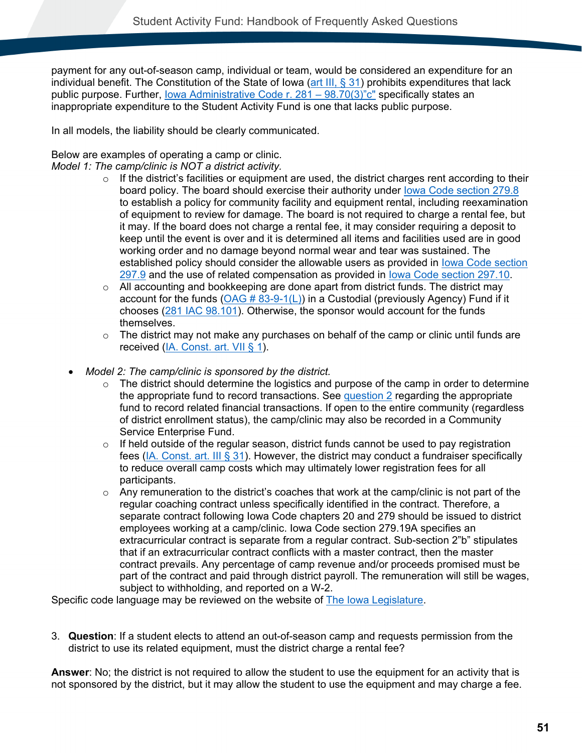payment for any out-of-season camp, individual or team, would be considered an expenditure for an individual benefit. The Constitution of the State of Iowa (art III, § 31) prohibits expenditures that lack public purpose. Further, Iowa Administrative Code r. 281 – 98.70(3)"c" specifically states an inappropriate expenditure to the Student Activity Fund is one that lacks public purpose.

In all models, the liability should be clearly communicated.

Below are examples of operating a camp or clinic.

*Model 1: The camp/clinic is NOT a district activity.*

- If the district's facilities or equipment are used, the district charges rent according to their board policy. The board should exercise their authority under Iowa Code section 279.8 to establish a policy for community facility and equipment rental, including reexamination of equipment to review for damage. The board is not required to charge a rental fee, but it may. If the board does not charge a rental fee, it may consider requiring a deposit to keep until the event is over and it is determined all items and facilities used are in good working order and no damage beyond normal wear and tear was sustained. The established policy should consider the allowable users as provided in Iowa Code section 297.9 and the use of related compensation as provided in Iowa Code section 297.10.
- All accounting and bookkeeping are done apart from district funds. The district may account for the funds (OAG # 83-9-1(L)) in a Custodial (previously Agency) Fund if it chooses (281 IAC 98.101). Otherwise, the sponsor would account for the funds themselves.
- The district may not make any purchases on behalf of the camp or clinic until funds are received (IA. Const. art. VII § 1).

- *Model 2: The camp/clinic is sponsored by the district.*
  - The district should determine the logistics and purpose of the camp in order to determine the appropriate fund to record transactions. See question 2 regarding the appropriate fund to record related financial transactions. If open to the entire community (regardless of district enrollment status), the camp/clinic may also be recorded in a Community Service Enterprise Fund.
  - If held outside of the regular season, district funds cannot be used to pay registration fees (IA. Const. art. III § 31). However, the district may conduct a fundraiser specifically to reduce overall camp costs which may ultimately lower registration fees for all participants.
  - Any remuneration to the district's coaches that work at the camp/clinic is not part of the regular coaching contract unless specifically identified in the contract. Therefore, a separate contract following Iowa Code chapters 20 and 279 should be issued to district employees working at a camp/clinic. Iowa Code section 279.19A specifies an extracurricular contract is separate from a regular contract. Sub-section 2"b" stipulates that if an extracurricular contract conflicts with a master contract, then the master contract prevails. Any percentage of camp revenue and/or proceeds promised must be part of the contract and paid through district payroll. The remuneration will still be wages, subject to withholding, and reported on a W-2.

Specific code language may be reviewed on the website of The Iowa Legislature.

3. **Question**: If a student elects to attend an out-of-season camp and requests permission from the district to use its related equipment, must the district charge a rental fee?

**Answer**: No; the district is not required to allow the student to use the equipment for an activity that is not sponsored by the district, but it may allow the student to use the equipment and may charge a fee.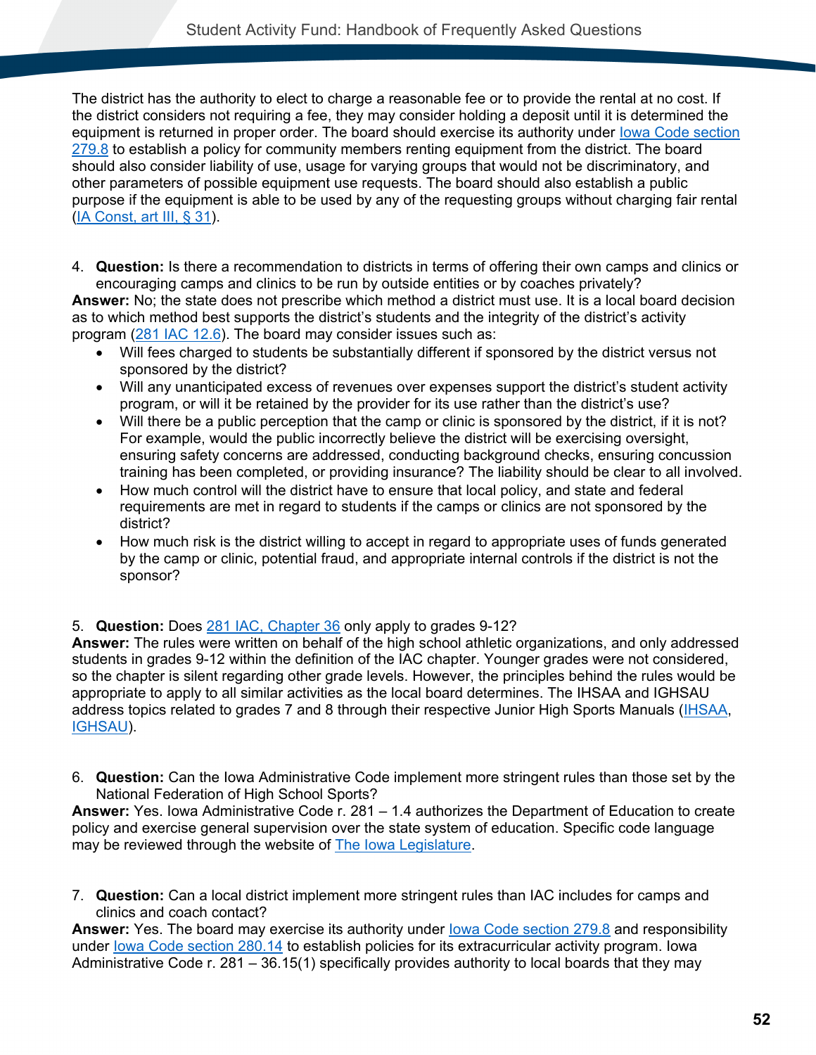The district has the authority to elect to charge a reasonable fee or to provide the rental at no cost. If the district considers not requiring a fee, they may consider holding a deposit until it is determined the equipment is returned in proper order. The board should exercise its authority under Iowa Code section 279.8 to establish a policy for community members renting equipment from the district. The board should also consider liability of use, usage for varying groups that would not be discriminatory, and other parameters of possible equipment use requests. The board should also establish a public purpose if the equipment is able to be used by any of the requesting groups without charging fair rental (IA Const, art III, § 31).

4. **Question:** Is there a recommendation to districts in terms of offering their own camps and clinics or encouraging camps and clinics to be run by outside entities or by coaches privately?

**Answer:** No; the state does not prescribe which method a district must use. It is a local board decision as to which method best supports the district's students and the integrity of the district's activity program (281 IAC 12.6). The board may consider issues such as:

- Will fees charged to students be substantially different if sponsored by the district versus not sponsored by the district?
- Will any unanticipated excess of revenues over expenses support the district's student activity program, or will it be retained by the provider for its use rather than the district's use?
- Will there be a public perception that the camp or clinic is sponsored by the district, if it is not? For example, would the public incorrectly believe the district will be exercising oversight, ensuring safety concerns are addressed, conducting background checks, ensuring concussion training has been completed, or providing insurance? The liability should be clear to all involved.
- How much control will the district have to ensure that local policy, and state and federal requirements are met in regard to students if the camps or clinics are not sponsored by the district?
- How much risk is the district willing to accept in regard to appropriate uses of funds generated by the camp or clinic, potential fraud, and appropriate internal controls if the district is not the sponsor?

5. **Question:** Does 281 IAC, Chapter 36 only apply to grades 9-12?

**Answer:** The rules were written on behalf of the high school athletic organizations, and only addressed students in grades 9-12 within the definition of the IAC chapter. Younger grades were not considered, so the chapter is silent regarding other grade levels. However, the principles behind the rules would be appropriate to apply to all similar activities as the local board determines. The IHSAA and IGHSAU address topics related to grades 7 and 8 through their respective Junior High Sports Manuals (IHSAA, IGHSAU).

6. **Question:** Can the Iowa Administrative Code implement more stringent rules than those set by the National Federation of High School Sports?

**Answer:** Yes. Iowa Administrative Code r. 281 – 1.4 authorizes the Department of Education to create policy and exercise general supervision over the state system of education. Specific code language may be reviewed through the website of The Iowa Legislature.

7. **Question:** Can a local district implement more stringent rules than IAC includes for camps and clinics and coach contact?

**Answer:** Yes. The board may exercise its authority under Iowa Code section 279.8 and responsibility under Iowa Code section 280.14 to establish policies for its extracurricular activity program. Iowa Administrative Code r. 281 – 36.15(1) specifically provides authority to local boards that they may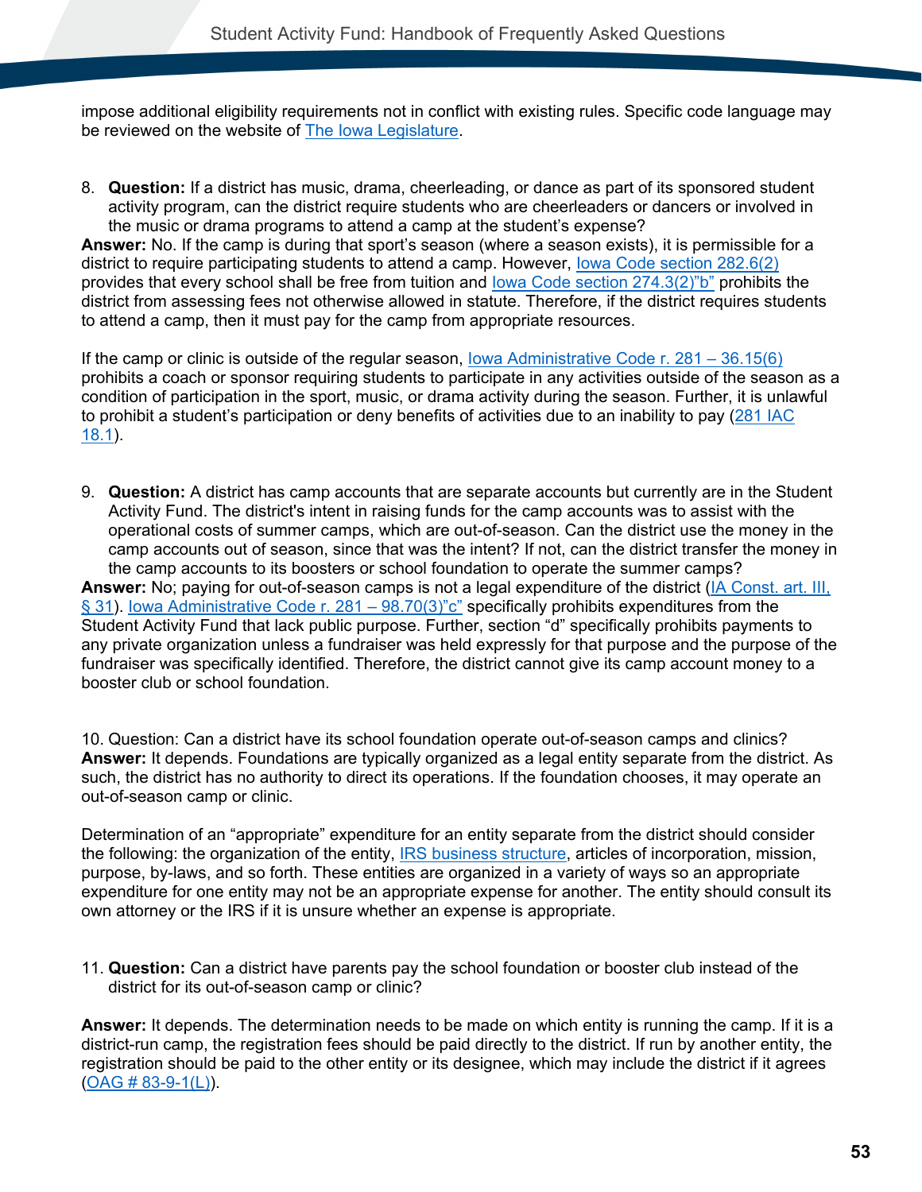impose additional eligibility requirements not in conflict with existing rules. Specific code language may be reviewed on the website of [The Iowa Legislature](#).

8. **Question:** If a district has music, drama, cheerleading, or dance as part of its sponsored student activity program, can the district require students who are cheerleaders or dancers or involved in the music or drama programs to attend a camp at the student's expense?

**Answer:** No. If the camp is during that sport's season (where a season exists), it is permissible for a district to require participating students to attend a camp. However, Iowa Code section 282.6(2) provides that every school shall be free from tuition and Iowa Code section 274.3(2)"b" prohibits the district from assessing fees not otherwise allowed in statute. Therefore, if the district requires students to attend a camp, then it must pay for the camp from appropriate resources.

If the camp or clinic is outside of the regular season, Iowa Administrative Code r. 281 – 36.15(6) prohibits a coach or sponsor requiring students to participate in any activities outside of the season as a condition of participation in the sport, music, or drama activity during the season. Further, it is unlawful to prohibit a student's participation or deny benefits of activities due to an inability to pay (281 IAC 18.1).

9. **Question:** A district has camp accounts that are separate accounts but currently are in the Student Activity Fund. The district's intent in raising funds for the camp accounts was to assist with the operational costs of summer camps, which are out-of-season. Can the district use the money in the camp accounts out of season, since that was the intent? If not, can the district transfer the money in the camp accounts to its boosters or school foundation to operate the summer camps?

**Answer:** No; paying for out-of-season camps is not a legal expenditure of the district (IA Const. art. III, § 31). Iowa Administrative Code r. 281 – 98.70(3)"c" specifically prohibits expenditures from the Student Activity Fund that lack public purpose. Further, section "d" specifically prohibits payments to any private organization unless a fundraiser was held expressly for that purpose and the purpose of the fundraiser was specifically identified. Therefore, the district cannot give its camp account money to a booster club or school foundation.

10. Question: Can a district have its school foundation operate out-of-season camps and clinics?

**Answer:** It depends. Foundations are typically organized as a legal entity separate from the district. As such, the district has no authority to direct its operations. If the foundation chooses, it may operate an out-of-season camp or clinic.

Determination of an "appropriate" expenditure for an entity separate from the district should consider the following: the organization of the entity, IRS business structure, articles of incorporation, mission, purpose, by-laws, and so forth. These entities are organized in a variety of ways so an appropriate expenditure for one entity may not be an appropriate expense for another. The entity should consult its own attorney or the IRS if it is unsure whether an expense is appropriate.

11. **Question:** Can a district have parents pay the school foundation or booster club instead of the district for its out-of-season camp or clinic?

**Answer:** It depends. The determination needs to be made on which entity is running the camp. If it is a district-run camp, the registration fees should be paid directly to the district. If run by another entity, the registration should be paid to the other entity or its designee, which may include the district if it agrees (OAG # 83-9-1(L)).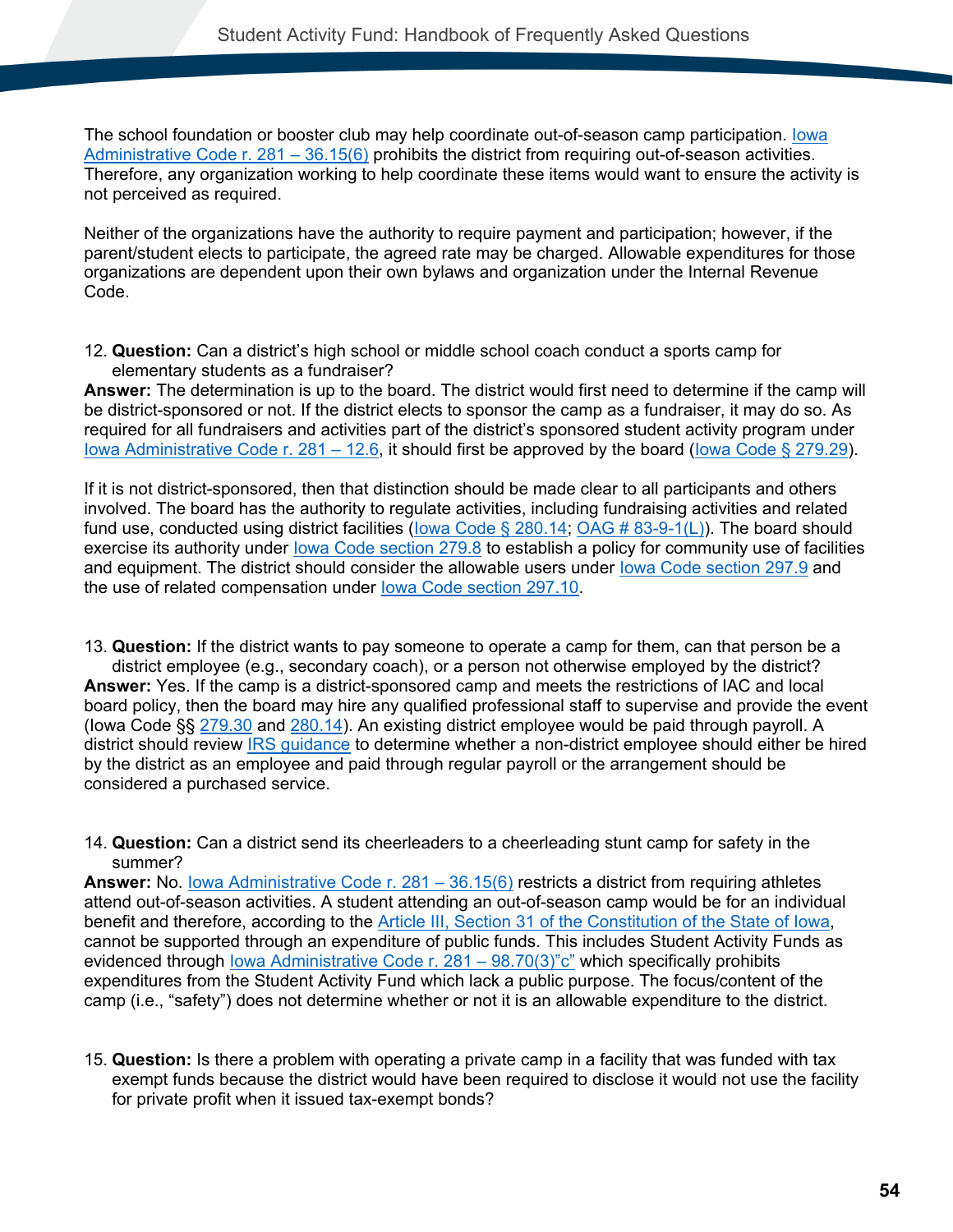The school foundation or booster club may help coordinate out-of-season camp participation. Iowa Administrative Code r. 281 – 36.15(6) prohibits the district from requiring out-of-season activities. Therefore, any organization working to help coordinate these items would want to ensure the activity is not perceived as required.

Neither of the organizations have the authority to require payment and participation; however, if the parent/student elects to participate, the agreed rate may be charged. Allowable expenditures for those organizations are dependent upon their own bylaws and organization under the Internal Revenue Code.

12. **Question:** Can a district's high school or middle school coach conduct a sports camp for elementary students as a fundraiser?

**Answer:** The determination is up to the board. The district would first need to determine if the camp will be district-sponsored or not. If the district elects to sponsor the camp as a fundraiser, it may do so. As required for all fundraisers and activities part of the district's sponsored student activity program under Iowa Administrative Code r. 281 – 12.6, it should first be approved by the board (Iowa Code § 279.29).

If it is not district-sponsored, then that distinction should be made clear to all participants and others involved. The board has the authority to regulate activities, including fundraising activities and related fund use, conducted using district facilities (Iowa Code § 280.14; OAG # 83-9-1(L)). The board should exercise its authority under Iowa Code section 279.8 to establish a policy for community use of facilities and equipment. The district should consider the allowable users under Iowa Code section 297.9 and the use of related compensation under Iowa Code section 297.10.

13. **Question:** If the district wants to pay someone to operate a camp for them, can that person be a district employee (e.g., secondary coach), or a person not otherwise employed by the district?

**Answer:** Yes. If the camp is a district-sponsored camp and meets the restrictions of IAC and local board policy, then the board may hire any qualified professional staff to supervise and provide the event (Iowa Code §§ 279.30 and 280.14). An existing district employee would be paid through payroll. A district should review IRS guidance to determine whether a non-district employee should either be hired by the district as an employee and paid through regular payroll or the arrangement should be considered a purchased service.

14. **Question:** Can a district send its cheerleaders to a cheerleading stunt camp for safety in the summer?

**Answer:** No. Iowa Administrative Code r. 281 – 36.15(6) restricts a district from requiring athletes attend out-of-season activities. A student attending an out-of-season camp would be for an individual benefit and therefore, according to the Article III, Section 31 of the Constitution of the State of Iowa, cannot be supported through an expenditure of public funds. This includes Student Activity Funds as evidenced through Iowa Administrative Code r. 281 – 98.70(3)"c" which specifically prohibits expenditures from the Student Activity Fund which lack a public purpose. The focus/content of the camp (i.e., "safety") does not determine whether or not it is an allowable expenditure to the district.

15. **Question:** Is there a problem with operating a private camp in a facility that was funded with tax exempt funds because the district would have been required to disclose it would not use the facility for private profit when it issued tax-exempt bonds?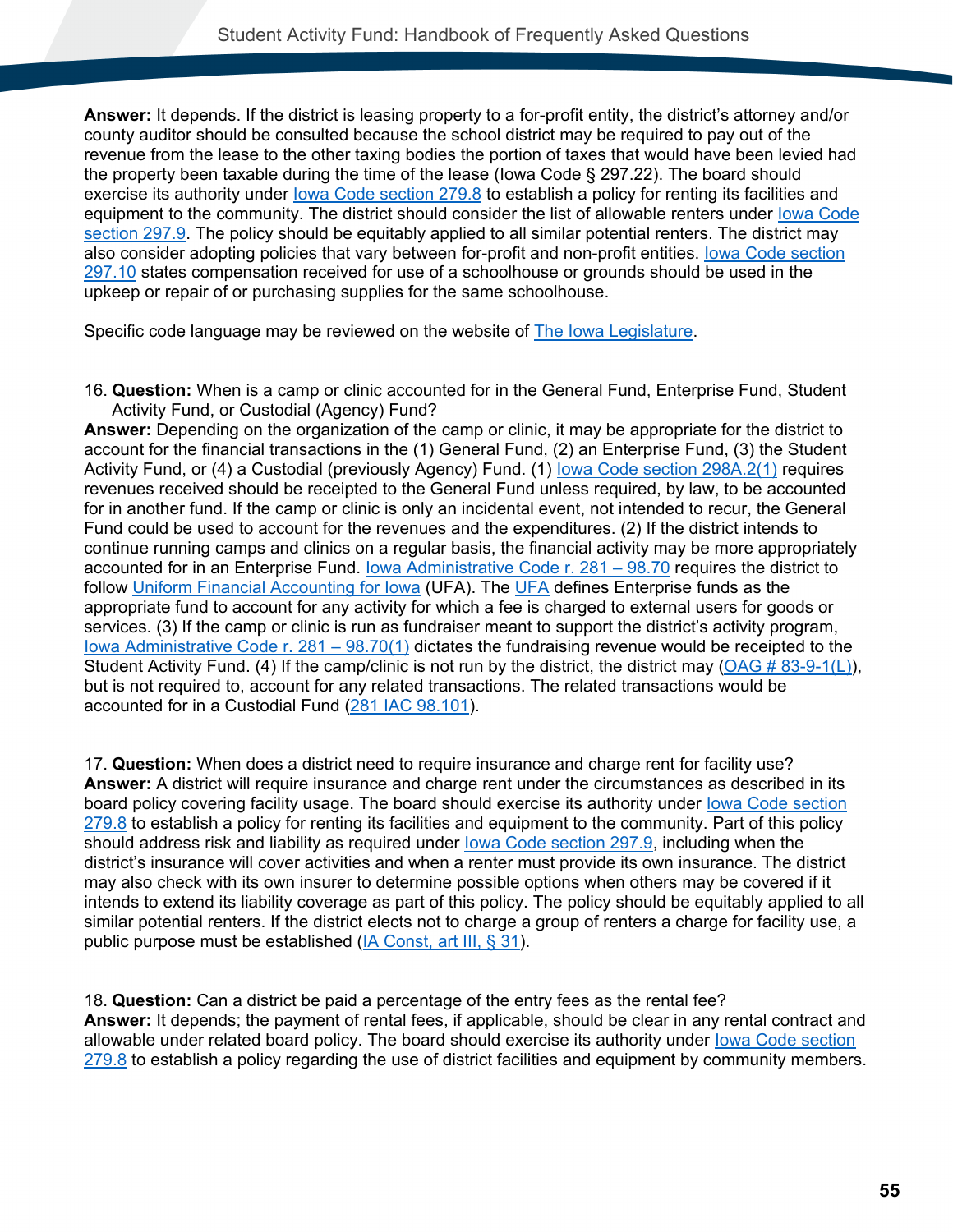**Answer:** It depends. If the district is leasing property to a for-profit entity, the district's attorney and/or county auditor should be consulted because the school district may be required to pay out of the revenue from the lease to the other taxing bodies the portion of taxes that would have been levied had the property been taxable during the time of the lease (Iowa Code § 297.22). The board should exercise its authority under Iowa Code section 279.8 to establish a policy for renting its facilities and equipment to the community. The district should consider the list of allowable renters under Iowa Code section 297.9. The policy should be equitably applied to all similar potential renters. The district may also consider adopting policies that vary between for-profit and non-profit entities. Iowa Code section 297.10 states compensation received for use of a schoolhouse or grounds should be used in the upkeep or repair of or purchasing supplies for the same schoolhouse.

Specific code language may be reviewed on the website of The Iowa Legislature.

16. **Question:** When is a camp or clinic accounted for in the General Fund, Enterprise Fund, Student Activity Fund, or Custodial (Agency) Fund?
**Answer:** Depending on the organization of the camp or clinic, it may be appropriate for the district to account for the financial transactions in the (1) General Fund, (2) an Enterprise Fund, (3) the Student Activity Fund, or (4) a Custodial (previously Agency) Fund. (1) Iowa Code section 298A.2(1) requires revenues received should be receipted to the General Fund unless required, by law, to be accounted for in another fund. If the camp or clinic is only an incidental event, not intended to recur, the General Fund could be used to account for the revenues and the expenditures. (2) If the district intends to continue running camps and clinics on a regular basis, the financial activity may be more appropriately accounted for in an Enterprise Fund. Iowa Administrative Code r. 281 – 98.70 requires the district to follow Uniform Financial Accounting for Iowa (UFA). The UFA defines Enterprise funds as the appropriate fund to account for any activity for which a fee is charged to external users for goods or services. (3) If the camp or clinic is run as fundraiser meant to support the district's activity program, Iowa Administrative Code r. 281 – 98.70(1) dictates the fundraising revenue would be receipted to the Student Activity Fund. (4) If the camp/clinic is not run by the district, the district may (OAG # 83-9-1(L)), but is not required to, account for any related transactions. The related transactions would be accounted for in a Custodial Fund (281 IAC 98.101).

17. **Question:** When does a district need to require insurance and charge rent for facility use?
**Answer:** A district will require insurance and charge rent under the circumstances as described in its board policy covering facility usage. The board should exercise its authority under Iowa Code section 279.8 to establish a policy for renting its facilities and equipment to the community. Part of this policy should address risk and liability as required under Iowa Code section 297.9, including when the district's insurance will cover activities and when a renter must provide its own insurance. The district may also check with its own insurer to determine possible options when others may be covered if it intends to extend its liability coverage as part of this policy. The policy should be equitably applied to all similar potential renters. If the district elects not to charge a group of renters a charge for facility use, a public purpose must be established (IA Const, art III, § 31).

18. **Question:** Can a district be paid a percentage of the entry fees as the rental fee?
**Answer:** It depends; the payment of rental fees, if applicable, should be clear in any rental contract and allowable under related board policy. The board should exercise its authority under Iowa Code section 279.8 to establish a policy regarding the use of district facilities and equipment by community members.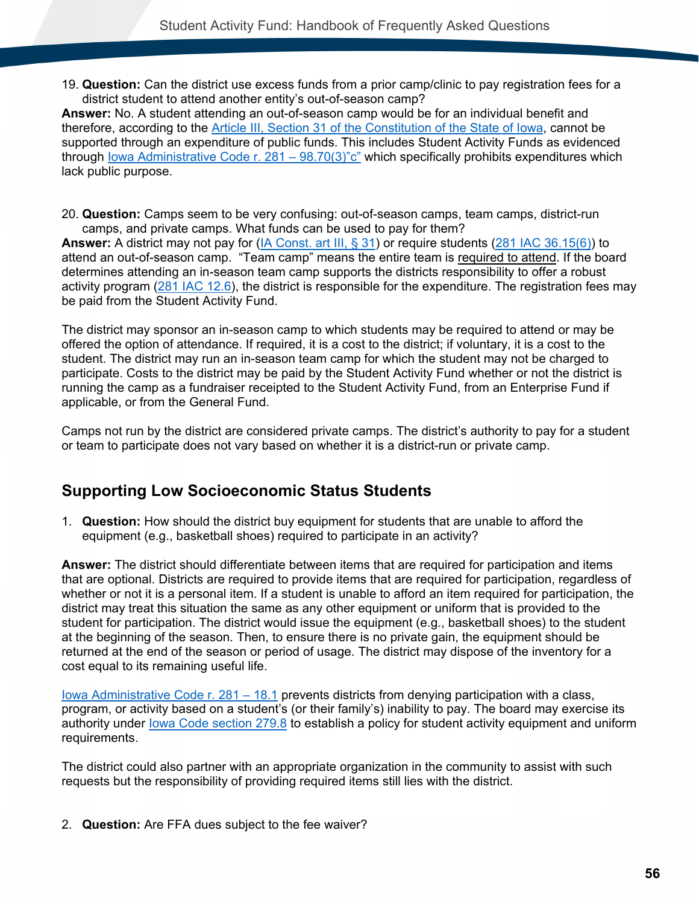19. **Question:** Can the district use excess funds from a prior camp/clinic to pay registration fees for a district student to attend another entity's out-of-season camp?

**Answer:** No. A student attending an out-of-season camp would be for an individual benefit and therefore, according to the Article III, Section 31 of the Constitution of the State of Iowa, cannot be supported through an expenditure of public funds. This includes Student Activity Funds as evidenced through Iowa Administrative Code r. 281 – 98.70(3)"c" which specifically prohibits expenditures which lack public purpose.

20. **Question:** Camps seem to be very confusing: out-of-season camps, team camps, district-run camps, and private camps. What funds can be used to pay for them?

**Answer:** A district may not pay for (IA Const. art III, § 31) or require students (281 IAC 36.15(6)) to attend an out-of-season camp. "Team camp" means the entire team is required to attend. If the board determines attending an in-season team camp supports the districts responsibility to offer a robust activity program (281 IAC 12.6), the district is responsible for the expenditure. The registration fees may be paid from the Student Activity Fund.

The district may sponsor an in-season camp to which students may be required to attend or may be offered the option of attendance. If required, it is a cost to the district; if voluntary, it is a cost to the student. The district may run an in-season team camp for which the student may not be charged to participate. Costs to the district may be paid by the Student Activity Fund whether or not the district is running the camp as a fundraiser receipted to the Student Activity Fund, from an Enterprise Fund if applicable, or from the General Fund.

Camps not run by the district are considered private camps. The district's authority to pay for a student or team to participate does not vary based on whether it is a district-run or private camp.

## Supporting Low Socioeconomic Status Students

1. **Question:** How should the district buy equipment for students that are unable to afford the equipment (e.g., basketball shoes) required to participate in an activity?

**Answer:** The district should differentiate between items that are required for participation and items that are optional. Districts are required to provide items that are required for participation, regardless of whether or not it is a personal item. If a student is unable to afford an item required for participation, the district may treat this situation the same as any other equipment or uniform that is provided to the student for participation. The district would issue the equipment (e.g., basketball shoes) to the student at the beginning of the season. Then, to ensure there is no private gain, the equipment should be returned at the end of the season or period of usage. The district may dispose of the inventory for a cost equal to its remaining useful life.

Iowa Administrative Code r. 281 – 18.1 prevents districts from denying participation with a class, program, or activity based on a student's (or their family's) inability to pay. The board may exercise its authority under Iowa Code section 279.8 to establish a policy for student activity equipment and uniform requirements.

The district could also partner with an appropriate organization in the community to assist with such requests but the responsibility of providing required items still lies with the district.

2. **Question:** Are FFA dues subject to the fee waiver?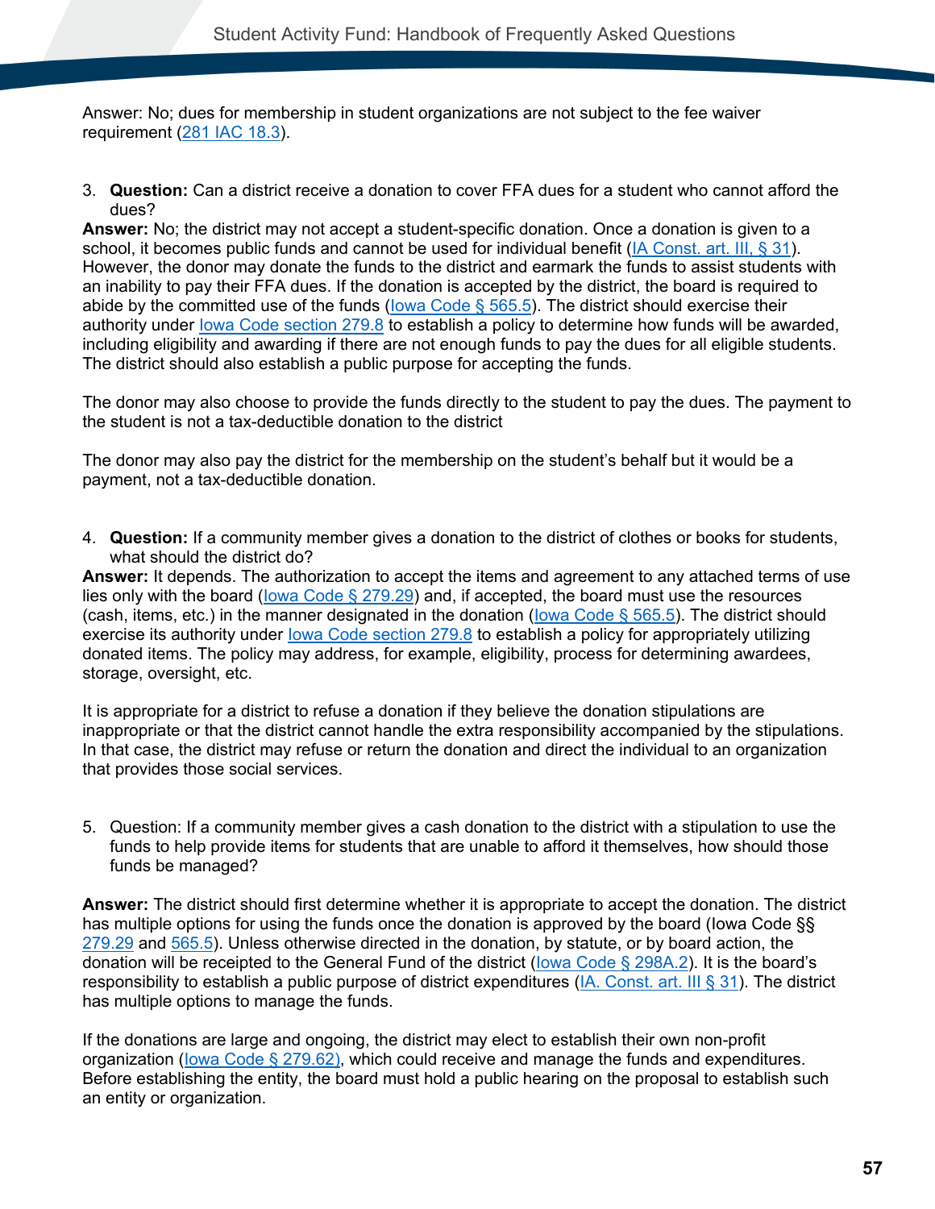Answer: No; dues for membership in student organizations are not subject to the fee waiver requirement (281 IAC 18.3).

3. **Question:** Can a district receive a donation to cover FFA dues for a student who cannot afford the dues?

**Answer:** No; the district may not accept a student-specific donation. Once a donation is given to a school, it becomes public funds and cannot be used for individual benefit (IA Const. art. III, § 31). However, the donor may donate the funds to the district and earmark the funds to assist students with an inability to pay their FFA dues. If the donation is accepted by the district, the board is required to abide by the committed use of the funds (Iowa Code § 565.5). The district should exercise their authority under Iowa Code section 279.8 to establish a policy to determine how funds will be awarded, including eligibility and awarding if there are not enough funds to pay the dues for all eligible students. The district should also establish a public purpose for accepting the funds.

The donor may also choose to provide the funds directly to the student to pay the dues. The payment to the student is not a tax-deductible donation to the district

The donor may also pay the district for the membership on the student's behalf but it would be a payment, not a tax-deductible donation.

4. **Question:** If a community member gives a donation to the district of clothes or books for students, what should the district do?

**Answer:** It depends. The authorization to accept the items and agreement to any attached terms of use lies only with the board (Iowa Code § 279.29) and, if accepted, the board must use the resources (cash, items, etc.) in the manner designated in the donation (Iowa Code § 565.5). The district should exercise its authority under Iowa Code section 279.8 to establish a policy for appropriately utilizing donated items. The policy may address, for example, eligibility, process for determining awardees, storage, oversight, etc.

It is appropriate for a district to refuse a donation if they believe the donation stipulations are inappropriate or that the district cannot handle the extra responsibility accompanied by the stipulations. In that case, the district may refuse or return the donation and direct the individual to an organization that provides those social services.

5. Question: If a community member gives a cash donation to the district with a stipulation to use the funds to help provide items for students that are unable to afford it themselves, how should those funds be managed?

**Answer:** The district should first determine whether it is appropriate to accept the donation. The district has multiple options for using the funds once the donation is approved by the board (Iowa Code §§ 279.29 and 565.5). Unless otherwise directed in the donation, by statute, or by board action, the donation will be receipted to the General Fund of the district (Iowa Code § 298A.2). It is the board's responsibility to establish a public purpose of district expenditures (IA. Const. art. III § 31). The district has multiple options to manage the funds.

If the donations are large and ongoing, the district may elect to establish their own non-profit organization (Iowa Code § 279.62), which could receive and manage the funds and expenditures. Before establishing the entity, the board must hold a public hearing on the proposal to establish such an entity or organization.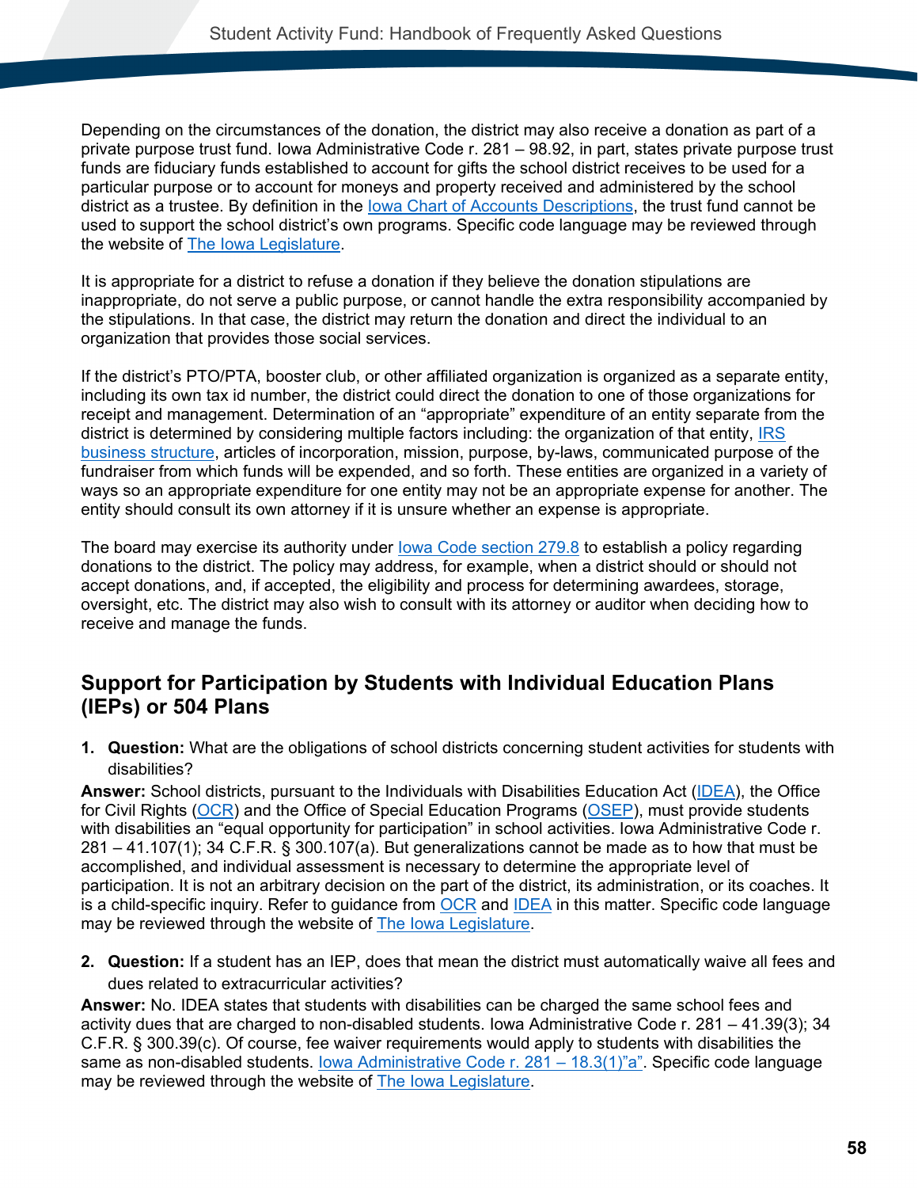Depending on the circumstances of the donation, the district may also receive a donation as part of a private purpose trust fund. Iowa Administrative Code r. 281 – 98.92, in part, states private purpose trust funds are fiduciary funds established to account for gifts the school district receives to be used for a particular purpose or to account for moneys and property received and administered by the school district as a trustee. By definition in the Iowa Chart of Accounts Descriptions, the trust fund cannot be used to support the school district's own programs. Specific code language may be reviewed through the website of The Iowa Legislature.

It is appropriate for a district to refuse a donation if they believe the donation stipulations are inappropriate, do not serve a public purpose, or cannot handle the extra responsibility accompanied by the stipulations. In that case, the district may return the donation and direct the individual to an organization that provides those social services.

If the district's PTO/PTA, booster club, or other affiliated organization is organized as a separate entity, including its own tax id number, the district could direct the donation to one of those organizations for receipt and management. Determination of an "appropriate" expenditure of an entity separate from the district is determined by considering multiple factors including: the organization of that entity, IRS business structure, articles of incorporation, mission, purpose, by-laws, communicated purpose of the fundraiser from which funds will be expended, and so forth. These entities are organized in a variety of ways so an appropriate expenditure for one entity may not be an appropriate expense for another. The entity should consult its own attorney if it is unsure whether an expense is appropriate.

The board may exercise its authority under Iowa Code section 279.8 to establish a policy regarding donations to the district. The policy may address, for example, when a district should or should not accept donations, and, if accepted, the eligibility and process for determining awardees, storage, oversight, etc. The district may also wish to consult with its attorney or auditor when deciding how to receive and manage the funds.

## Support for Participation by Students with Individual Education Plans (IEPs) or 504 Plans

1. **Question:** What are the obligations of school districts concerning student activities for students with disabilities?

**Answer:** School districts, pursuant to the Individuals with Disabilities Education Act (IDEA), the Office for Civil Rights (OCR) and the Office of Special Education Programs (OSEP), must provide students with disabilities an "equal opportunity for participation" in school activities. Iowa Administrative Code r. 281 – 41.107(1); 34 C.F.R. § 300.107(a). But generalizations cannot be made as to how that must be accomplished, and individual assessment is necessary to determine the appropriate level of participation. It is not an arbitrary decision on the part of the district, its administration, or its coaches. It is a child-specific inquiry. Refer to guidance from OCR and IDEA in this matter. Specific code language may be reviewed through the website of The Iowa Legislature.

2. **Question:** If a student has an IEP, does that mean the district must automatically waive all fees and dues related to extracurricular activities?

**Answer:** No. IDEA states that students with disabilities can be charged the same school fees and activity dues that are charged to non-disabled students. Iowa Administrative Code r. 281 – 41.39(3); 34 C.F.R. § 300.39(c). Of course, fee waiver requirements would apply to students with disabilities the same as non-disabled students. Iowa Administrative Code r. 281 – 18.3(1)"a". Specific code language may be reviewed through the website of The Iowa Legislature.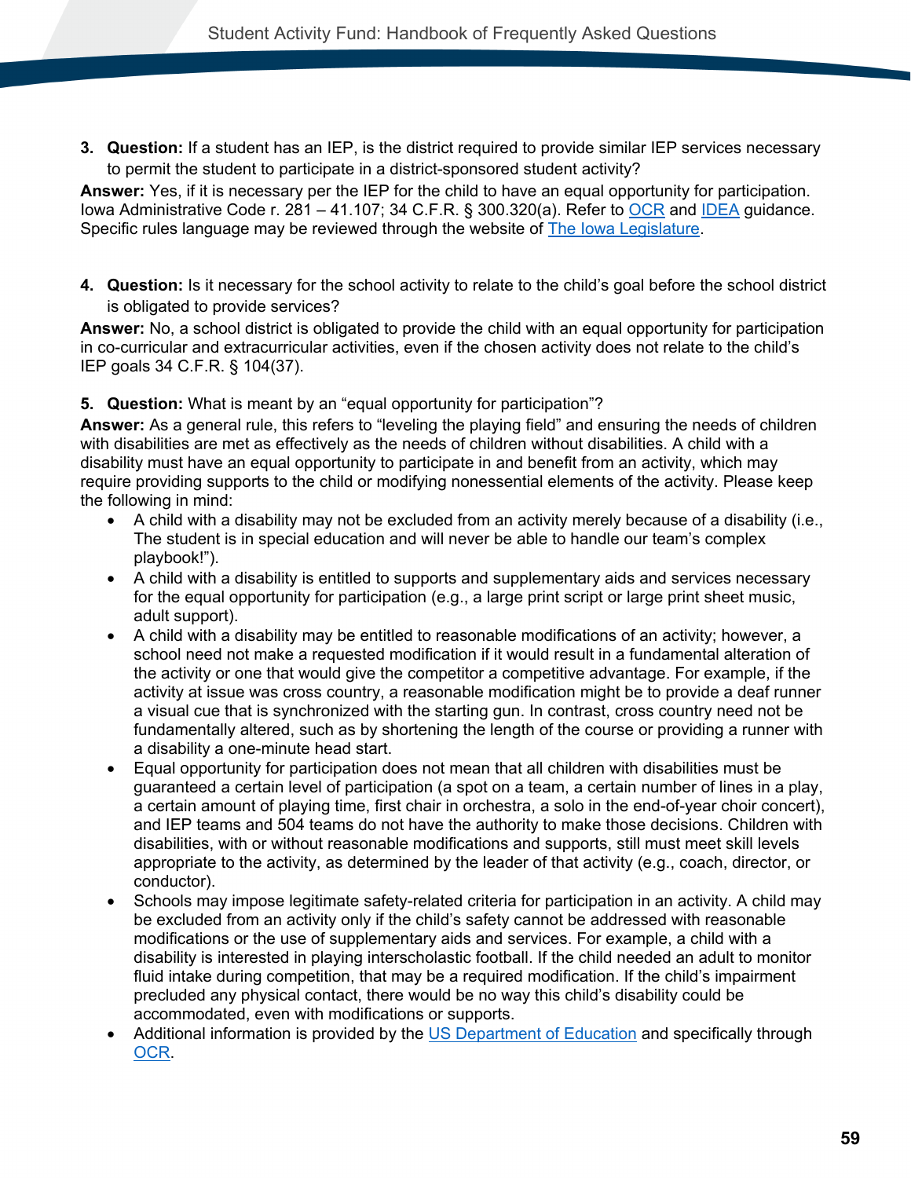3. **Question:** If a student has an IEP, is the district required to provide similar IEP services necessary to permit the student to participate in a district-sponsored student activity?

**Answer:** Yes, if it is necessary per the IEP for the child to have an equal opportunity for participation. Iowa Administrative Code r. 281 – 41.107; 34 C.F.R. § 300.320(a). Refer to OCR and IDEA guidance. Specific rules language may be reviewed through the website of The Iowa Legislature.

4. **Question:** Is it necessary for the school activity to relate to the child's goal before the school district is obligated to provide services?

**Answer:** No, a school district is obligated to provide the child with an equal opportunity for participation in co-curricular and extracurricular activities, even if the chosen activity does not relate to the child's IEP goals 34 C.F.R. § 104(37).

5. **Question:** What is meant by an "equal opportunity for participation"?

**Answer:** As a general rule, this refers to "leveling the playing field" and ensuring the needs of children with disabilities are met as effectively as the needs of children without disabilities. A child with a disability must have an equal opportunity to participate in and benefit from an activity, which may require providing supports to the child or modifying nonessential elements of the activity. Please keep the following in mind:

- A child with a disability may not be excluded from an activity merely because of a disability (i.e., The student is in special education and will never be able to handle our team's complex playbook!").
- A child with a disability is entitled to supports and supplementary aids and services necessary for the equal opportunity for participation (e.g., a large print script or large print sheet music, adult support).
- A child with a disability may be entitled to reasonable modifications of an activity; however, a school need not make a requested modification if it would result in a fundamental alteration of the activity or one that would give the competitor a competitive advantage. For example, if the activity at issue was cross country, a reasonable modification might be to provide a deaf runner a visual cue that is synchronized with the starting gun. In contrast, cross country need not be fundamentally altered, such as by shortening the length of the course or providing a runner with a disability a one-minute head start.
- Equal opportunity for participation does not mean that all children with disabilities must be guaranteed a certain level of participation (a spot on a team, a certain number of lines in a play, a certain amount of playing time, first chair in orchestra, a solo in the end-of-year choir concert), and IEP teams and 504 teams do not have the authority to make those decisions. Children with disabilities, with or without reasonable modifications and supports, still must meet skill levels appropriate to the activity, as determined by the leader of that activity (e.g., coach, director, or conductor).
- Schools may impose legitimate safety-related criteria for participation in an activity. A child may be excluded from an activity only if the child's safety cannot be addressed with reasonable modifications or the use of supplementary aids and services. For example, a child with a disability is interested in playing interscholastic football. If the child needed an adult to monitor fluid intake during competition, that may be a required modification. If the child's impairment precluded any physical contact, there would be no way this child's disability could be accommodated, even with modifications or supports.
- Additional information is provided by the US Department of Education and specifically through OCR.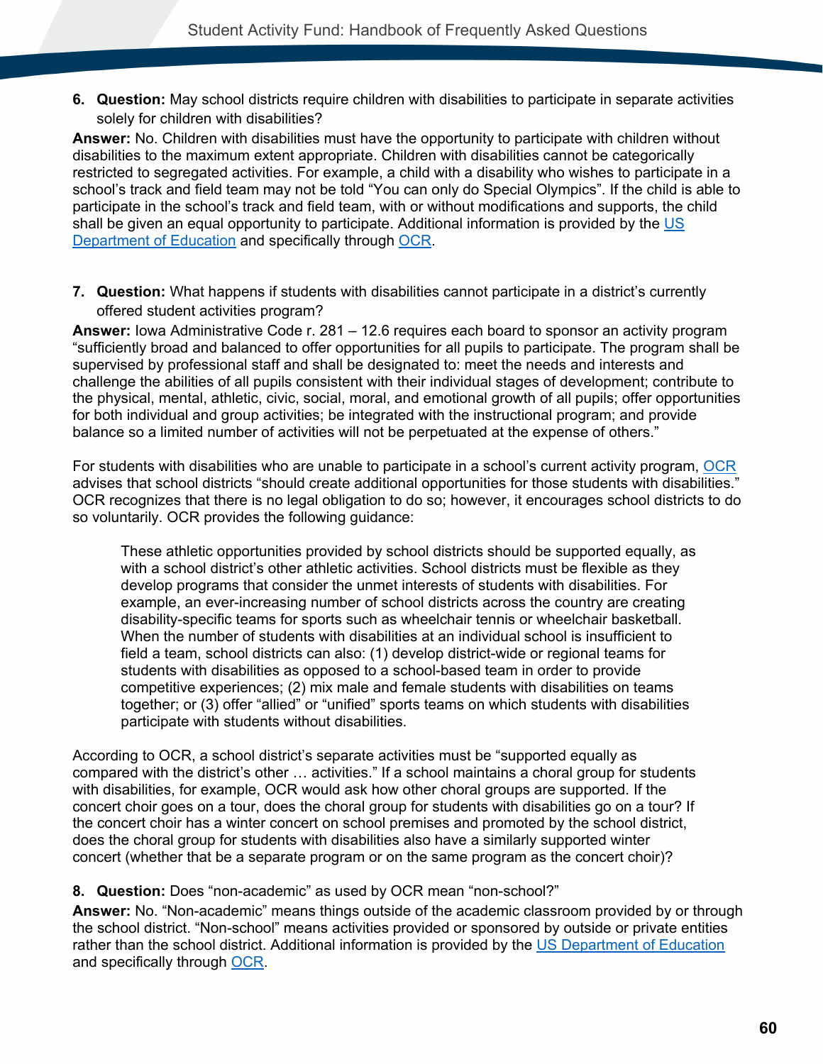6. **Question:** May school districts require children with disabilities to participate in separate activities solely for children with disabilities?

**Answer:** No. Children with disabilities must have the opportunity to participate with children without disabilities to the maximum extent appropriate. Children with disabilities cannot be categorically restricted to segregated activities. For example, a child with a disability who wishes to participate in a school's track and field team may not be told "You can only do Special Olympics". If the child is able to participate in the school's track and field team, with or without modifications and supports, the child shall be given an equal opportunity to participate. Additional information is provided by the US Department of Education and specifically through OCR.

7. **Question:** What happens if students with disabilities cannot participate in a district's currently offered student activities program?

**Answer:** Iowa Administrative Code r. 281 – 12.6 requires each board to sponsor an activity program "sufficiently broad and balanced to offer opportunities for all pupils to participate. The program shall be supervised by professional staff and shall be designated to: meet the needs and interests and challenge the abilities of all pupils consistent with their individual stages of development; contribute to the physical, mental, athletic, civic, social, moral, and emotional growth of all pupils; offer opportunities for both individual and group activities; be integrated with the instructional program; and provide balance so a limited number of activities will not be perpetuated at the expense of others."

For students with disabilities who are unable to participate in a school's current activity program, OCR advises that school districts "should create additional opportunities for those students with disabilities." OCR recognizes that there is no legal obligation to do so; however, it encourages school districts to do so voluntarily. OCR provides the following guidance:

> These athletic opportunities provided by school districts should be supported equally, as with a school district's other athletic activities. School districts must be flexible as they develop programs that consider the unmet interests of students with disabilities. For example, an ever-increasing number of school districts across the country are creating disability-specific teams for sports such as wheelchair tennis or wheelchair basketball. When the number of students with disabilities at an individual school is insufficient to field a team, school districts can also: (1) develop district-wide or regional teams for students with disabilities as opposed to a school-based team in order to provide competitive experiences; (2) mix male and female students with disabilities on teams together; or (3) offer "allied" or "unified" sports teams on which students with disabilities participate with students without disabilities.

According to OCR, a school district's separate activities must be "supported equally as compared with the district's other … activities." If a school maintains a choral group for students with disabilities, for example, OCR would ask how other choral groups are supported. If the concert choir goes on a tour, does the choral group for students with disabilities go on a tour? If the concert choir has a winter concert on school premises and promoted by the school district, does the choral group for students with disabilities also have a similarly supported winter concert (whether that be a separate program or on the same program as the concert choir)?

8. **Question:** Does "non-academic" as used by OCR mean "non-school?"

**Answer:** No. "Non-academic" means things outside of the academic classroom provided by or through the school district. "Non-school" means activities provided or sponsored by outside or private entities rather than the school district. Additional information is provided by the US Department of Education and specifically through OCR.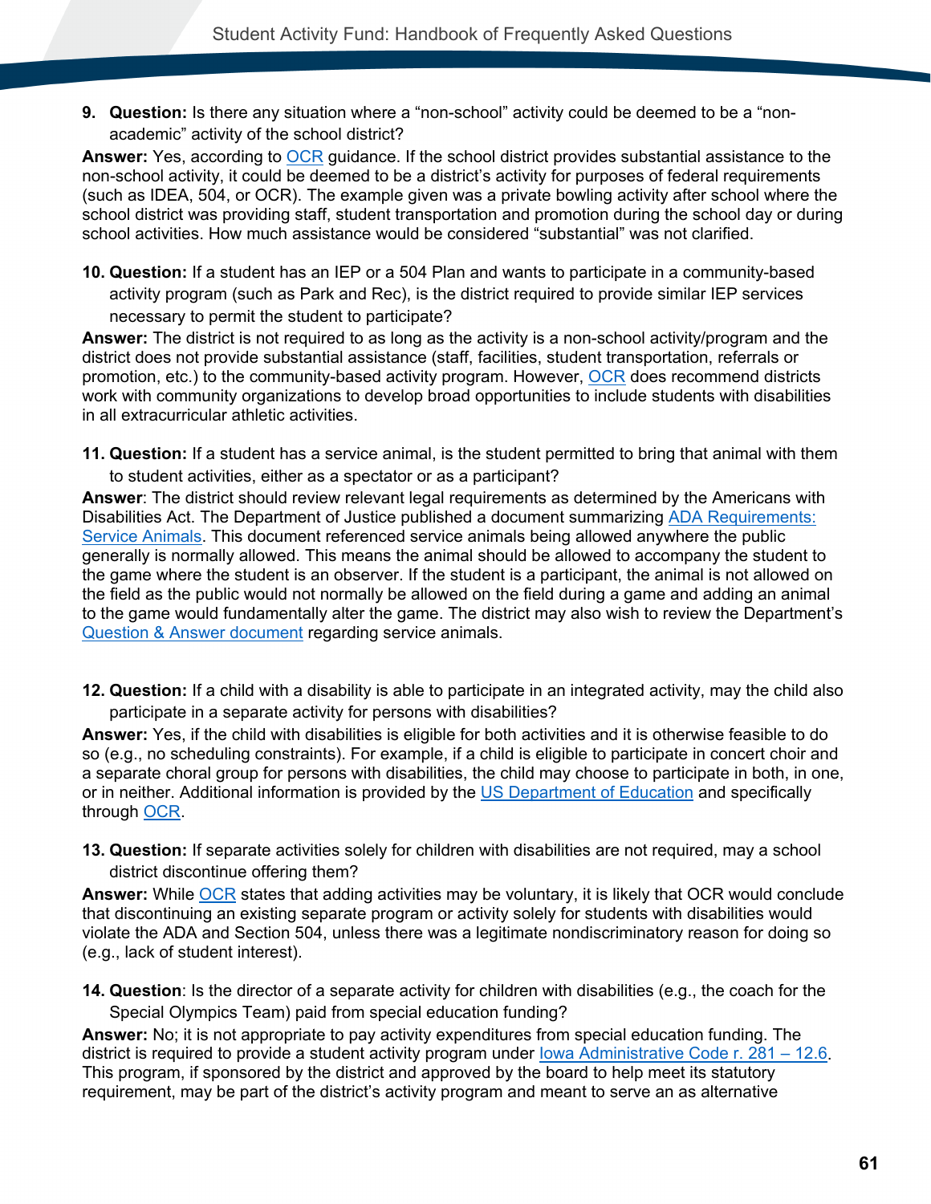9. **Question:** Is there any situation where a "non-school" activity could be deemed to be a "non-academic" activity of the school district?

**Answer:** Yes, according to OCR guidance. If the school district provides substantial assistance to the non-school activity, it could be deemed to be a district's activity for purposes of federal requirements (such as IDEA, 504, or OCR). The example given was a private bowling activity after school where the school district was providing staff, student transportation and promotion during the school day or during school activities. How much assistance would be considered "substantial" was not clarified.

10. **Question:** If a student has an IEP or a 504 Plan and wants to participate in a community-based activity program (such as Park and Rec), is the district required to provide similar IEP services necessary to permit the student to participate?

**Answer:** The district is not required to as long as the activity is a non-school activity/program and the district does not provide substantial assistance (staff, facilities, student transportation, referrals or promotion, etc.) to the community-based activity program. However, OCR does recommend districts work with community organizations to develop broad opportunities to include students with disabilities in all extracurricular athletic activities.

11. **Question:** If a student has a service animal, is the student permitted to bring that animal with them to student activities, either as a spectator or as a participant?

**Answer**: The district should review relevant legal requirements as determined by the Americans with Disabilities Act. The Department of Justice published a document summarizing ADA Requirements: Service Animals. This document referenced service animals being allowed anywhere the public generally is normally allowed. This means the animal should be allowed to accompany the student to the game where the student is an observer. If the student is a participant, the animal is not allowed on the field as the public would not normally be allowed on the field during a game and adding an animal to the game would fundamentally alter the game. The district may also wish to review the Department's Question & Answer document regarding service animals.

12. **Question:** If a child with a disability is able to participate in an integrated activity, may the child also participate in a separate activity for persons with disabilities?

**Answer:** Yes, if the child with disabilities is eligible for both activities and it is otherwise feasible to do so (e.g., no scheduling constraints). For example, if a child is eligible to participate in concert choir and a separate choral group for persons with disabilities, the child may choose to participate in both, in one, or in neither. Additional information is provided by the US Department of Education and specifically through OCR.

13. **Question:** If separate activities solely for children with disabilities are not required, may a school district discontinue offering them?

**Answer:** While OCR states that adding activities may be voluntary, it is likely that OCR would conclude that discontinuing an existing separate program or activity solely for students with disabilities would violate the ADA and Section 504, unless there was a legitimate nondiscriminatory reason for doing so (e.g., lack of student interest).

14. **Question**: Is the director of a separate activity for children with disabilities (e.g., the coach for the Special Olympics Team) paid from special education funding?

**Answer:** No; it is not appropriate to pay activity expenditures from special education funding. The district is required to provide a student activity program under Iowa Administrative Code r. 281 – 12.6. This program, if sponsored by the district and approved by the board to help meet its statutory requirement, may be part of the district's activity program and meant to serve an as alternative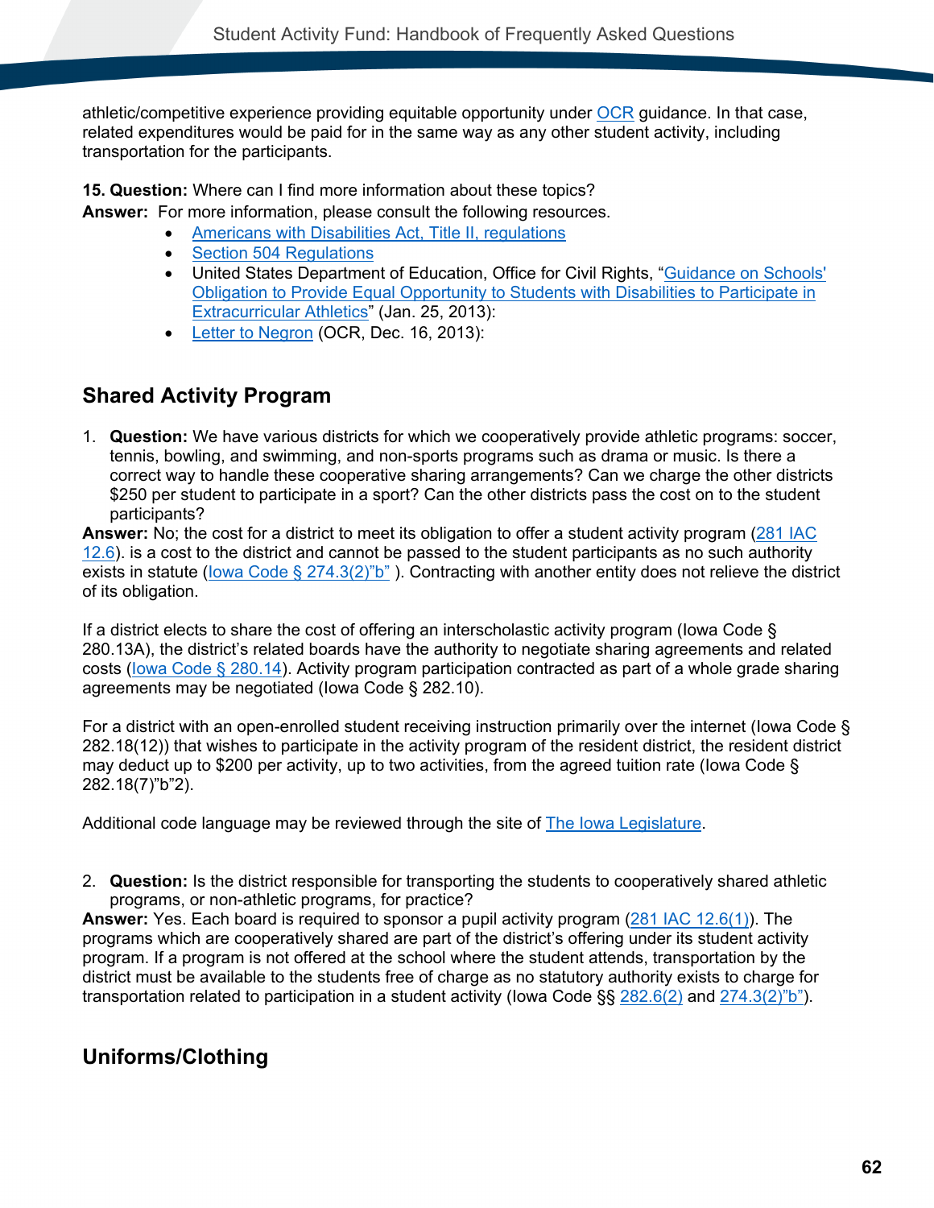athletic/competitive experience providing equitable opportunity under OCR guidance. In that case, related expenditures would be paid for in the same way as any other student activity, including transportation for the participants.

**15. Question:** Where can I find more information about these topics?
**Answer:** For more information, please consult the following resources.

- Americans with Disabilities Act, Title II, regulations
- Section 504 Regulations
- United States Department of Education, Office for Civil Rights, "Guidance on Schools' Obligation to Provide Equal Opportunity to Students with Disabilities to Participate in Extracurricular Athletics" (Jan. 25, 2013):
- Letter to Negron (OCR, Dec. 16, 2013):

## Shared Activity Program

1. **Question:** We have various districts for which we cooperatively provide athletic programs: soccer, tennis, bowling, and swimming, and non-sports programs such as drama or music. Is there a correct way to handle these cooperative sharing arrangements? Can we charge the other districts $250 per student to participate in a sport? Can the other districts pass the cost on to the student participants?

**Answer:** No; the cost for a district to meet its obligation to offer a student activity program (281 IAC 12.6). is a cost to the district and cannot be passed to the student participants as no such authority exists in statute (Iowa Code § 274.3(2)"b" ). Contracting with another entity does not relieve the district of its obligation.

If a district elects to share the cost of offering an interscholastic activity program (Iowa Code § 280.13A), the district's related boards have the authority to negotiate sharing agreements and related costs (Iowa Code § 280.14). Activity program participation contracted as part of a whole grade sharing agreements may be negotiated (Iowa Code § 282.10).

For a district with an open-enrolled student receiving instruction primarily over the internet (Iowa Code § 282.18(12)) that wishes to participate in the activity program of the resident district, the resident district may deduct up to $200 per activity, up to two activities, from the agreed tuition rate (Iowa Code § 282.18(7)"b"2).

Additional code language may be reviewed through the site of The Iowa Legislature.

2. **Question:** Is the district responsible for transporting the students to cooperatively shared athletic programs, or non-athletic programs, for practice?

**Answer:** Yes. Each board is required to sponsor a pupil activity program (281 IAC 12.6(1)). The programs which are cooperatively shared are part of the district's offering under its student activity program. If a program is not offered at the school where the student attends, transportation by the district must be available to the students free of charge as no statutory authority exists to charge for transportation related to participation in a student activity (Iowa Code §§ 282.6(2) and 274.3(2)"b").

## Uniforms/Clothing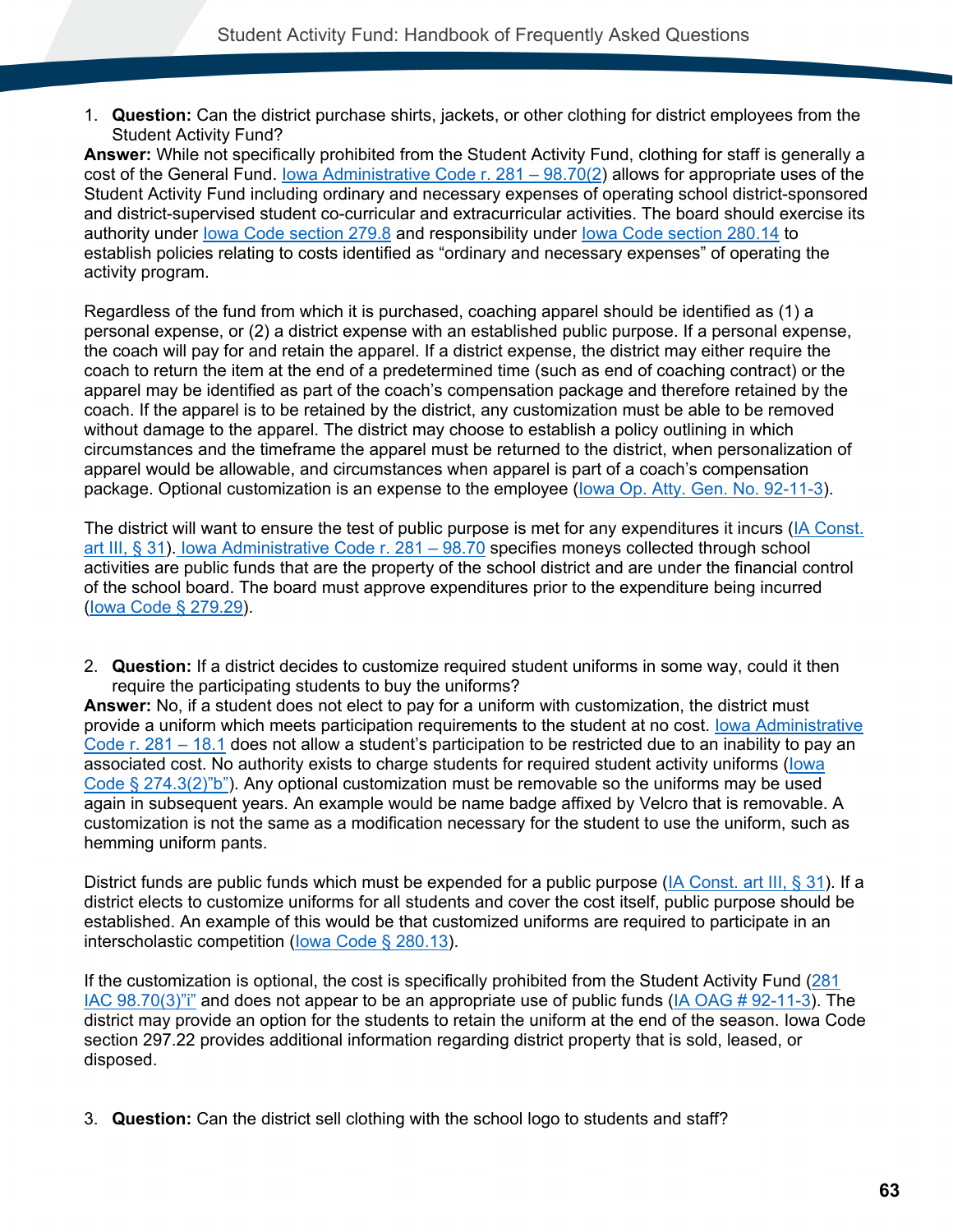1. **Question:** Can the district purchase shirts, jackets, or other clothing for district employees from the Student Activity Fund?

**Answer:** While not specifically prohibited from the Student Activity Fund, clothing for staff is generally a cost of the General Fund. Iowa Administrative Code r. 281 – 98.70(2) allows for appropriate uses of the Student Activity Fund including ordinary and necessary expenses of operating school district-sponsored and district-supervised student co-curricular and extracurricular activities. The board should exercise its authority under Iowa Code section 279.8 and responsibility under Iowa Code section 280.14 to establish policies relating to costs identified as "ordinary and necessary expenses" of operating the activity program.

Regardless of the fund from which it is purchased, coaching apparel should be identified as (1) a personal expense, or (2) a district expense with an established public purpose. If a personal expense, the coach will pay for and retain the apparel. If a district expense, the district may either require the coach to return the item at the end of a predetermined time (such as end of coaching contract) or the apparel may be identified as part of the coach's compensation package and therefore retained by the coach. If the apparel is to be retained by the district, any customization must be able to be removed without damage to the apparel. The district may choose to establish a policy outlining in which circumstances and the timeframe the apparel must be returned to the district, when personalization of apparel would be allowable, and circumstances when apparel is part of a coach's compensation package. Optional customization is an expense to the employee (Iowa Op. Atty. Gen. No. 92-11-3).

The district will want to ensure the test of public purpose is met for any expenditures it incurs (IA Const. art III, § 31). Iowa Administrative Code r. 281 – 98.70 specifies moneys collected through school activities are public funds that are the property of the school district and are under the financial control of the school board. The board must approve expenditures prior to the expenditure being incurred (Iowa Code § 279.29).

2. **Question:** If a district decides to customize required student uniforms in some way, could it then require the participating students to buy the uniforms?

**Answer:** No, if a student does not elect to pay for a uniform with customization, the district must provide a uniform which meets participation requirements to the student at no cost. Iowa Administrative Code r. 281 – 18.1 does not allow a student's participation to be restricted due to an inability to pay an associated cost. No authority exists to charge students for required student activity uniforms (Iowa Code § 274.3(2)"b"). Any optional customization must be removable so the uniforms may be used again in subsequent years. An example would be name badge affixed by Velcro that is removable. A customization is not the same as a modification necessary for the student to use the uniform, such as hemming uniform pants.

District funds are public funds which must be expended for a public purpose (IA Const. art III, § 31). If a district elects to customize uniforms for all students and cover the cost itself, public purpose should be established. An example of this would be that customized uniforms are required to participate in an interscholastic competition (Iowa Code § 280.13).

If the customization is optional, the cost is specifically prohibited from the Student Activity Fund (281 IAC 98.70(3)"i" and does not appear to be an appropriate use of public funds (IA OAG # 92-11-3). The district may provide an option for the students to retain the uniform at the end of the season. Iowa Code section 297.22 provides additional information regarding district property that is sold, leased, or disposed.

3. **Question:** Can the district sell clothing with the school logo to students and staff?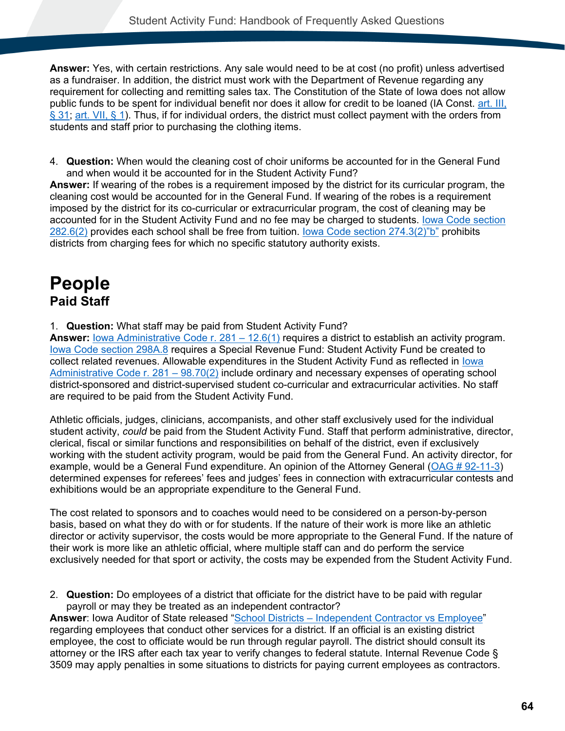**Answer:** Yes, with certain restrictions. Any sale would need to be at cost (no profit) unless advertised as a fundraiser. In addition, the district must work with the Department of Revenue regarding any requirement for collecting and remitting sales tax. The Constitution of the State of Iowa does not allow public funds to be spent for individual benefit nor does it allow for credit to be loaned (IA Const. art. III, § 31; art. VII, § 1). Thus, if for individual orders, the district must collect payment with the orders from students and staff prior to purchasing the clothing items.

4. **Question:** When would the cleaning cost of choir uniforms be accounted for in the General Fund and when would it be accounted for in the Student Activity Fund?

**Answer:** If wearing of the robes is a requirement imposed by the district for its curricular program, the cleaning cost would be accounted for in the General Fund. If wearing of the robes is a requirement imposed by the district for its co-curricular or extracurricular program, the cost of cleaning may be accounted for in the Student Activity Fund and no fee may be charged to students. Iowa Code section 282.6(2) provides each school shall be free from tuition. Iowa Code section 274.3(2)"b" prohibits districts from charging fees for which no specific statutory authority exists.

# People

## Paid Staff

1. **Question:** What staff may be paid from Student Activity Fund?

**Answer:** Iowa Administrative Code r. 281 – 12.6(1) requires a district to establish an activity program. Iowa Code section 298A.8 requires a Special Revenue Fund: Student Activity Fund be created to collect related revenues. Allowable expenditures in the Student Activity Fund as reflected in Iowa Administrative Code r. 281 – 98.70(2) include ordinary and necessary expenses of operating school district-sponsored and district-supervised student co-curricular and extracurricular activities. No staff are required to be paid from the Student Activity Fund.

Athletic officials, judges, clinicians, accompanists, and other staff exclusively used for the individual student activity, *could* be paid from the Student Activity Fund. Staff that perform administrative, director, clerical, fiscal or similar functions and responsibilities on behalf of the district, even if exclusively working with the student activity program, would be paid from the General Fund. An activity director, for example, would be a General Fund expenditure. An opinion of the Attorney General (OAG # 92-11-3) determined expenses for referees' fees and judges' fees in connection with extracurricular contests and exhibitions would be an appropriate expenditure to the General Fund.

The cost related to sponsors and to coaches would need to be considered on a person-by-person basis, based on what they do with or for students. If the nature of their work is more like an athletic director or activity supervisor, the costs would be more appropriate to the General Fund. If the nature of their work is more like an athletic official, where multiple staff can and do perform the service exclusively needed for that sport or activity, the costs may be expended from the Student Activity Fund.

2. **Question:** Do employees of a district that officiate for the district have to be paid with regular payroll or may they be treated as an independent contractor?

**Answer**: Iowa Auditor of State released "School Districts – Independent Contractor vs Employee" regarding employees that conduct other services for a district. If an official is an existing district employee, the cost to officiate would be run through regular payroll. The district should consult its attorney or the IRS after each tax year to verify changes to federal statute. Internal Revenue Code § 3509 may apply penalties in some situations to districts for paying current employees as contractors.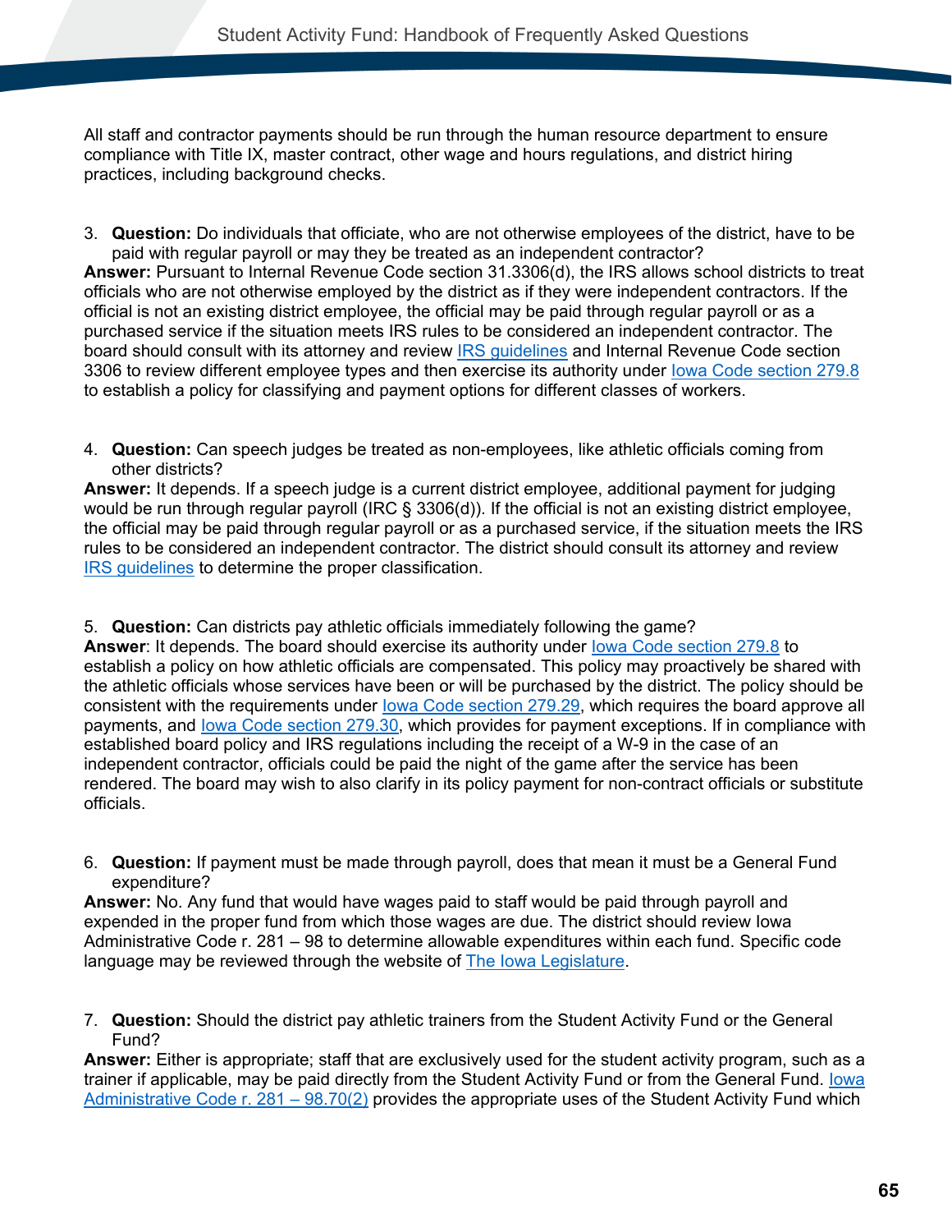All staff and contractor payments should be run through the human resource department to ensure compliance with Title IX, master contract, other wage and hours regulations, and district hiring practices, including background checks.

3. **Question:** Do individuals that officiate, who are not otherwise employees of the district, have to be paid with regular payroll or may they be treated as an independent contractor?

**Answer:** Pursuant to Internal Revenue Code section 31.3306(d), the IRS allows school districts to treat officials who are not otherwise employed by the district as if they were independent contractors. If the official is not an existing district employee, the official may be paid through regular payroll or as a purchased service if the situation meets IRS rules to be considered an independent contractor. The board should consult with its attorney and review IRS guidelines and Internal Revenue Code section 3306 to review different employee types and then exercise its authority under Iowa Code section 279.8 to establish a policy for classifying and payment options for different classes of workers.

4. **Question:** Can speech judges be treated as non-employees, like athletic officials coming from other districts?

**Answer:** It depends. If a speech judge is a current district employee, additional payment for judging would be run through regular payroll (IRC § 3306(d)). If the official is not an existing district employee, the official may be paid through regular payroll or as a purchased service, if the situation meets the IRS rules to be considered an independent contractor. The district should consult its attorney and review IRS guidelines to determine the proper classification.

5. **Question:** Can districts pay athletic officials immediately following the game?

**Answer**: It depends. The board should exercise its authority under Iowa Code section 279.8 to establish a policy on how athletic officials are compensated. This policy may proactively be shared with the athletic officials whose services have been or will be purchased by the district. The policy should be consistent with the requirements under Iowa Code section 279.29, which requires the board approve all payments, and Iowa Code section 279.30, which provides for payment exceptions. If in compliance with established board policy and IRS regulations including the receipt of a W-9 in the case of an independent contractor, officials could be paid the night of the game after the service has been rendered. The board may wish to also clarify in its policy payment for non-contract officials or substitute officials.

6. **Question:** If payment must be made through payroll, does that mean it must be a General Fund expenditure?

**Answer:** No. Any fund that would have wages paid to staff would be paid through payroll and expended in the proper fund from which those wages are due. The district should review Iowa Administrative Code r. 281 – 98 to determine allowable expenditures within each fund. Specific code language may be reviewed through the website of The Iowa Legislature.

7. **Question:** Should the district pay athletic trainers from the Student Activity Fund or the General Fund?

**Answer:** Either is appropriate; staff that are exclusively used for the student activity program, such as a trainer if applicable, may be paid directly from the Student Activity Fund or from the General Fund. Iowa Administrative Code r. 281 – 98.70(2) provides the appropriate uses of the Student Activity Fund which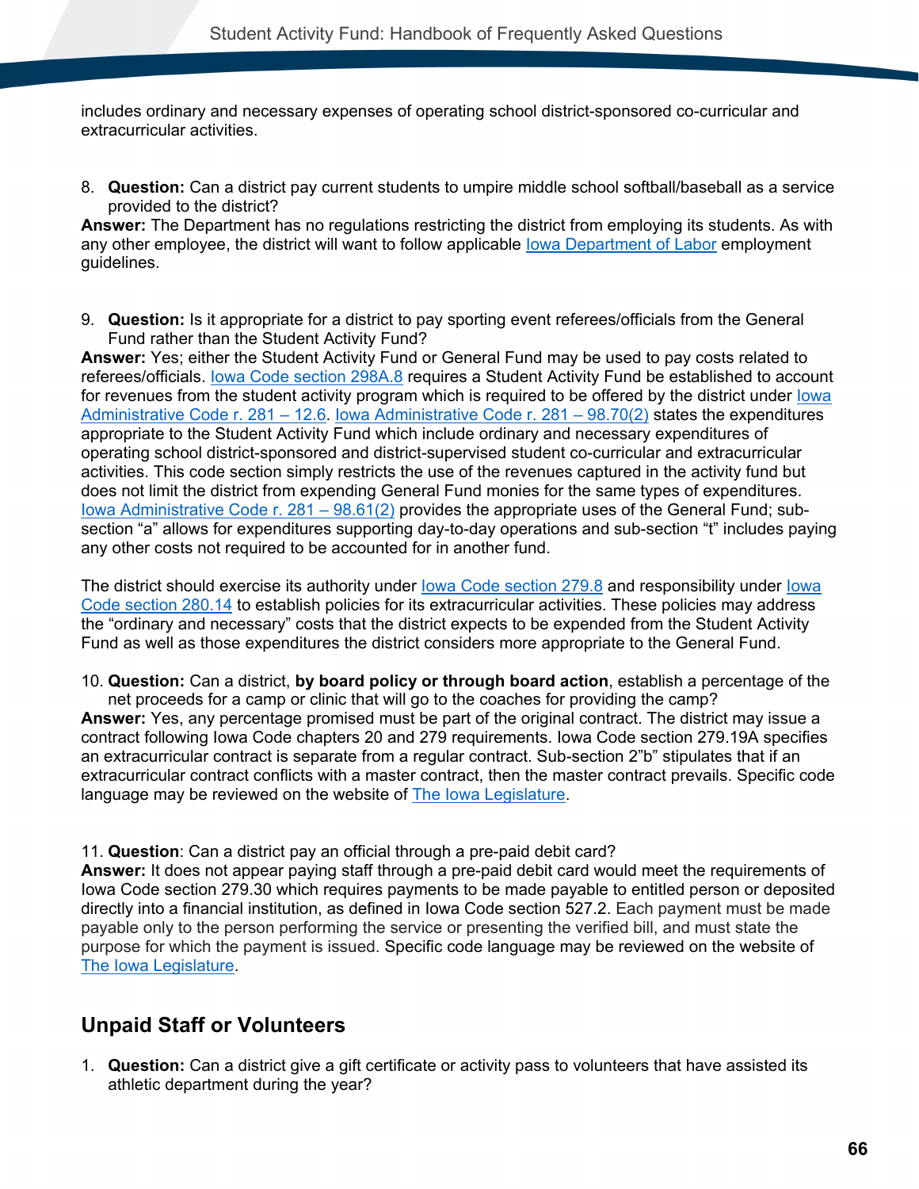includes ordinary and necessary expenses of operating school district-sponsored co-curricular and extracurricular activities.

8. **Question:** Can a district pay current students to umpire middle school softball/baseball as a service provided to the district?

**Answer:** The Department has no regulations restricting the district from employing its students. As with any other employee, the district will want to follow applicable Iowa Department of Labor employment guidelines.

9. **Question:** Is it appropriate for a district to pay sporting event referees/officials from the General Fund rather than the Student Activity Fund?

**Answer:** Yes; either the Student Activity Fund or General Fund may be used to pay costs related to referees/officials. Iowa Code section 298A.8 requires a Student Activity Fund be established to account for revenues from the student activity program which is required to be offered by the district under Iowa Administrative Code r. 281 – 12.6. Iowa Administrative Code r. 281 – 98.70(2) states the expenditures appropriate to the Student Activity Fund which include ordinary and necessary expenditures of operating school district-sponsored and district-supervised student co-curricular and extracurricular activities. This code section simply restricts the use of the revenues captured in the activity fund but does not limit the district from expending General Fund monies for the same types of expenditures. Iowa Administrative Code r. 281 – 98.61(2) provides the appropriate uses of the General Fund; sub-section "a" allows for expenditures supporting day-to-day operations and sub-section "t" includes paying any other costs not required to be accounted for in another fund.

The district should exercise its authority under Iowa Code section 279.8 and responsibility under Iowa Code section 280.14 to establish policies for its extracurricular activities. These policies may address the "ordinary and necessary" costs that the district expects to be expended from the Student Activity Fund as well as those expenditures the district considers more appropriate to the General Fund.

10. **Question:** Can a district, **by board policy or through board action**, establish a percentage of the net proceeds for a camp or clinic that will go to the coaches for providing the camp?

**Answer:** Yes, any percentage promised must be part of the original contract. The district may issue a contract following Iowa Code chapters 20 and 279 requirements. Iowa Code section 279.19A specifies an extracurricular contract is separate from a regular contract. Sub-section 2"b" stipulates that if an extracurricular contract conflicts with a master contract, then the master contract prevails. Specific code language may be reviewed on the website of The Iowa Legislature.

11. **Question**: Can a district pay an official through a pre-paid debit card?

**Answer:** It does not appear paying staff through a pre-paid debit card would meet the requirements of Iowa Code section 279.30 which requires payments to be made payable to entitled person or deposited directly into a financial institution, as defined in Iowa Code section 527.2. Each payment must be made payable only to the person performing the service or presenting the verified bill, and must state the purpose for which the payment is issued. Specific code language may be reviewed on the website of The Iowa Legislature.

## Unpaid Staff or Volunteers

1. **Question:** Can a district give a gift certificate or activity pass to volunteers that have assisted its athletic department during the year?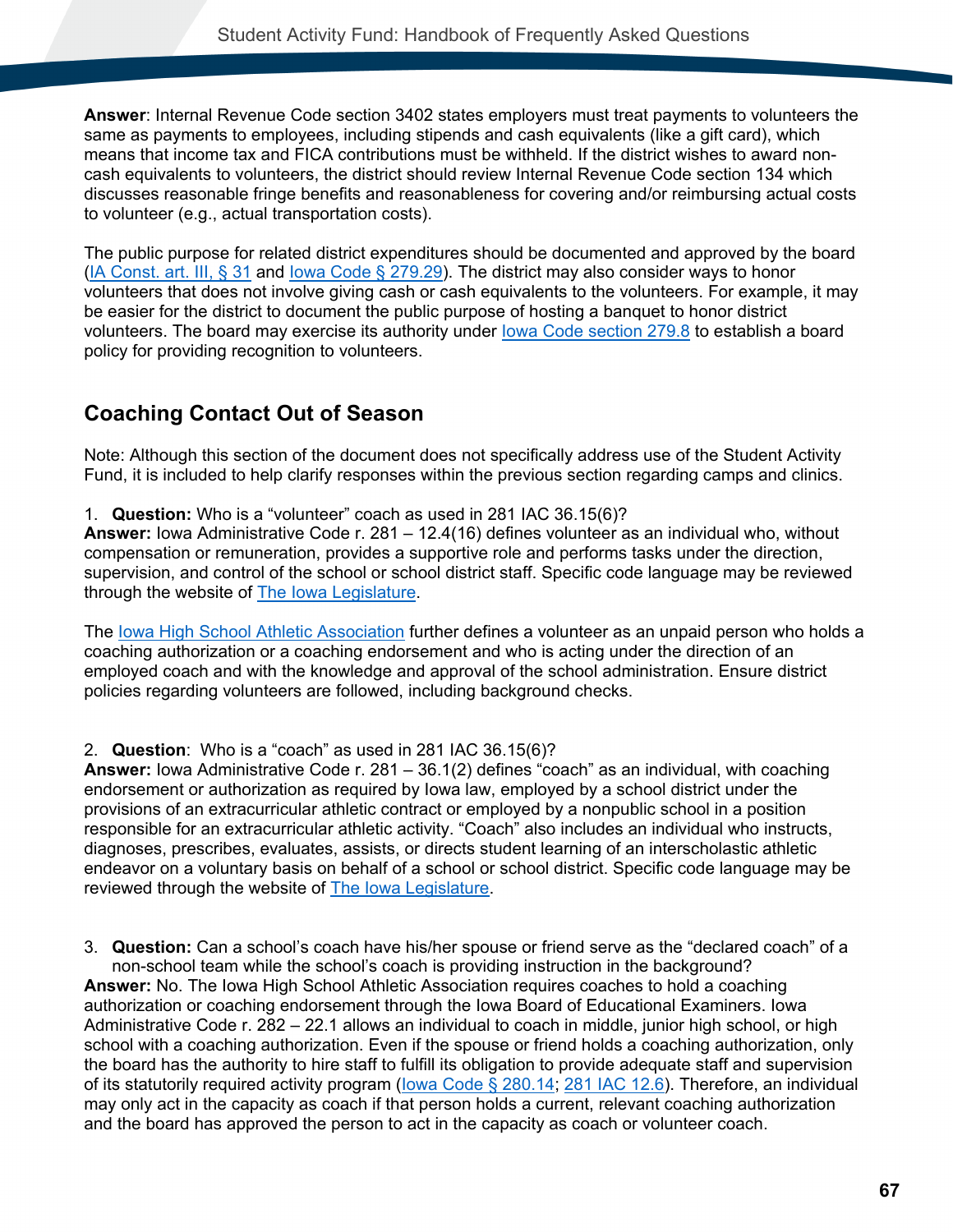**Answer**: Internal Revenue Code section 3402 states employers must treat payments to volunteers the same as payments to employees, including stipends and cash equivalents (like a gift card), which means that income tax and FICA contributions must be withheld. If the district wishes to award non-cash equivalents to volunteers, the district should review Internal Revenue Code section 134 which discusses reasonable fringe benefits and reasonableness for covering and/or reimbursing actual costs to volunteer (e.g., actual transportation costs).

The public purpose for related district expenditures should be documented and approved by the board (IA Const. art. III, § 31 and Iowa Code § 279.29). The district may also consider ways to honor volunteers that does not involve giving cash or cash equivalents to the volunteers. For example, it may be easier for the district to document the public purpose of hosting a banquet to honor district volunteers. The board may exercise its authority under Iowa Code section 279.8 to establish a board policy for providing recognition to volunteers.

## Coaching Contact Out of Season

Note: Although this section of the document does not specifically address use of the Student Activity Fund, it is included to help clarify responses within the previous section regarding camps and clinics.

1. **Question:** Who is a "volunteer" coach as used in 281 IAC 36.15(6)?

**Answer:** Iowa Administrative Code r. 281 – 12.4(16) defines volunteer as an individual who, without compensation or remuneration, provides a supportive role and performs tasks under the direction, supervision, and control of the school or school district staff. Specific code language may be reviewed through the website of The Iowa Legislature.

The Iowa High School Athletic Association further defines a volunteer as an unpaid person who holds a coaching authorization or a coaching endorsement and who is acting under the direction of an employed coach and with the knowledge and approval of the school administration. Ensure district policies regarding volunteers are followed, including background checks.

2. **Question**: Who is a "coach" as used in 281 IAC 36.15(6)?

**Answer:** Iowa Administrative Code r. 281 – 36.1(2) defines "coach" as an individual, with coaching endorsement or authorization as required by Iowa law, employed by a school district under the provisions of an extracurricular athletic contract or employed by a nonpublic school in a position responsible for an extracurricular athletic activity. "Coach" also includes an individual who instructs, diagnoses, prescribes, evaluates, assists, or directs student learning of an interscholastic athletic endeavor on a voluntary basis on behalf of a school or school district. Specific code language may be reviewed through the website of The Iowa Legislature.

3. **Question:** Can a school's coach have his/her spouse or friend serve as the "declared coach" of a non-school team while the school's coach is providing instruction in the background?

**Answer:** No. The Iowa High School Athletic Association requires coaches to hold a coaching authorization or coaching endorsement through the Iowa Board of Educational Examiners. Iowa Administrative Code r. 282 – 22.1 allows an individual to coach in middle, junior high school, or high school with a coaching authorization. Even if the spouse or friend holds a coaching authorization, only the board has the authority to hire staff to fulfill its obligation to provide adequate staff and supervision of its statutorily required activity program (Iowa Code § 280.14; 281 IAC 12.6). Therefore, an individual may only act in the capacity as coach if that person holds a current, relevant coaching authorization and the board has approved the person to act in the capacity as coach or volunteer coach.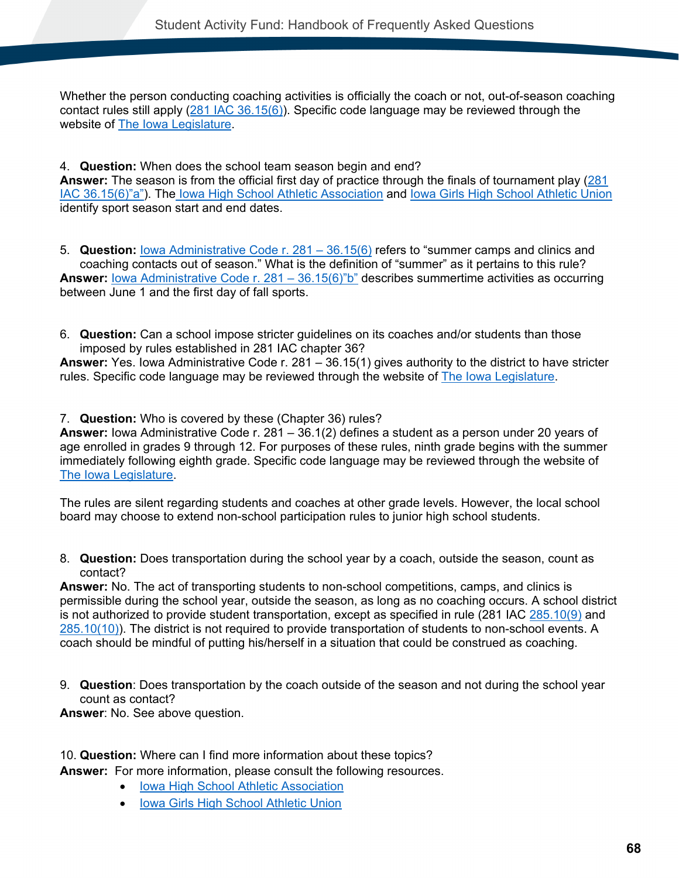Whether the person conducting coaching activities is officially the coach or not, out-of-season coaching contact rules still apply (281 IAC 36.15(6)). Specific code language may be reviewed through the website of The Iowa Legislature.

4. **Question:** When does the school team season begin and end?
**Answer:** The season is from the official first day of practice through the finals of tournament play (281 IAC 36.15(6)"a"). The Iowa High School Athletic Association and Iowa Girls High School Athletic Union identify sport season start and end dates.

5. **Question:** Iowa Administrative Code r. 281 – 36.15(6) refers to "summer camps and clinics and coaching contacts out of season." What is the definition of "summer" as it pertains to this rule?
**Answer:** Iowa Administrative Code r. 281 – 36.15(6)"b" describes summertime activities as occurring between June 1 and the first day of fall sports.

6. **Question:** Can a school impose stricter guidelines on its coaches and/or students than those imposed by rules established in 281 IAC chapter 36?
**Answer:** Yes. Iowa Administrative Code r. 281 – 36.15(1) gives authority to the district to have stricter rules. Specific code language may be reviewed through the website of The Iowa Legislature.

7. **Question:** Who is covered by these (Chapter 36) rules?
**Answer:** Iowa Administrative Code r. 281 – 36.1(2) defines a student as a person under 20 years of age enrolled in grades 9 through 12. For purposes of these rules, ninth grade begins with the summer immediately following eighth grade. Specific code language may be reviewed through the website of The Iowa Legislature.

The rules are silent regarding students and coaches at other grade levels. However, the local school board may choose to extend non-school participation rules to junior high school students.

8. **Question:** Does transportation during the school year by a coach, outside the season, count as contact?
**Answer:** No. The act of transporting students to non-school competitions, camps, and clinics is permissible during the school year, outside the season, as long as no coaching occurs. A school district is not authorized to provide student transportation, except as specified in rule (281 IAC 285.10(9) and 285.10(10)). The district is not required to provide transportation of students to non-school events. A coach should be mindful of putting his/herself in a situation that could be construed as coaching.

9. **Question**: Does transportation by the coach outside of the season and not during the school year count as contact?
**Answer**: No. See above question.

10. **Question:** Where can I find more information about these topics?
**Answer:** For more information, please consult the following resources.

- Iowa High School Athletic Association
- Iowa Girls High School Athletic Union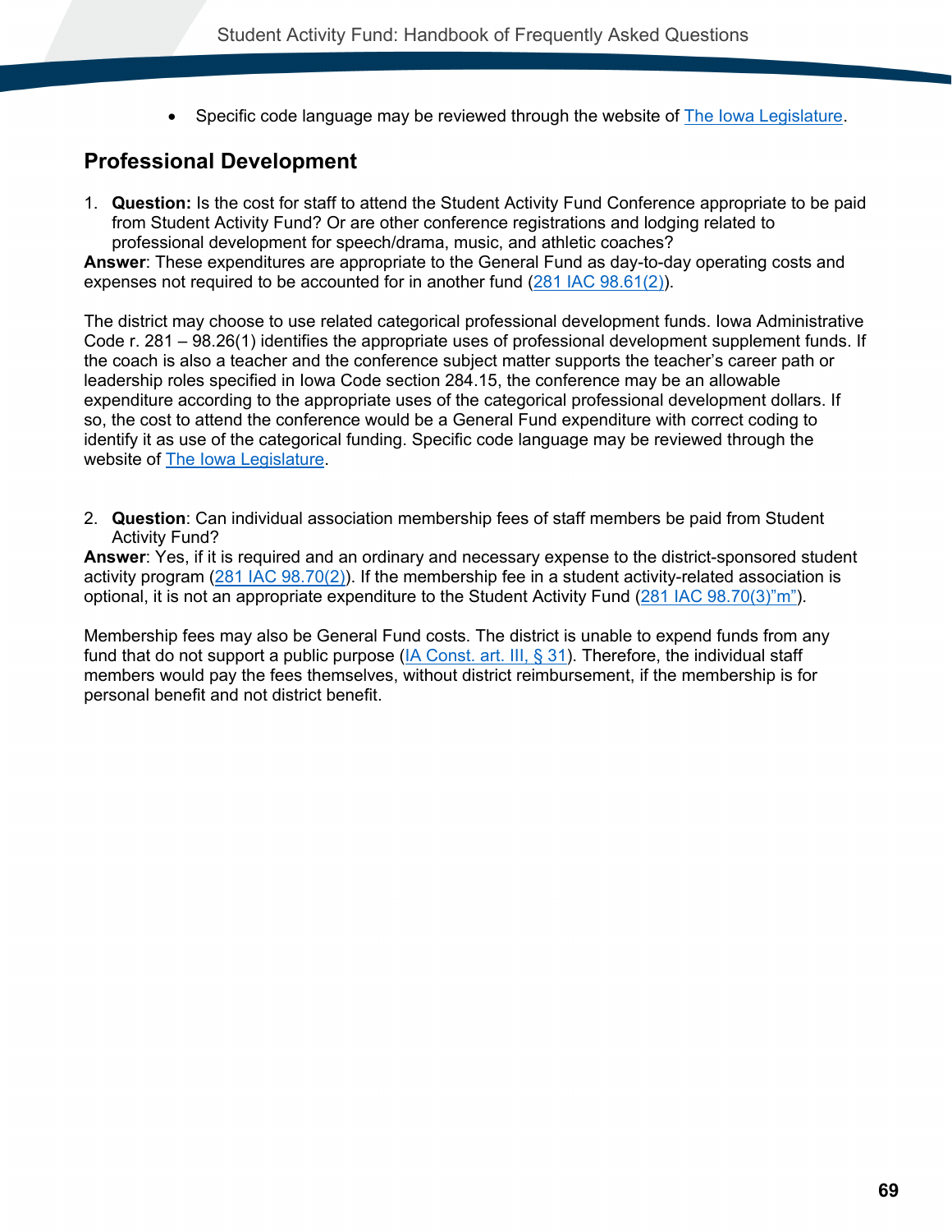- Specific code language may be reviewed through the website of The Iowa Legislature.

## Professional Development

1. **Question:** Is the cost for staff to attend the Student Activity Fund Conference appropriate to be paid from Student Activity Fund? Or are other conference registrations and lodging related to professional development for speech/drama, music, and athletic coaches?

**Answer**: These expenditures are appropriate to the General Fund as day-to-day operating costs and expenses not required to be accounted for in another fund (281 IAC 98.61(2)).

The district may choose to use related categorical professional development funds. Iowa Administrative Code r. 281 – 98.26(1) identifies the appropriate uses of professional development supplement funds. If the coach is also a teacher and the conference subject matter supports the teacher's career path or leadership roles specified in Iowa Code section 284.15, the conference may be an allowable expenditure according to the appropriate uses of the categorical professional development dollars. If so, the cost to attend the conference would be a General Fund expenditure with correct coding to identify it as use of the categorical funding. Specific code language may be reviewed through the website of The Iowa Legislature.

2. **Question**: Can individual association membership fees of staff members be paid from Student Activity Fund?

**Answer**: Yes, if it is required and an ordinary and necessary expense to the district-sponsored student activity program (281 IAC 98.70(2)). If the membership fee in a student activity-related association is optional, it is not an appropriate expenditure to the Student Activity Fund (281 IAC 98.70(3)"m").

Membership fees may also be General Fund costs. The district is unable to expend funds from any fund that do not support a public purpose (IA Const. art. III, § 31). Therefore, the individual staff members would pay the fees themselves, without district reimbursement, if the membership is for personal benefit and not district benefit.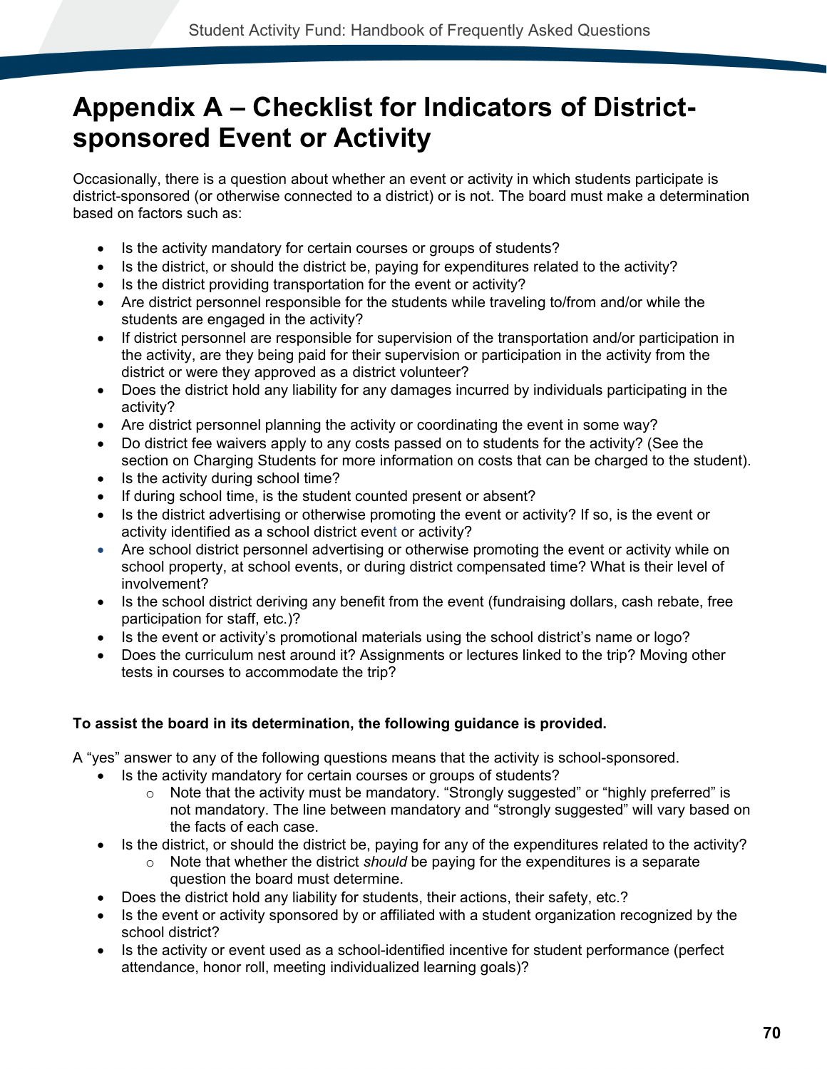# Appendix A – Checklist for Indicators of District-sponsored Event or Activity

Occasionally, there is a question about whether an event or activity in which students participate is district-sponsored (or otherwise connected to a district) or is not. The board must make a determination based on factors such as:

- Is the activity mandatory for certain courses or groups of students?
- Is the district, or should the district be, paying for expenditures related to the activity?
- Is the district providing transportation for the event or activity?
- Are district personnel responsible for the students while traveling to/from and/or while the students are engaged in the activity?
- If district personnel are responsible for supervision of the transportation and/or participation in the activity, are they being paid for their supervision or participation in the activity from the district or were they approved as a district volunteer?
- Does the district hold any liability for any damages incurred by individuals participating in the activity?
- Are district personnel planning the activity or coordinating the event in some way?
- Do district fee waivers apply to any costs passed on to students for the activity? (See the section on Charging Students for more information on costs that can be charged to the student).
- Is the activity during school time?
- If during school time, is the student counted present or absent?
- Is the district advertising or otherwise promoting the event or activity? If so, is the event or activity identified as a school district event or activity?
- Are school district personnel advertising or otherwise promoting the event or activity while on school property, at school events, or during district compensated time? What is their level of involvement?
- Is the school district deriving any benefit from the event (fundraising dollars, cash rebate, free participation for staff, etc.)?
- Is the event or activity's promotional materials using the school district's name or logo?
- Does the curriculum nest around it? Assignments or lectures linked to the trip? Moving other tests in courses to accommodate the trip?

**To assist the board in its determination, the following guidance is provided.**

A "yes" answer to any of the following questions means that the activity is school-sponsored.

- Is the activity mandatory for certain courses or groups of students?
  - Note that the activity must be mandatory. "Strongly suggested" or "highly preferred" is not mandatory. The line between mandatory and "strongly suggested" will vary based on the facts of each case.
- Is the district, or should the district be, paying for any of the expenditures related to the activity?
  - Note that whether the district *should* be paying for the expenditures is a separate question the board must determine.
- Does the district hold any liability for students, their actions, their safety, etc.?
- Is the event or activity sponsored by or affiliated with a student organization recognized by the school district?
- Is the activity or event used as a school-identified incentive for student performance (perfect attendance, honor roll, meeting individualized learning goals)?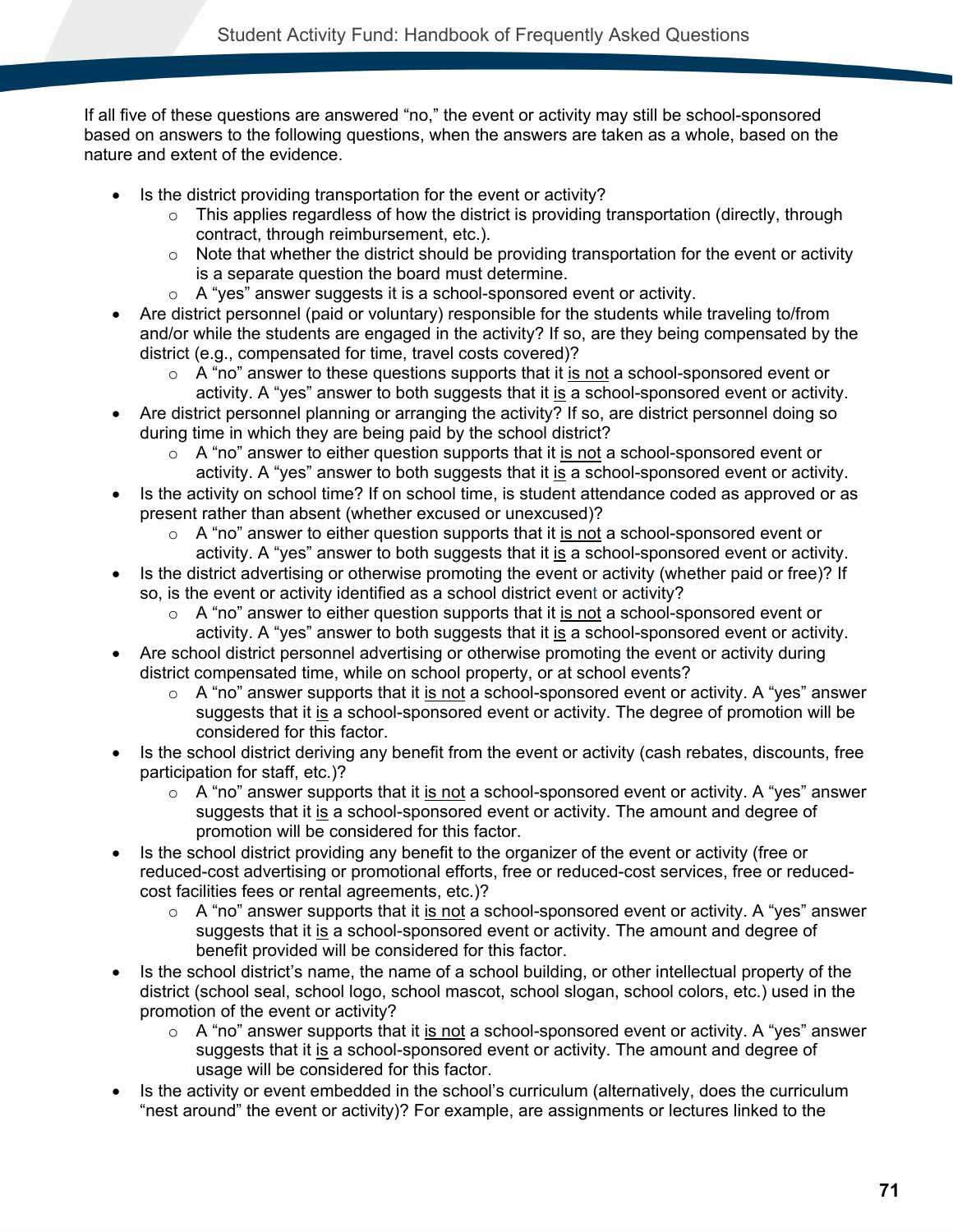If all five of these questions are answered "no," the event or activity may still be school-sponsored based on answers to the following questions, when the answers are taken as a whole, based on the nature and extent of the evidence.

- Is the district providing transportation for the event or activity?
    - This applies regardless of how the district is providing transportation (directly, through contract, through reimbursement, etc.).
    - Note that whether the district should be providing transportation for the event or activity is a separate question the board must determine.
    - A "yes" answer suggests it is a school-sponsored event or activity.
- Are district personnel (paid or voluntary) responsible for the students while traveling to/from and/or while the students are engaged in the activity? If so, are they being compensated by the district (e.g., compensated for time, travel costs covered)?
    - A "no" answer to these questions supports that it is not a school-sponsored event or activity. A "yes" answer to both suggests that it is a school-sponsored event or activity.
- Are district personnel planning or arranging the activity? If so, are district personnel doing so during time in which they are being paid by the school district?
    - A "no" answer to either question supports that it is not a school-sponsored event or activity. A "yes" answer to both suggests that it is a school-sponsored event or activity.
- Is the activity on school time? If on school time, is student attendance coded as approved or as present rather than absent (whether excused or unexcused)?
    - A "no" answer to either question supports that it is not a school-sponsored event or activity. A "yes" answer to both suggests that it is a school-sponsored event or activity.
- Is the district advertising or otherwise promoting the event or activity (whether paid or free)? If so, is the event or activity identified as a school district event or activity?
    - A "no" answer to either question supports that it is not a school-sponsored event or activity. A "yes" answer to both suggests that it is a school-sponsored event or activity.
- Are school district personnel advertising or otherwise promoting the event or activity during district compensated time, while on school property, or at school events?
    - A "no" answer supports that it is not a school-sponsored event or activity. A "yes" answer suggests that it is a school-sponsored event or activity. The degree of promotion will be considered for this factor.
- Is the school district deriving any benefit from the event or activity (cash rebates, discounts, free participation for staff, etc.)?
    - A "no" answer supports that it is not a school-sponsored event or activity. A "yes" answer suggests that it is a school-sponsored event or activity. The amount and degree of promotion will be considered for this factor.
- Is the school district providing any benefit to the organizer of the event or activity (free or reduced-cost advertising or promotional efforts, free or reduced-cost services, free or reduced-cost facilities fees or rental agreements, etc.)?
    - A "no" answer supports that it is not a school-sponsored event or activity. A "yes" answer suggests that it is a school-sponsored event or activity. The amount and degree of benefit provided will be considered for this factor.
- Is the school district's name, the name of a school building, or other intellectual property of the district (school seal, school logo, school mascot, school slogan, school colors, etc.) used in the promotion of the event or activity?
    - A "no" answer supports that it is not a school-sponsored event or activity. A "yes" answer suggests that it is a school-sponsored event or activity. The amount and degree of usage will be considered for this factor.
- Is the activity or event embedded in the school's curriculum (alternatively, does the curriculum "nest around" the event or activity)? For example, are assignments or lectures linked to the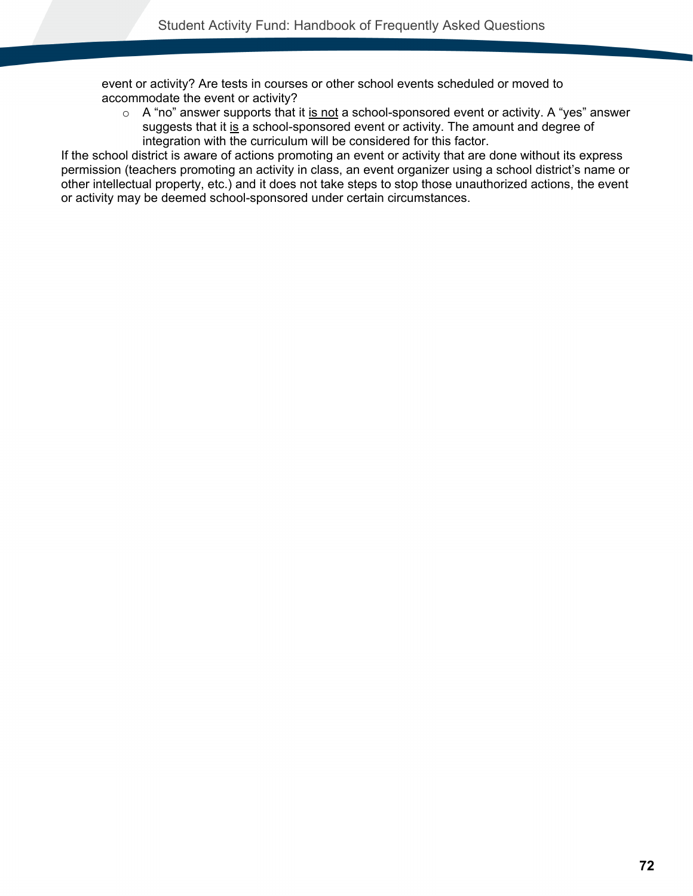event or activity? Are tests in courses or other school events scheduled or moved to accommodate the event or activity?

  - A "no" answer supports that it <u>is not</u> a school-sponsored event or activity. A "yes" answer suggests that it <u>is</u> a school-sponsored event or activity. The amount and degree of integration with the curriculum will be considered for this factor.

If the school district is aware of actions promoting an event or activity that are done without its express permission (teachers promoting an activity in class, an event organizer using a school district's name or other intellectual property, etc.) and it does not take steps to stop those unauthorized actions, the event or activity may be deemed school-sponsored under certain circumstances.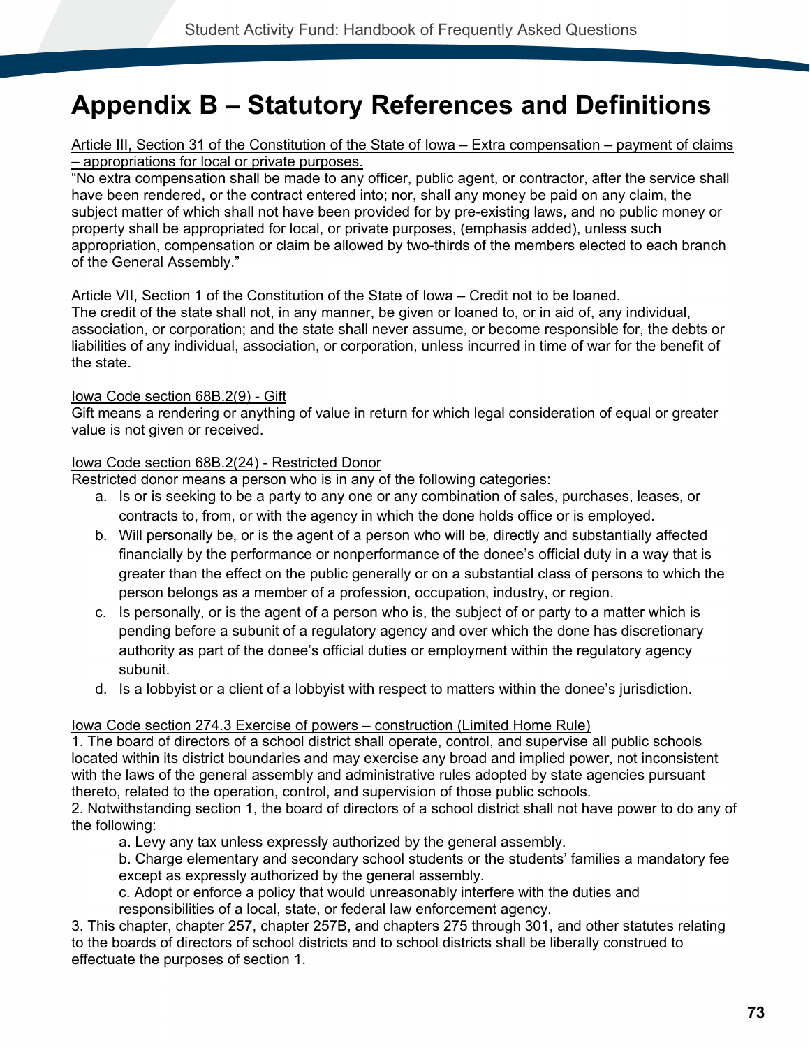# Appendix B – Statutory References and Definitions

Article III, Section 31 of the Constitution of the State of Iowa – Extra compensation – payment of claims – appropriations for local or private purposes.

"No extra compensation shall be made to any officer, public agent, or contractor, after the service shall have been rendered, or the contract entered into; nor, shall any money be paid on any claim, the subject matter of which shall not have been provided for by pre-existing laws, and no public money or property shall be appropriated for local, or private purposes, (emphasis added), unless such appropriation, compensation or claim be allowed by two-thirds of the members elected to each branch of the General Assembly."

Article VII, Section 1 of the Constitution of the State of Iowa – Credit not to be loaned.

The credit of the state shall not, in any manner, be given or loaned to, or in aid of, any individual, association, or corporation; and the state shall never assume, or become responsible for, the debts or liabilities of any individual, association, or corporation, unless incurred in time of war for the benefit of the state.

Iowa Code section 68B.2(9) - Gift

Gift means a rendering or anything of value in return for which legal consideration of equal or greater value is not given or received.

Iowa Code section 68B.2(24) - Restricted Donor

Restricted donor means a person who is in any of the following categories:

a. Is or is seeking to be a party to any one or any combination of sales, purchases, leases, or contracts to, from, or with the agency in which the done holds office or is employed.
b. Will personally be, or is the agent of a person who will be, directly and substantially affected financially by the performance or nonperformance of the donee's official duty in a way that is greater than the effect on the public generally or on a substantial class of persons to which the person belongs as a member of a profession, occupation, industry, or region.
c. Is personally, or is the agent of a person who is, the subject of or party to a matter which is pending before a subunit of a regulatory agency and over which the done has discretionary authority as part of the donee's official duties or employment within the regulatory agency subunit.
d. Is a lobbyist or a client of a lobbyist with respect to matters within the donee's jurisdiction.

Iowa Code section 274.3 Exercise of powers – construction (Limited Home Rule)

1. The board of directors of a school district shall operate, control, and supervise all public schools located within its district boundaries and may exercise any broad and implied power, not inconsistent with the laws of the general assembly and administrative rules adopted by state agencies pursuant thereto, related to the operation, control, and supervision of those public schools.
2. Notwithstanding section 1, the board of directors of a school district shall not have power to do any of the following:
   a. Levy any tax unless expressly authorized by the general assembly.
   b. Charge elementary and secondary school students or the students' families a mandatory fee except as expressly authorized by the general assembly.
   c. Adopt or enforce a policy that would unreasonably interfere with the duties and responsibilities of a local, state, or federal law enforcement agency.
3. This chapter, chapter 257, chapter 257B, and chapters 275 through 301, and other statutes relating to the boards of directors of school districts and to school districts shall be liberally construed to effectuate the purposes of section 1.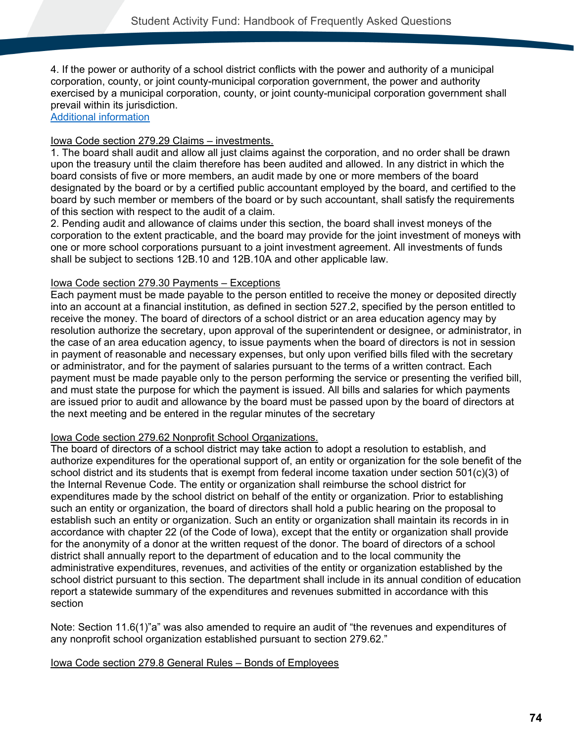4. If the power or authority of a school district conflicts with the power and authority of a municipal corporation, county, or joint county-municipal corporation government, the power and authority exercised by a municipal corporation, county, or joint county-municipal corporation government shall prevail within its jurisdiction.
[Additional information]()

Iowa Code section 279.29 Claims – investments.

1. The board shall audit and allow all just claims against the corporation, and no order shall be drawn upon the treasury until the claim therefore has been audited and allowed. In any district in which the board consists of five or more members, an audit made by one or more members of the board designated by the board or by a certified public accountant employed by the board, and certified to the board by such member or members of the board or by such accountant, shall satisfy the requirements of this section with respect to the audit of a claim.
2. Pending audit and allowance of claims under this section, the board shall invest moneys of the corporation to the extent practicable, and the board may provide for the joint investment of moneys with one or more school corporations pursuant to a joint investment agreement. All investments of funds shall be subject to sections 12B.10 and 12B.10A and other applicable law.

Iowa Code section 279.30 Payments – Exceptions

Each payment must be made payable to the person entitled to receive the money or deposited directly into an account at a financial institution, as defined in section 527.2, specified by the person entitled to receive the money. The board of directors of a school district or an area education agency may by resolution authorize the secretary, upon approval of the superintendent or designee, or administrator, in the case of an area education agency, to issue payments when the board of directors is not in session in payment of reasonable and necessary expenses, but only upon verified bills filed with the secretary or administrator, and for the payment of salaries pursuant to the terms of a written contract. Each payment must be made payable only to the person performing the service or presenting the verified bill, and must state the purpose for which the payment is issued. All bills and salaries for which payments are issued prior to audit and allowance by the board must be passed upon by the board of directors at the next meeting and be entered in the regular minutes of the secretary

Iowa Code section 279.62 Nonprofit School Organizations.

The board of directors of a school district may take action to adopt a resolution to establish, and authorize expenditures for the operational support of, an entity or organization for the sole benefit of the school district and its students that is exempt from federal income taxation under section 501(c)(3) of the Internal Revenue Code. The entity or organization shall reimburse the school district for expenditures made by the school district on behalf of the entity or organization. Prior to establishing such an entity or organization, the board of directors shall hold a public hearing on the proposal to establish such an entity or organization. Such an entity or organization shall maintain its records in in accordance with chapter 22 (of the Code of Iowa), except that the entity or organization shall provide for the anonymity of a donor at the written request of the donor. The board of directors of a school district shall annually report to the department of education and to the local community the administrative expenditures, revenues, and activities of the entity or organization established by the school district pursuant to this section. The department shall include in its annual condition of education report a statewide summary of the expenditures and revenues submitted in accordance with this section

Note: Section 11.6(1)"a" was also amended to require an audit of "the revenues and expenditures of any nonprofit school organization established pursuant to section 279.62."

Iowa Code section 279.8 General Rules – Bonds of Employees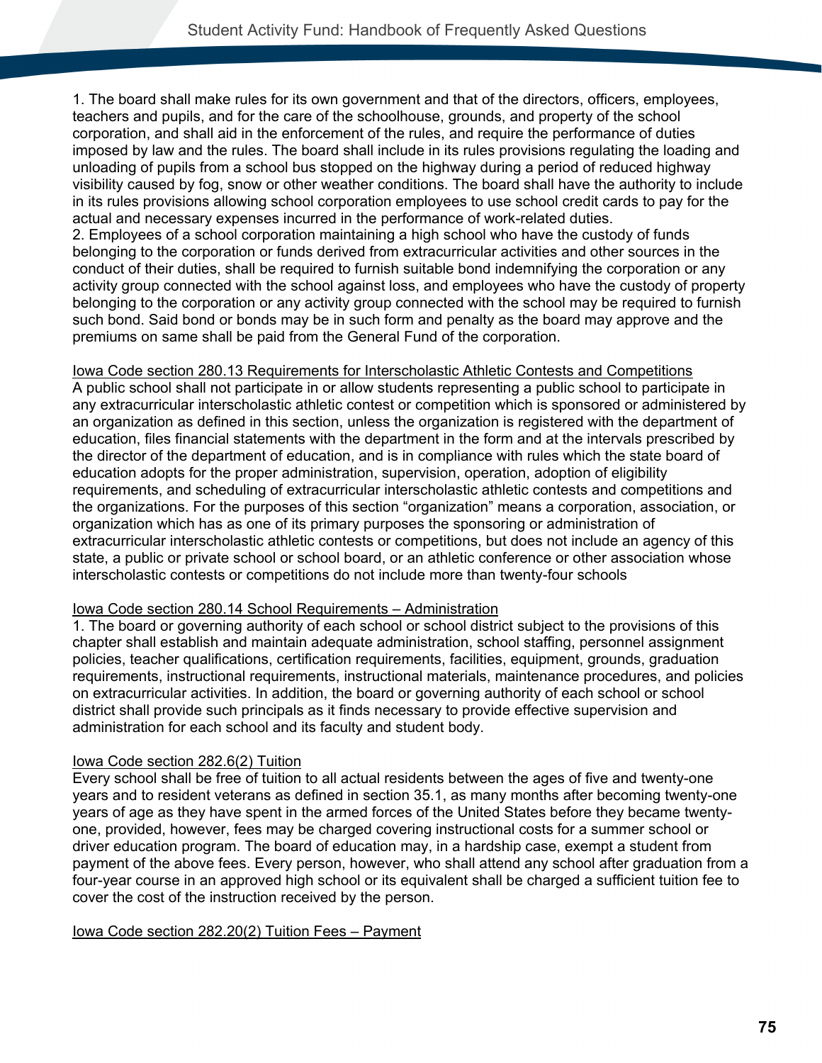1. The board shall make rules for its own government and that of the directors, officers, employees, teachers and pupils, and for the care of the schoolhouse, grounds, and property of the school corporation, and shall aid in the enforcement of the rules, and require the performance of duties imposed by law and the rules. The board shall include in its rules provisions regulating the loading and unloading of pupils from a school bus stopped on the highway during a period of reduced highway visibility caused by fog, snow or other weather conditions. The board shall have the authority to include in its rules provisions allowing school corporation employees to use school credit cards to pay for the actual and necessary expenses incurred in the performance of work-related duties.
2. Employees of a school corporation maintaining a high school who have the custody of funds belonging to the corporation or funds derived from extracurricular activities and other sources in the conduct of their duties, shall be required to furnish suitable bond indemnifying the corporation or any activity group connected with the school against loss, and employees who have the custody of property belonging to the corporation or any activity group connected with the school may be required to furnish such bond. Said bond or bonds may be in such form and penalty as the board may approve and the premiums on same shall be paid from the General Fund of the corporation.

<u>Iowa Code section 280.13 Requirements for Interscholastic Athletic Contests and Competitions</u>

A public school shall not participate in or allow students representing a public school to participate in any extracurricular interscholastic athletic contest or competition which is sponsored or administered by an organization as defined in this section, unless the organization is registered with the department of education, files financial statements with the department in the form and at the intervals prescribed by the director of the department of education, and is in compliance with rules which the state board of education adopts for the proper administration, supervision, operation, adoption of eligibility requirements, and scheduling of extracurricular interscholastic athletic contests and competitions and the organizations. For the purposes of this section “organization” means a corporation, association, or organization which has as one of its primary purposes the sponsoring or administration of extracurricular interscholastic athletic contests or competitions, but does not include an agency of this state, a public or private school or school board, or an athletic conference or other association whose interscholastic contests or competitions do not include more than twenty-four schools

<u>Iowa Code section 280.14 School Requirements – Administration</u>

1. The board or governing authority of each school or school district subject to the provisions of this chapter shall establish and maintain adequate administration, school staffing, personnel assignment policies, teacher qualifications, certification requirements, facilities, equipment, grounds, graduation requirements, instructional requirements, instructional materials, maintenance procedures, and policies on extracurricular activities. In addition, the board or governing authority of each school or school district shall provide such principals as it finds necessary to provide effective supervision and administration for each school and its faculty and student body.

<u>Iowa Code section 282.6(2) Tuition</u>

Every school shall be free of tuition to all actual residents between the ages of five and twenty-one years and to resident veterans as defined in section 35.1, as many months after becoming twenty-one years of age as they have spent in the armed forces of the United States before they became twenty-one, provided, however, fees may be charged covering instructional costs for a summer school or driver education program. The board of education may, in a hardship case, exempt a student from payment of the above fees. Every person, however, who shall attend any school after graduation from a four-year course in an approved high school or its equivalent shall be charged a sufficient tuition fee to cover the cost of the instruction received by the person.

<u>Iowa Code section 282.20(2) Tuition Fees – Payment</u>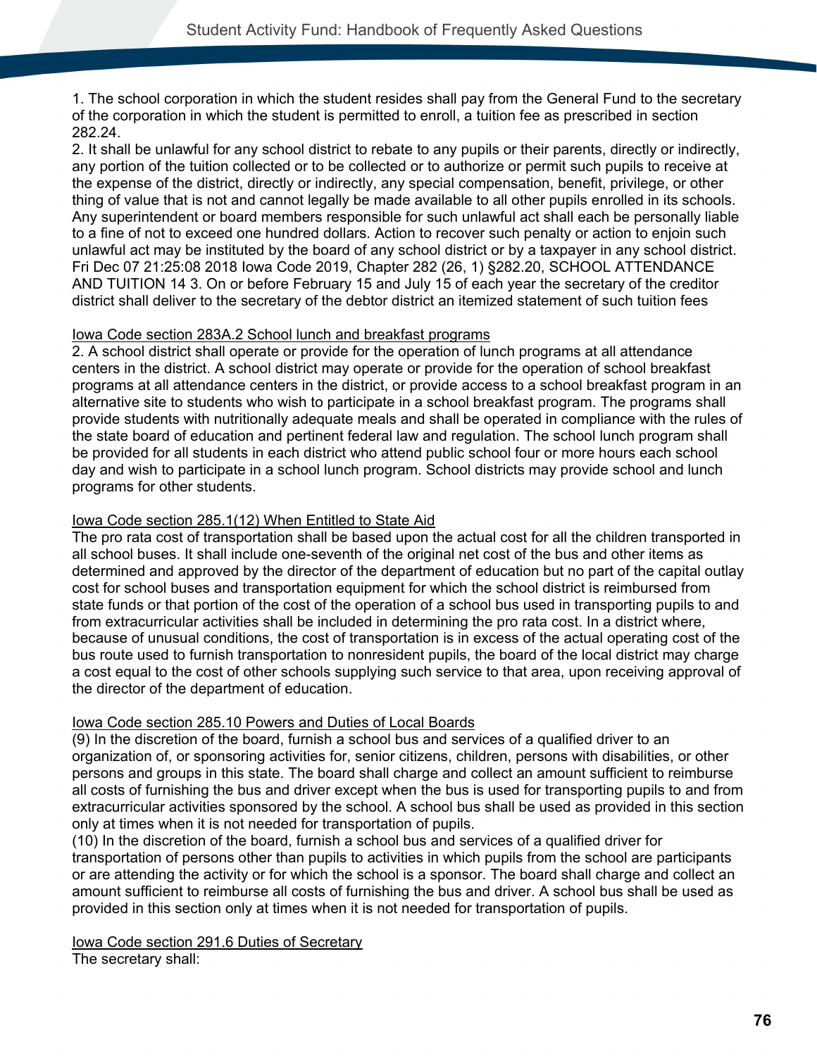1. The school corporation in which the student resides shall pay from the General Fund to the secretary of the corporation in which the student is permitted to enroll, a tuition fee as prescribed in section 282.24.
2. It shall be unlawful for any school district to rebate to any pupils or their parents, directly or indirectly, any portion of the tuition collected or to be collected or to authorize or permit such pupils to receive at the expense of the district, directly or indirectly, any special compensation, benefit, privilege, or other thing of value that is not and cannot legally be made available to all other pupils enrolled in its schools. Any superintendent or board members responsible for such unlawful act shall each be personally liable to a fine of not to exceed one hundred dollars. Action to recover such penalty or action to enjoin such unlawful act may be instituted by the board of any school district or by a taxpayer in any school district. Fri Dec 07 21:25:08 2018 Iowa Code 2019, Chapter 282 (26, 1) §282.20, SCHOOL ATTENDANCE AND TUITION 14 3. On or before February 15 and July 15 of each year the secretary of the creditor district shall deliver to the secretary of the debtor district an itemized statement of such tuition fees

Iowa Code section 283A.2 School lunch and breakfast programs

2. A school district shall operate or provide for the operation of lunch programs at all attendance centers in the district. A school district may operate or provide for the operation of school breakfast programs at all attendance centers in the district, or provide access to a school breakfast program in an alternative site to students who wish to participate in a school breakfast program. The programs shall provide students with nutritionally adequate meals and shall be operated in compliance with the rules of the state board of education and pertinent federal law and regulation. The school lunch program shall be provided for all students in each district who attend public school four or more hours each school day and wish to participate in a school lunch program. School districts may provide school and lunch programs for other students.

Iowa Code section 285.1(12) When Entitled to State Aid

The pro rata cost of transportation shall be based upon the actual cost for all the children transported in all school buses. It shall include one-seventh of the original net cost of the bus and other items as determined and approved by the director of the department of education but no part of the capital outlay cost for school buses and transportation equipment for which the school district is reimbursed from state funds or that portion of the cost of the operation of a school bus used in transporting pupils to and from extracurricular activities shall be included in determining the pro rata cost. In a district where, because of unusual conditions, the cost of transportation is in excess of the actual operating cost of the bus route used to furnish transportation to nonresident pupils, the board of the local district may charge a cost equal to the cost of other schools supplying such service to that area, upon receiving approval of the director of the department of education.

Iowa Code section 285.10 Powers and Duties of Local Boards

(9) In the discretion of the board, furnish a school bus and services of a qualified driver to an organization of, or sponsoring activities for, senior citizens, children, persons with disabilities, or other persons and groups in this state. The board shall charge and collect an amount sufficient to reimburse all costs of furnishing the bus and driver except when the bus is used for transporting pupils to and from extracurricular activities sponsored by the school. A school bus shall be used as provided in this section only at times when it is not needed for transportation of pupils.
(10) In the discretion of the board, furnish a school bus and services of a qualified driver for transportation of persons other than pupils to activities in which pupils from the school are participants or are attending the activity or for which the school is a sponsor. The board shall charge and collect an amount sufficient to reimburse all costs of furnishing the bus and driver. A school bus shall be used as provided in this section only at times when it is not needed for transportation of pupils.

Iowa Code section 291.6 Duties of Secretary

The secretary shall: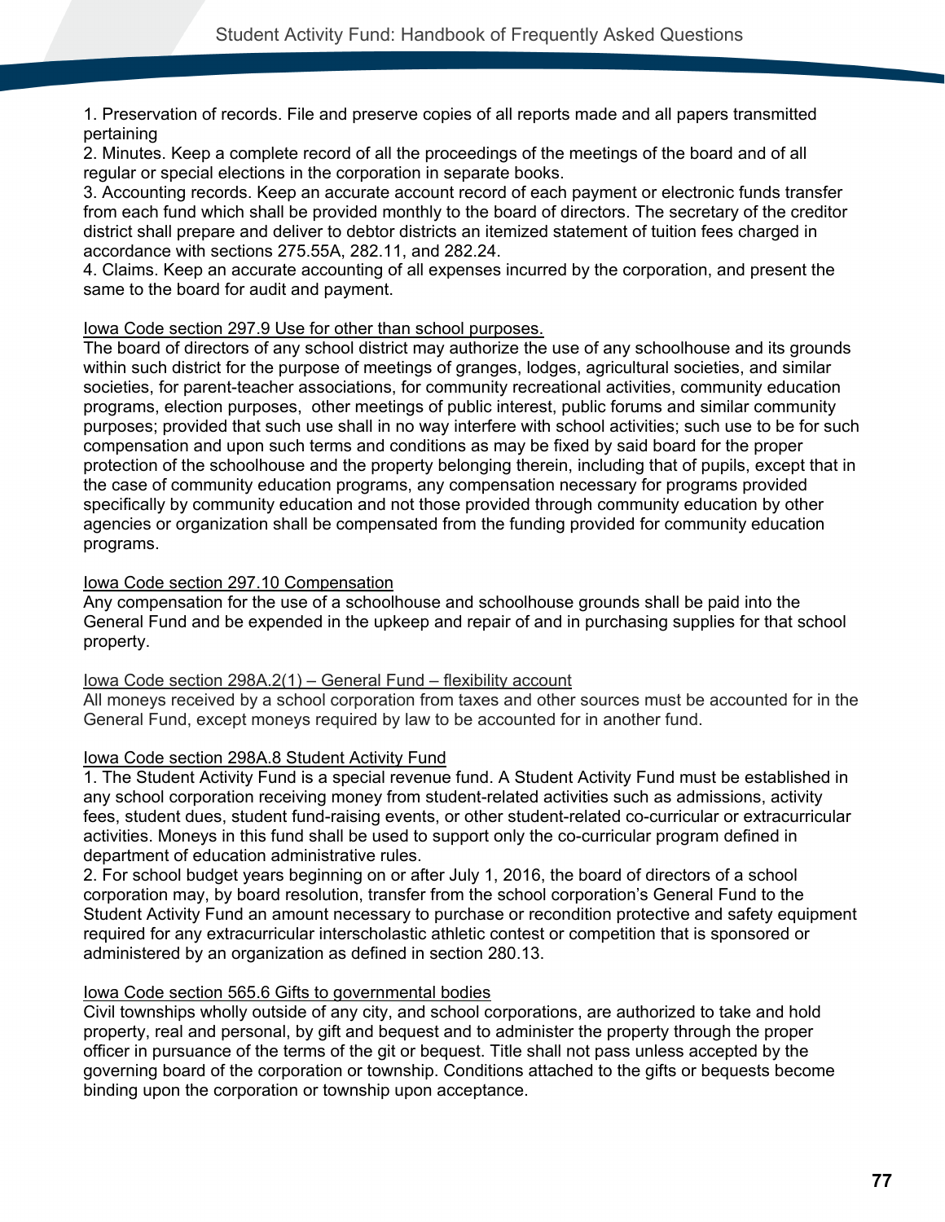1. Preservation of records. File and preserve copies of all reports made and all papers transmitted pertaining
2. Minutes. Keep a complete record of all the proceedings of the meetings of the board and of all regular or special elections in the corporation in separate books.
3. Accounting records. Keep an accurate account record of each payment or electronic funds transfer from each fund which shall be provided monthly to the board of directors. The secretary of the creditor district shall prepare and deliver to debtor districts an itemized statement of tuition fees charged in accordance with sections 275.55A, 282.11, and 282.24.
4. Claims. Keep an accurate accounting of all expenses incurred by the corporation, and present the same to the board for audit and payment.

Iowa Code section 297.9 Use for other than school purposes.

The board of directors of any school district may authorize the use of any schoolhouse and its grounds within such district for the purpose of meetings of granges, lodges, agricultural societies, and similar societies, for parent-teacher associations, for community recreational activities, community education programs, election purposes, other meetings of public interest, public forums and similar community purposes; provided that such use shall in no way interfere with school activities; such use to be for such compensation and upon such terms and conditions as may be fixed by said board for the proper protection of the schoolhouse and the property belonging therein, including that of pupils, except that in the case of community education programs, any compensation necessary for programs provided specifically by community education and not those provided through community education by other agencies or organization shall be compensated from the funding provided for community education programs.

Iowa Code section 297.10 Compensation

Any compensation for the use of a schoolhouse and schoolhouse grounds shall be paid into the General Fund and be expended in the upkeep and repair of and in purchasing supplies for that school property.

Iowa Code section 298A.2(1) – General Fund – flexibility account

All moneys received by a school corporation from taxes and other sources must be accounted for in the General Fund, except moneys required by law to be accounted for in another fund.

Iowa Code section 298A.8 Student Activity Fund

1. The Student Activity Fund is a special revenue fund. A Student Activity Fund must be established in any school corporation receiving money from student-related activities such as admissions, activity fees, student dues, student fund-raising events, or other student-related co-curricular or extracurricular activities. Moneys in this fund shall be used to support only the co-curricular program defined in department of education administrative rules.
2. For school budget years beginning on or after July 1, 2016, the board of directors of a school corporation may, by board resolution, transfer from the school corporation's General Fund to the Student Activity Fund an amount necessary to purchase or recondition protective and safety equipment required for any extracurricular interscholastic athletic contest or competition that is sponsored or administered by an organization as defined in section 280.13.

Iowa Code section 565.6 Gifts to governmental bodies

Civil townships wholly outside of any city, and school corporations, are authorized to take and hold property, real and personal, by gift and bequest and to administer the property through the proper officer in pursuance of the terms of the git or bequest. Title shall not pass unless accepted by the governing board of the corporation or township. Conditions attached to the gifts or bequests become binding upon the corporation or township upon acceptance.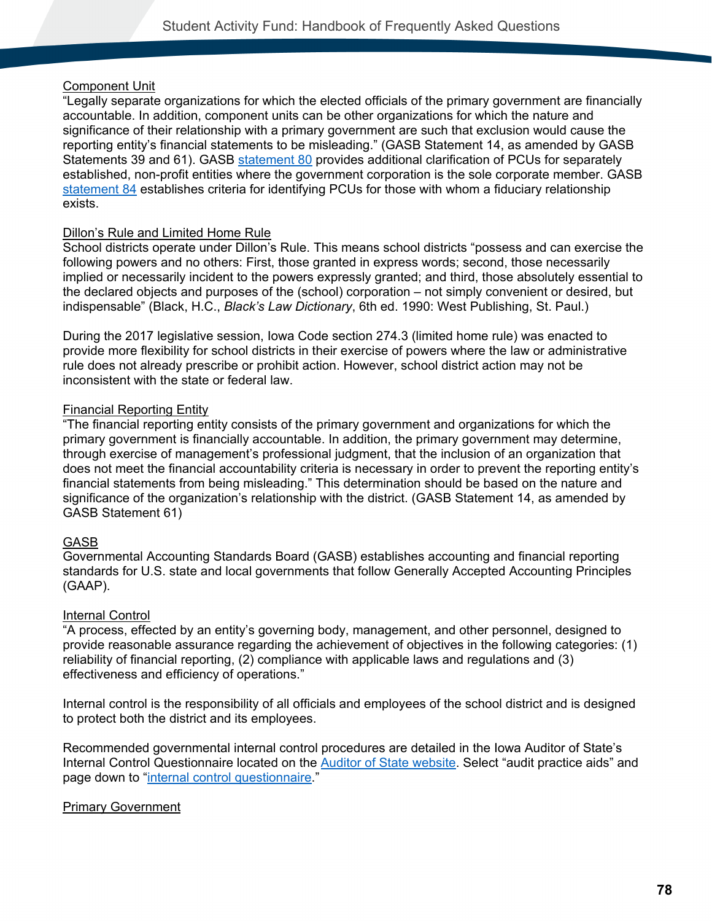Component Unit

"Legally separate organizations for which the elected officials of the primary government are financially accountable. In addition, component units can be other organizations for which the nature and significance of their relationship with a primary government are such that exclusion would cause the reporting entity's financial statements to be misleading." (GASB Statement 14, as amended by GASB Statements 39 and 61). GASB [statement 80](statement 80) provides additional clarification of PCUs for separately established, non-profit entities where the government corporation is the sole corporate member. GASB [statement 84](statement 84) establishes criteria for identifying PCUs for those with whom a fiduciary relationship exists.

Dillon's Rule and Limited Home Rule

School districts operate under Dillon's Rule. This means school districts "possess and can exercise the following powers and no others: First, those granted in express words; second, those necessarily implied or necessarily incident to the powers expressly granted; and third, those absolutely essential to the declared objects and purposes of the (school) corporation – not simply convenient or desired, but indispensable" (Black, H.C., *Black's Law Dictionary*, 6th ed. 1990: West Publishing, St. Paul.)

During the 2017 legislative session, Iowa Code section 274.3 (limited home rule) was enacted to provide more flexibility for school districts in their exercise of powers where the law or administrative rule does not already prescribe or prohibit action. However, school district action may not be inconsistent with the state or federal law.

Financial Reporting Entity

"The financial reporting entity consists of the primary government and organizations for which the primary government is financially accountable. In addition, the primary government may determine, through exercise of management's professional judgment, that the inclusion of an organization that does not meet the financial accountability criteria is necessary in order to prevent the reporting entity's financial statements from being misleading." This determination should be based on the nature and significance of the organization's relationship with the district. (GASB Statement 14, as amended by GASB Statement 61)

GASB

Governmental Accounting Standards Board (GASB) establishes accounting and financial reporting standards for U.S. state and local governments that follow Generally Accepted Accounting Principles (GAAP).

Internal Control

"A process, effected by an entity's governing body, management, and other personnel, designed to provide reasonable assurance regarding the achievement of objectives in the following categories: (1) reliability of financial reporting, (2) compliance with applicable laws and regulations and (3) effectiveness and efficiency of operations."

Internal control is the responsibility of all officials and employees of the school district and is designed to protect both the district and its employees.

Recommended governmental internal control procedures are detailed in the Iowa Auditor of State's Internal Control Questionnaire located on the Auditor of State website. Select "audit practice aids" and page down to "internal control questionnaire."

Primary Government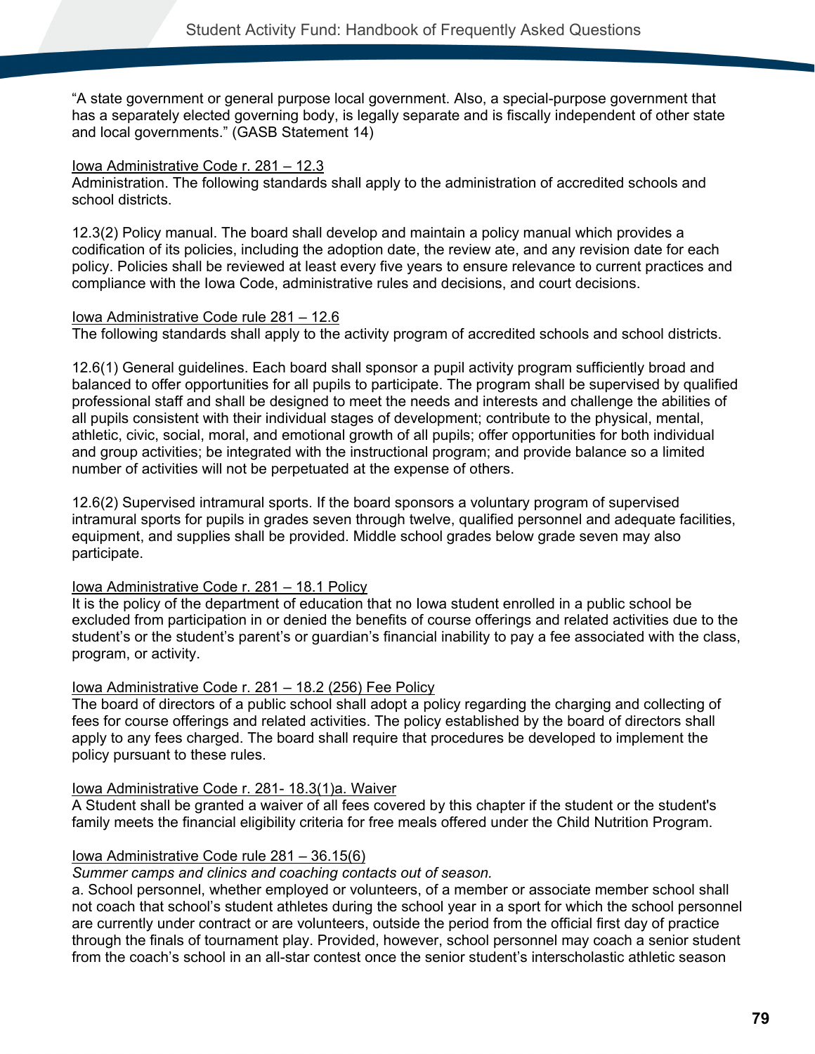"A state government or general purpose local government. Also, a special-purpose government that has a separately elected governing body, is legally separate and is fiscally independent of other state and local governments." (GASB Statement 14)

Iowa Administrative Code r. 281 – 12.3

Administration. The following standards shall apply to the administration of accredited schools and school districts.

12.3(2) Policy manual. The board shall develop and maintain a policy manual which provides a codification of its policies, including the adoption date, the review ate, and any revision date for each policy. Policies shall be reviewed at least every five years to ensure relevance to current practices and compliance with the Iowa Code, administrative rules and decisions, and court decisions.

Iowa Administrative Code rule 281 – 12.6

The following standards shall apply to the activity program of accredited schools and school districts.

12.6(1) General guidelines. Each board shall sponsor a pupil activity program sufficiently broad and balanced to offer opportunities for all pupils to participate. The program shall be supervised by qualified professional staff and shall be designed to meet the needs and interests and challenge the abilities of all pupils consistent with their individual stages of development; contribute to the physical, mental, athletic, civic, social, moral, and emotional growth of all pupils; offer opportunities for both individual and group activities; be integrated with the instructional program; and provide balance so a limited number of activities will not be perpetuated at the expense of others.

12.6(2) Supervised intramural sports. If the board sponsors a voluntary program of supervised intramural sports for pupils in grades seven through twelve, qualified personnel and adequate facilities, equipment, and supplies shall be provided. Middle school grades below grade seven may also participate.

Iowa Administrative Code r. 281 – 18.1 Policy

It is the policy of the department of education that no Iowa student enrolled in a public school be excluded from participation in or denied the benefits of course offerings and related activities due to the student's or the student's parent's or guardian's financial inability to pay a fee associated with the class, program, or activity.

Iowa Administrative Code r. 281 – 18.2 (256) Fee Policy

The board of directors of a public school shall adopt a policy regarding the charging and collecting of fees for course offerings and related activities. The policy established by the board of directors shall apply to any fees charged. The board shall require that procedures be developed to implement the policy pursuant to these rules.

Iowa Administrative Code r. 281- 18.3(1)a. Waiver

A Student shall be granted a waiver of all fees covered by this chapter if the student or the student's family meets the financial eligibility criteria for free meals offered under the Child Nutrition Program.

Iowa Administrative Code rule 281 – 36.15(6)

*Summer camps and clinics and coaching contacts out of season.*

a. School personnel, whether employed or volunteers, of a member or associate member school shall not coach that school's student athletes during the school year in a sport for which the school personnel are currently under contract or are volunteers, outside the period from the official first day of practice through the finals of tournament play. Provided, however, school personnel may coach a senior student from the coach's school in an all-star contest once the senior student's interscholastic athletic season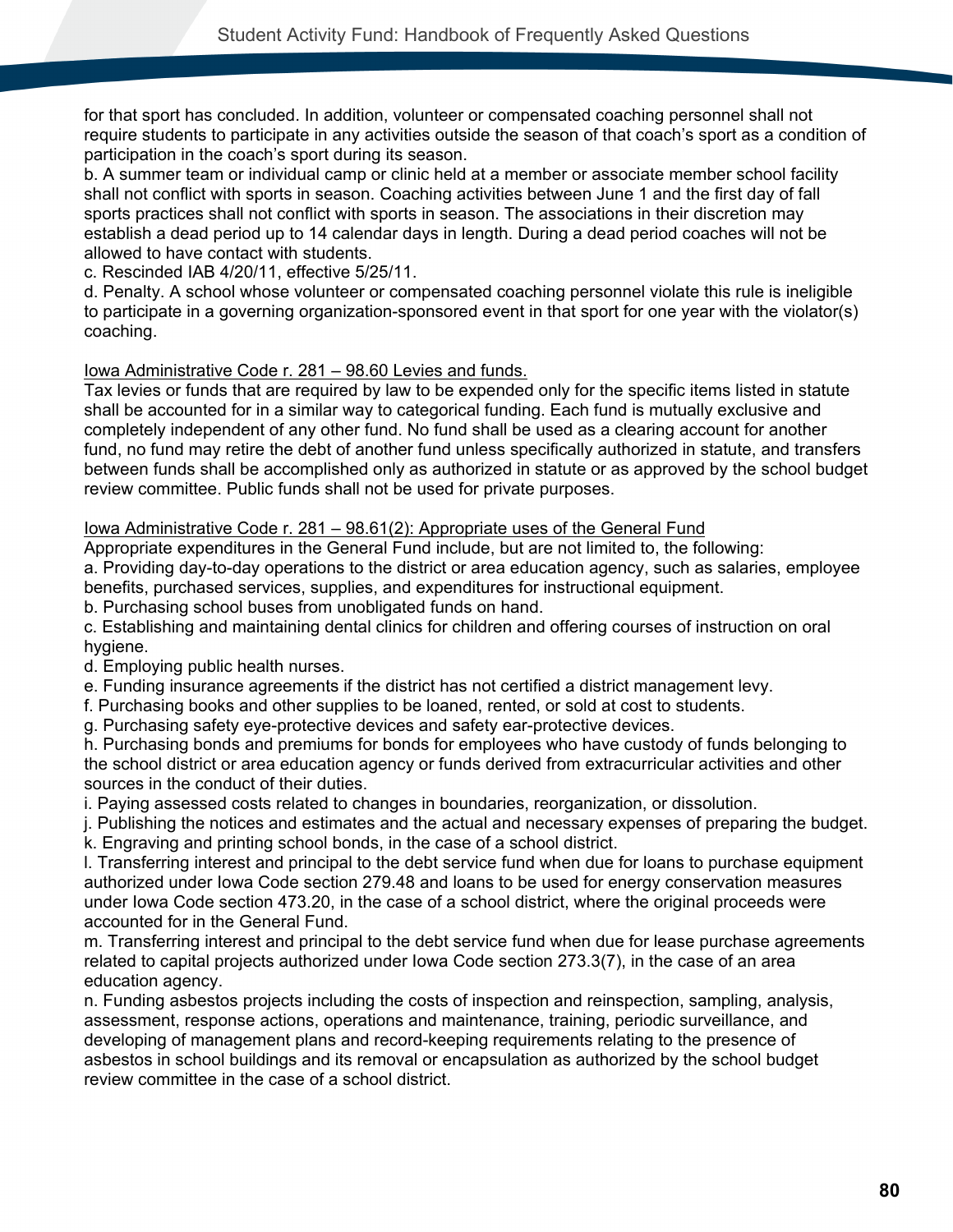for that sport has concluded. In addition, volunteer or compensated coaching personnel shall not require students to participate in any activities outside the season of that coach's sport as a condition of participation in the coach's sport during its season.

b. A summer team or individual camp or clinic held at a member or associate member school facility shall not conflict with sports in season. Coaching activities between June 1 and the first day of fall sports practices shall not conflict with sports in season. The associations in their discretion may establish a dead period up to 14 calendar days in length. During a dead period coaches will not be allowed to have contact with students.

c. Rescinded IAB 4/20/11, effective 5/25/11.

d. Penalty. A school whose volunteer or compensated coaching personnel violate this rule is ineligible to participate in a governing organization-sponsored event in that sport for one year with the violator(s) coaching.

<u>Iowa Administrative Code r. 281 – 98.60 Levies and funds.</u>

Tax levies or funds that are required by law to be expended only for the specific items listed in statute shall be accounted for in a similar way to categorical funding. Each fund is mutually exclusive and completely independent of any other fund. No fund shall be used as a clearing account for another fund, no fund may retire the debt of another fund unless specifically authorized in statute, and transfers between funds shall be accomplished only as authorized in statute or as approved by the school budget review committee. Public funds shall not be used for private purposes.

<u>Iowa Administrative Code r. 281 – 98.61(2): Appropriate uses of the General Fund</u>

Appropriate expenditures in the General Fund include, but are not limited to, the following:

a. Providing day-to-day operations to the district or area education agency, such as salaries, employee benefits, purchased services, supplies, and expenditures for instructional equipment.

b. Purchasing school buses from unobligated funds on hand.

c. Establishing and maintaining dental clinics for children and offering courses of instruction on oral hygiene.

d. Employing public health nurses.

e. Funding insurance agreements if the district has not certified a district management levy.

f. Purchasing books and other supplies to be loaned, rented, or sold at cost to students.

g. Purchasing safety eye-protective devices and safety ear-protective devices.

h. Purchasing bonds and premiums for bonds for employees who have custody of funds belonging to the school district or area education agency or funds derived from extracurricular activities and other sources in the conduct of their duties.

i. Paying assessed costs related to changes in boundaries, reorganization, or dissolution.

j. Publishing the notices and estimates and the actual and necessary expenses of preparing the budget.

k. Engraving and printing school bonds, in the case of a school district.

l. Transferring interest and principal to the debt service fund when due for loans to purchase equipment authorized under Iowa Code section 279.48 and loans to be used for energy conservation measures under Iowa Code section 473.20, in the case of a school district, where the original proceeds were accounted for in the General Fund.

m. Transferring interest and principal to the debt service fund when due for lease purchase agreements related to capital projects authorized under Iowa Code section 273.3(7), in the case of an area education agency.

n. Funding asbestos projects including the costs of inspection and reinspection, sampling, analysis, assessment, response actions, operations and maintenance, training, periodic surveillance, and developing of management plans and record-keeping requirements relating to the presence of asbestos in school buildings and its removal or encapsulation as authorized by the school budget review committee in the case of a school district.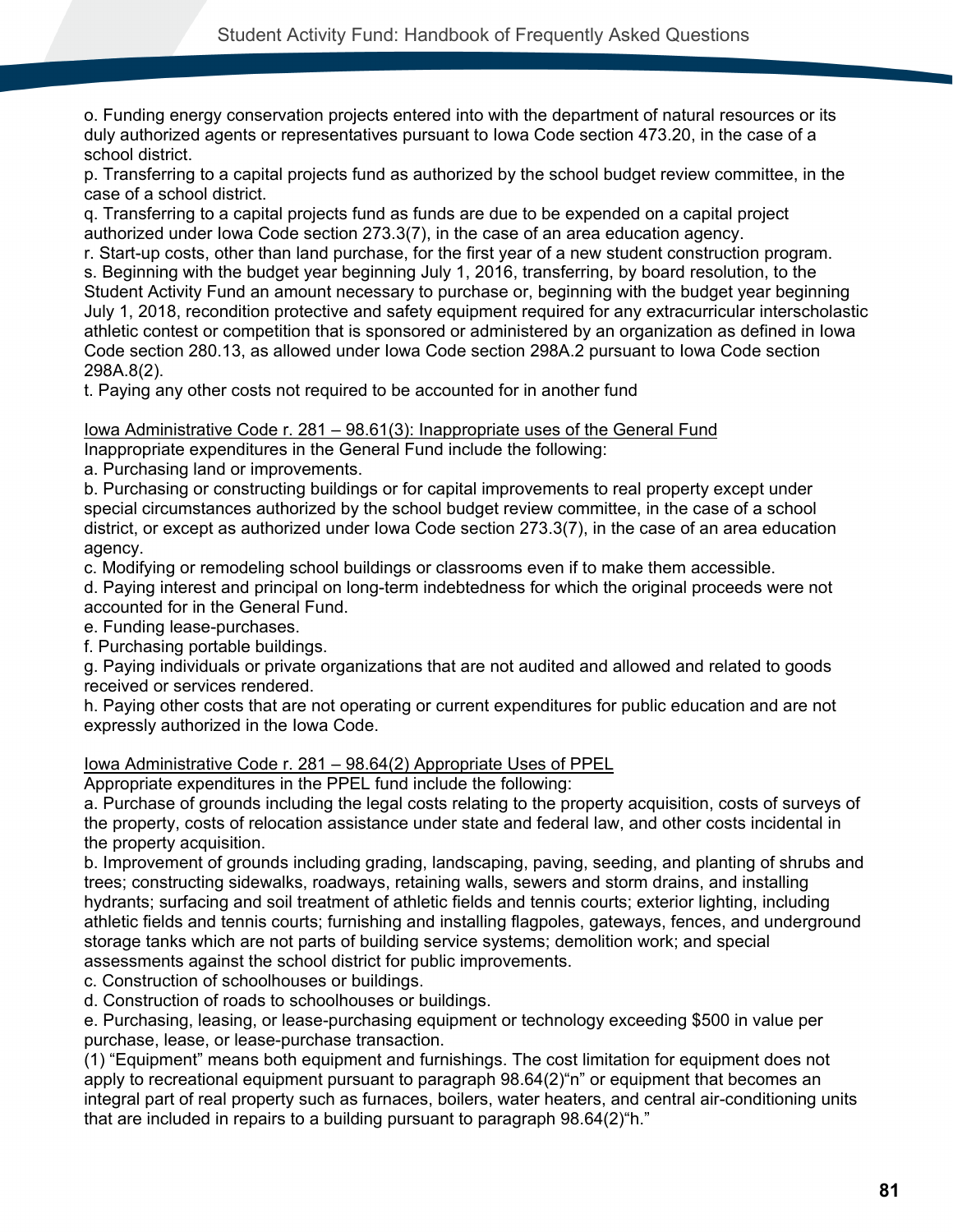o. Funding energy conservation projects entered into with the department of natural resources or its duly authorized agents or representatives pursuant to Iowa Code section 473.20, in the case of a school district.

p. Transferring to a capital projects fund as authorized by the school budget review committee, in the case of a school district.

q. Transferring to a capital projects fund as funds are due to be expended on a capital project authorized under Iowa Code section 273.3(7), in the case of an area education agency.

r. Start-up costs, other than land purchase, for the first year of a new student construction program.

s. Beginning with the budget year beginning July 1, 2016, transferring, by board resolution, to the Student Activity Fund an amount necessary to purchase or, beginning with the budget year beginning July 1, 2018, recondition protective and safety equipment required for any extracurricular interscholastic athletic contest or competition that is sponsored or administered by an organization as defined in Iowa Code section 280.13, as allowed under Iowa Code section 298A.2 pursuant to Iowa Code section 298A.8(2).

t. Paying any other costs not required to be accounted for in another fund

Iowa Administrative Code r. 281 – 98.61(3): Inappropriate uses of the General Fund

Inappropriate expenditures in the General Fund include the following:

a. Purchasing land or improvements.

b. Purchasing or constructing buildings or for capital improvements to real property except under special circumstances authorized by the school budget review committee, in the case of a school district, or except as authorized under Iowa Code section 273.3(7), in the case of an area education agency.

c. Modifying or remodeling school buildings or classrooms even if to make them accessible.

d. Paying interest and principal on long-term indebtedness for which the original proceeds were not accounted for in the General Fund.

e. Funding lease-purchases.

f. Purchasing portable buildings.

g. Paying individuals or private organizations that are not audited and allowed and related to goods received or services rendered.

h. Paying other costs that are not operating or current expenditures for public education and are not expressly authorized in the Iowa Code.

Iowa Administrative Code r. 281 – 98.64(2) Appropriate Uses of PPEL

Appropriate expenditures in the PPEL fund include the following:

a. Purchase of grounds including the legal costs relating to the property acquisition, costs of surveys of the property, costs of relocation assistance under state and federal law, and other costs incidental in the property acquisition.

b. Improvement of grounds including grading, landscaping, paving, seeding, and planting of shrubs and trees; constructing sidewalks, roadways, retaining walls, sewers and storm drains, and installing hydrants; surfacing and soil treatment of athletic fields and tennis courts; exterior lighting, including athletic fields and tennis courts; furnishing and installing flagpoles, gateways, fences, and underground storage tanks which are not parts of building service systems; demolition work; and special assessments against the school district for public improvements.

c. Construction of schoolhouses or buildings.

d. Construction of roads to schoolhouses or buildings.

e. Purchasing, leasing, or lease-purchasing equipment or technology exceeding $500 in value per purchase, lease, or lease-purchase transaction.

(1) "Equipment" means both equipment and furnishings. The cost limitation for equipment does not apply to recreational equipment pursuant to paragraph 98.64(2)"n" or equipment that becomes an integral part of real property such as furnaces, boilers, water heaters, and central air-conditioning units that are included in repairs to a building pursuant to paragraph 98.64(2)"h."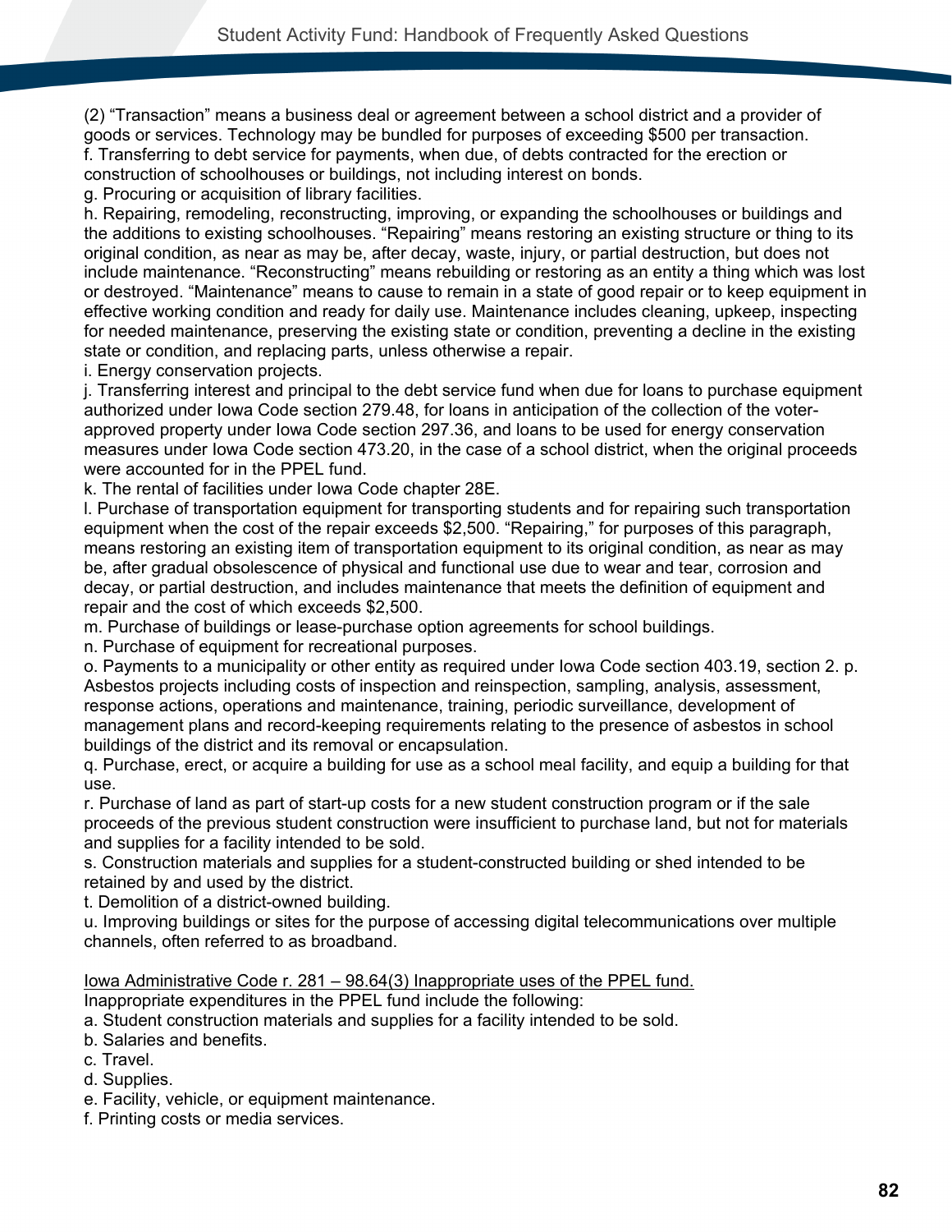(2) “Transaction” means a business deal or agreement between a school district and a provider of goods or services. Technology may be bundled for purposes of exceeding $500 per transaction.

f. Transferring to debt service for payments, when due, of debts contracted for the erection or construction of schoolhouses or buildings, not including interest on bonds.

g. Procuring or acquisition of library facilities.

h. Repairing, remodeling, reconstructing, improving, or expanding the schoolhouses or buildings and the additions to existing schoolhouses. “Repairing” means restoring an existing structure or thing to its original condition, as near as may be, after decay, waste, injury, or partial destruction, but does not include maintenance. “Reconstructing” means rebuilding or restoring as an entity a thing which was lost or destroyed. “Maintenance” means to cause to remain in a state of good repair or to keep equipment in effective working condition and ready for daily use. Maintenance includes cleaning, upkeep, inspecting for needed maintenance, preserving the existing state or condition, preventing a decline in the existing state or condition, and replacing parts, unless otherwise a repair.

i. Energy conservation projects.

j. Transferring interest and principal to the debt service fund when due for loans to purchase equipment authorized under Iowa Code section 279.48, for loans in anticipation of the collection of the voter-approved property under Iowa Code section 297.36, and loans to be used for energy conservation measures under Iowa Code section 473.20, in the case of a school district, when the original proceeds were accounted for in the PPEL fund.

k. The rental of facilities under Iowa Code chapter 28E.

l. Purchase of transportation equipment for transporting students and for repairing such transportation equipment when the cost of the repair exceeds $2,500. “Repairing,” for purposes of this paragraph, means restoring an existing item of transportation equipment to its original condition, as near as may be, after gradual obsolescence of physical and functional use due to wear and tear, corrosion and decay, or partial destruction, and includes maintenance that meets the definition of equipment and repair and the cost of which exceeds $2,500.

m. Purchase of buildings or lease-purchase option agreements for school buildings.

n. Purchase of equipment for recreational purposes.

o. Payments to a municipality or other entity as required under Iowa Code section 403.19, section 2.

p. Asbestos projects including costs of inspection and reinspection, sampling, analysis, assessment, response actions, operations and maintenance, training, periodic surveillance, development of management plans and record-keeping requirements relating to the presence of asbestos in school buildings of the district and its removal or encapsulation.

q. Purchase, erect, or acquire a building for use as a school meal facility, and equip a building for that use.

r. Purchase of land as part of start-up costs for a new student construction program or if the sale proceeds of the previous student construction were insufficient to purchase land, but not for materials and supplies for a facility intended to be sold.

s. Construction materials and supplies for a student-constructed building or shed intended to be retained by and used by the district.

t. Demolition of a district-owned building.

u. Improving buildings or sites for the purpose of accessing digital telecommunications over multiple channels, often referred to as broadband.

Iowa Administrative Code r. 281 – 98.64(3) Inappropriate uses of the PPEL fund.

Inappropriate expenditures in the PPEL fund include the following:

a. Student construction materials and supplies for a facility intended to be sold.

b. Salaries and benefits.

c. Travel.

d. Supplies.

e. Facility, vehicle, or equipment maintenance.

f. Printing costs or media services.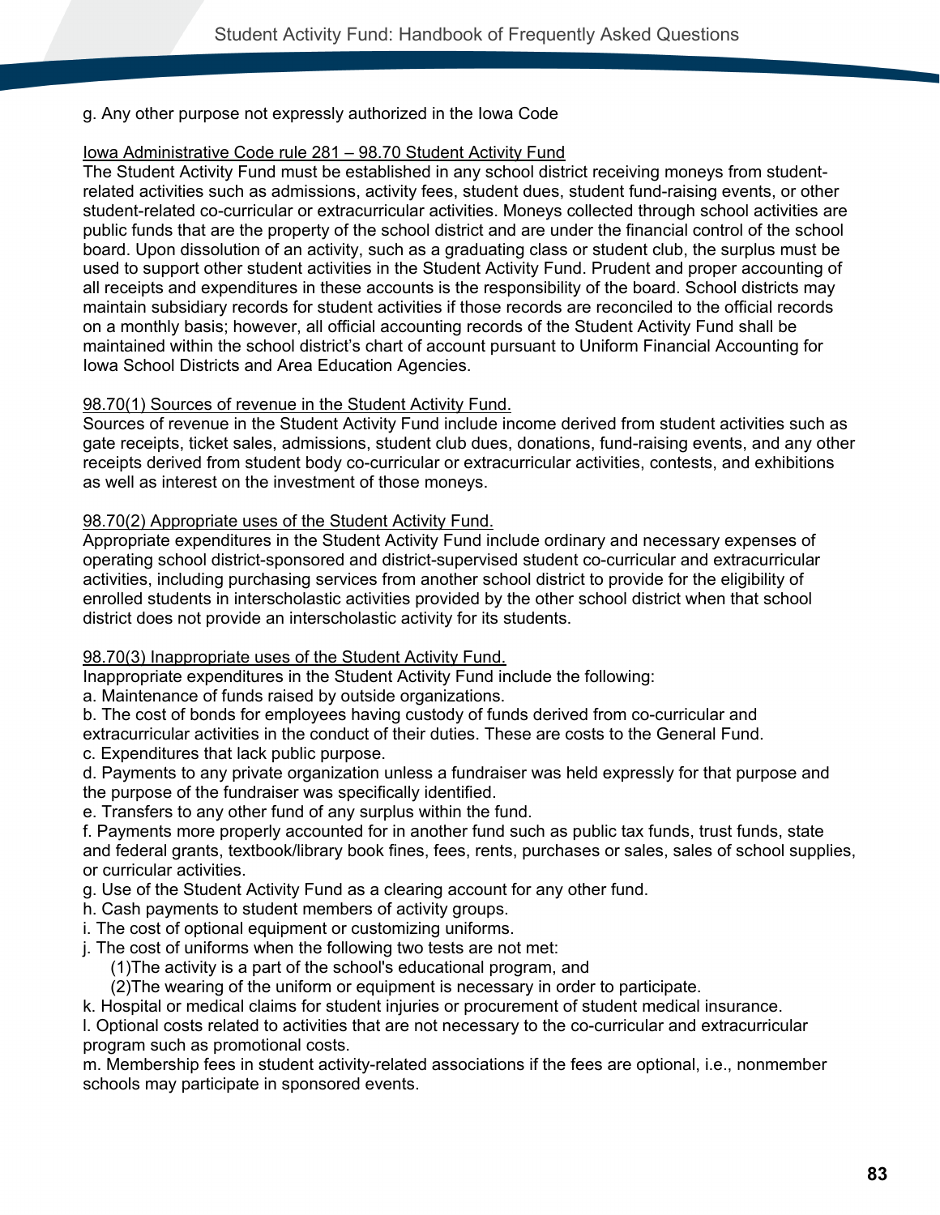g. Any other purpose not expressly authorized in the Iowa Code

Iowa Administrative Code rule 281 – 98.70 Student Activity Fund

The Student Activity Fund must be established in any school district receiving moneys from student-related activities such as admissions, activity fees, student dues, student fund-raising events, or other student-related co-curricular or extracurricular activities. Moneys collected through school activities are public funds that are the property of the school district and are under the financial control of the school board. Upon dissolution of an activity, such as a graduating class or student club, the surplus must be used to support other student activities in the Student Activity Fund. Prudent and proper accounting of all receipts and expenditures in these accounts is the responsibility of the board. School districts may maintain subsidiary records for student activities if those records are reconciled to the official records on a monthly basis; however, all official accounting records of the Student Activity Fund shall be maintained within the school district's chart of account pursuant to Uniform Financial Accounting for Iowa School Districts and Area Education Agencies.

98.70(1) Sources of revenue in the Student Activity Fund.

Sources of revenue in the Student Activity Fund include income derived from student activities such as gate receipts, ticket sales, admissions, student club dues, donations, fund-raising events, and any other receipts derived from student body co-curricular or extracurricular activities, contests, and exhibitions as well as interest on the investment of those moneys.

98.70(2) Appropriate uses of the Student Activity Fund.

Appropriate expenditures in the Student Activity Fund include ordinary and necessary expenses of operating school district-sponsored and district-supervised student co-curricular and extracurricular activities, including purchasing services from another school district to provide for the eligibility of enrolled students in interscholastic activities provided by the other school district when that school district does not provide an interscholastic activity for its students.

98.70(3) Inappropriate uses of the Student Activity Fund.

Inappropriate expenditures in the Student Activity Fund include the following:

a. Maintenance of funds raised by outside organizations.

b. The cost of bonds for employees having custody of funds derived from co-curricular and extracurricular activities in the conduct of their duties. These are costs to the General Fund.

c. Expenditures that lack public purpose.

d. Payments to any private organization unless a fundraiser was held expressly for that purpose and the purpose of the fundraiser was specifically identified.

e. Transfers to any other fund of any surplus within the fund.

f. Payments more properly accounted for in another fund such as public tax funds, trust funds, state and federal grants, textbook/library book fines, fees, rents, purchases or sales, sales of school supplies, or curricular activities.

g. Use of the Student Activity Fund as a clearing account for any other fund.

h. Cash payments to student members of activity groups.

i. The cost of optional equipment or customizing uniforms.

j. The cost of uniforms when the following two tests are not met:

 (1)The activity is a part of the school's educational program, and

 (2)The wearing of the uniform or equipment is necessary in order to participate.

k. Hospital or medical claims for student injuries or procurement of student medical insurance.

l. Optional costs related to activities that are not necessary to the co-curricular and extracurricular program such as promotional costs.

m. Membership fees in student activity-related associations if the fees are optional, i.e., nonmember schools may participate in sponsored events.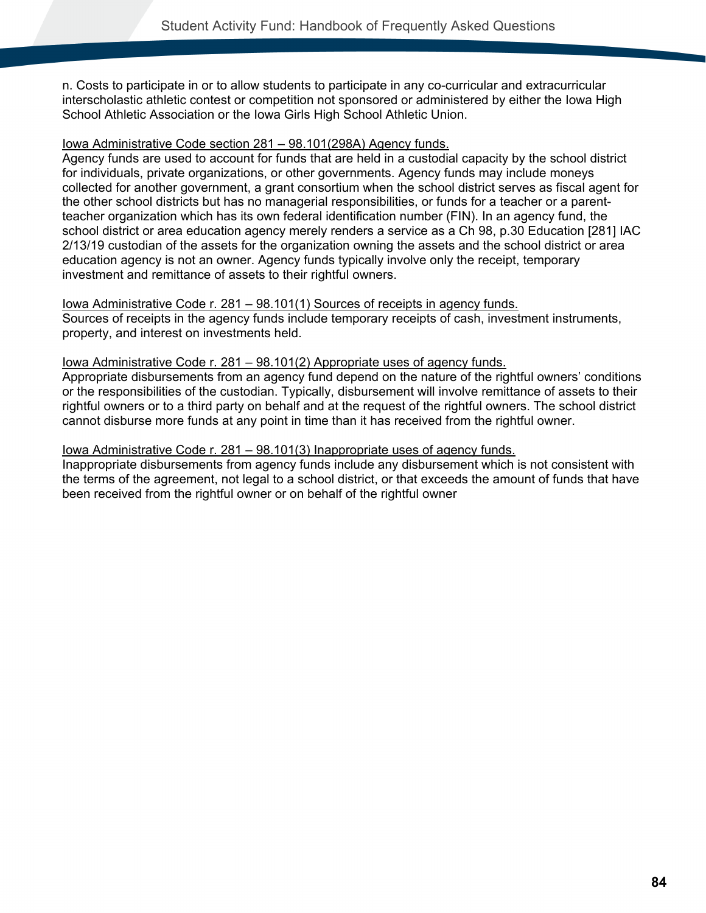n. Costs to participate in or to allow students to participate in any co-curricular and extracurricular interscholastic athletic contest or competition not sponsored or administered by either the Iowa High School Athletic Association or the Iowa Girls High School Athletic Union.

Iowa Administrative Code section 281 – 98.101(298A) Agency funds.
Agency funds are used to account for funds that are held in a custodial capacity by the school district for individuals, private organizations, or other governments. Agency funds may include moneys collected for another government, a grant consortium when the school district serves as fiscal agent for the other school districts but has no managerial responsibilities, or funds for a teacher or a parent-teacher organization which has its own federal identification number (FIN). In an agency fund, the school district or area education agency merely renders a service as a Ch 98, p.30 Education [281] IAC 2/13/19 custodian of the assets for the organization owning the assets and the school district or area education agency is not an owner. Agency funds typically involve only the receipt, temporary investment and remittance of assets to their rightful owners.

Iowa Administrative Code r. 281 – 98.101(1) Sources of receipts in agency funds.
Sources of receipts in the agency funds include temporary receipts of cash, investment instruments, property, and interest on investments held.

Iowa Administrative Code r. 281 – 98.101(2) Appropriate uses of agency funds.
Appropriate disbursements from an agency fund depend on the nature of the rightful owners' conditions or the responsibilities of the custodian. Typically, disbursement will involve remittance of assets to their rightful owners or to a third party on behalf and at the request of the rightful owners. The school district cannot disburse more funds at any point in time than it has received from the rightful owner.

Iowa Administrative Code r. 281 – 98.101(3) Inappropriate uses of agency funds.
Inappropriate disbursements from agency funds include any disbursement which is not consistent with the terms of the agreement, not legal to a school district, or that exceeds the amount of funds that have been received from the rightful owner or on behalf of the rightful owner